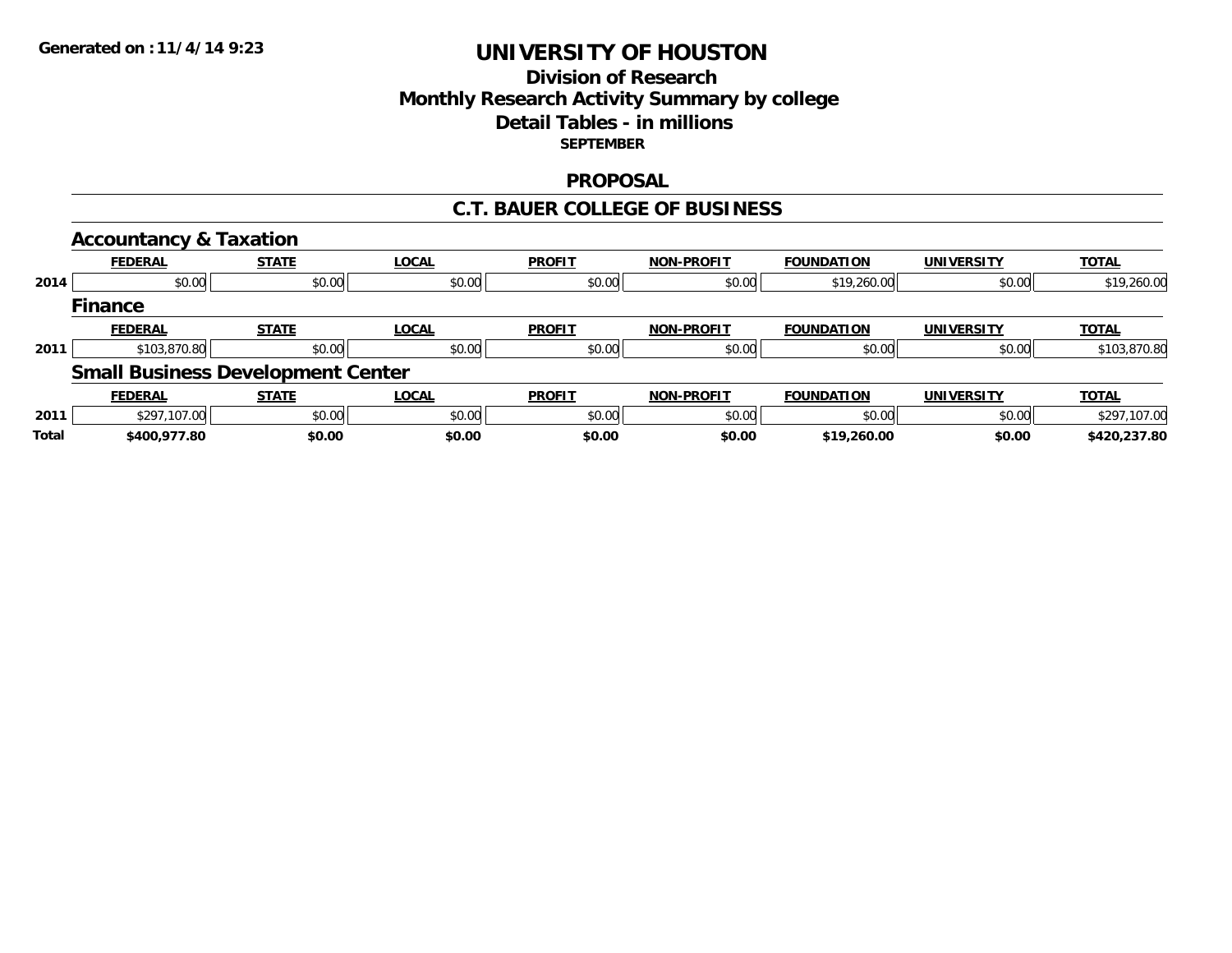Generated on :11/4/14 9:23

# UNIVERSITY OF HOUSTON

## Division of Research
## Monthly Research Activity Summary by college
## Detail Tables - in millions
### SEPTEMBER

## PROPOSAL

## C.T. BAUER COLLEGE OF BUSINESS

### Accountancy & Taxation

| | FEDERAL | STATE | LOCAL | PROFIT | NON-PROFIT | FOUNDATION | UNIVERSITY | TOTAL |
|---|---|---|---|---|---|---|---|---|
| 2014 | $0.00 | $0.00 | $0.00 | $0.00 | $0.00 | $19,260.00 | $0.00 | $19,260.00 |

### Finance

| | FEDERAL | STATE | LOCAL | PROFIT | NON-PROFIT | FOUNDATION | UNIVERSITY | TOTAL |
|---|---|---|---|---|---|---|---|---|
| 2011 | $103,870.80 | $0.00 | $0.00 | $0.00 | $0.00 | $0.00 | $0.00 | $103,870.80 |

### Small Business Development Center

| | FEDERAL | STATE | LOCAL | PROFIT | NON-PROFIT | FOUNDATION | UNIVERSITY | TOTAL |
|---|---|---|---|---|---|---|---|---|
| 2011 | $297,107.00 | $0.00 | $0.00 | $0.00 | $0.00 | $0.00 | $0.00 | $297,107.00 |
| **Total** | **$400,977.80** | **$0.00** | **$0.00** | **$0.00** | **$0.00** | **$19,260.00** | **$0.00** | **$420,237.80** |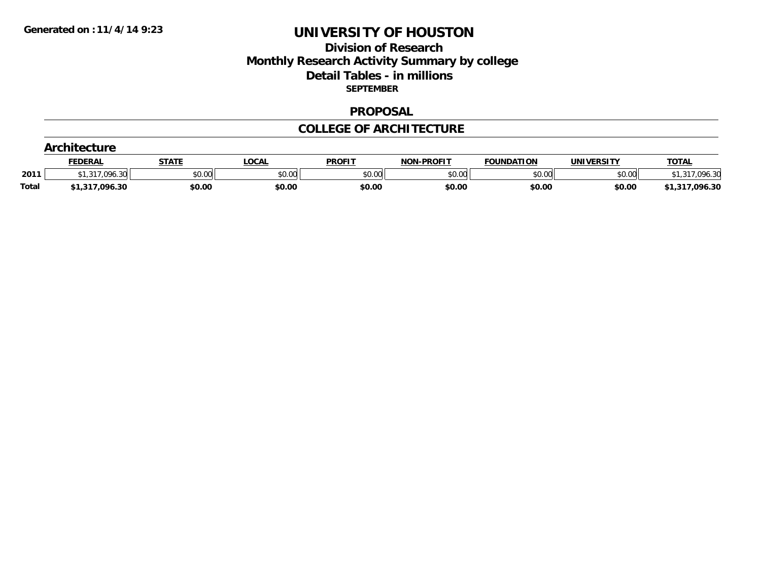Generated on :11/4/14 9:23

# UNIVERSITY OF HOUSTON

## Division of Research
## Monthly Research Activity Summary by college
## Detail Tables - in millions
### SEPTEMBER

### PROPOSAL

### COLLEGE OF ARCHITECTURE

#### Architecture

| | FEDERAL | STATE | LOCAL | PROFIT | NON-PROFIT | FOUNDATION | UNIVERSITY | TOTAL |
|---|---|---|---|---|---|---|---|---|
| 2011 | $1,317,096.30 | $0.00 | $0.00 | $0.00 | $0.00 | $0.00 | $0.00 | $1,317,096.30 |
| **Total** | **$1,317,096.30** | **$0.00** | **$0.00** | **$0.00** | **$0.00** | **$0.00** | **$0.00** | **$1,317,096.30** |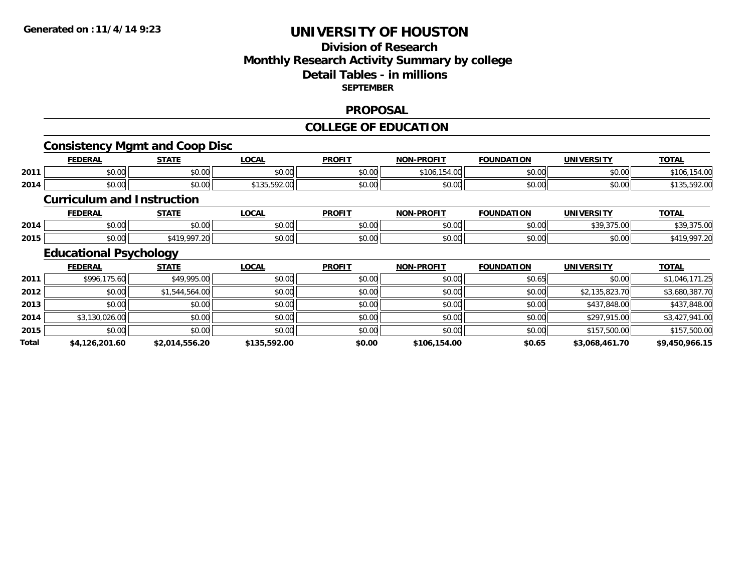Generated on :11/4/14 9:23

# UNIVERSITY OF HOUSTON

## Division of Research
## Monthly Research Activity Summary by college
## Detail Tables - in millions
### SEPTEMBER

## PROPOSAL

## COLLEGE OF EDUCATION

### Consistency Mgmt and Coop Disc

| | FEDERAL | STATE | LOCAL | PROFIT | NON-PROFIT | FOUNDATION | UNIVERSITY | TOTAL |
|---|---|---|---|---|---|---|---|---|
| 2011 | $0.00 | $0.00 | $0.00 | $0.00 | $106,154.00 | $0.00 | $0.00 | $106,154.00 |
| 2014 | $0.00 | $0.00 | $135,592.00 | $0.00 | $0.00 | $0.00 | $0.00 | $135,592.00 |

### Curriculum and Instruction

| | FEDERAL | STATE | LOCAL | PROFIT | NON-PROFIT | FOUNDATION | UNIVERSITY | TOTAL |
|---|---|---|---|---|---|---|---|---|
| 2014 | $0.00 | $0.00 | $0.00 | $0.00 | $0.00 | $0.00 | $39,375.00 | $39,375.00 |
| 2015 | $0.00 | $419,997.20 | $0.00 | $0.00 | $0.00 | $0.00 | $0.00 | $419,997.20 |

### Educational Psychology

| | FEDERAL | STATE | LOCAL | PROFIT | NON-PROFIT | FOUNDATION | UNIVERSITY | TOTAL |
|---|---|---|---|---|---|---|---|---|
| 2011 | $996,175.60 | $49,995.00 | $0.00 | $0.00 | $0.00 | $0.65 | $0.00 | $1,046,171.25 |
| 2012 | $0.00 | $1,544,564.00 | $0.00 | $0.00 | $0.00 | $0.00 | $2,135,823.70 | $3,680,387.70 |
| 2013 | $0.00 | $0.00 | $0.00 | $0.00 | $0.00 | $0.00 | $437,848.00 | $437,848.00 |
| 2014 | $3,130,026.00 | $0.00 | $0.00 | $0.00 | $0.00 | $0.00 | $297,915.00 | $3,427,941.00 |
| 2015 | $0.00 | $0.00 | $0.00 | $0.00 | $0.00 | $0.00 | $157,500.00 | $157,500.00 |
| **Total** | **$4,126,201.60** | **$2,014,556.20** | **$135,592.00** | **$0.00** | **$106,154.00** | **$0.65** | **$3,068,461.70** | **$9,450,966.15** |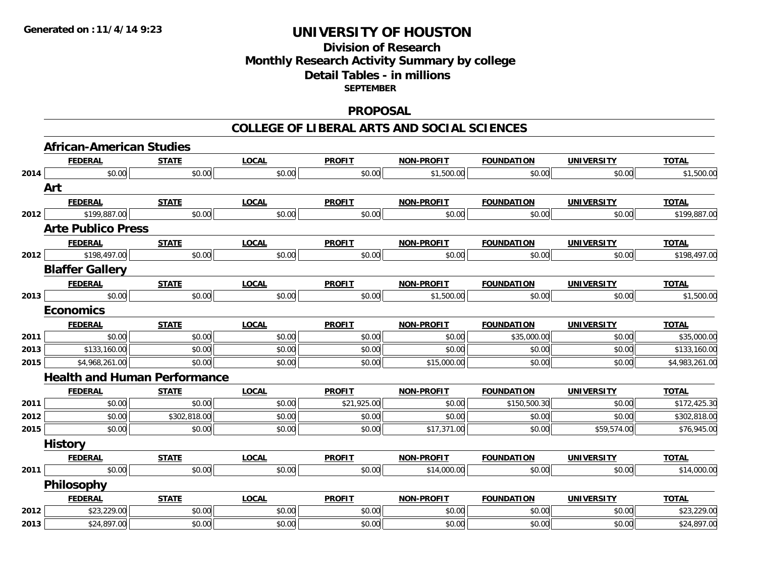**Generated on :11/4/14 9:23**

# UNIVERSITY OF HOUSTON

## Division of Research
## Monthly Research Activity Summary by college
## Detail Tables - in millions
### SEPTEMBER

## PROPOSAL

## COLLEGE OF LIBERAL ARTS AND SOCIAL SCIENCES

### African-American Studies

| | FEDERAL | STATE | LOCAL | PROFIT | NON-PROFIT | FOUNDATION | UNIVERSITY | TOTAL |
|---|---|---|---|---|---|---|---|---|
| 2014 | $0.00 | $0.00 | $0.00 | $0.00 | $1,500.00 | $0.00 | $0.00 | $1,500.00 |

### Art

| | FEDERAL | STATE | LOCAL | PROFIT | NON-PROFIT | FOUNDATION | UNIVERSITY | TOTAL |
|---|---|---|---|---|---|---|---|---|
| 2012 | $199,887.00 | $0.00 | $0.00 | $0.00 | $0.00 | $0.00 | $0.00 | $199,887.00 |

### Arte Publico Press

| | FEDERAL | STATE | LOCAL | PROFIT | NON-PROFIT | FOUNDATION | UNIVERSITY | TOTAL |
|---|---|---|---|---|---|---|---|---|
| 2012 | $198,497.00 | $0.00 | $0.00 | $0.00 | $0.00 | $0.00 | $0.00 | $198,497.00 |

### Blaffer Gallery

| | FEDERAL | STATE | LOCAL | PROFIT | NON-PROFIT | FOUNDATION | UNIVERSITY | TOTAL |
|---|---|---|---|---|---|---|---|---|
| 2013 | $0.00 | $0.00 | $0.00 | $0.00 | $1,500.00 | $0.00 | $0.00 | $1,500.00 |

### Economics

| | FEDERAL | STATE | LOCAL | PROFIT | NON-PROFIT | FOUNDATION | UNIVERSITY | TOTAL |
|---|---|---|---|---|---|---|---|---|
| 2011 | $0.00 | $0.00 | $0.00 | $0.00 | $0.00 | $35,000.00 | $0.00 | $35,000.00 |
| 2013 | $133,160.00 | $0.00 | $0.00 | $0.00 | $0.00 | $0.00 | $0.00 | $133,160.00 |
| 2015 | $4,968,261.00 | $0.00 | $0.00 | $0.00 | $15,000.00 | $0.00 | $0.00 | $4,983,261.00 |

### Health and Human Performance

| | FEDERAL | STATE | LOCAL | PROFIT | NON-PROFIT | FOUNDATION | UNIVERSITY | TOTAL |
|---|---|---|---|---|---|---|---|---|
| 2011 | $0.00 | $0.00 | $0.00 | $21,925.00 | $0.00 | $150,500.30 | $0.00 | $172,425.30 |
| 2012 | $0.00 | $302,818.00 | $0.00 | $0.00 | $0.00 | $0.00 | $0.00 | $302,818.00 |
| 2015 | $0.00 | $0.00 | $0.00 | $0.00 | $17,371.00 | $0.00 | $59,574.00 | $76,945.00 |

### History

| | FEDERAL | STATE | LOCAL | PROFIT | NON-PROFIT | FOUNDATION | UNIVERSITY | TOTAL |
|---|---|---|---|---|---|---|---|---|
| 2011 | $0.00 | $0.00 | $0.00 | $0.00 | $14,000.00 | $0.00 | $0.00 | $14,000.00 |

### Philosophy

| | FEDERAL | STATE | LOCAL | PROFIT | NON-PROFIT | FOUNDATION | UNIVERSITY | TOTAL |
|---|---|---|---|---|---|---|---|---|
| 2012 | $23,229.00 | $0.00 | $0.00 | $0.00 | $0.00 | $0.00 | $0.00 | $23,229.00 |
| 2013 | $24,897.00 | $0.00 | $0.00 | $0.00 | $0.00 | $0.00 | $0.00 | $24,897.00 |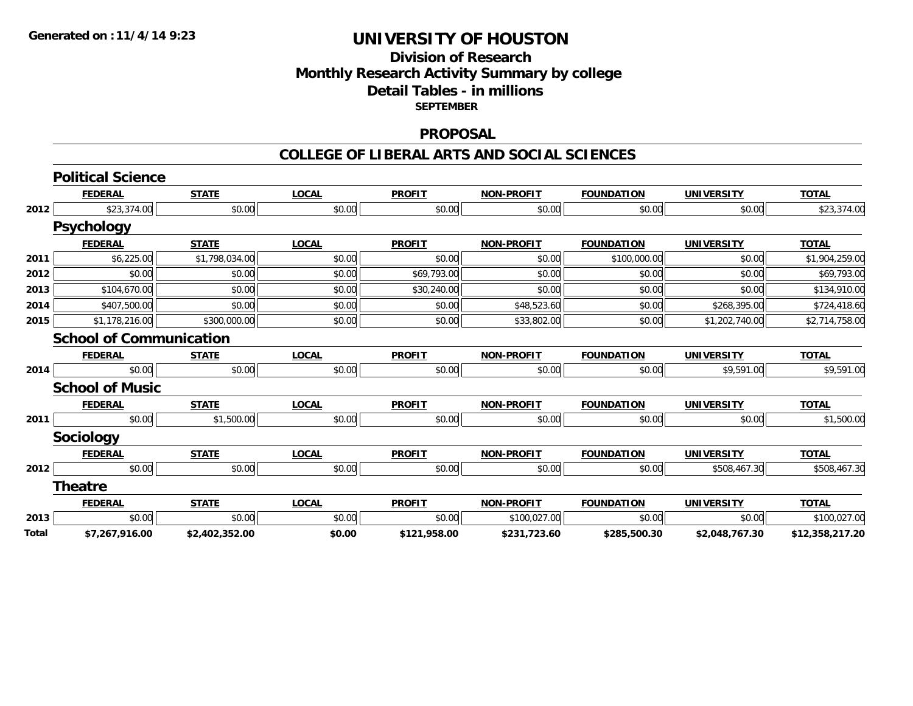**Generated on :11/4/14 9:23**

# UNIVERSITY OF HOUSTON

## Division of Research
## Monthly Research Activity Summary by college
## Detail Tables - in millions
### SEPTEMBER

## PROPOSAL

## COLLEGE OF LIBERAL ARTS AND SOCIAL SCIENCES

### Political Science

| | FEDERAL | STATE | LOCAL | PROFIT | NON-PROFIT | FOUNDATION | UNIVERSITY | TOTAL |
|---|---|---|---|---|---|---|---|---|
| 2012 | $23,374.00 | $0.00 | $0.00 | $0.00 | $0.00 | $0.00 | $0.00 | $23,374.00 |

### Psychology

| | FEDERAL | STATE | LOCAL | PROFIT | NON-PROFIT | FOUNDATION | UNIVERSITY | TOTAL |
|---|---|---|---|---|---|---|---|---|
| 2011 | $6,225.00 | $1,798,034.00 | $0.00 | $0.00 | $0.00 | $100,000.00 | $0.00 | $1,904,259.00 |
| 2012 | $0.00 | $0.00 | $0.00 | $69,793.00 | $0.00 | $0.00 | $0.00 | $69,793.00 |
| 2013 | $104,670.00 | $0.00 | $0.00 | $30,240.00 | $0.00 | $0.00 | $0.00 | $134,910.00 |
| 2014 | $407,500.00 | $0.00 | $0.00 | $0.00 | $48,523.60 | $0.00 | $268,395.00 | $724,418.60 |
| 2015 | $1,178,216.00 | $300,000.00 | $0.00 | $0.00 | $33,802.00 | $0.00 | $1,202,740.00 | $2,714,758.00 |

### School of Communication

| | FEDERAL | STATE | LOCAL | PROFIT | NON-PROFIT | FOUNDATION | UNIVERSITY | TOTAL |
|---|---|---|---|---|---|---|---|---|
| 2014 | $0.00 | $0.00 | $0.00 | $0.00 | $0.00 | $0.00 | $9,591.00 | $9,591.00 |

### School of Music

| | FEDERAL | STATE | LOCAL | PROFIT | NON-PROFIT | FOUNDATION | UNIVERSITY | TOTAL |
|---|---|---|---|---|---|---|---|---|
| 2011 | $0.00 | $1,500.00 | $0.00 | $0.00 | $0.00 | $0.00 | $0.00 | $1,500.00 |

### Sociology

| | FEDERAL | STATE | LOCAL | PROFIT | NON-PROFIT | FOUNDATION | UNIVERSITY | TOTAL |
|---|---|---|---|---|---|---|---|---|
| 2012 | $0.00 | $0.00 | $0.00 | $0.00 | $0.00 | $0.00 | $508,467.30 | $508,467.30 |

### Theatre

| | FEDERAL | STATE | LOCAL | PROFIT | NON-PROFIT | FOUNDATION | UNIVERSITY | TOTAL |
|---|---|---|---|---|---|---|---|---|
| 2013 | $0.00 | $0.00 | $0.00 | $0.00 | $100,027.00 | $0.00 | $0.00 | $100,027.00 |
| **Total** | **$7,267,916.00** | **$2,402,352.00** | **$0.00** | **$121,958.00** | **$231,723.60** | **$285,500.30** | **$2,048,767.30** | **$12,358,217.20** |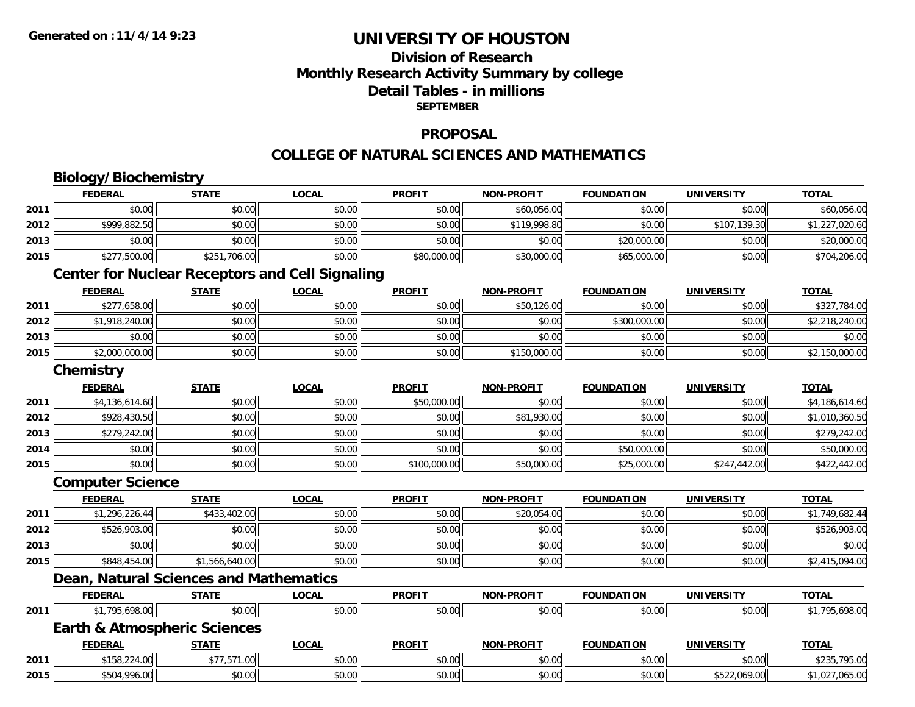**Generated on : 11/4/14 9:23**

# UNIVERSITY OF HOUSTON

## Division of Research
## Monthly Research Activity Summary by college
## Detail Tables - in millions
### SEPTEMBER

## PROPOSAL

## COLLEGE OF NATURAL SCIENCES AND MATHEMATICS

### Biology/Biochemistry

| | FEDERAL | STATE | LOCAL | PROFIT | NON-PROFIT | FOUNDATION | UNIVERSITY | TOTAL |
|---|---|---|---|---|---|---|---|---|
| 2011 | $0.00 | $0.00 | $0.00 | $0.00 | $60,056.00 | $0.00 | $0.00 | $60,056.00 |
| 2012 | $999,882.50 | $0.00 | $0.00 | $0.00 | $119,998.80 | $0.00 | $107,139.30 | $1,227,020.60 |
| 2013 | $0.00 | $0.00 | $0.00 | $0.00 | $0.00 | $20,000.00 | $0.00 | $20,000.00 |
| 2015 | $277,500.00 | $251,706.00 | $0.00 | $80,000.00 | $30,000.00 | $65,000.00 | $0.00 | $704,206.00 |

### Center for Nuclear Receptors and Cell Signaling

| | FEDERAL | STATE | LOCAL | PROFIT | NON-PROFIT | FOUNDATION | UNIVERSITY | TOTAL |
|---|---|---|---|---|---|---|---|---|
| 2011 | $277,658.00 | $0.00 | $0.00 | $0.00 | $50,126.00 | $0.00 | $0.00 | $327,784.00 |
| 2012 | $1,918,240.00 | $0.00 | $0.00 | $0.00 | $0.00 | $300,000.00 | $0.00 | $2,218,240.00 |
| 2013 | $0.00 | $0.00 | $0.00 | $0.00 | $0.00 | $0.00 | $0.00 | $0.00 |
| 2015 | $2,000,000.00 | $0.00 | $0.00 | $0.00 | $150,000.00 | $0.00 | $0.00 | $2,150,000.00 |

### Chemistry

| | FEDERAL | STATE | LOCAL | PROFIT | NON-PROFIT | FOUNDATION | UNIVERSITY | TOTAL |
|---|---|---|---|---|---|---|---|---|
| 2011 | $4,136,614.60 | $0.00 | $0.00 | $50,000.00 | $0.00 | $0.00 | $0.00 | $4,186,614.60 |
| 2012 | $928,430.50 | $0.00 | $0.00 | $0.00 | $81,930.00 | $0.00 | $0.00 | $1,010,360.50 |
| 2013 | $279,242.00 | $0.00 | $0.00 | $0.00 | $0.00 | $0.00 | $0.00 | $279,242.00 |
| 2014 | $0.00 | $0.00 | $0.00 | $0.00 | $0.00 | $50,000.00 | $0.00 | $50,000.00 |
| 2015 | $0.00 | $0.00 | $0.00 | $100,000.00 | $50,000.00 | $25,000.00 | $247,442.00 | $422,442.00 |

### Computer Science

| | FEDERAL | STATE | LOCAL | PROFIT | NON-PROFIT | FOUNDATION | UNIVERSITY | TOTAL |
|---|---|---|---|---|---|---|---|---|
| 2011 | $1,296,226.44 | $433,402.00 | $0.00 | $0.00 | $20,054.00 | $0.00 | $0.00 | $1,749,682.44 |
| 2012 | $526,903.00 | $0.00 | $0.00 | $0.00 | $0.00 | $0.00 | $0.00 | $526,903.00 |
| 2013 | $0.00 | $0.00 | $0.00 | $0.00 | $0.00 | $0.00 | $0.00 | $0.00 |
| 2015 | $848,454.00 | $1,566,640.00 | $0.00 | $0.00 | $0.00 | $0.00 | $0.00 | $2,415,094.00 |

### Dean, Natural Sciences and Mathematics

| | FEDERAL | STATE | LOCAL | PROFIT | NON-PROFIT | FOUNDATION | UNIVERSITY | TOTAL |
|---|---|---|---|---|---|---|---|---|
| 2011 | $1,795,698.00 | $0.00 | $0.00 | $0.00 | $0.00 | $0.00 | $0.00 | $1,795,698.00 |

### Earth & Atmospheric Sciences

| | FEDERAL | STATE | LOCAL | PROFIT | NON-PROFIT | FOUNDATION | UNIVERSITY | TOTAL |
|---|---|---|---|---|---|---|---|---|
| 2011 | $158,224.00 | $77,571.00 | $0.00 | $0.00 | $0.00 | $0.00 | $0.00 | $235,795.00 |
| 2015 | $504,996.00 | $0.00 | $0.00 | $0.00 | $0.00 | $0.00 | $522,069.00 | $1,027,065.00 |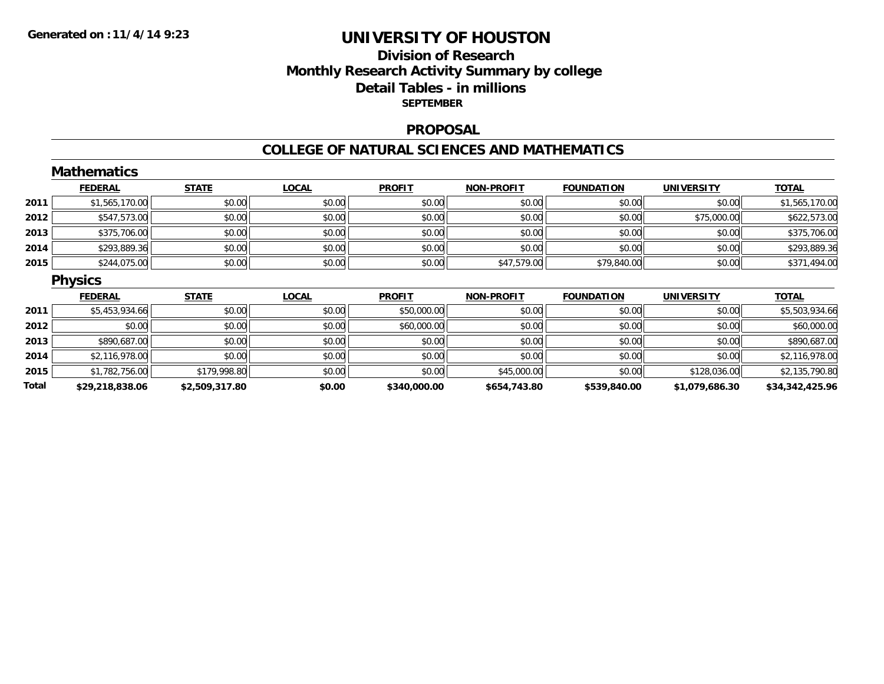Generated on :11/4/14 9:23

# UNIVERSITY OF HOUSTON

## Division of Research
## Monthly Research Activity Summary by college
## Detail Tables - in millions

**SEPTEMBER**

## PROPOSAL

## COLLEGE OF NATURAL SCIENCES AND MATHEMATICS

### Mathematics

| | FEDERAL | STATE | LOCAL | PROFIT | NON-PROFIT | FOUNDATION | UNIVERSITY | TOTAL |
|---|---|---|---|---|---|---|---|---|
| 2011 | $1,565,170.00 | $0.00 | $0.00 | $0.00 | $0.00 | $0.00 | $0.00 | $1,565,170.00 |
| 2012 | $547,573.00 | $0.00 | $0.00 | $0.00 | $0.00 | $0.00 | $75,000.00 | $622,573.00 |
| 2013 | $375,706.00 | $0.00 | $0.00 | $0.00 | $0.00 | $0.00 | $0.00 | $375,706.00 |
| 2014 | $293,889.36 | $0.00 | $0.00 | $0.00 | $0.00 | $0.00 | $0.00 | $293,889.36 |
| 2015 | $244,075.00 | $0.00 | $0.00 | $0.00 | $47,579.00 | $79,840.00 | $0.00 | $371,494.00 |

### Physics

| | FEDERAL | STATE | LOCAL | PROFIT | NON-PROFIT | FOUNDATION | UNIVERSITY | TOTAL |
|---|---|---|---|---|---|---|---|---|
| 2011 | $5,453,934.66 | $0.00 | $0.00 | $50,000.00 | $0.00 | $0.00 | $0.00 | $5,503,934.66 |
| 2012 | $0.00 | $0.00 | $0.00 | $60,000.00 | $0.00 | $0.00 | $0.00 | $60,000.00 |
| 2013 | $890,687.00 | $0.00 | $0.00 | $0.00 | $0.00 | $0.00 | $0.00 | $890,687.00 |
| 2014 | $2,116,978.00 | $0.00 | $0.00 | $0.00 | $0.00 | $0.00 | $0.00 | $2,116,978.00 |
| 2015 | $1,782,756.00 | $179,998.80 | $0.00 | $0.00 | $45,000.00 | $0.00 | $128,036.00 | $2,135,790.80 |
| **Total** | **$29,218,838.06** | **$2,509,317.80** | **$0.00** | **$340,000.00** | **$654,743.80** | **$539,840.00** | **$1,079,686.30** | **$34,342,425.96** |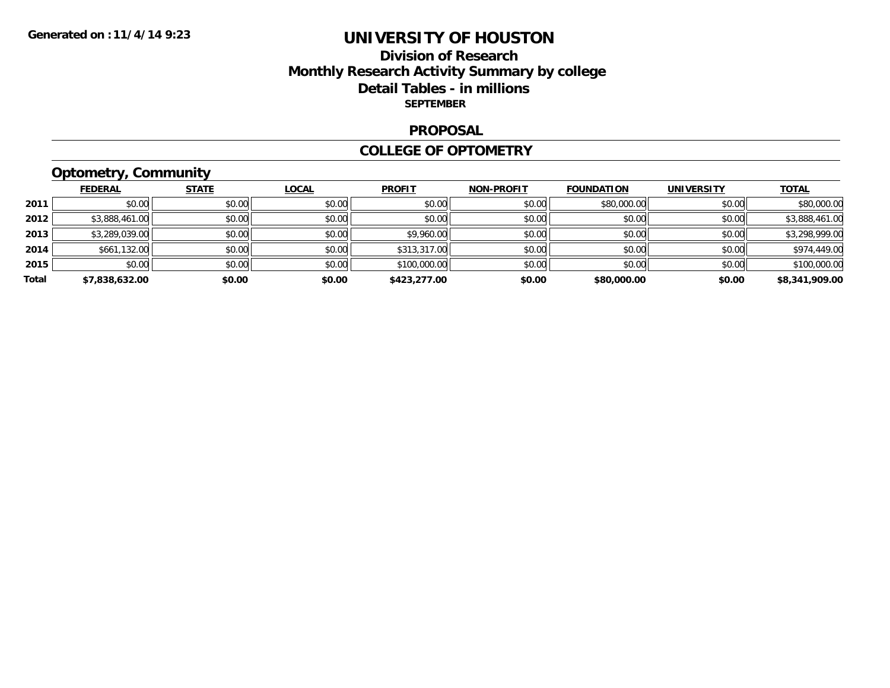# UNIVERSITY OF HOUSTON

## Division of Research
## Monthly Research Activity Summary by college
## Detail Tables - in millions
### SEPTEMBER

### PROPOSAL

### COLLEGE OF OPTOMETRY

#### Optometry, Community

| | FEDERAL | STATE | LOCAL | PROFIT | NON-PROFIT | FOUNDATION | UNIVERSITY | TOTAL |
|---|---|---|---|---|---|---|---|---|
| 2011 | $0.00 | $0.00 | $0.00 | $0.00 | $0.00 | $80,000.00 | $0.00 | $80,000.00 |
| 2012 | $3,888,461.00 | $0.00 | $0.00 | $0.00 | $0.00 | $0.00 | $0.00 | $3,888,461.00 |
| 2013 | $3,289,039.00 | $0.00 | $0.00 | $9,960.00 | $0.00 | $0.00 | $0.00 | $3,298,999.00 |
| 2014 | $661,132.00 | $0.00 | $0.00 | $313,317.00 | $0.00 | $0.00 | $0.00 | $974,449.00 |
| 2015 | $0.00 | $0.00 | $0.00 | $100,000.00 | $0.00 | $0.00 | $0.00 | $100,000.00 |
| **Total** | **$7,838,632.00** | **$0.00** | **$0.00** | **$423,277.00** | **$0.00** | **$80,000.00** | **$0.00** | **$8,341,909.00** |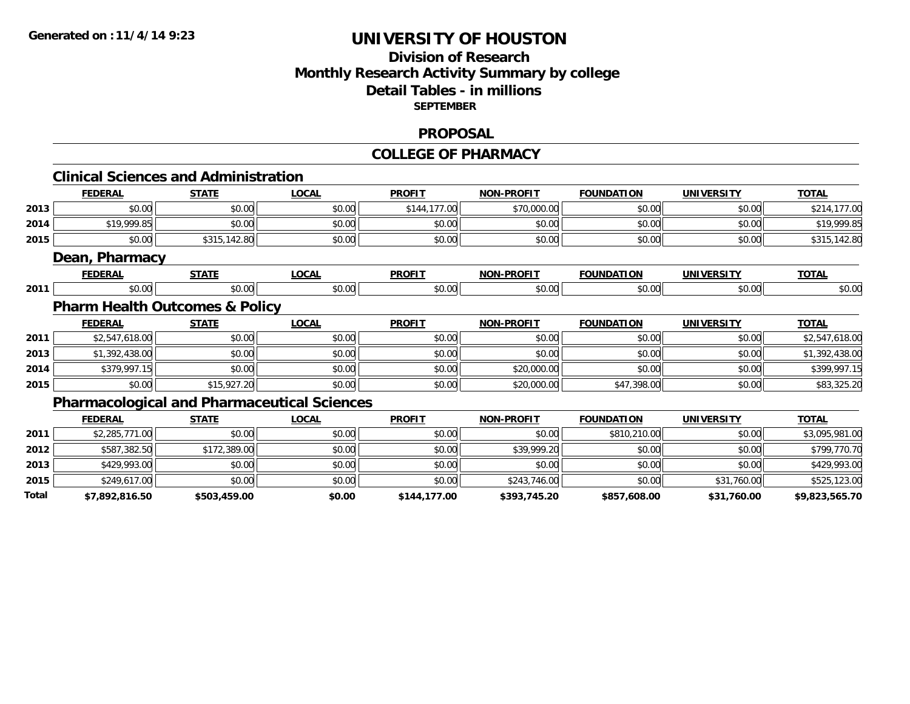# UNIVERSITY OF HOUSTON

## Division of Research
## Monthly Research Activity Summary by college
## Detail Tables - in millions
### SEPTEMBER

## PROPOSAL

## COLLEGE OF PHARMACY

### Clinical Sciences and Administration

| | FEDERAL | STATE | LOCAL | PROFIT | NON-PROFIT | FOUNDATION | UNIVERSITY | TOTAL |
|---|---|---|---|---|---|---|---|---|
| 2013 | $0.00 | $0.00 | $0.00 | $144,177.00 | $70,000.00 | $0.00 | $0.00 | $214,177.00 |
| 2014 | $19,999.85 | $0.00 | $0.00 | $0.00 | $0.00 | $0.00 | $0.00 | $19,999.85 |
| 2015 | $0.00 | $315,142.80 | $0.00 | $0.00 | $0.00 | $0.00 | $0.00 | $315,142.80 |

### Dean, Pharmacy

| | FEDERAL | STATE | LOCAL | PROFIT | NON-PROFIT | FOUNDATION | UNIVERSITY | TOTAL |
|---|---|---|---|---|---|---|---|---|
| 2011 | $0.00 | $0.00 | $0.00 | $0.00 | $0.00 | $0.00 | $0.00 | $0.00 |

### Pharm Health Outcomes & Policy

| | FEDERAL | STATE | LOCAL | PROFIT | NON-PROFIT | FOUNDATION | UNIVERSITY | TOTAL |
|---|---|---|---|---|---|---|---|---|
| 2011 | $2,547,618.00 | $0.00 | $0.00 | $0.00 | $0.00 | $0.00 | $0.00 | $2,547,618.00 |
| 2013 | $1,392,438.00 | $0.00 | $0.00 | $0.00 | $0.00 | $0.00 | $0.00 | $1,392,438.00 |
| 2014 | $379,997.15 | $0.00 | $0.00 | $0.00 | $20,000.00 | $0.00 | $0.00 | $399,997.15 |
| 2015 | $0.00 | $15,927.20 | $0.00 | $0.00 | $20,000.00 | $47,398.00 | $0.00 | $83,325.20 |

### Pharmacological and Pharmaceutical Sciences

| | FEDERAL | STATE | LOCAL | PROFIT | NON-PROFIT | FOUNDATION | UNIVERSITY | TOTAL |
|---|---|---|---|---|---|---|---|---|
| 2011 | $2,285,771.00 | $0.00 | $0.00 | $0.00 | $0.00 | $810,210.00 | $0.00 | $3,095,981.00 |
| 2012 | $587,382.50 | $172,389.00 | $0.00 | $0.00 | $39,999.20 | $0.00 | $0.00 | $799,770.70 |
| 2013 | $429,993.00 | $0.00 | $0.00 | $0.00 | $0.00 | $0.00 | $0.00 | $429,993.00 |
| 2015 | $249,617.00 | $0.00 | $0.00 | $0.00 | $243,746.00 | $0.00 | $31,760.00 | $525,123.00 |
| **Total** | **$7,892,816.50** | **$503,459.00** | **$0.00** | **$144,177.00** | **$393,745.20** | **$857,608.00** | **$31,760.00** | **$9,823,565.70** |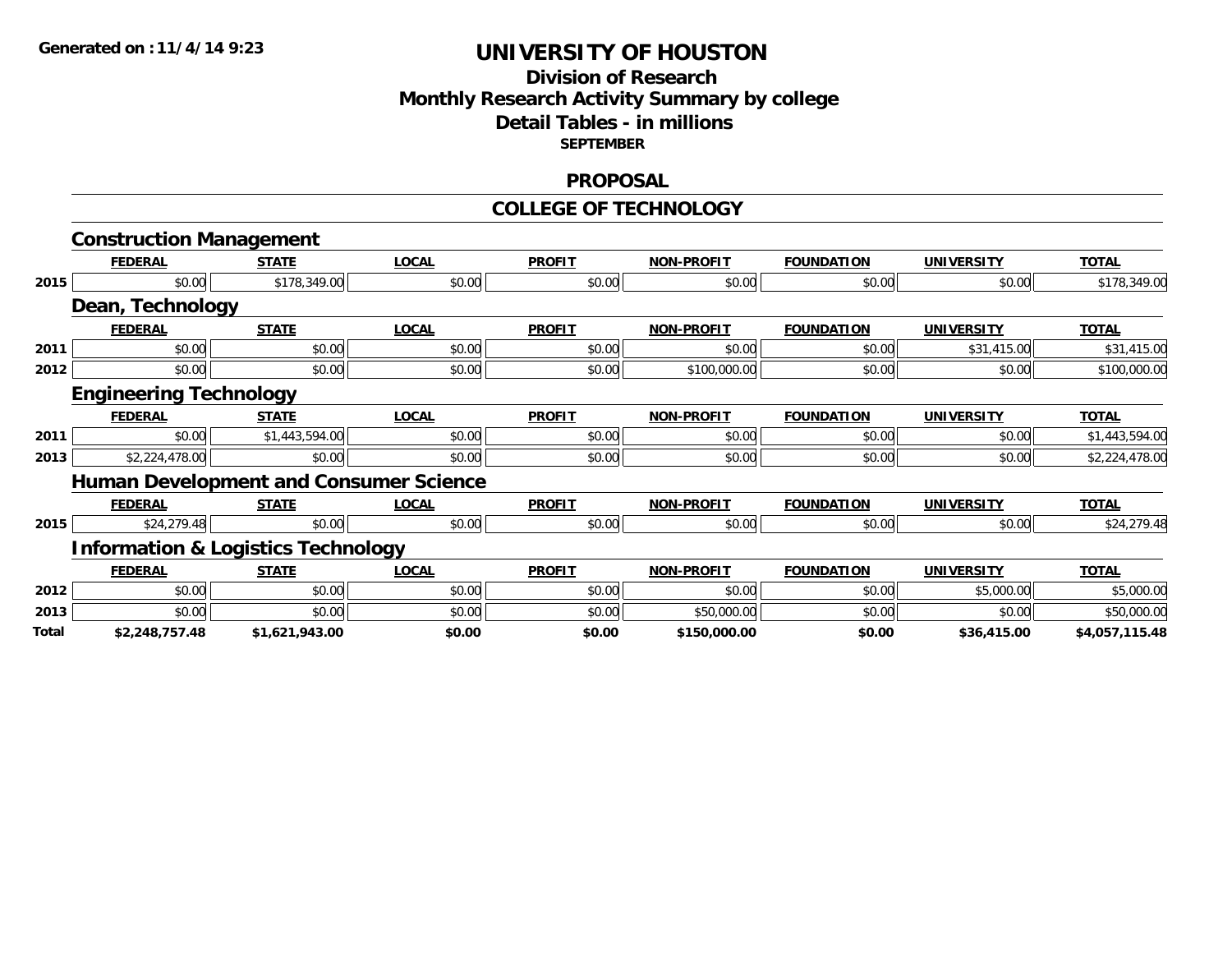Generated on :11/4/14 9:23

# UNIVERSITY OF HOUSTON

## Division of Research
## Monthly Research Activity Summary by college
## Detail Tables - in millions
### SEPTEMBER

## PROPOSAL

## COLLEGE OF TECHNOLOGY

### Construction Management

| | FEDERAL | STATE | LOCAL | PROFIT | NON-PROFIT | FOUNDATION | UNIVERSITY | TOTAL |
|---|---|---|---|---|---|---|---|---|
| 2015 | $0.00 | $178,349.00 | $0.00 | $0.00 | $0.00 | $0.00 | $0.00 | $178,349.00 |

### Dean, Technology

| | FEDERAL | STATE | LOCAL | PROFIT | NON-PROFIT | FOUNDATION | UNIVERSITY | TOTAL |
|---|---|---|---|---|---|---|---|---|
| 2011 | $0.00 | $0.00 | $0.00 | $0.00 | $0.00 | $0.00 | $31,415.00 | $31,415.00 |
| 2012 | $0.00 | $0.00 | $0.00 | $0.00 | $100,000.00 | $0.00 | $0.00 | $100,000.00 |

### Engineering Technology

| | FEDERAL | STATE | LOCAL | PROFIT | NON-PROFIT | FOUNDATION | UNIVERSITY | TOTAL |
|---|---|---|---|---|---|---|---|---|
| 2011 | $0.00 | $1,443,594.00 | $0.00 | $0.00 | $0.00 | $0.00 | $0.00 | $1,443,594.00 |
| 2013 | $2,224,478.00 | $0.00 | $0.00 | $0.00 | $0.00 | $0.00 | $0.00 | $2,224,478.00 |

### Human Development and Consumer Science

| | FEDERAL | STATE | LOCAL | PROFIT | NON-PROFIT | FOUNDATION | UNIVERSITY | TOTAL |
|---|---|---|---|---|---|---|---|---|
| 2015 | $24,279.48 | $0.00 | $0.00 | $0.00 | $0.00 | $0.00 | $0.00 | $24,279.48 |

### Information & Logistics Technology

| | FEDERAL | STATE | LOCAL | PROFIT | NON-PROFIT | FOUNDATION | UNIVERSITY | TOTAL |
|---|---|---|---|---|---|---|---|---|
| 2012 | $0.00 | $0.00 | $0.00 | $0.00 | $0.00 | $0.00 | $5,000.00 | $5,000.00 |
| 2013 | $0.00 | $0.00 | $0.00 | $0.00 | $50,000.00 | $0.00 | $0.00 | $50,000.00 |
| **Total** | **$2,248,757.48** | **$1,621,943.00** | **$0.00** | **$0.00** | **$150,000.00** | **$0.00** | **$36,415.00** | **$4,057,115.48** |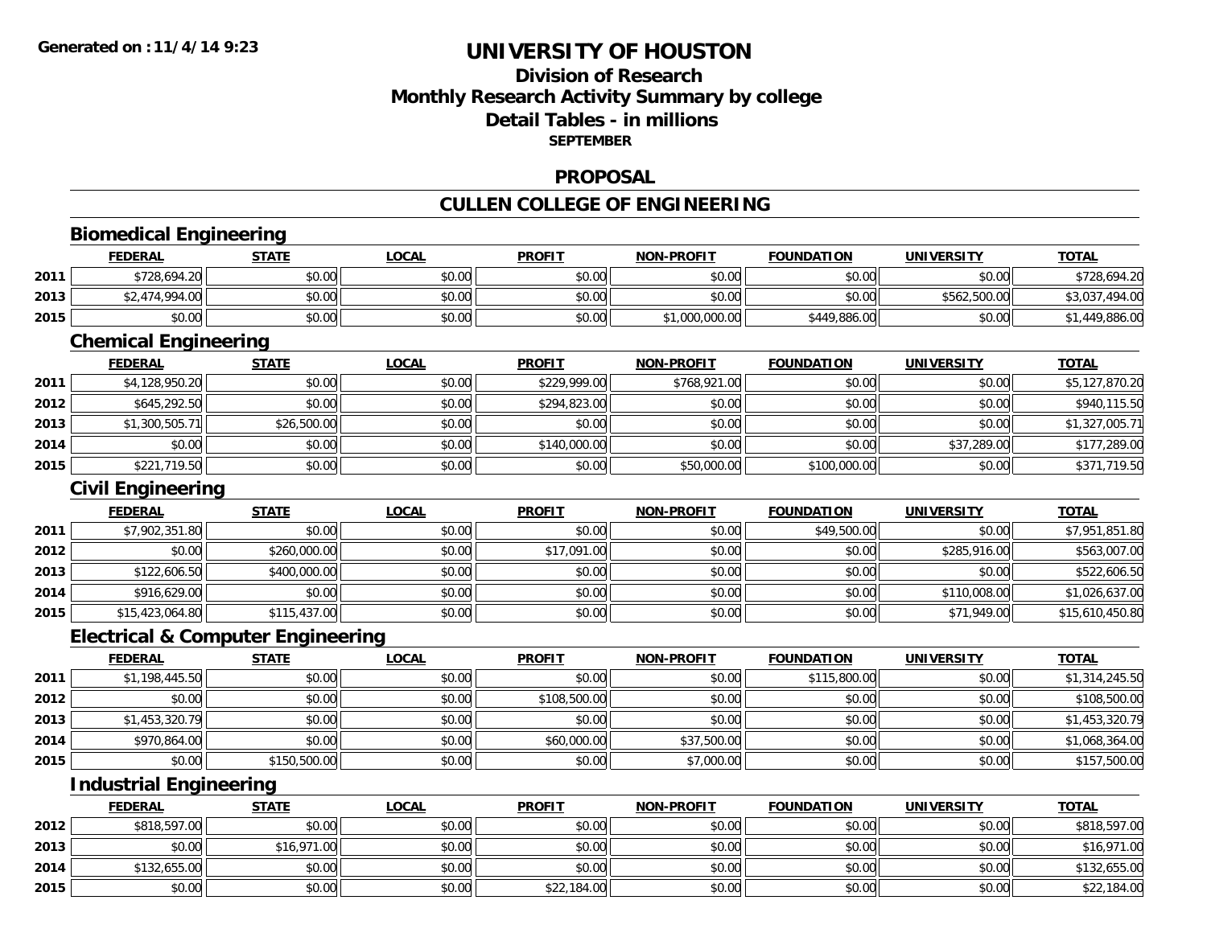**Generated on :11/4/14 9:23**

# UNIVERSITY OF HOUSTON

## Division of Research
## Monthly Research Activity Summary by college
## Detail Tables - in millions
### SEPTEMBER

## PROPOSAL

## CULLEN COLLEGE OF ENGINEERING

### Biomedical Engineering

| | FEDERAL | STATE | LOCAL | PROFIT | NON-PROFIT | FOUNDATION | UNIVERSITY | TOTAL |
|---|---|---|---|---|---|---|---|---|
| 2011 | $728,694.20 | $0.00 | $0.00 | $0.00 | $0.00 | $0.00 | $0.00 | $728,694.20 |
| 2013 | $2,474,994.00 | $0.00 | $0.00 | $0.00 | $0.00 | $0.00 | $562,500.00 | $3,037,494.00 |
| 2015 | $0.00 | $0.00 | $0.00 | $0.00 | $1,000,000.00 | $449,886.00 | $0.00 | $1,449,886.00 |

### Chemical Engineering

| | FEDERAL | STATE | LOCAL | PROFIT | NON-PROFIT | FOUNDATION | UNIVERSITY | TOTAL |
|---|---|---|---|---|---|---|---|---|
| 2011 | $4,128,950.20 | $0.00 | $0.00 | $229,999.00 | $768,921.00 | $0.00 | $0.00 | $5,127,870.20 |
| 2012 | $645,292.50 | $0.00 | $0.00 | $294,823.00 | $0.00 | $0.00 | $0.00 | $940,115.50 |
| 2013 | $1,300,505.71 | $26,500.00 | $0.00 | $0.00 | $0.00 | $0.00 | $0.00 | $1,327,005.71 |
| 2014 | $0.00 | $0.00 | $0.00 | $140,000.00 | $0.00 | $0.00 | $37,289.00 | $177,289.00 |
| 2015 | $221,719.50 | $0.00 | $0.00 | $0.00 | $50,000.00 | $100,000.00 | $0.00 | $371,719.50 |

### Civil Engineering

| | FEDERAL | STATE | LOCAL | PROFIT | NON-PROFIT | FOUNDATION | UNIVERSITY | TOTAL |
|---|---|---|---|---|---|---|---|---|
| 2011 | $7,902,351.80 | $0.00 | $0.00 | $0.00 | $0.00 | $49,500.00 | $0.00 | $7,951,851.80 |
| 2012 | $0.00 | $260,000.00 | $0.00 | $17,091.00 | $0.00 | $0.00 | $285,916.00 | $563,007.00 |
| 2013 | $122,606.50 | $400,000.00 | $0.00 | $0.00 | $0.00 | $0.00 | $0.00 | $522,606.50 |
| 2014 | $916,629.00 | $0.00 | $0.00 | $0.00 | $0.00 | $0.00 | $110,008.00 | $1,026,637.00 |
| 2015 | $15,423,064.80 | $115,437.00 | $0.00 | $0.00 | $0.00 | $0.00 | $71,949.00 | $15,610,450.80 |

### Electrical & Computer Engineering

| | FEDERAL | STATE | LOCAL | PROFIT | NON-PROFIT | FOUNDATION | UNIVERSITY | TOTAL |
|---|---|---|---|---|---|---|---|---|
| 2011 | $1,198,445.50 | $0.00 | $0.00 | $0.00 | $0.00 | $115,800.00 | $0.00 | $1,314,245.50 |
| 2012 | $0.00 | $0.00 | $0.00 | $108,500.00 | $0.00 | $0.00 | $0.00 | $108,500.00 |
| 2013 | $1,453,320.79 | $0.00 | $0.00 | $0.00 | $0.00 | $0.00 | $0.00 | $1,453,320.79 |
| 2014 | $970,864.00 | $0.00 | $0.00 | $60,000.00 | $37,500.00 | $0.00 | $0.00 | $1,068,364.00 |
| 2015 | $0.00 | $150,500.00 | $0.00 | $0.00 | $7,000.00 | $0.00 | $0.00 | $157,500.00 |

### Industrial Engineering

| | FEDERAL | STATE | LOCAL | PROFIT | NON-PROFIT | FOUNDATION | UNIVERSITY | TOTAL |
|---|---|---|---|---|---|---|---|---|
| 2012 | $818,597.00 | $0.00 | $0.00 | $0.00 | $0.00 | $0.00 | $0.00 | $818,597.00 |
| 2013 | $0.00 | $16,971.00 | $0.00 | $0.00 | $0.00 | $0.00 | $0.00 | $16,971.00 |
| 2014 | $132,655.00 | $0.00 | $0.00 | $0.00 | $0.00 | $0.00 | $0.00 | $132,655.00 |
| 2015 | $0.00 | $0.00 | $0.00 | $22,184.00 | $0.00 | $0.00 | $0.00 | $22,184.00 |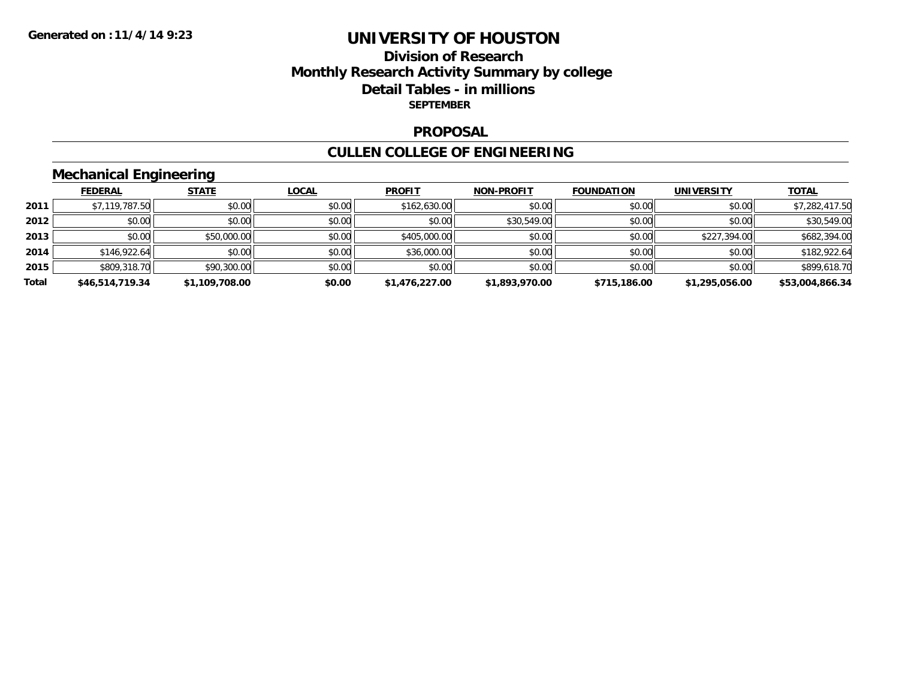# UNIVERSITY OF HOUSTON

## Division of Research
## Monthly Research Activity Summary by college
## Detail Tables - in millions
### SEPTEMBER

Generated on :11/4/14 9:23

## PROPOSAL

## CULLEN COLLEGE OF ENGINEERING

### Mechanical Engineering

| | FEDERAL | STATE | LOCAL | PROFIT | NON-PROFIT | FOUNDATION | UNIVERSITY | TOTAL |
|---|---|---|---|---|---|---|---|---|
| 2011 | $7,119,787.50 | $0.00 | $0.00 | $162,630.00 | $0.00 | $0.00 | $0.00 | $7,282,417.50 |
| 2012 | $0.00 | $0.00 | $0.00 | $0.00 | $30,549.00 | $0.00 | $0.00 | $30,549.00 |
| 2013 | $0.00 | $50,000.00 | $0.00 | $405,000.00 | $0.00 | $0.00 | $227,394.00 | $682,394.00 |
| 2014 | $146,922.64 | $0.00 | $0.00 | $36,000.00 | $0.00 | $0.00 | $0.00 | $182,922.64 |
| 2015 | $809,318.70 | $90,300.00 | $0.00 | $0.00 | $0.00 | $0.00 | $0.00 | $899,618.70 |
| **Total** | **$46,514,719.34** | **$1,109,708.00** | **$0.00** | **$1,476,227.00** | **$1,893,970.00** | **$715,186.00** | **$1,295,056.00** | **$53,004,866.34** |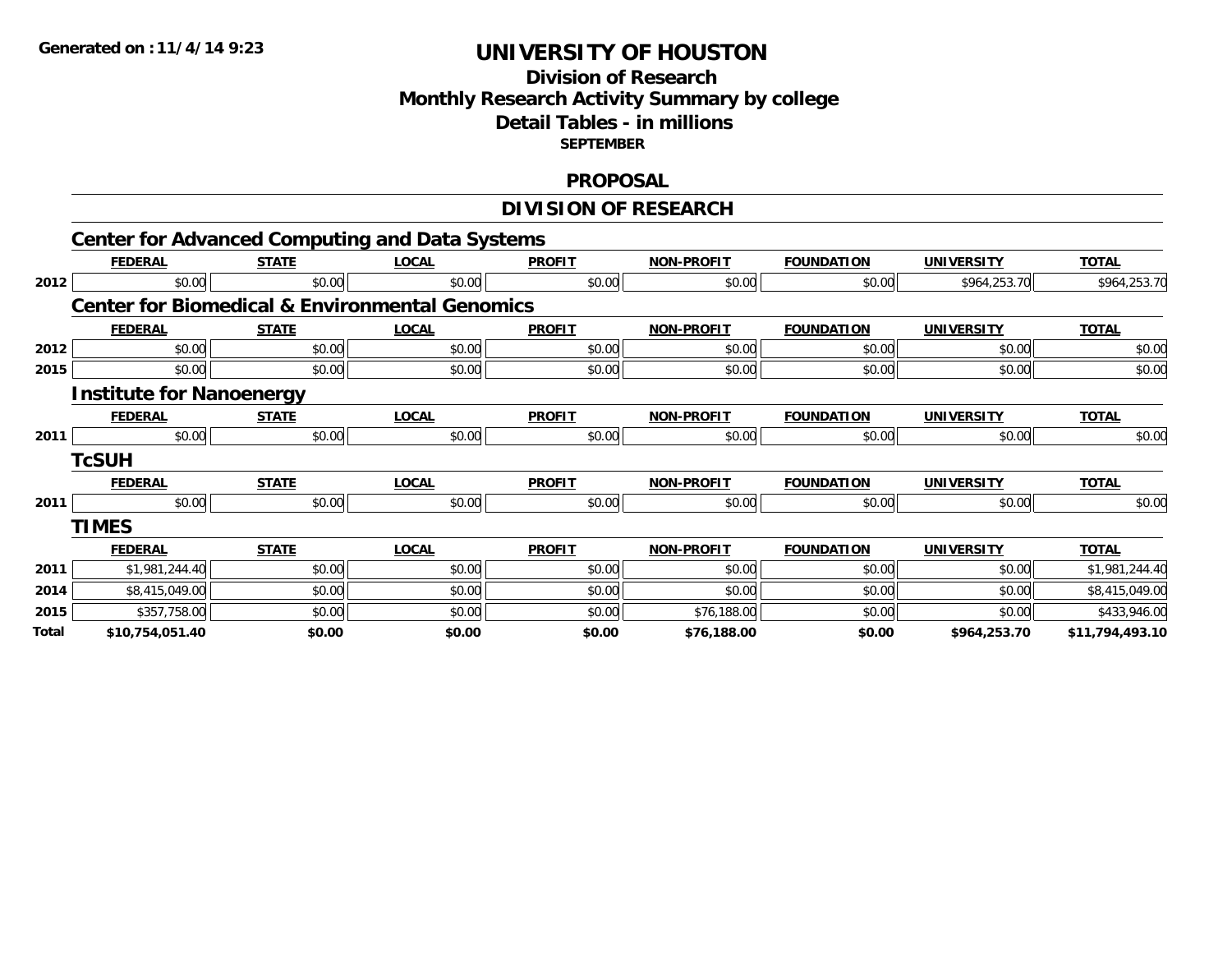Generated on :11/4/14 9:23

# UNIVERSITY OF HOUSTON

## Division of Research
## Monthly Research Activity Summary by college
## Detail Tables - in millions
**SEPTEMBER**

## PROPOSAL

## DIVISION OF RESEARCH

### Center for Advanced Computing and Data Systems

| | FEDERAL | STATE | LOCAL | PROFIT | NON-PROFIT | FOUNDATION | UNIVERSITY | TOTAL |
|---|---|---|---|---|---|---|---|---|
| 2012 | $0.00 | $0.00 | $0.00 | $0.00 | $0.00 | $0.00 | $964,253.70 | $964,253.70 |

### Center for Biomedical & Environmental Genomics

| | FEDERAL | STATE | LOCAL | PROFIT | NON-PROFIT | FOUNDATION | UNIVERSITY | TOTAL |
|---|---|---|---|---|---|---|---|---|
| 2012 | $0.00 | $0.00 | $0.00 | $0.00 | $0.00 | $0.00 | $0.00 | $0.00 |
| 2015 | $0.00 | $0.00 | $0.00 | $0.00 | $0.00 | $0.00 | $0.00 | $0.00 |

### Institute for Nanoenergy

| | FEDERAL | STATE | LOCAL | PROFIT | NON-PROFIT | FOUNDATION | UNIVERSITY | TOTAL |
|---|---|---|---|---|---|---|---|---|
| 2011 | $0.00 | $0.00 | $0.00 | $0.00 | $0.00 | $0.00 | $0.00 | $0.00 |

### TcSUH

| | FEDERAL | STATE | LOCAL | PROFIT | NON-PROFIT | FOUNDATION | UNIVERSITY | TOTAL |
|---|---|---|---|---|---|---|---|---|
| 2011 | $0.00 | $0.00 | $0.00 | $0.00 | $0.00 | $0.00 | $0.00 | $0.00 |

### TIMES

| | FEDERAL | STATE | LOCAL | PROFIT | NON-PROFIT | FOUNDATION | UNIVERSITY | TOTAL |
|---|---|---|---|---|---|---|---|---|
| 2011 | $1,981,244.40 | $0.00 | $0.00 | $0.00 | $0.00 | $0.00 | $0.00 | $1,981,244.40 |
| 2014 | $8,415,049.00 | $0.00 | $0.00 | $0.00 | $0.00 | $0.00 | $0.00 | $8,415,049.00 |
| 2015 | $357,758.00 | $0.00 | $0.00 | $0.00 | $76,188.00 | $0.00 | $0.00 | $433,946.00 |
| **Total** | **$10,754,051.40** | **$0.00** | **$0.00** | **$0.00** | **$76,188.00** | **$0.00** | **$964,253.70** | **$11,794,493.10** |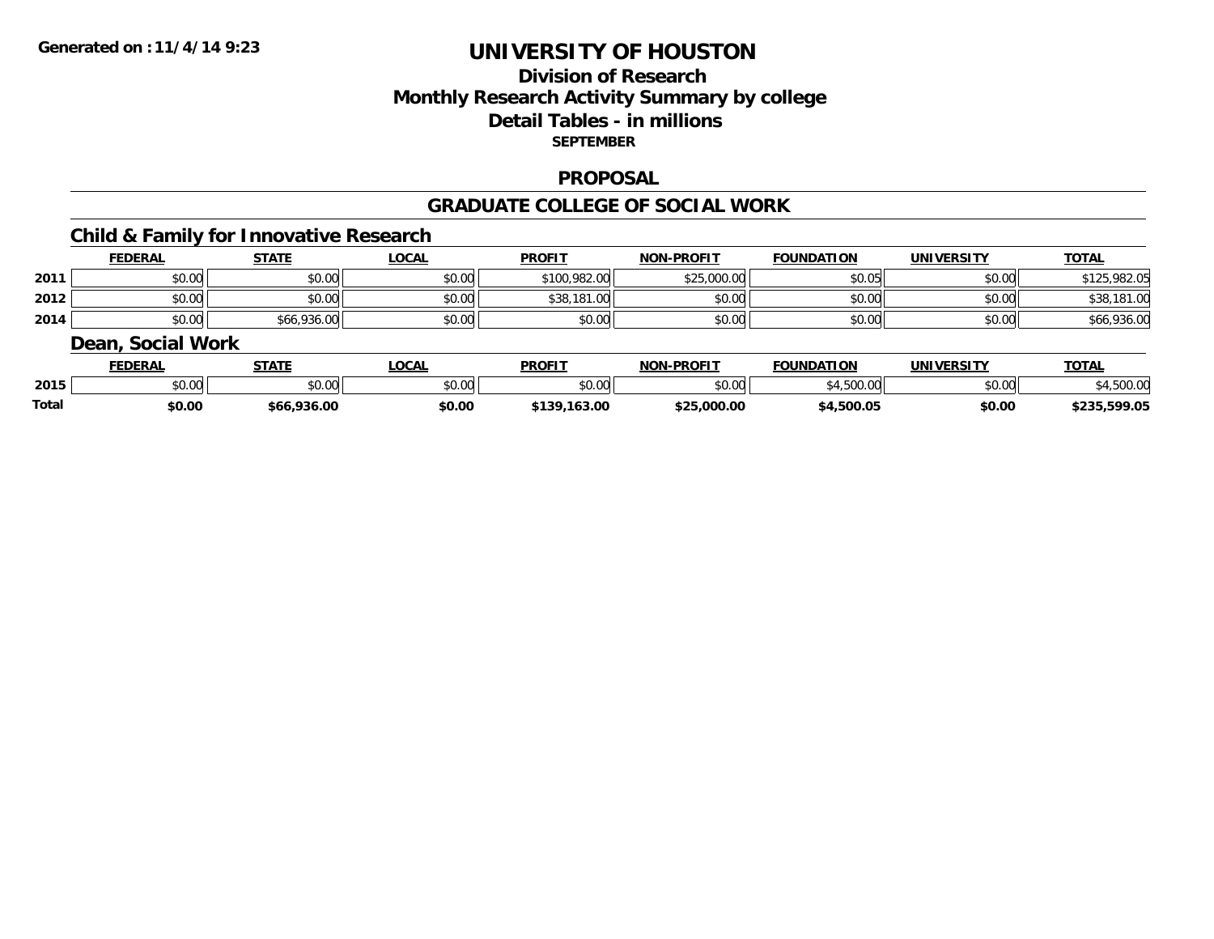# UNIVERSITY OF HOUSTON

## Division of Research
## Monthly Research Activity Summary by college
## Detail Tables - in millions
### SEPTEMBER

### PROPOSAL

### GRADUATE COLLEGE OF SOCIAL WORK

#### Child & Family for Innovative Research

| | FEDERAL | STATE | LOCAL | PROFIT | NON-PROFIT | FOUNDATION | UNIVERSITY | TOTAL |
|---|---|---|---|---|---|---|---|---|
| 2011 | $0.00 | $0.00 | $0.00 | $100,982.00 | $25,000.00 | $0.05 | $0.00 | $125,982.05 |
| 2012 | $0.00 | $0.00 | $0.00 | $38,181.00 | $0.00 | $0.00 | $0.00 | $38,181.00 |
| 2014 | $0.00 | $66,936.00 | $0.00 | $0.00 | $0.00 | $0.00 | $0.00 | $66,936.00 |

#### Dean, Social Work

| | FEDERAL | STATE | LOCAL | PROFIT | NON-PROFIT | FOUNDATION | UNIVERSITY | TOTAL |
|---|---|---|---|---|---|---|---|---|
| 2015 | $0.00 | $0.00 | $0.00 | $0.00 | $0.00 | $4,500.00 | $0.00 | $4,500.00 |
| **Total** | **$0.00** | **$66,936.00** | **$0.00** | **$139,163.00** | **$25,000.00** | **$4,500.05** | **$0.00** | **$235,599.05** |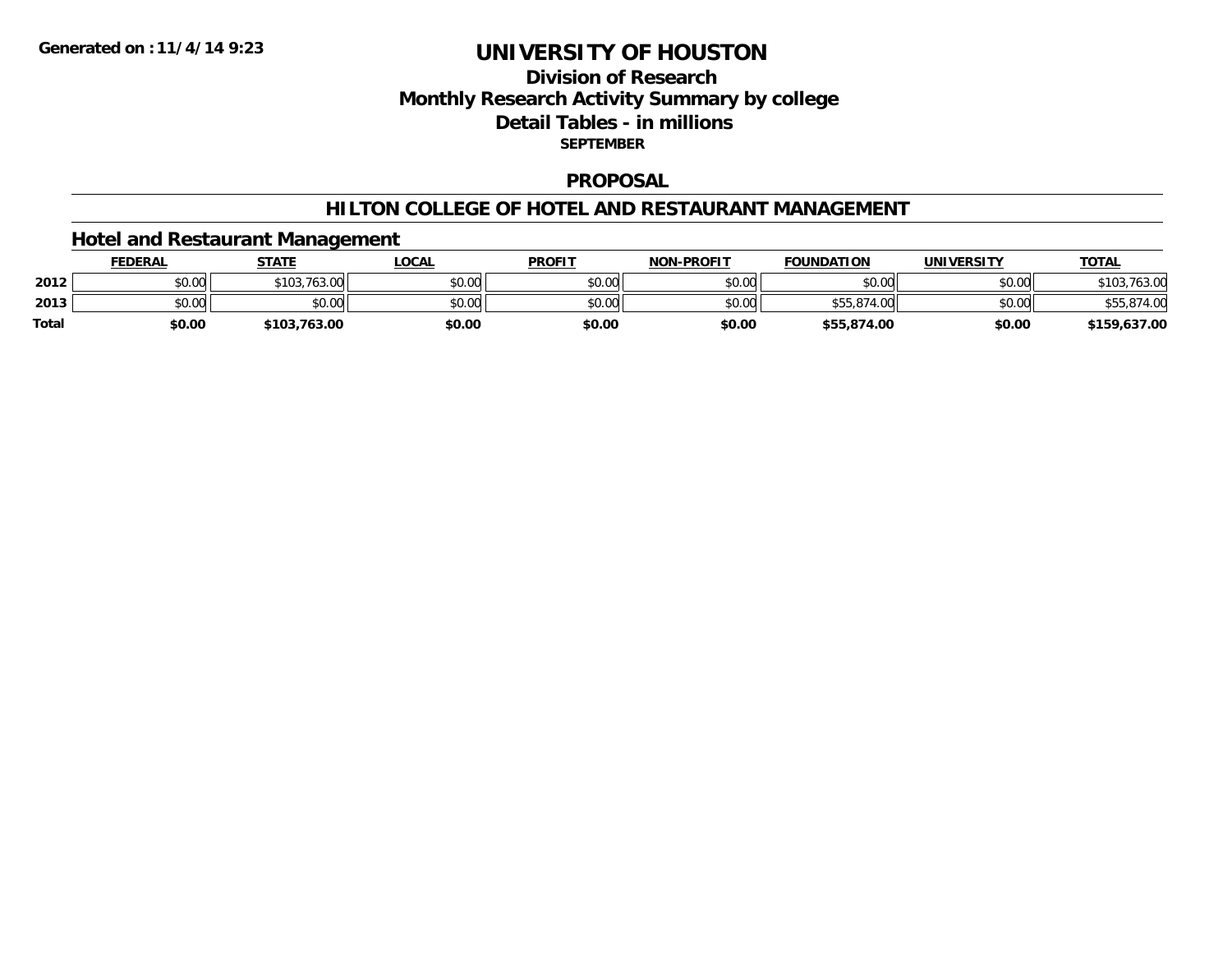Generated on :11/4/14 9:23

# UNIVERSITY OF HOUSTON

## Division of Research
## Monthly Research Activity Summary by college
## Detail Tables - in millions
### SEPTEMBER

## PROPOSAL

## HILTON COLLEGE OF HOTEL AND RESTAURANT MANAGEMENT

### Hotel and Restaurant Management

| | FEDERAL | STATE | LOCAL | PROFIT | NON-PROFIT | FOUNDATION | UNIVERSITY | TOTAL |
|---|---|---|---|---|---|---|---|---|
| 2012 | $0.00 | $103,763.00 | $0.00 | $0.00 | $0.00 | $0.00 | $0.00 | $103,763.00 |
| 2013 | $0.00 | $0.00 | $0.00 | $0.00 | $0.00 | $55,874.00 | $0.00 | $55,874.00 |
| **Total** | **$0.00** | **$103,763.00** | **$0.00** | **$0.00** | **$0.00** | **$55,874.00** | **$0.00** | **$159,637.00** |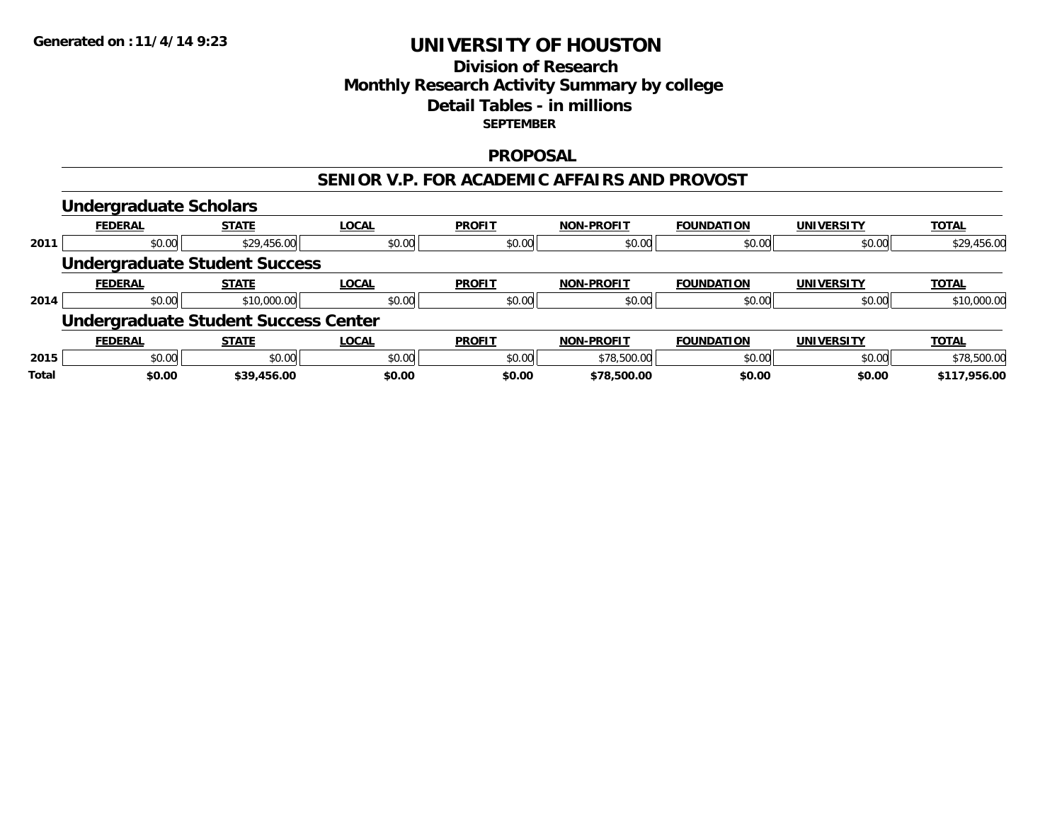**Generated on :11/4/14 9:23**

# UNIVERSITY OF HOUSTON

## Division of Research
## Monthly Research Activity Summary by college
## Detail Tables - in millions
**SEPTEMBER**

## PROPOSAL

## SENIOR V.P. FOR ACADEMIC AFFAIRS AND PROVOST

### Undergraduate Scholars

| | FEDERAL | STATE | LOCAL | PROFIT | NON-PROFIT | FOUNDATION | UNIVERSITY | TOTAL |
|---|---|---|---|---|---|---|---|---|
| 2011 | $0.00 | $29,456.00 | $0.00 | $0.00 | $0.00 | $0.00 | $0.00 | $29,456.00 |

### Undergraduate Student Success

| | FEDERAL | STATE | LOCAL | PROFIT | NON-PROFIT | FOUNDATION | UNIVERSITY | TOTAL |
|---|---|---|---|---|---|---|---|---|
| 2014 | $0.00 | $10,000.00 | $0.00 | $0.00 | $0.00 | $0.00 | $0.00 | $10,000.00 |

### Undergraduate Student Success Center

| | FEDERAL | STATE | LOCAL | PROFIT | NON-PROFIT | FOUNDATION | UNIVERSITY | TOTAL |
|---|---|---|---|---|---|---|---|---|
| 2015 | $0.00 | $0.00 | $0.00 | $0.00 | $78,500.00 | $0.00 | $0.00 | $78,500.00 |
| **Total** | **$0.00** | **$39,456.00** | **$0.00** | **$0.00** | **$78,500.00** | **$0.00** | **$0.00** | **$117,956.00** |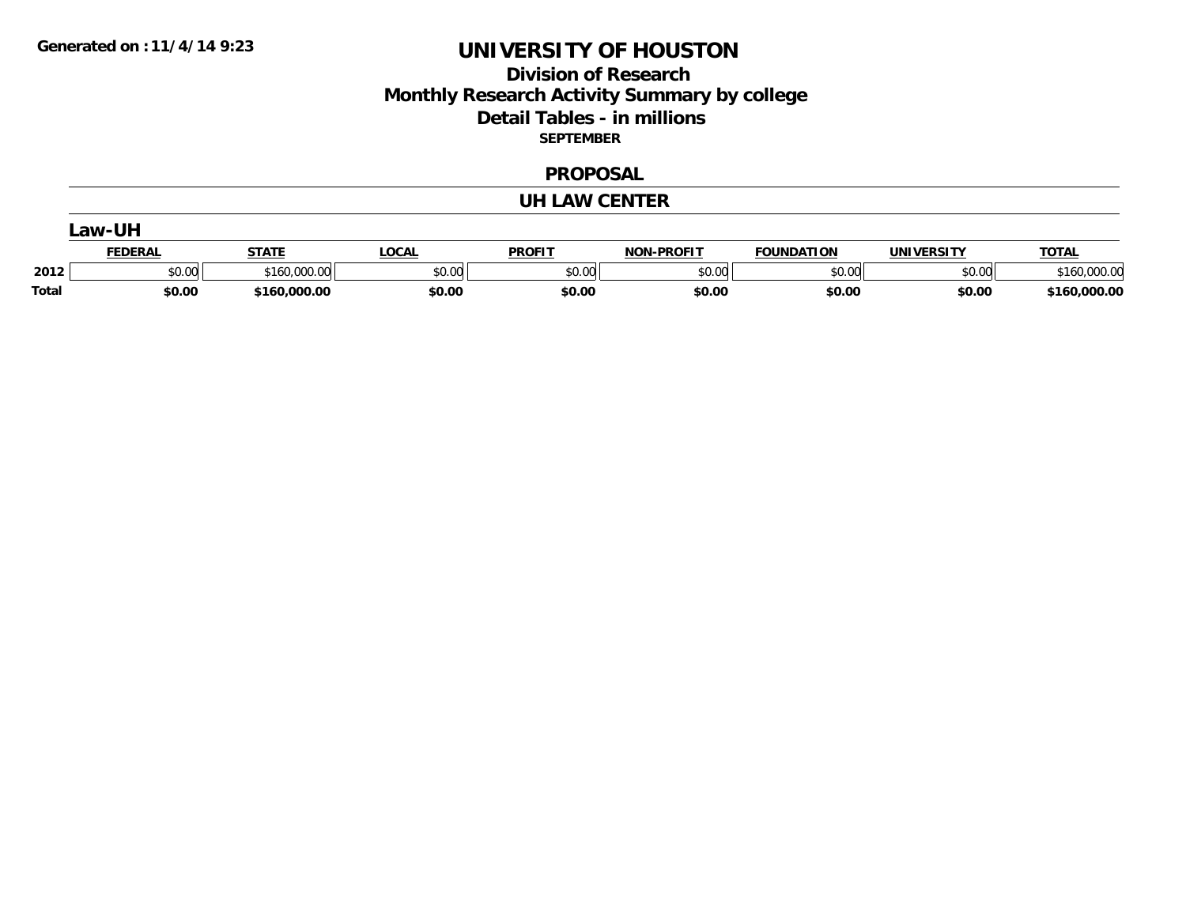**Generated on :11/4/14 9:23**

# UNIVERSITY OF HOUSTON

## Division of Research
## Monthly Research Activity Summary by college
## Detail Tables - in millions
### SEPTEMBER

### PROPOSAL

### UH LAW CENTER

#### Law-UH

| | FEDERAL | STATE | LOCAL | PROFIT | NON-PROFIT | FOUNDATION | UNIVERSITY | TOTAL |
|---|---|---|---|---|---|---|---|---|
| 2012 | $0.00 | $160,000.00 | $0.00 | $0.00 | $0.00 | $0.00 | $0.00 | $160,000.00 |
| **Total** | **$0.00** | **$160,000.00** | **$0.00** | **$0.00** | **$0.00** | **$0.00** | **$0.00** | **$160,000.00** |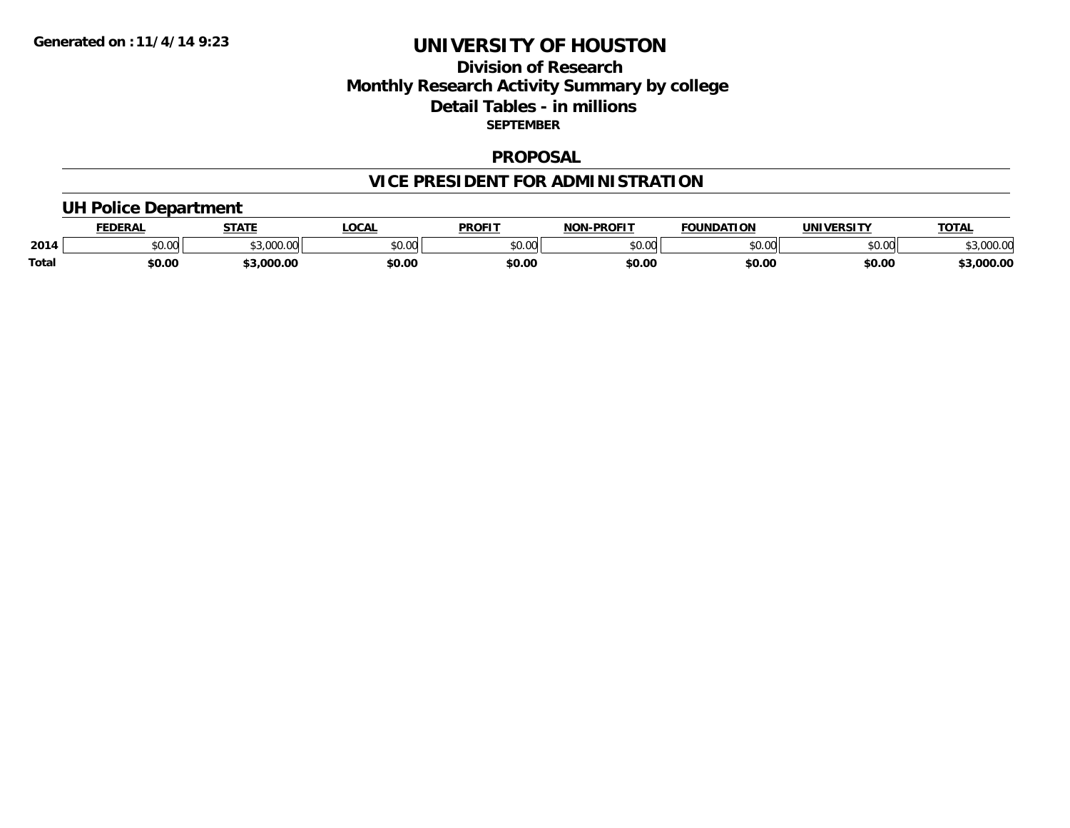**Generated on :11/4/14 9:23**

# UNIVERSITY OF HOUSTON

## Division of Research
## Monthly Research Activity Summary by college
## Detail Tables - in millions
### SEPTEMBER

## PROPOSAL

## VICE PRESIDENT FOR ADMINISTRATION

### UH Police Department

| | FEDERAL | STATE | LOCAL | PROFIT | NON-PROFIT | FOUNDATION | UNIVERSITY | TOTAL |
|---|---|---|---|---|---|---|---|---|
| 2014 | $0.00 | $3,000.00 | $0.00 | $0.00 | $0.00 | $0.00 | $0.00 | $3,000.00 |
| **Total** | **$0.00** | **$3,000.00** | **$0.00** | **$0.00** | **$0.00** | **$0.00** | **$0.00** | **$3,000.00** |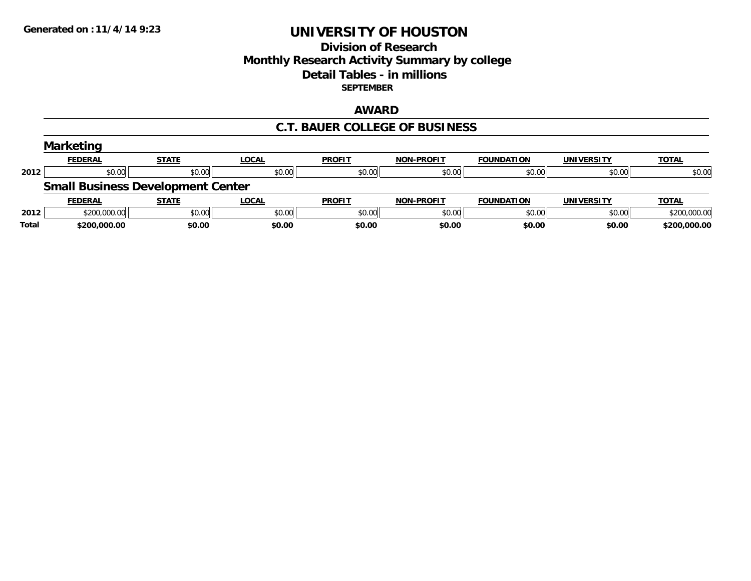Generated on :11/4/14 9:23

# UNIVERSITY OF HOUSTON

## Division of Research
## Monthly Research Activity Summary by college
## Detail Tables - in millions

**SEPTEMBER**

## AWARD

## C.T. BAUER COLLEGE OF BUSINESS

### Marketing

| | FEDERAL | STATE | LOCAL | PROFIT | NON-PROFIT | FOUNDATION | UNIVERSITY | TOTAL |
|---|---|---|---|---|---|---|---|---|
| 2012 | $0.00 | $0.00 | $0.00 | $0.00 | $0.00 | $0.00 | $0.00 | $0.00 |

### Small Business Development Center

| | FEDERAL | STATE | LOCAL | PROFIT | NON-PROFIT | FOUNDATION | UNIVERSITY | TOTAL |
|---|---|---|---|---|---|---|---|---|
| 2012 | $200,000.00 | $0.00 | $0.00 | $0.00 | $0.00 | $0.00 | $0.00 | $200,000.00 |
| **Total** | **$200,000.00** | **$0.00** | **$0.00** | **$0.00** | **$0.00** | **$0.00** | **$0.00** | **$200,000.00** |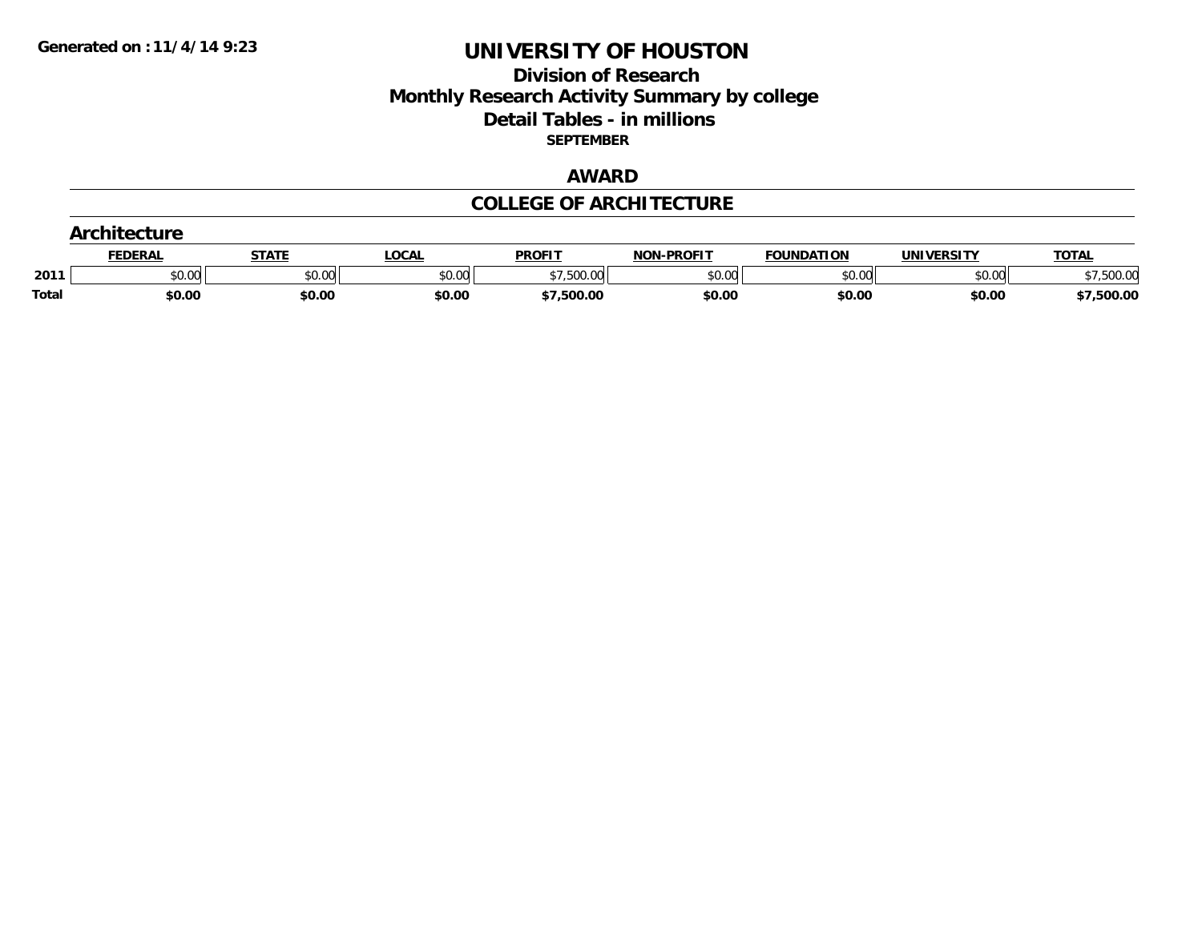Generated on :11/4/14 9:23

# UNIVERSITY OF HOUSTON

## Division of Research
## Monthly Research Activity Summary by college
## Detail Tables - in millions
### SEPTEMBER

## AWARD

## COLLEGE OF ARCHITECTURE

### Architecture

| | FEDERAL | STATE | LOCAL | PROFIT | NON-PROFIT | FOUNDATION | UNIVERSITY | TOTAL |
|---|---|---|---|---|---|---|---|---|
| 2011 | $0.00 | $0.00 | $0.00 | $7,500.00 | $0.00 | $0.00 | $0.00 | $7,500.00 |
| **Total** | **$0.00** | **$0.00** | **$0.00** | **$7,500.00** | **$0.00** | **$0.00** | **$0.00** | **$7,500.00** |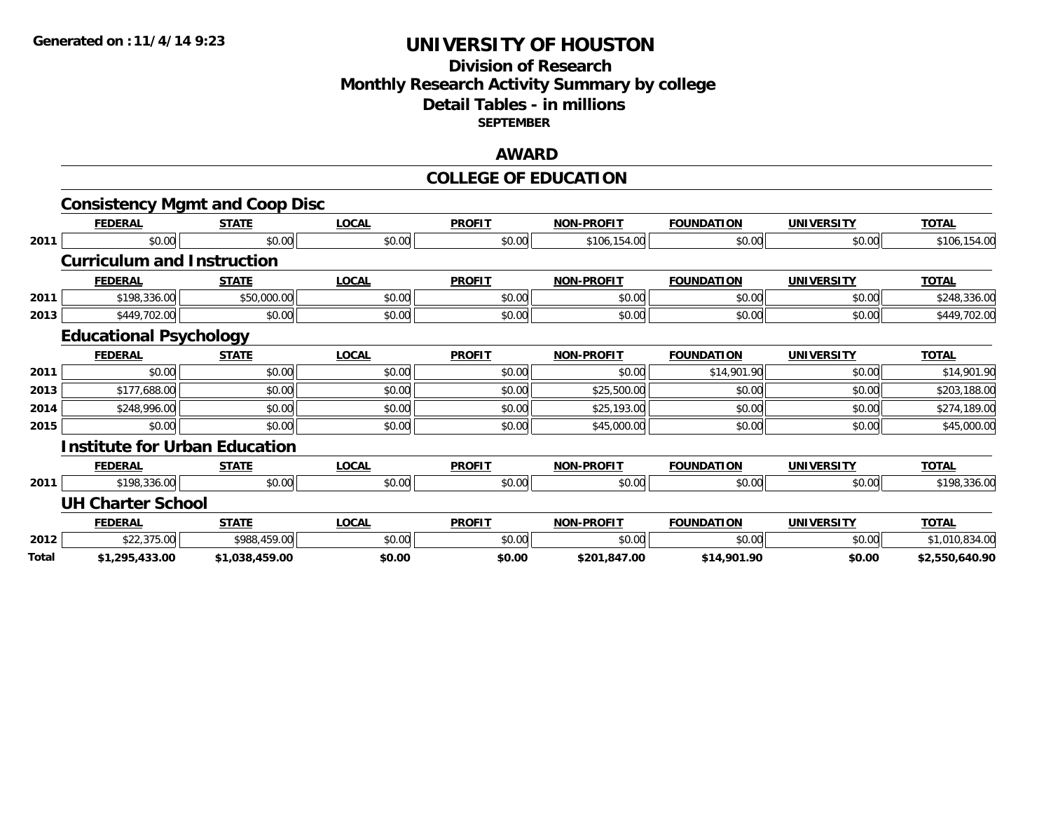# UNIVERSITY OF HOUSTON

## Division of Research
## Monthly Research Activity Summary by college
## Detail Tables - in millions
### SEPTEMBER

## AWARD

## COLLEGE OF EDUCATION

### Consistency Mgmt and Coop Disc

| | FEDERAL | STATE | LOCAL | PROFIT | NON-PROFIT | FOUNDATION | UNIVERSITY | TOTAL |
|---|---|---|---|---|---|---|---|---|
| 2011 | $0.00 | $0.00 | $0.00 | $0.00 | $106,154.00 | $0.00 | $0.00 | $106,154.00 |

### Curriculum and Instruction

| | FEDERAL | STATE | LOCAL | PROFIT | NON-PROFIT | FOUNDATION | UNIVERSITY | TOTAL |
|---|---|---|---|---|---|---|---|---|
| 2011 | $198,336.00 | $50,000.00 | $0.00 | $0.00 | $0.00 | $0.00 | $0.00 | $248,336.00 |
| 2013 | $449,702.00 | $0.00 | $0.00 | $0.00 | $0.00 | $0.00 | $0.00 | $449,702.00 |

### Educational Psychology

| | FEDERAL | STATE | LOCAL | PROFIT | NON-PROFIT | FOUNDATION | UNIVERSITY | TOTAL |
|---|---|---|---|---|---|---|---|---|
| 2011 | $0.00 | $0.00 | $0.00 | $0.00 | $0.00 | $14,901.90 | $0.00 | $14,901.90 |
| 2013 | $177,688.00 | $0.00 | $0.00 | $0.00 | $25,500.00 | $0.00 | $0.00 | $203,188.00 |
| 2014 | $248,996.00 | $0.00 | $0.00 | $0.00 | $25,193.00 | $0.00 | $0.00 | $274,189.00 |
| 2015 | $0.00 | $0.00 | $0.00 | $0.00 | $45,000.00 | $0.00 | $0.00 | $45,000.00 |

### Institute for Urban Education

| | FEDERAL | STATE | LOCAL | PROFIT | NON-PROFIT | FOUNDATION | UNIVERSITY | TOTAL |
|---|---|---|---|---|---|---|---|---|
| 2011 | $198,336.00 | $0.00 | $0.00 | $0.00 | $0.00 | $0.00 | $0.00 | $198,336.00 |

### UH Charter School

| | FEDERAL | STATE | LOCAL | PROFIT | NON-PROFIT | FOUNDATION | UNIVERSITY | TOTAL |
|---|---|---|---|---|---|---|---|---|
| 2012 | $22,375.00 | $988,459.00 | $0.00 | $0.00 | $0.00 | $0.00 | $0.00 | $1,010,834.00 |
| **Total** | **$1,295,433.00** | **$1,038,459.00** | **$0.00** | **$0.00** | **$201,847.00** | **$14,901.90** | **$0.00** | **$2,550,640.90** |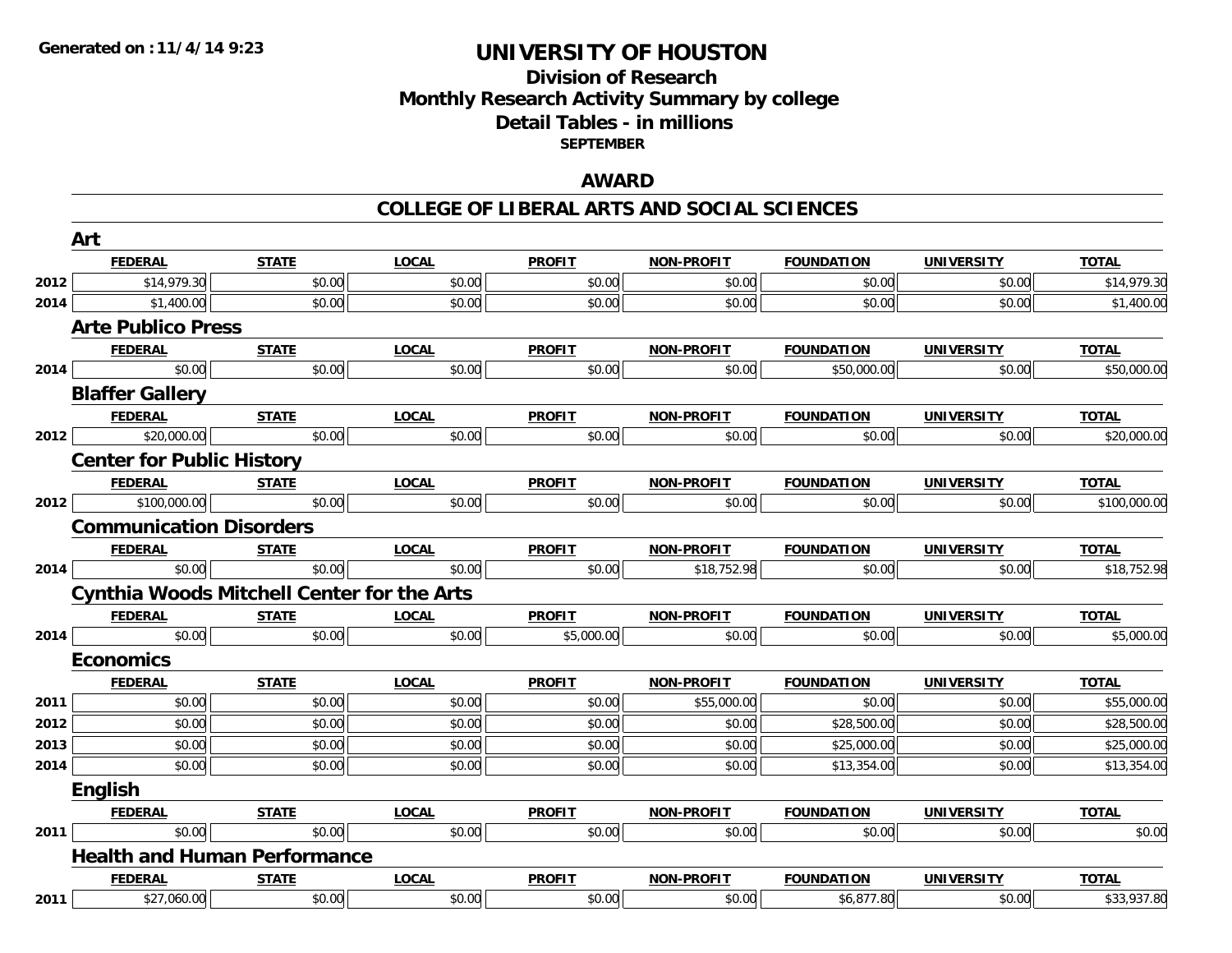# UNIVERSITY OF HOUSTON

## Division of Research
## Monthly Research Activity Summary by college
## Detail Tables - in millions
### SEPTEMBER

## AWARD

## COLLEGE OF LIBERAL ARTS AND SOCIAL SCIENCES

### Art

| | FEDERAL | STATE | LOCAL | PROFIT | NON-PROFIT | FOUNDATION | UNIVERSITY | TOTAL |
|---|---|---|---|---|---|---|---|---|
| 2012 | $14,979.30 | $0.00 | $0.00 | $0.00 | $0.00 | $0.00 | $0.00 | $14,979.30 |
| 2014 | $1,400.00 | $0.00 | $0.00 | $0.00 | $0.00 | $0.00 | $0.00 | $1,400.00 |

### Arte Publico Press

| | FEDERAL | STATE | LOCAL | PROFIT | NON-PROFIT | FOUNDATION | UNIVERSITY | TOTAL |
|---|---|---|---|---|---|---|---|---|
| 2014 | $0.00 | $0.00 | $0.00 | $0.00 | $0.00 | $50,000.00 | $0.00 | $50,000.00 |

### Blaffer Gallery

| | FEDERAL | STATE | LOCAL | PROFIT | NON-PROFIT | FOUNDATION | UNIVERSITY | TOTAL |
|---|---|---|---|---|---|---|---|---|
| 2012 | $20,000.00 | $0.00 | $0.00 | $0.00 | $0.00 | $0.00 | $0.00 | $20,000.00 |

### Center for Public History

| | FEDERAL | STATE | LOCAL | PROFIT | NON-PROFIT | FOUNDATION | UNIVERSITY | TOTAL |
|---|---|---|---|---|---|---|---|---|
| 2012 | $100,000.00 | $0.00 | $0.00 | $0.00 | $0.00 | $0.00 | $0.00 | $100,000.00 |

### Communication Disorders

| | FEDERAL | STATE | LOCAL | PROFIT | NON-PROFIT | FOUNDATION | UNIVERSITY | TOTAL |
|---|---|---|---|---|---|---|---|---|
| 2014 | $0.00 | $0.00 | $0.00 | $0.00 | $18,752.98 | $0.00 | $0.00 | $18,752.98 |

### Cynthia Woods Mitchell Center for the Arts

| | FEDERAL | STATE | LOCAL | PROFIT | NON-PROFIT | FOUNDATION | UNIVERSITY | TOTAL |
|---|---|---|---|---|---|---|---|---|
| 2014 | $0.00 | $0.00 | $0.00 | $5,000.00 | $0.00 | $0.00 | $0.00 | $5,000.00 |

### Economics

| | FEDERAL | STATE | LOCAL | PROFIT | NON-PROFIT | FOUNDATION | UNIVERSITY | TOTAL |
|---|---|---|---|---|---|---|---|---|
| 2011 | $0.00 | $0.00 | $0.00 | $0.00 | $55,000.00 | $0.00 | $0.00 | $55,000.00 |
| 2012 | $0.00 | $0.00 | $0.00 | $0.00 | $0.00 | $28,500.00 | $0.00 | $28,500.00 |
| 2013 | $0.00 | $0.00 | $0.00 | $0.00 | $0.00 | $25,000.00 | $0.00 | $25,000.00 |
| 2014 | $0.00 | $0.00 | $0.00 | $0.00 | $0.00 | $13,354.00 | $0.00 | $13,354.00 |

### English

| | FEDERAL | STATE | LOCAL | PROFIT | NON-PROFIT | FOUNDATION | UNIVERSITY | TOTAL |
|---|---|---|---|---|---|---|---|---|
| 2011 | $0.00 | $0.00 | $0.00 | $0.00 | $0.00 | $0.00 | $0.00 | $0.00 |

### Health and Human Performance

| | FEDERAL | STATE | LOCAL | PROFIT | NON-PROFIT | FOUNDATION | UNIVERSITY | TOTAL |
|---|---|---|---|---|---|---|---|---|
| 2011 | $27,060.00 | $0.00 | $0.00 | $0.00 | $0.00 | $6,877.80 | $0.00 | $33,937.80 |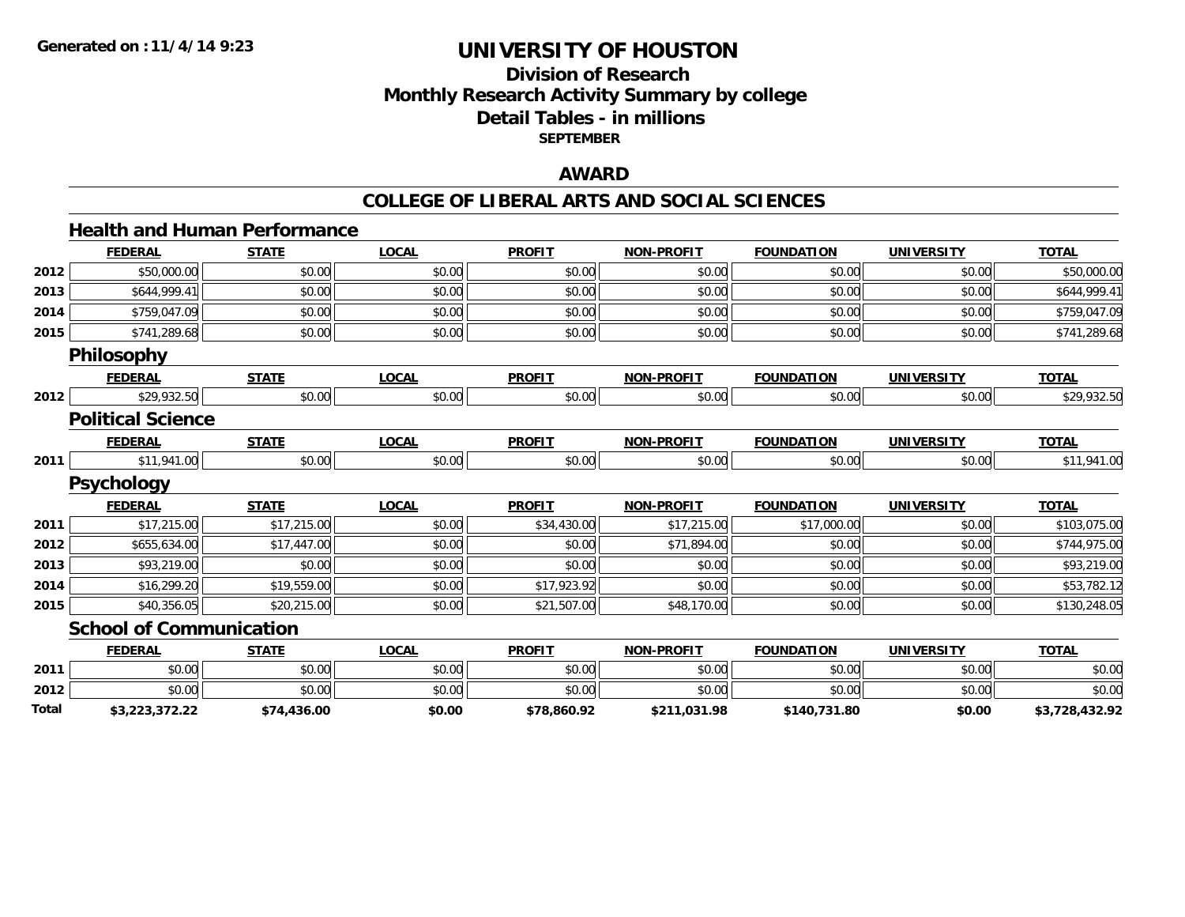Generated on :11/4/14 9:23

# UNIVERSITY OF HOUSTON

## Division of Research
## Monthly Research Activity Summary by college
## Detail Tables - in millions
### SEPTEMBER

## AWARD

## COLLEGE OF LIBERAL ARTS AND SOCIAL SCIENCES

### Health and Human Performance

| | FEDERAL | STATE | LOCAL | PROFIT | NON-PROFIT | FOUNDATION | UNIVERSITY | TOTAL |
|---|---|---|---|---|---|---|---|---|
| 2012 | $50,000.00 | $0.00 | $0.00 | $0.00 | $0.00 | $0.00 | $0.00 | $50,000.00 |
| 2013 | $644,999.41 | $0.00 | $0.00 | $0.00 | $0.00 | $0.00 | $0.00 | $644,999.41 |
| 2014 | $759,047.09 | $0.00 | $0.00 | $0.00 | $0.00 | $0.00 | $0.00 | $759,047.09 |
| 2015 | $741,289.68 | $0.00 | $0.00 | $0.00 | $0.00 | $0.00 | $0.00 | $741,289.68 |

### Philosophy

| | FEDERAL | STATE | LOCAL | PROFIT | NON-PROFIT | FOUNDATION | UNIVERSITY | TOTAL |
|---|---|---|---|---|---|---|---|---|
| 2012 | $29,932.50 | $0.00 | $0.00 | $0.00 | $0.00 | $0.00 | $0.00 | $29,932.50 |

### Political Science

| | FEDERAL | STATE | LOCAL | PROFIT | NON-PROFIT | FOUNDATION | UNIVERSITY | TOTAL |
|---|---|---|---|---|---|---|---|---|
| 2011 | $11,941.00 | $0.00 | $0.00 | $0.00 | $0.00 | $0.00 | $0.00 | $11,941.00 |

### Psychology

| | FEDERAL | STATE | LOCAL | PROFIT | NON-PROFIT | FOUNDATION | UNIVERSITY | TOTAL |
|---|---|---|---|---|---|---|---|---|
| 2011 | $17,215.00 | $17,215.00 | $0.00 | $34,430.00 | $17,215.00 | $17,000.00 | $0.00 | $103,075.00 |
| 2012 | $655,634.00 | $17,447.00 | $0.00 | $0.00 | $71,894.00 | $0.00 | $0.00 | $744,975.00 |
| 2013 | $93,219.00 | $0.00 | $0.00 | $0.00 | $0.00 | $0.00 | $0.00 | $93,219.00 |
| 2014 | $16,299.20 | $19,559.00 | $0.00 | $17,923.92 | $0.00 | $0.00 | $0.00 | $53,782.12 |
| 2015 | $40,356.05 | $20,215.00 | $0.00 | $21,507.00 | $48,170.00 | $0.00 | $0.00 | $130,248.05 |

### School of Communication

| | FEDERAL | STATE | LOCAL | PROFIT | NON-PROFIT | FOUNDATION | UNIVERSITY | TOTAL |
|---|---|---|---|---|---|---|---|---|
| 2011 | $0.00 | $0.00 | $0.00 | $0.00 | $0.00 | $0.00 | $0.00 | $0.00 |
| 2012 | $0.00 | $0.00 | $0.00 | $0.00 | $0.00 | $0.00 | $0.00 | $0.00 |
| **Total** | **$3,223,372.22** | **$74,436.00** | **$0.00** | **$78,860.92** | **$211,031.98** | **$140,731.80** | **$0.00** | **$3,728,432.92** |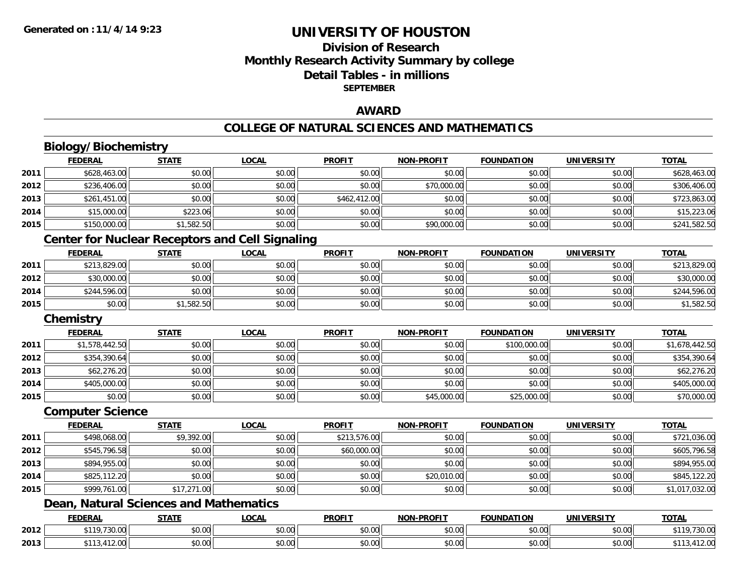# UNIVERSITY OF HOUSTON

## Division of Research
## Monthly Research Activity Summary by college
## Detail Tables - in millions
### SEPTEMBER

## AWARD

## COLLEGE OF NATURAL SCIENCES AND MATHEMATICS

### Biology/Biochemistry

| | FEDERAL | STATE | LOCAL | PROFIT | NON-PROFIT | FOUNDATION | UNIVERSITY | TOTAL |
|---|---|---|---|---|---|---|---|---|
| 2011 | $628,463.00 | $0.00 | $0.00 | $0.00 | $0.00 | $0.00 | $0.00 | $628,463.00 |
| 2012 | $236,406.00 | $0.00 | $0.00 | $0.00 | $70,000.00 | $0.00 | $0.00 | $306,406.00 |
| 2013 | $261,451.00 | $0.00 | $0.00 | $462,412.00 | $0.00 | $0.00 | $0.00 | $723,863.00 |
| 2014 | $15,000.00 | $223.06 | $0.00 | $0.00 | $0.00 | $0.00 | $0.00 | $15,223.06 |
| 2015 | $150,000.00 | $1,582.50 | $0.00 | $0.00 | $90,000.00 | $0.00 | $0.00 | $241,582.50 |

### Center for Nuclear Receptors and Cell Signaling

| | FEDERAL | STATE | LOCAL | PROFIT | NON-PROFIT | FOUNDATION | UNIVERSITY | TOTAL |
|---|---|---|---|---|---|---|---|---|
| 2011 | $213,829.00 | $0.00 | $0.00 | $0.00 | $0.00 | $0.00 | $0.00 | $213,829.00 |
| 2012 | $30,000.00 | $0.00 | $0.00 | $0.00 | $0.00 | $0.00 | $0.00 | $30,000.00 |
| 2014 | $244,596.00 | $0.00 | $0.00 | $0.00 | $0.00 | $0.00 | $0.00 | $244,596.00 |
| 2015 | $0.00 | $1,582.50 | $0.00 | $0.00 | $0.00 | $0.00 | $0.00 | $1,582.50 |

### Chemistry

| | FEDERAL | STATE | LOCAL | PROFIT | NON-PROFIT | FOUNDATION | UNIVERSITY | TOTAL |
|---|---|---|---|---|---|---|---|---|
| 2011 | $1,578,442.50 | $0.00 | $0.00 | $0.00 | $0.00 | $100,000.00 | $0.00 | $1,678,442.50 |
| 2012 | $354,390.64 | $0.00 | $0.00 | $0.00 | $0.00 | $0.00 | $0.00 | $354,390.64 |
| 2013 | $62,276.20 | $0.00 | $0.00 | $0.00 | $0.00 | $0.00 | $0.00 | $62,276.20 |
| 2014 | $405,000.00 | $0.00 | $0.00 | $0.00 | $0.00 | $0.00 | $0.00 | $405,000.00 |
| 2015 | $0.00 | $0.00 | $0.00 | $0.00 | $45,000.00 | $25,000.00 | $0.00 | $70,000.00 |

### Computer Science

| | FEDERAL | STATE | LOCAL | PROFIT | NON-PROFIT | FOUNDATION | UNIVERSITY | TOTAL |
|---|---|---|---|---|---|---|---|---|
| 2011 | $498,068.00 | $9,392.00 | $0.00 | $213,576.00 | $0.00 | $0.00 | $0.00 | $721,036.00 |
| 2012 | $545,796.58 | $0.00 | $0.00 | $60,000.00 | $0.00 | $0.00 | $0.00 | $605,796.58 |
| 2013 | $894,955.00 | $0.00 | $0.00 | $0.00 | $0.00 | $0.00 | $0.00 | $894,955.00 |
| 2014 | $825,112.20 | $0.00 | $0.00 | $0.00 | $20,010.00 | $0.00 | $0.00 | $845,122.20 |
| 2015 | $999,761.00 | $17,271.00 | $0.00 | $0.00 | $0.00 | $0.00 | $0.00 | $1,017,032.00 |

### Dean, Natural Sciences and Mathematics

| | FEDERAL | STATE | LOCAL | PROFIT | NON-PROFIT | FOUNDATION | UNIVERSITY | TOTAL |
|---|---|---|---|---|---|---|---|---|
| 2012 | $119,730.00 | $0.00 | $0.00 | $0.00 | $0.00 | $0.00 | $0.00 | $119,730.00 |
| 2013 | $113,412.00 | $0.00 | $0.00 | $0.00 | $0.00 | $0.00 | $0.00 | $113,412.00 |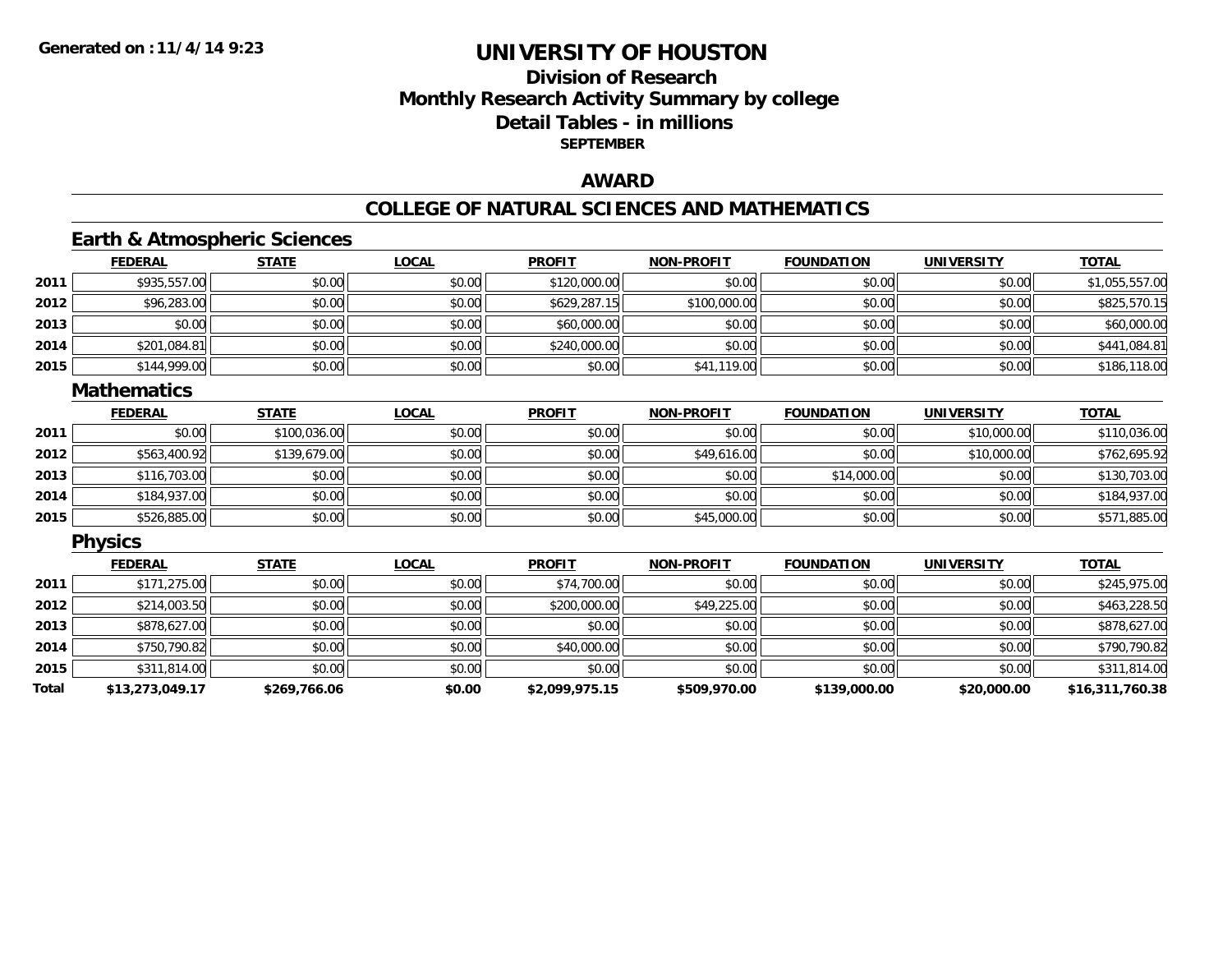**Generated on :11/4/14 9:23**

# UNIVERSITY OF HOUSTON

## Division of Research
## Monthly Research Activity Summary by college
## Detail Tables - in millions
### SEPTEMBER

### AWARD

### COLLEGE OF NATURAL SCIENCES AND MATHEMATICS

#### Earth & Atmospheric Sciences

| | FEDERAL | STATE | LOCAL | PROFIT | NON-PROFIT | FOUNDATION | UNIVERSITY | TOTAL |
|---|---|---|---|---|---|---|---|---|
| 2011 | $935,557.00 | $0.00 | $0.00 | $120,000.00 | $0.00 | $0.00 | $0.00 | $1,055,557.00 |
| 2012 | $96,283.00 | $0.00 | $0.00 | $629,287.15 | $100,000.00 | $0.00 | $0.00 | $825,570.15 |
| 2013 | $0.00 | $0.00 | $0.00 | $60,000.00 | $0.00 | $0.00 | $0.00 | $60,000.00 |
| 2014 | $201,084.81 | $0.00 | $0.00 | $240,000.00 | $0.00 | $0.00 | $0.00 | $441,084.81 |
| 2015 | $144,999.00 | $0.00 | $0.00 | $0.00 | $41,119.00 | $0.00 | $0.00 | $186,118.00 |

#### Mathematics

| | FEDERAL | STATE | LOCAL | PROFIT | NON-PROFIT | FOUNDATION | UNIVERSITY | TOTAL |
|---|---|---|---|---|---|---|---|---|
| 2011 | $0.00 | $100,036.00 | $0.00 | $0.00 | $0.00 | $0.00 | $10,000.00 | $110,036.00 |
| 2012 | $563,400.92 | $139,679.00 | $0.00 | $0.00 | $49,616.00 | $0.00 | $10,000.00 | $762,695.92 |
| 2013 | $116,703.00 | $0.00 | $0.00 | $0.00 | $0.00 | $14,000.00 | $0.00 | $130,703.00 |
| 2014 | $184,937.00 | $0.00 | $0.00 | $0.00 | $0.00 | $0.00 | $0.00 | $184,937.00 |
| 2015 | $526,885.00 | $0.00 | $0.00 | $0.00 | $45,000.00 | $0.00 | $0.00 | $571,885.00 |

#### Physics

| | FEDERAL | STATE | LOCAL | PROFIT | NON-PROFIT | FOUNDATION | UNIVERSITY | TOTAL |
|---|---|---|---|---|---|---|---|---|
| 2011 | $171,275.00 | $0.00 | $0.00 | $74,700.00 | $0.00 | $0.00 | $0.00 | $245,975.00 |
| 2012 | $214,003.50 | $0.00 | $0.00 | $200,000.00 | $49,225.00 | $0.00 | $0.00 | $463,228.50 |
| 2013 | $878,627.00 | $0.00 | $0.00 | $0.00 | $0.00 | $0.00 | $0.00 | $878,627.00 |
| 2014 | $750,790.82 | $0.00 | $0.00 | $40,000.00 | $0.00 | $0.00 | $0.00 | $790,790.82 |
| 2015 | $311,814.00 | $0.00 | $0.00 | $0.00 | $0.00 | $0.00 | $0.00 | $311,814.00 |
| **Total** | **$13,273,049.17** | **$269,766.06** | **$0.00** | **$2,099,975.15** | **$509,970.00** | **$139,000.00** | **$20,000.00** | **$16,311,760.38** |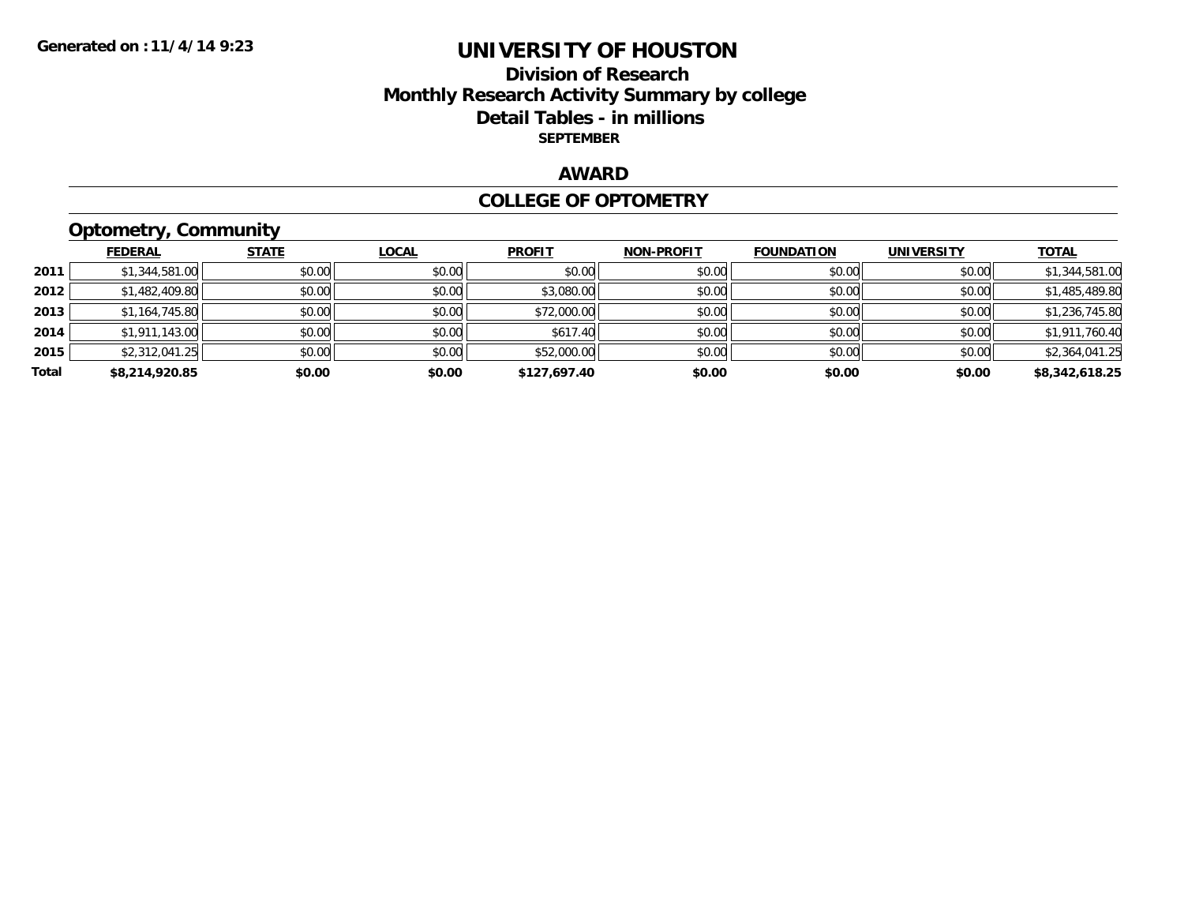Generated on :11/4/14 9:23

# UNIVERSITY OF HOUSTON

## Division of Research
## Monthly Research Activity Summary by college
## Detail Tables - in millions

**SEPTEMBER**

## AWARD

## COLLEGE OF OPTOMETRY

### Optometry, Community

| | FEDERAL | STATE | LOCAL | PROFIT | NON-PROFIT | FOUNDATION | UNIVERSITY | TOTAL |
|---|---|---|---|---|---|---|---|---|
| 2011 | $1,344,581.00 | $0.00 | $0.00 | $0.00 | $0.00 | $0.00 | $0.00 | $1,344,581.00 |
| 2012 | $1,482,409.80 | $0.00 | $0.00 | $3,080.00 | $0.00 | $0.00 | $0.00 | $1,485,489.80 |
| 2013 | $1,164,745.80 | $0.00 | $0.00 | $72,000.00 | $0.00 | $0.00 | $0.00 | $1,236,745.80 |
| 2014 | $1,911,143.00 | $0.00 | $0.00 | $617.40 | $0.00 | $0.00 | $0.00 | $1,911,760.40 |
| 2015 | $2,312,041.25 | $0.00 | $0.00 | $52,000.00 | $0.00 | $0.00 | $0.00 | $2,364,041.25 |
| **Total** | **$8,214,920.85** | **$0.00** | **$0.00** | **$127,697.40** | **$0.00** | **$0.00** | **$0.00** | **$8,342,618.25** |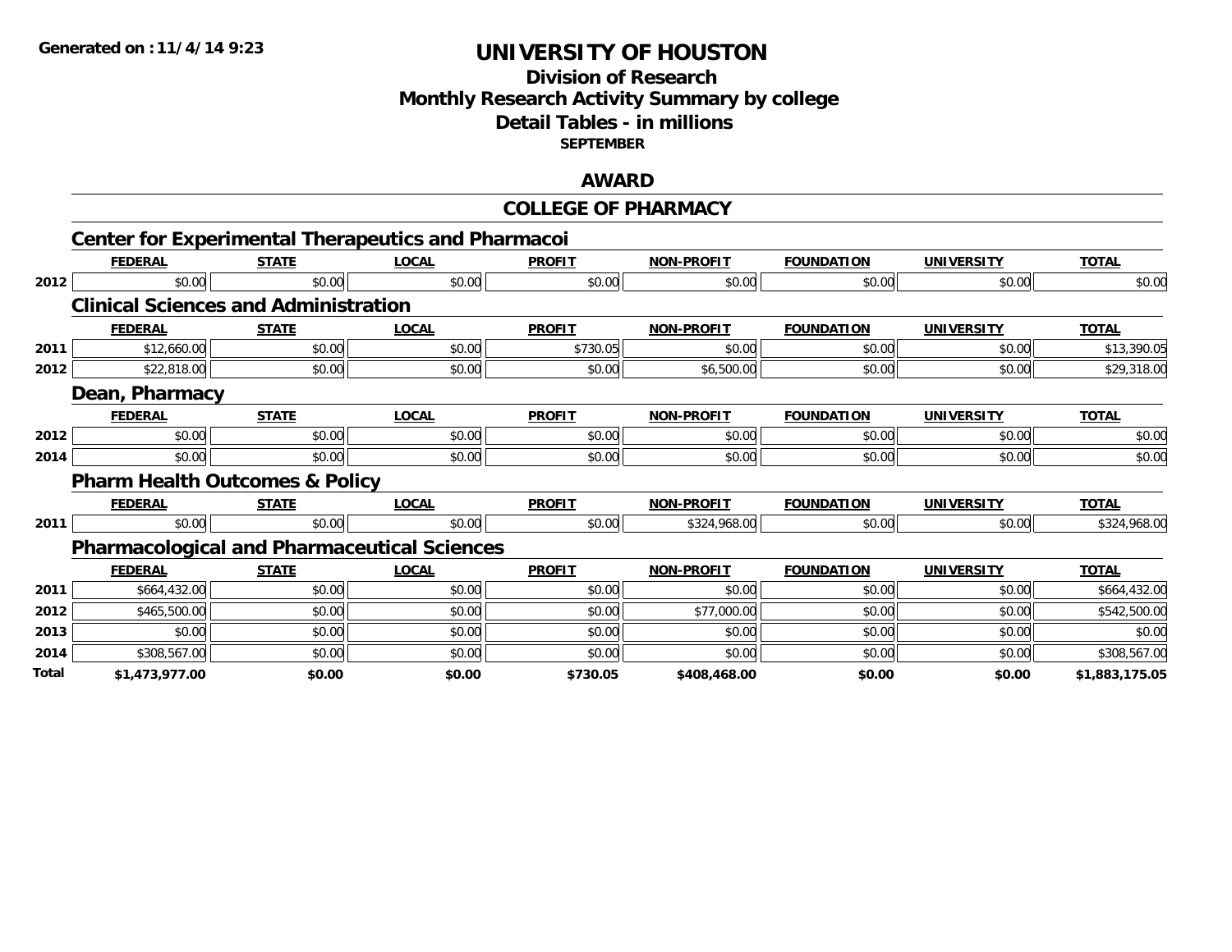**Generated on :11/4/14 9:23**

# UNIVERSITY OF HOUSTON

## Division of Research
## Monthly Research Activity Summary by college
## Detail Tables - in millions
### SEPTEMBER

## AWARD

## COLLEGE OF PHARMACY

### Center for Experimental Therapeutics and Pharmacoi

| | FEDERAL | STATE | LOCAL | PROFIT | NON-PROFIT | FOUNDATION | UNIVERSITY | TOTAL |
|---|---|---|---|---|---|---|---|---|
| 2012 | $0.00 | $0.00 | $0.00 | $0.00 | $0.00 | $0.00 | $0.00 | $0.00 |

### Clinical Sciences and Administration

| | FEDERAL | STATE | LOCAL | PROFIT | NON-PROFIT | FOUNDATION | UNIVERSITY | TOTAL |
|---|---|---|---|---|---|---|---|---|
| 2011 | $12,660.00 | $0.00 | $0.00 | $730.05 | $0.00 | $0.00 | $0.00 | $13,390.05 |
| 2012 | $22,818.00 | $0.00 | $0.00 | $0.00 | $6,500.00 | $0.00 | $0.00 | $29,318.00 |

### Dean, Pharmacy

| | FEDERAL | STATE | LOCAL | PROFIT | NON-PROFIT | FOUNDATION | UNIVERSITY | TOTAL |
|---|---|---|---|---|---|---|---|---|
| 2012 | $0.00 | $0.00 | $0.00 | $0.00 | $0.00 | $0.00 | $0.00 | $0.00 |
| 2014 | $0.00 | $0.00 | $0.00 | $0.00 | $0.00 | $0.00 | $0.00 | $0.00 |

### Pharm Health Outcomes & Policy

| | FEDERAL | STATE | LOCAL | PROFIT | NON-PROFIT | FOUNDATION | UNIVERSITY | TOTAL |
|---|---|---|---|---|---|---|---|---|
| 2011 | $0.00 | $0.00 | $0.00 | $0.00 | $324,968.00 | $0.00 | $0.00 | $324,968.00 |

### Pharmacological and Pharmaceutical Sciences

| | FEDERAL | STATE | LOCAL | PROFIT | NON-PROFIT | FOUNDATION | UNIVERSITY | TOTAL |
|---|---|---|---|---|---|---|---|---|
| 2011 | $664,432.00 | $0.00 | $0.00 | $0.00 | $0.00 | $0.00 | $0.00 | $664,432.00 |
| 2012 | $465,500.00 | $0.00 | $0.00 | $0.00 | $77,000.00 | $0.00 | $0.00 | $542,500.00 |
| 2013 | $0.00 | $0.00 | $0.00 | $0.00 | $0.00 | $0.00 | $0.00 | $0.00 |
| 2014 | $308,567.00 | $0.00 | $0.00 | $0.00 | $0.00 | $0.00 | $0.00 | $308,567.00 |
| **Total** | **$1,473,977.00** | **$0.00** | **$0.00** | **$730.05** | **$408,468.00** | **$0.00** | **$0.00** | **$1,883,175.05** |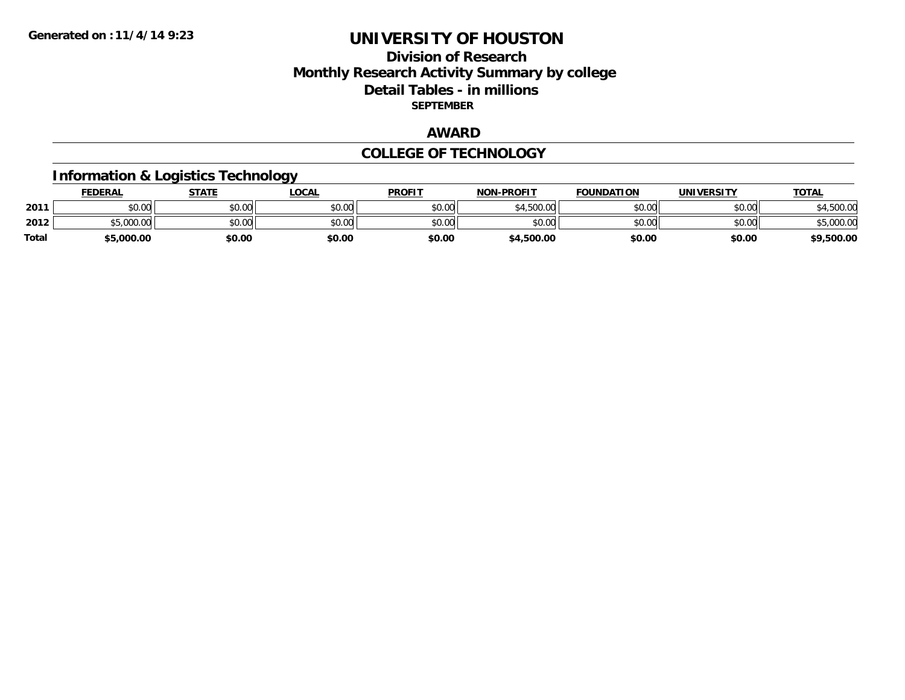# UNIVERSITY OF HOUSTON

## Division of Research
## Monthly Research Activity Summary by college
## Detail Tables - in millions
**SEPTEMBER**

## AWARD

## COLLEGE OF TECHNOLOGY

### Information & Logistics Technology

| | FEDERAL | STATE | LOCAL | PROFIT | NON-PROFIT | FOUNDATION | UNIVERSITY | TOTAL |
|---|---|---|---|---|---|---|---|---|
| 2011 | $0.00 | $0.00 | $0.00 | $0.00 | $4,500.00 | $0.00 | $0.00 | $4,500.00 |
| 2012 | $5,000.00 | $0.00 | $0.00 | $0.00 | $0.00 | $0.00 | $0.00 | $5,000.00 |
| **Total** | **$5,000.00** | **$0.00** | **$0.00** | **$0.00** | **$4,500.00** | **$0.00** | **$0.00** | **$9,500.00** |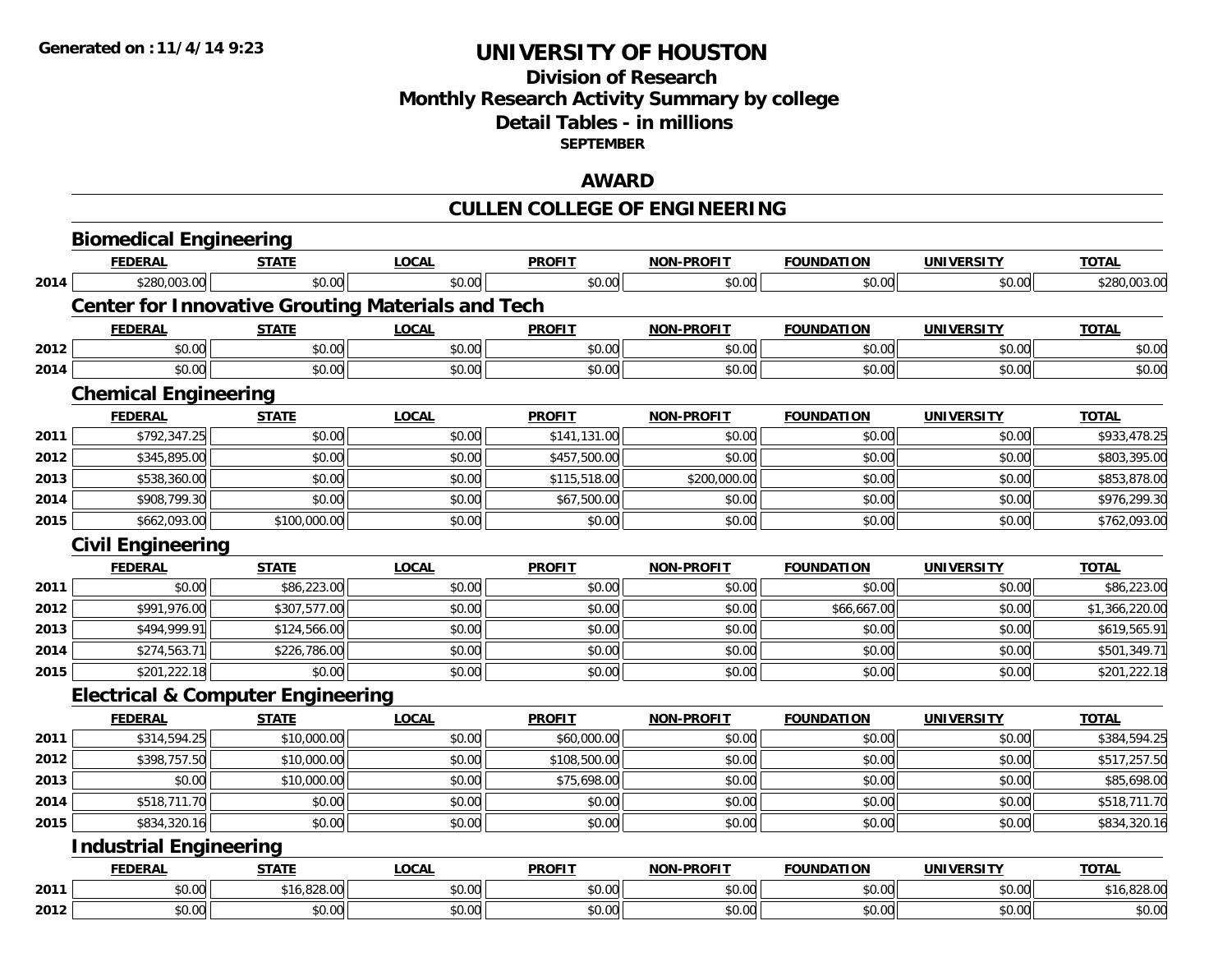**Generated on :11/4/14 9:23**

# UNIVERSITY OF HOUSTON

## Division of Research
## Monthly Research Activity Summary by college
## Detail Tables - in millions
### SEPTEMBER

## AWARD

## CULLEN COLLEGE OF ENGINEERING

### Biomedical Engineering

| | FEDERAL | STATE | LOCAL | PROFIT | NON-PROFIT | FOUNDATION | UNIVERSITY | TOTAL |
|---|---|---|---|---|---|---|---|---|
| 2014 | $280,003.00 | $0.00 | $0.00 | $0.00 | $0.00 | $0.00 | $0.00 | $280,003.00 |

### Center for Innovative Grouting Materials and Tech

| | FEDERAL | STATE | LOCAL | PROFIT | NON-PROFIT | FOUNDATION | UNIVERSITY | TOTAL |
|---|---|---|---|---|---|---|---|---|
| 2012 | $0.00 | $0.00 | $0.00 | $0.00 | $0.00 | $0.00 | $0.00 | $0.00 |
| 2014 | $0.00 | $0.00 | $0.00 | $0.00 | $0.00 | $0.00 | $0.00 | $0.00 |

### Chemical Engineering

| | FEDERAL | STATE | LOCAL | PROFIT | NON-PROFIT | FOUNDATION | UNIVERSITY | TOTAL |
|---|---|---|---|---|---|---|---|---|
| 2011 | $792,347.25 | $0.00 | $0.00 | $141,131.00 | $0.00 | $0.00 | $0.00 | $933,478.25 |
| 2012 | $345,895.00 | $0.00 | $0.00 | $457,500.00 | $0.00 | $0.00 | $0.00 | $803,395.00 |
| 2013 | $538,360.00 | $0.00 | $0.00 | $115,518.00 | $200,000.00 | $0.00 | $0.00 | $853,878.00 |
| 2014 | $908,799.30 | $0.00 | $0.00 | $67,500.00 | $0.00 | $0.00 | $0.00 | $976,299.30 |
| 2015 | $662,093.00 | $100,000.00 | $0.00 | $0.00 | $0.00 | $0.00 | $0.00 | $762,093.00 |

### Civil Engineering

| | FEDERAL | STATE | LOCAL | PROFIT | NON-PROFIT | FOUNDATION | UNIVERSITY | TOTAL |
|---|---|---|---|---|---|---|---|---|
| 2011 | $0.00 | $86,223.00 | $0.00 | $0.00 | $0.00 | $0.00 | $0.00 | $86,223.00 |
| 2012 | $991,976.00 | $307,577.00 | $0.00 | $0.00 | $0.00 | $66,667.00 | $0.00 | $1,366,220.00 |
| 2013 | $494,999.91 | $124,566.00 | $0.00 | $0.00 | $0.00 | $0.00 | $0.00 | $619,565.91 |
| 2014 | $274,563.71 | $226,786.00 | $0.00 | $0.00 | $0.00 | $0.00 | $0.00 | $501,349.71 |
| 2015 | $201,222.18 | $0.00 | $0.00 | $0.00 | $0.00 | $0.00 | $0.00 | $201,222.18 |

### Electrical & Computer Engineering

| | FEDERAL | STATE | LOCAL | PROFIT | NON-PROFIT | FOUNDATION | UNIVERSITY | TOTAL |
|---|---|---|---|---|---|---|---|---|
| 2011 | $314,594.25 | $10,000.00 | $0.00 | $60,000.00 | $0.00 | $0.00 | $0.00 | $384,594.25 |
| 2012 | $398,757.50 | $10,000.00 | $0.00 | $108,500.00 | $0.00 | $0.00 | $0.00 | $517,257.50 |
| 2013 | $0.00 | $10,000.00 | $0.00 | $75,698.00 | $0.00 | $0.00 | $0.00 | $85,698.00 |
| 2014 | $518,711.70 | $0.00 | $0.00 | $0.00 | $0.00 | $0.00 | $0.00 | $518,711.70 |
| 2015 | $834,320.16 | $0.00 | $0.00 | $0.00 | $0.00 | $0.00 | $0.00 | $834,320.16 |

### Industrial Engineering

| | FEDERAL | STATE | LOCAL | PROFIT | NON-PROFIT | FOUNDATION | UNIVERSITY | TOTAL |
|---|---|---|---|---|---|---|---|---|
| 2011 | $0.00 | $16,828.00 | $0.00 | $0.00 | $0.00 | $0.00 | $0.00 | $16,828.00 |
| 2012 | $0.00 | $0.00 | $0.00 | $0.00 | $0.00 | $0.00 | $0.00 | $0.00 |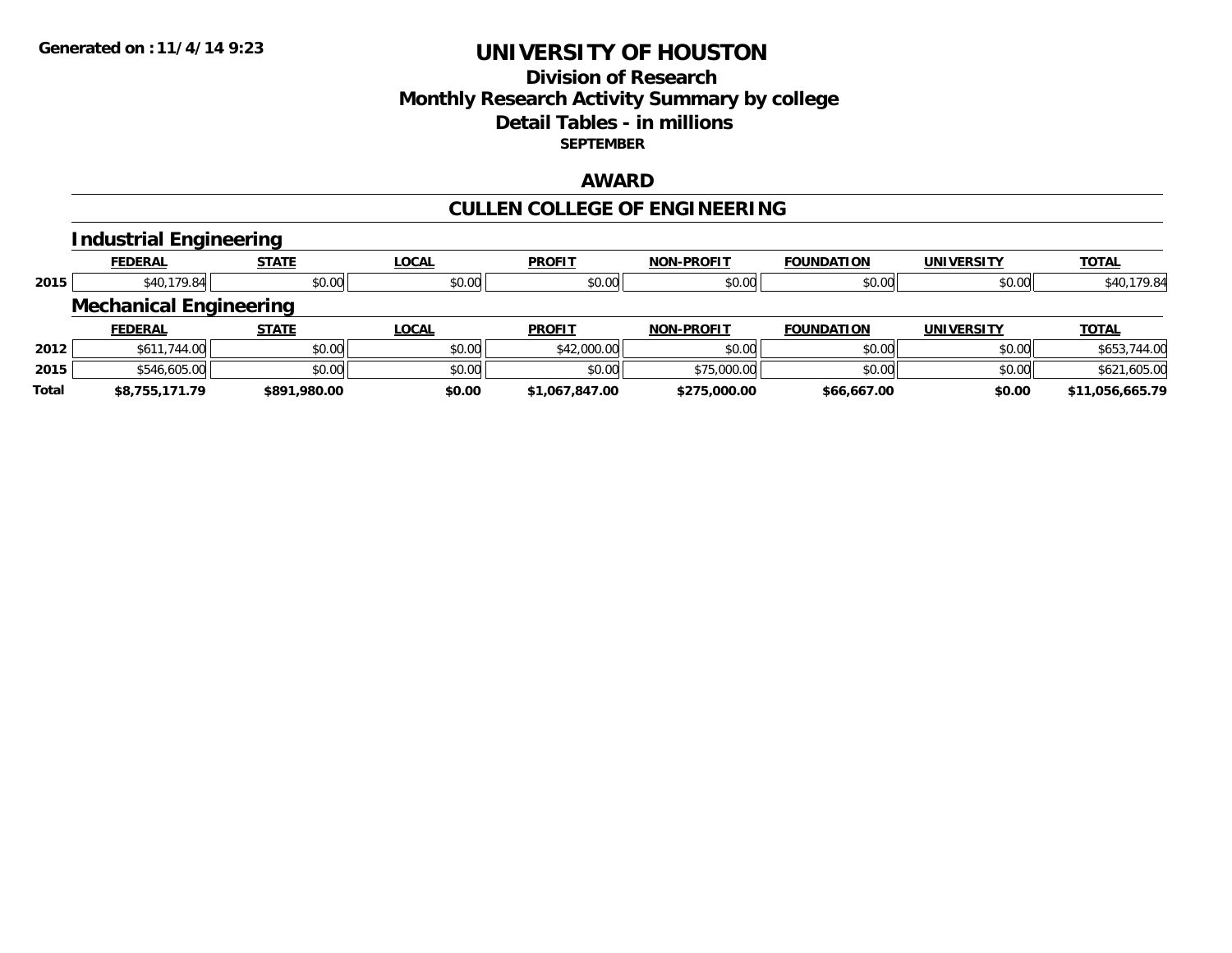Generated on : 11/4/14 9:23

# UNIVERSITY OF HOUSTON

## Division of Research
## Monthly Research Activity Summary by college
## Detail Tables - in millions
### SEPTEMBER

## AWARD

## CULLEN COLLEGE OF ENGINEERING

### Industrial Engineering

| | FEDERAL | STATE | LOCAL | PROFIT | NON-PROFIT | FOUNDATION | UNIVERSITY | TOTAL |
|---|---|---|---|---|---|---|---|---|
| 2015 | $40,179.84 | $0.00 | $0.00 | $0.00 | $0.00 | $0.00 | $0.00 | $40,179.84 |

### Mechanical Engineering

| | FEDERAL | STATE | LOCAL | PROFIT | NON-PROFIT | FOUNDATION | UNIVERSITY | TOTAL |
|---|---|---|---|---|---|---|---|---|
| 2012 | $611,744.00 | $0.00 | $0.00 | $42,000.00 | $0.00 | $0.00 | $0.00 | $653,744.00 |
| 2015 | $546,605.00 | $0.00 | $0.00 | $0.00 | $75,000.00 | $0.00 | $0.00 | $621,605.00 |
| **Total** | **$8,755,171.79** | **$891,980.00** | **$0.00** | **$1,067,847.00** | **$275,000.00** | **$66,667.00** | **$0.00** | **$11,056,665.79** |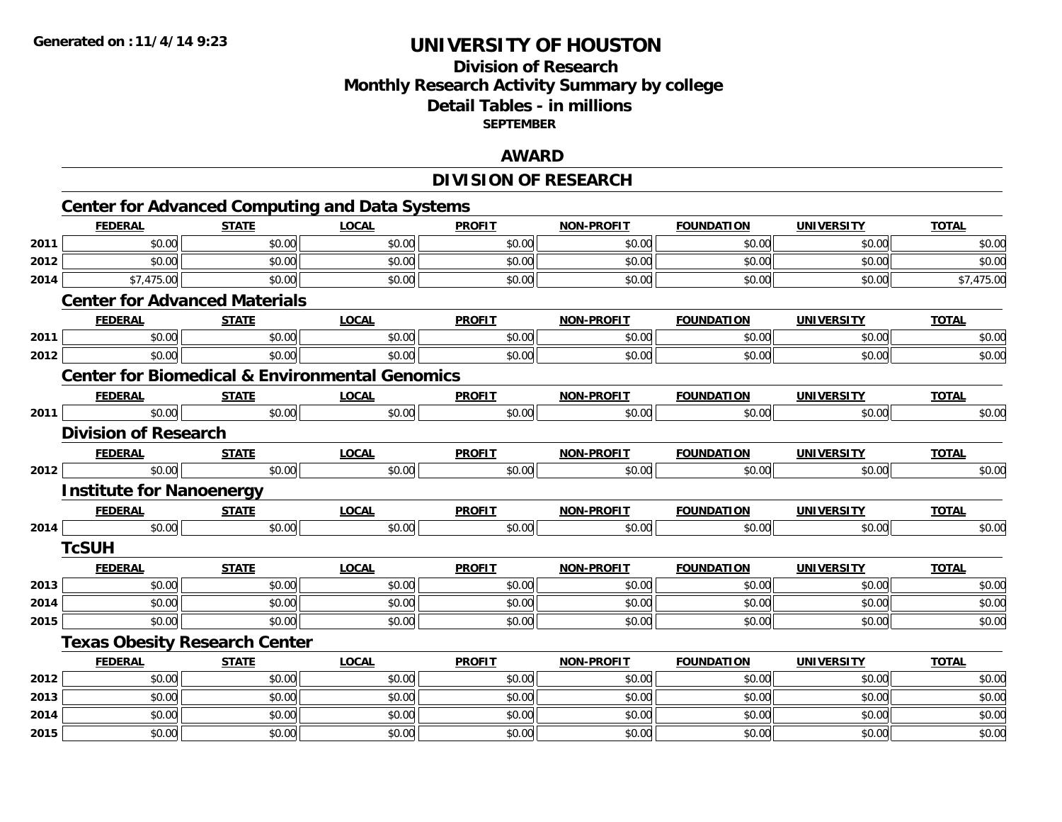Generated on :11/4/14 9:23

# UNIVERSITY OF HOUSTON

## Division of Research
## Monthly Research Activity Summary by college
## Detail Tables - in millions
### SEPTEMBER

## AWARD

## DIVISION OF RESEARCH

### Center for Advanced Computing and Data Systems

| | FEDERAL | STATE | LOCAL | PROFIT | NON-PROFIT | FOUNDATION | UNIVERSITY | TOTAL |
|---|---|---|---|---|---|---|---|---|
| 2011 | $0.00 | $0.00 | $0.00 | $0.00 | $0.00 | $0.00 | $0.00 | $0.00 |
| 2012 | $0.00 | $0.00 | $0.00 | $0.00 | $0.00 | $0.00 | $0.00 | $0.00 |
| 2014 | $7,475.00 | $0.00 | $0.00 | $0.00 | $0.00 | $0.00 | $0.00 | $7,475.00 |

### Center for Advanced Materials

| | FEDERAL | STATE | LOCAL | PROFIT | NON-PROFIT | FOUNDATION | UNIVERSITY | TOTAL |
|---|---|---|---|---|---|---|---|---|
| 2011 | $0.00 | $0.00 | $0.00 | $0.00 | $0.00 | $0.00 | $0.00 | $0.00 |
| 2012 | $0.00 | $0.00 | $0.00 | $0.00 | $0.00 | $0.00 | $0.00 | $0.00 |

### Center for Biomedical & Environmental Genomics

| | FEDERAL | STATE | LOCAL | PROFIT | NON-PROFIT | FOUNDATION | UNIVERSITY | TOTAL |
|---|---|---|---|---|---|---|---|---|
| 2011 | $0.00 | $0.00 | $0.00 | $0.00 | $0.00 | $0.00 | $0.00 | $0.00 |

### Division of Research

| | FEDERAL | STATE | LOCAL | PROFIT | NON-PROFIT | FOUNDATION | UNIVERSITY | TOTAL |
|---|---|---|---|---|---|---|---|---|
| 2012 | $0.00 | $0.00 | $0.00 | $0.00 | $0.00 | $0.00 | $0.00 | $0.00 |

### Institute for Nanoenergy

| | FEDERAL | STATE | LOCAL | PROFIT | NON-PROFIT | FOUNDATION | UNIVERSITY | TOTAL |
|---|---|---|---|---|---|---|---|---|
| 2014 | $0.00 | $0.00 | $0.00 | $0.00 | $0.00 | $0.00 | $0.00 | $0.00 |

### TcSUH

| | FEDERAL | STATE | LOCAL | PROFIT | NON-PROFIT | FOUNDATION | UNIVERSITY | TOTAL |
|---|---|---|---|---|---|---|---|---|
| 2013 | $0.00 | $0.00 | $0.00 | $0.00 | $0.00 | $0.00 | $0.00 | $0.00 |
| 2014 | $0.00 | $0.00 | $0.00 | $0.00 | $0.00 | $0.00 | $0.00 | $0.00 |
| 2015 | $0.00 | $0.00 | $0.00 | $0.00 | $0.00 | $0.00 | $0.00 | $0.00 |

### Texas Obesity Research Center

| | FEDERAL | STATE | LOCAL | PROFIT | NON-PROFIT | FOUNDATION | UNIVERSITY | TOTAL |
|---|---|---|---|---|---|---|---|---|
| 2012 | $0.00 | $0.00 | $0.00 | $0.00 | $0.00 | $0.00 | $0.00 | $0.00 |
| 2013 | $0.00 | $0.00 | $0.00 | $0.00 | $0.00 | $0.00 | $0.00 | $0.00 |
| 2014 | $0.00 | $0.00 | $0.00 | $0.00 | $0.00 | $0.00 | $0.00 | $0.00 |
| 2015 | $0.00 | $0.00 | $0.00 | $0.00 | $0.00 | $0.00 | $0.00 | $0.00 |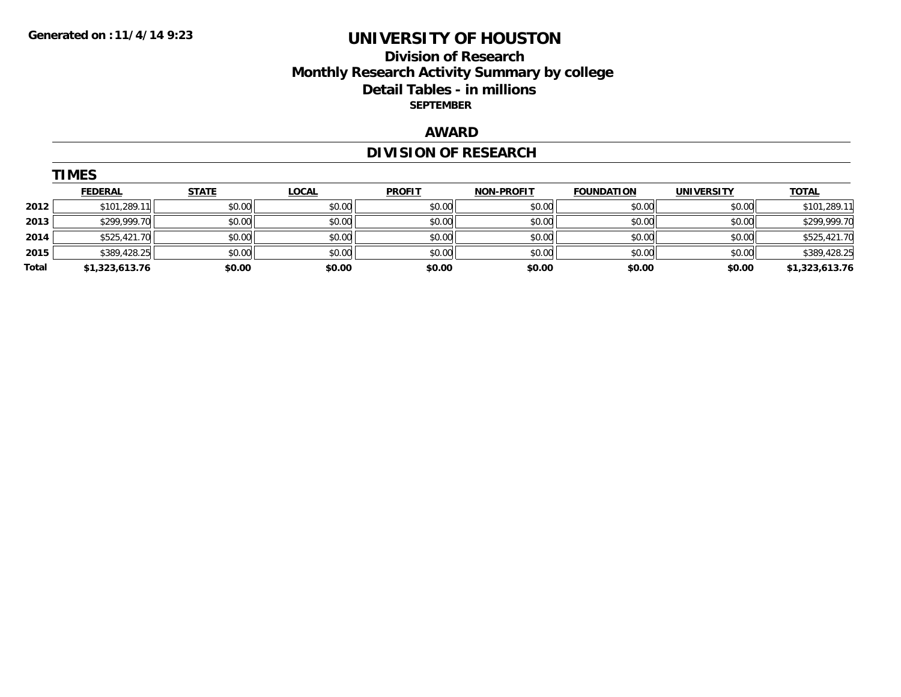Generated on :11/4/14 9:23

# UNIVERSITY OF HOUSTON

## Division of Research

## Monthly Research Activity Summary by college

## Detail Tables - in millions

### SEPTEMBER

## AWARD

## DIVISION OF RESEARCH

### TIMES

| | FEDERAL | STATE | LOCAL | PROFIT | NON-PROFIT | FOUNDATION | UNIVERSITY | TOTAL |
|---|---|---|---|---|---|---|---|---|
| 2012 | $101,289.11 | $0.00 | $0.00 | $0.00 | $0.00 | $0.00 | $0.00 | $101,289.11 |
| 2013 | $299,999.70 | $0.00 | $0.00 | $0.00 | $0.00 | $0.00 | $0.00 | $299,999.70 |
| 2014 | $525,421.70 | $0.00 | $0.00 | $0.00 | $0.00 | $0.00 | $0.00 | $525,421.70 |
| 2015 | $389,428.25 | $0.00 | $0.00 | $0.00 | $0.00 | $0.00 | $0.00 | $389,428.25 |
| **Total** | **$1,323,613.76** | **$0.00** | **$0.00** | **$0.00** | **$0.00** | **$0.00** | **$0.00** | **$1,323,613.76** |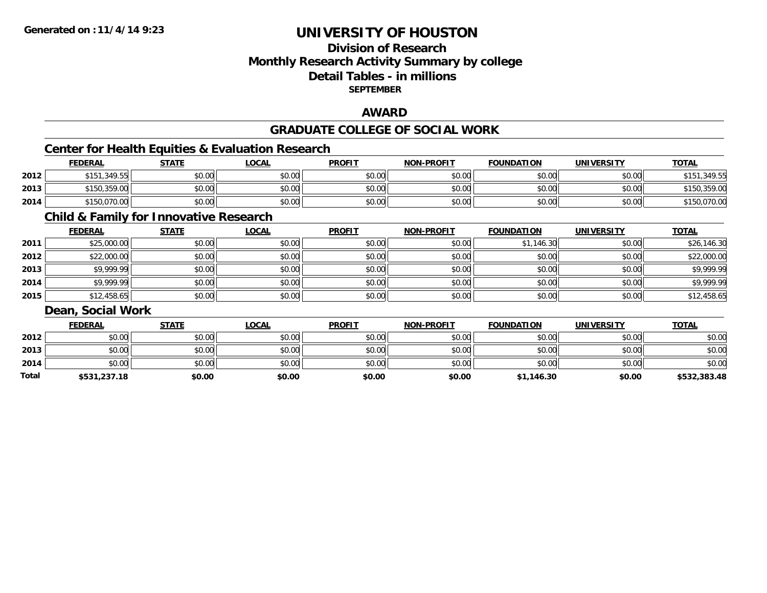**Generated on :11/4/14 9:23**

# UNIVERSITY OF HOUSTON

## Division of Research
## Monthly Research Activity Summary by college
## Detail Tables - in millions
### SEPTEMBER

## AWARD

## GRADUATE COLLEGE OF SOCIAL WORK

### Center for Health Equities & Evaluation Research

| | FEDERAL | STATE | LOCAL | PROFIT | NON-PROFIT | FOUNDATION | UNIVERSITY | TOTAL |
|---|---|---|---|---|---|---|---|---|
| 2012 | $151,349.55 | $0.00 | $0.00 | $0.00 | $0.00 | $0.00 | $0.00 | $151,349.55 |
| 2013 | $150,359.00 | $0.00 | $0.00 | $0.00 | $0.00 | $0.00 | $0.00 | $150,359.00 |
| 2014 | $150,070.00 | $0.00 | $0.00 | $0.00 | $0.00 | $0.00 | $0.00 | $150,070.00 |

### Child & Family for Innovative Research

| | FEDERAL | STATE | LOCAL | PROFIT | NON-PROFIT | FOUNDATION | UNIVERSITY | TOTAL |
|---|---|---|---|---|---|---|---|---|
| 2011 | $25,000.00 | $0.00 | $0.00 | $0.00 | $0.00 | $1,146.30 | $0.00 | $26,146.30 |
| 2012 | $22,000.00 | $0.00 | $0.00 | $0.00 | $0.00 | $0.00 | $0.00 | $22,000.00 |
| 2013 | $9,999.99 | $0.00 | $0.00 | $0.00 | $0.00 | $0.00 | $0.00 | $9,999.99 |
| 2014 | $9,999.99 | $0.00 | $0.00 | $0.00 | $0.00 | $0.00 | $0.00 | $9,999.99 |
| 2015 | $12,458.65 | $0.00 | $0.00 | $0.00 | $0.00 | $0.00 | $0.00 | $12,458.65 |

### Dean, Social Work

| | FEDERAL | STATE | LOCAL | PROFIT | NON-PROFIT | FOUNDATION | UNIVERSITY | TOTAL |
|---|---|---|---|---|---|---|---|---|
| 2012 | $0.00 | $0.00 | $0.00 | $0.00 | $0.00 | $0.00 | $0.00 | $0.00 |
| 2013 | $0.00 | $0.00 | $0.00 | $0.00 | $0.00 | $0.00 | $0.00 | $0.00 |
| 2014 | $0.00 | $0.00 | $0.00 | $0.00 | $0.00 | $0.00 | $0.00 | $0.00 |
| **Total** | **$531,237.18** | **$0.00** | **$0.00** | **$0.00** | **$0.00** | **$1,146.30** | **$0.00** | **$532,383.48** |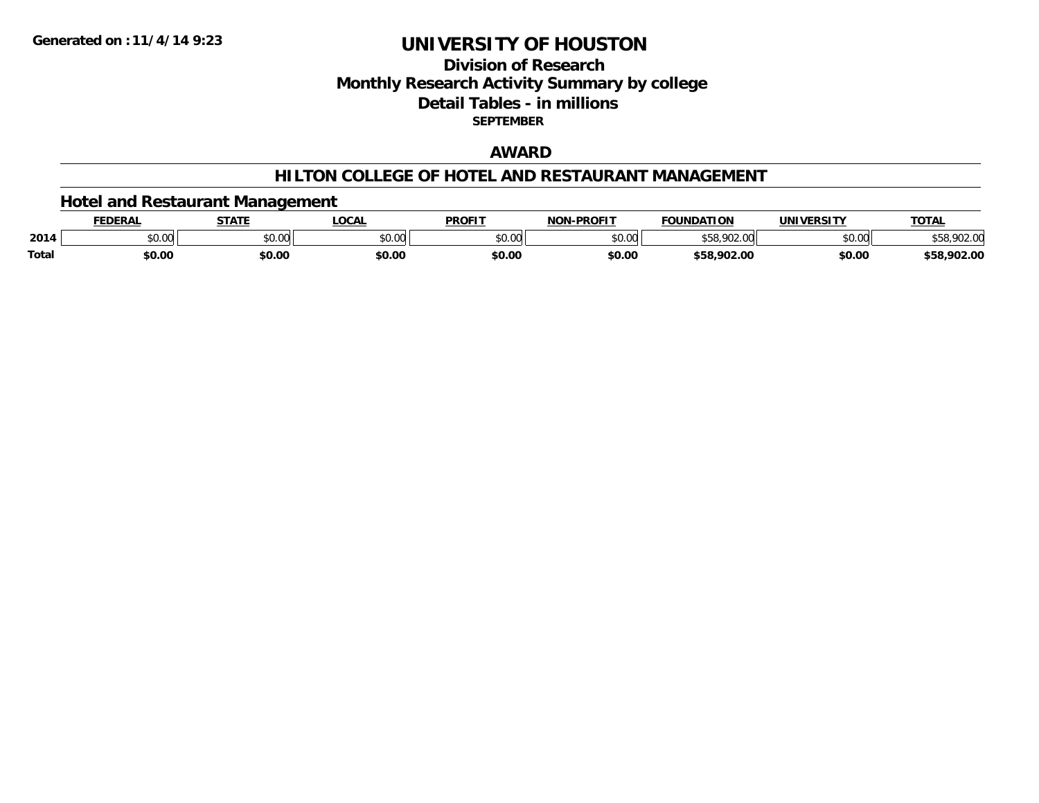Generated on :11/4/14 9:23

# UNIVERSITY OF HOUSTON

## Division of Research
## Monthly Research Activity Summary by college
## Detail Tables - in millions
**SEPTEMBER**

## AWARD

## HILTON COLLEGE OF HOTEL AND RESTAURANT MANAGEMENT

### Hotel and Restaurant Management

| | FEDERAL | STATE | LOCAL | PROFIT | NON-PROFIT | FOUNDATION | UNIVERSITY | TOTAL |
|---|---|---|---|---|---|---|---|---|
| 2014 | $0.00 | $0.00 | $0.00 | $0.00 | $0.00 | $58,902.00 | $0.00 | $58,902.00 |
| **Total** | **$0.00** | **$0.00** | **$0.00** | **$0.00** | **$0.00** | **$58,902.00** | **$0.00** | **$58,902.00** |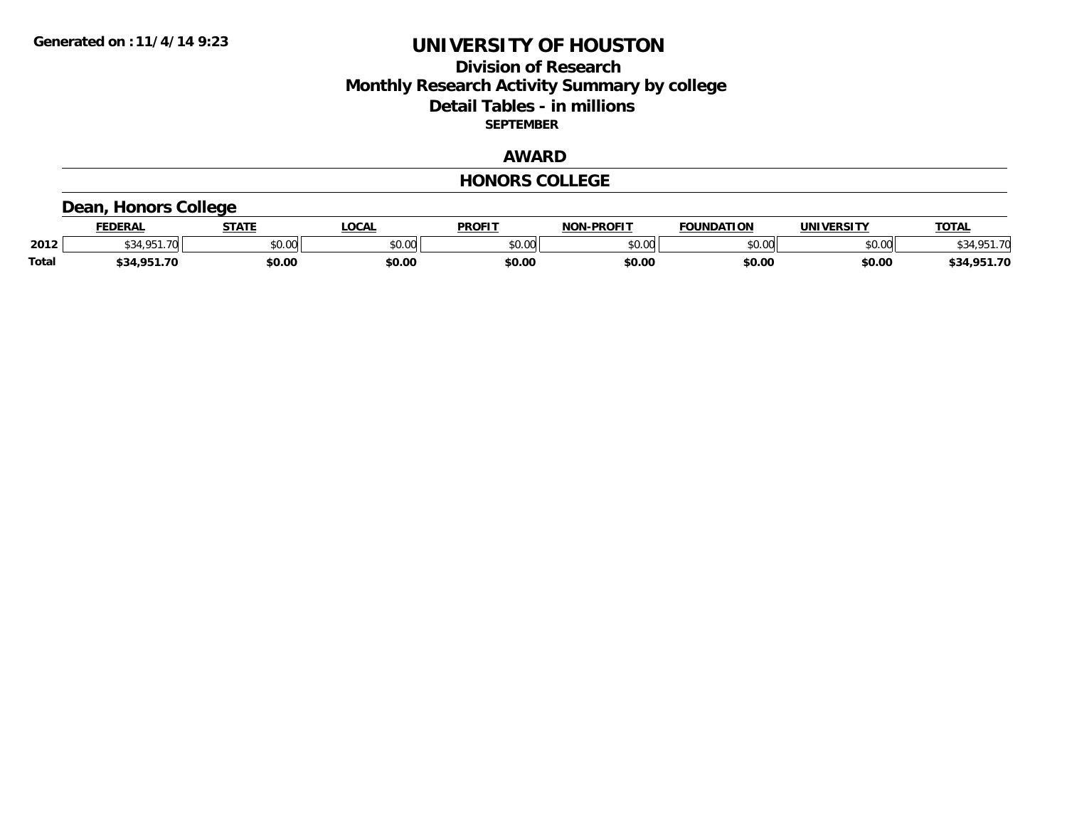Generated on :11/4/14 9:23

# UNIVERSITY OF HOUSTON

## Division of Research
## Monthly Research Activity Summary by college
## Detail Tables - in millions
### SEPTEMBER

## AWARD

## HONORS COLLEGE

### Dean, Honors College

| | FEDERAL | STATE | LOCAL | PROFIT | NON-PROFIT | FOUNDATION | UNIVERSITY | TOTAL |
|---|---|---|---|---|---|---|---|---|
| 2012 | $34,951.70 | $0.00 | $0.00 | $0.00 | $0.00 | $0.00 | $0.00 | $34,951.70 |
| **Total** | **$34,951.70** | **$0.00** | **$0.00** | **$0.00** | **$0.00** | **$0.00** | **$0.00** | **$34,951.70** |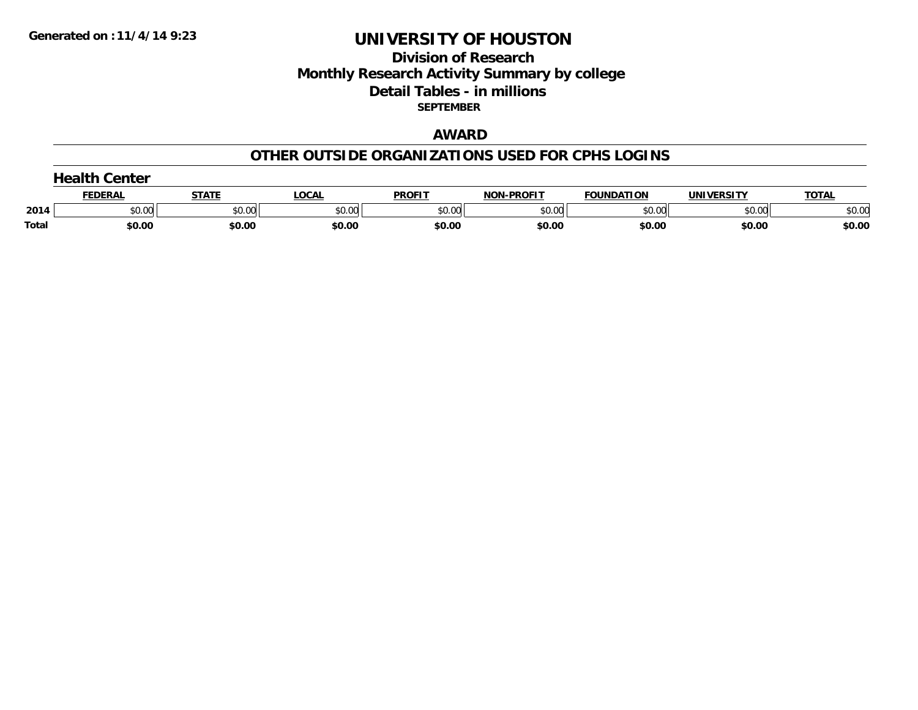Generated on :11/4/14 9:23

# UNIVERSITY OF HOUSTON

## Division of Research
## Monthly Research Activity Summary by college
## Detail Tables - in millions
### SEPTEMBER

## AWARD

## OTHER OUTSIDE ORGANIZATIONS USED FOR CPHS LOGINS

### Health Center

| | FEDERAL | STATE | LOCAL | PROFIT | NON-PROFIT | FOUNDATION | UNIVERSITY | TOTAL |
|---|---|---|---|---|---|---|---|---|
| 2014 | $0.00 | $0.00 | $0.00 | $0.00 | $0.00 | $0.00 | $0.00 | $0.00 |
| **Total** | **$0.00** | **$0.00** | **$0.00** | **$0.00** | **$0.00** | **$0.00** | **$0.00** | **$0.00** |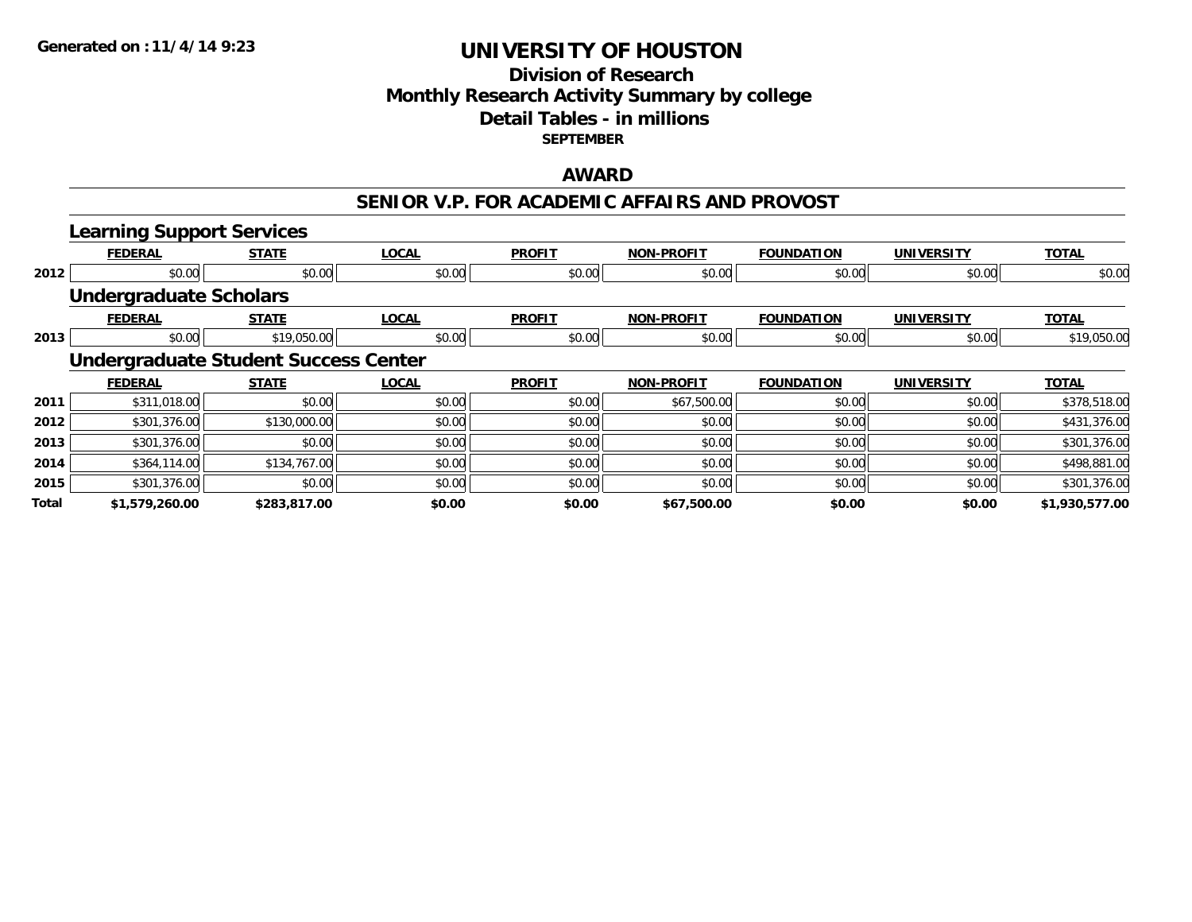Generated on :11/4/14 9:23

# UNIVERSITY OF HOUSTON

## Division of Research
## Monthly Research Activity Summary by college
## Detail Tables - in millions
**SEPTEMBER**

## AWARD

## SENIOR V.P. FOR ACADEMIC AFFAIRS AND PROVOST

### Learning Support Services

| | FEDERAL | STATE | LOCAL | PROFIT | NON-PROFIT | FOUNDATION | UNIVERSITY | TOTAL |
|---|---|---|---|---|---|---|---|---|
| 2012 | $0.00 | $0.00 | $0.00 | $0.00 | $0.00 | $0.00 | $0.00 | $0.00 |

### Undergraduate Scholars

| | FEDERAL | STATE | LOCAL | PROFIT | NON-PROFIT | FOUNDATION | UNIVERSITY | TOTAL |
|---|---|---|---|---|---|---|---|---|
| 2013 | $0.00 | $19,050.00 | $0.00 | $0.00 | $0.00 | $0.00 | $0.00 | $19,050.00 |

### Undergraduate Student Success Center

| | FEDERAL | STATE | LOCAL | PROFIT | NON-PROFIT | FOUNDATION | UNIVERSITY | TOTAL |
|---|---|---|---|---|---|---|---|---|
| 2011 | $311,018.00 | $0.00 | $0.00 | $0.00 | $67,500.00 | $0.00 | $0.00 | $378,518.00 |
| 2012 | $301,376.00 | $130,000.00 | $0.00 | $0.00 | $0.00 | $0.00 | $0.00 | $431,376.00 |
| 2013 | $301,376.00 | $0.00 | $0.00 | $0.00 | $0.00 | $0.00 | $0.00 | $301,376.00 |
| 2014 | $364,114.00 | $134,767.00 | $0.00 | $0.00 | $0.00 | $0.00 | $0.00 | $498,881.00 |
| 2015 | $301,376.00 | $0.00 | $0.00 | $0.00 | $0.00 | $0.00 | $0.00 | $301,376.00 |
| **Total** | **$1,579,260.00** | **$283,817.00** | **$0.00** | **$0.00** | **$67,500.00** | **$0.00** | **$0.00** | **$1,930,577.00** |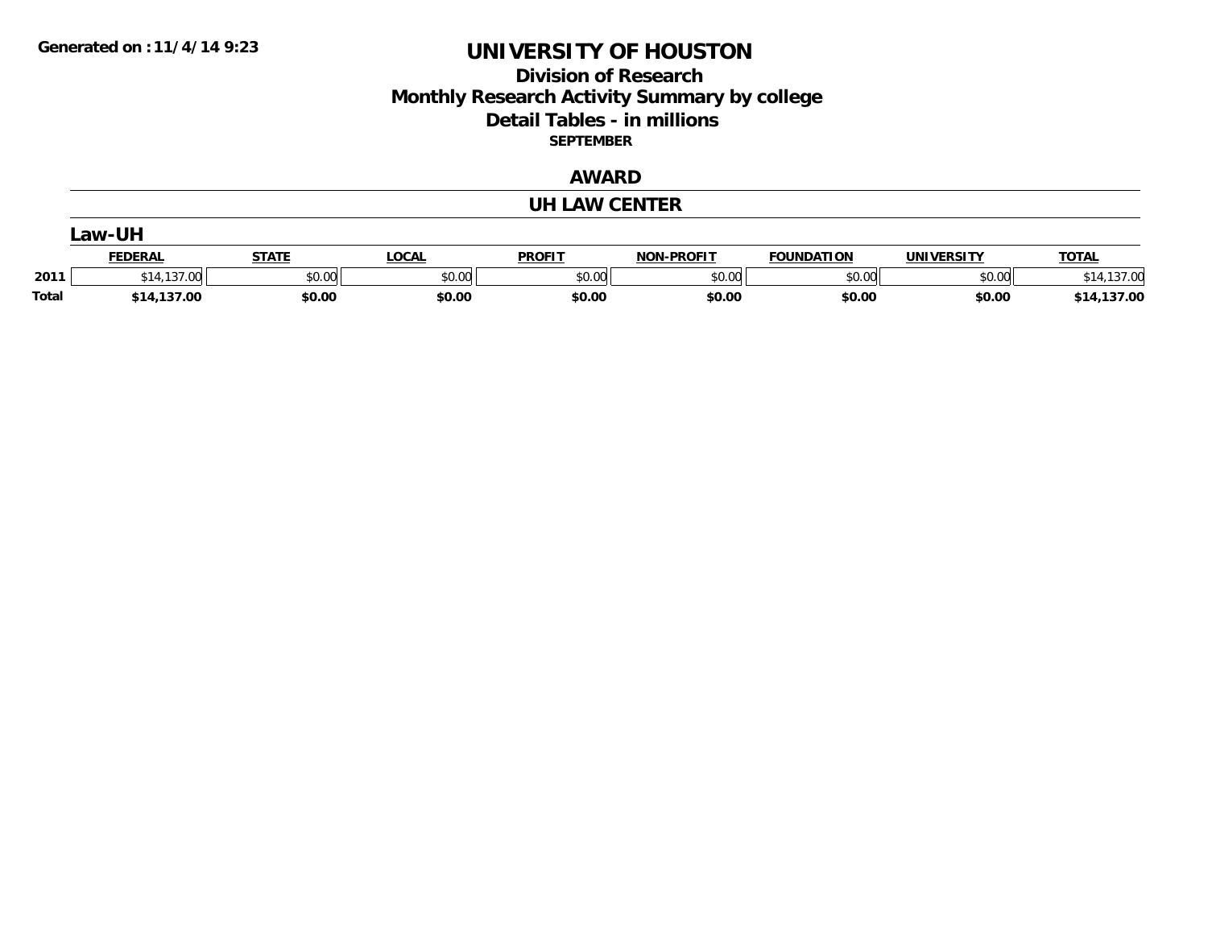Generated on :11/4/14 9:23

# UNIVERSITY OF HOUSTON

## Division of Research
## Monthly Research Activity Summary by college
## Detail Tables - in millions
### SEPTEMBER

## AWARD

## UH LAW CENTER

### Law-UH

| | FEDERAL | STATE | LOCAL | PROFIT | NON-PROFIT | FOUNDATION | UNIVERSITY | TOTAL |
|---|---|---|---|---|---|---|---|---|
| 2011 | $14,137.00 | $0.00 | $0.00 | $0.00 | $0.00 | $0.00 | $0.00 | $14,137.00 |
| **Total** | **$14,137.00** | **$0.00** | **$0.00** | **$0.00** | **$0.00** | **$0.00** | **$0.00** | **$14,137.00** |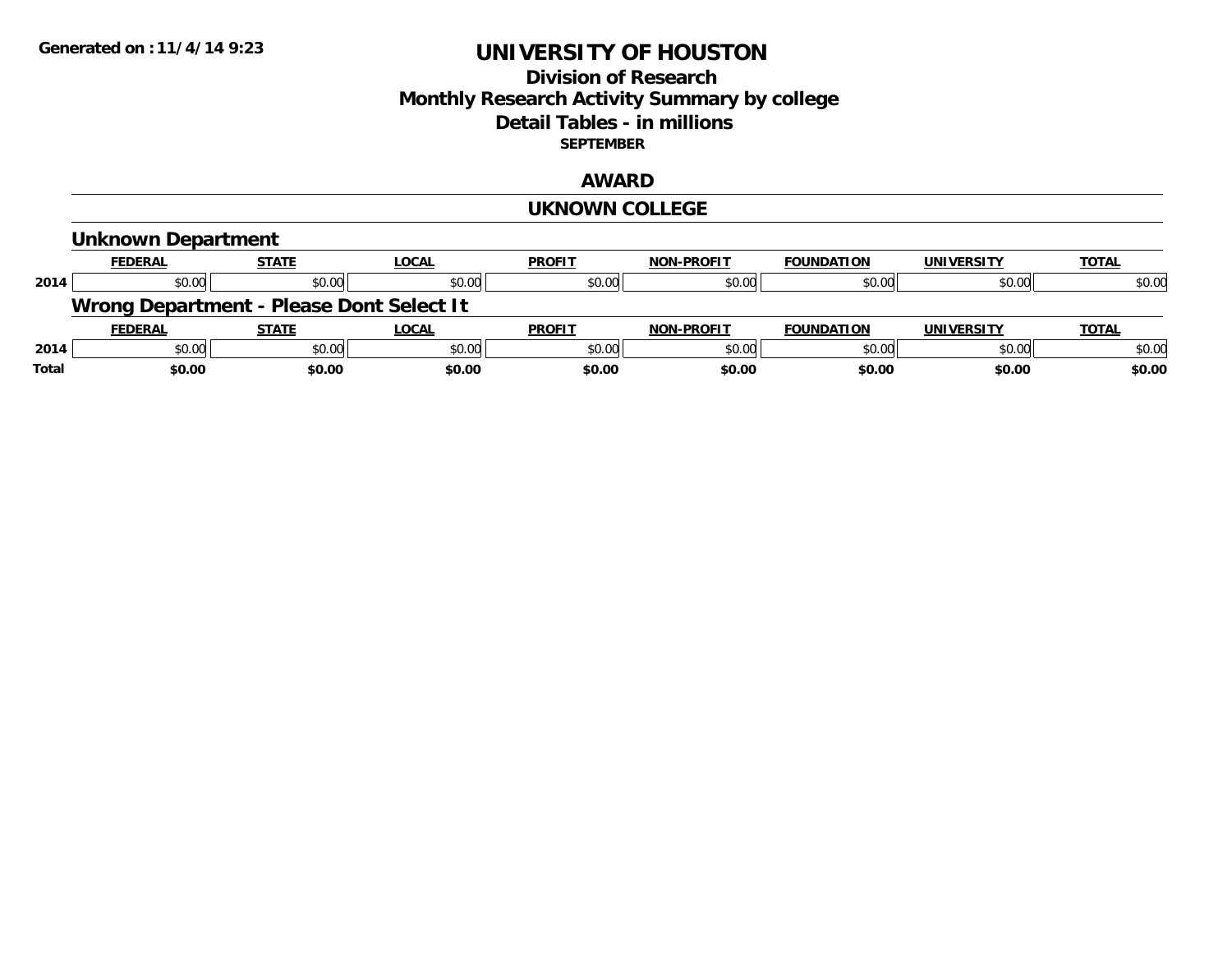Generated on :11/4/14 9:23

# UNIVERSITY OF HOUSTON

## Division of Research
## Monthly Research Activity Summary by college
## Detail Tables - in millions

**SEPTEMBER**

## AWARD

## UKNOWN COLLEGE

### Unknown Department

| | FEDERAL | STATE | LOCAL | PROFIT | NON-PROFIT | FOUNDATION | UNIVERSITY | TOTAL |
|---|---|---|---|---|---|---|---|---|
| 2014 | $0.00 | $0.00 | $0.00 | $0.00 | $0.00 | $0.00 | $0.00 | $0.00 |

### Wrong Department - Please Dont Select It

| | FEDERAL | STATE | LOCAL | PROFIT | NON-PROFIT | FOUNDATION | UNIVERSITY | TOTAL |
|---|---|---|---|---|---|---|---|---|
| 2014 | $0.00 | $0.00 | $0.00 | $0.00 | $0.00 | $0.00 | $0.00 | $0.00 |
| **Total** | **$0.00** | **$0.00** | **$0.00** | **$0.00** | **$0.00** | **$0.00** | **$0.00** | **$0.00** |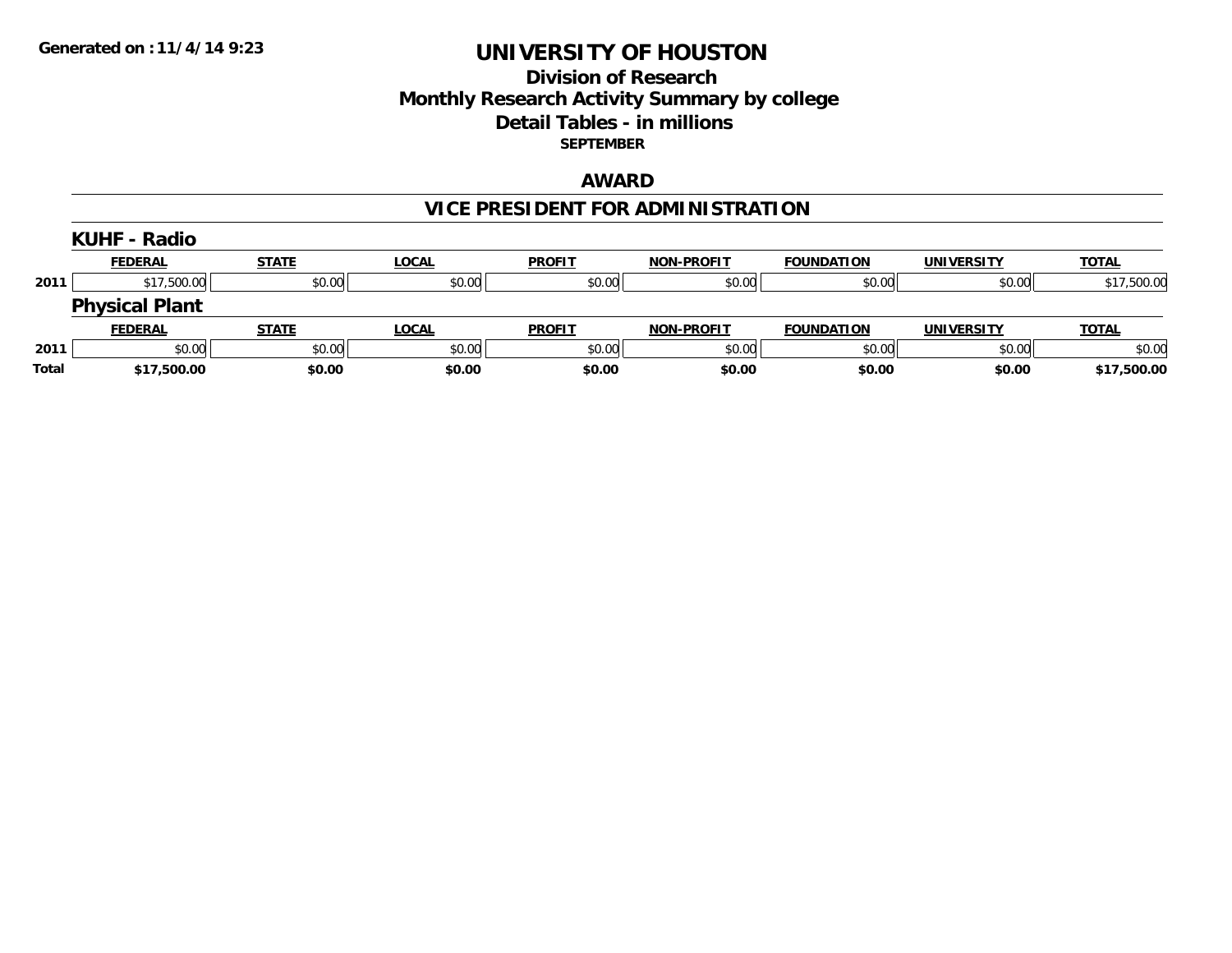Generated on :11/4/14 9:23

# UNIVERSITY OF HOUSTON

## Division of Research
## Monthly Research Activity Summary by college
## Detail Tables - in millions

**SEPTEMBER**

### AWARD

### VICE PRESIDENT FOR ADMINISTRATION

#### KUHF - Radio

| | FEDERAL | STATE | LOCAL | PROFIT | NON-PROFIT | FOUNDATION | UNIVERSITY | TOTAL |
|---|---|---|---|---|---|---|---|---|
| 2011 | $17,500.00 | $0.00 | $0.00 | $0.00 | $0.00 | $0.00 | $0.00 | $17,500.00 |

#### Physical Plant

| | FEDERAL | STATE | LOCAL | PROFIT | NON-PROFIT | FOUNDATION | UNIVERSITY | TOTAL |
|---|---|---|---|---|---|---|---|---|
| 2011 | $0.00 | $0.00 | $0.00 | $0.00 | $0.00 | $0.00 | $0.00 | $0.00 |
| **Total** | **$17,500.00** | **$0.00** | **$0.00** | **$0.00** | **$0.00** | **$0.00** | **$0.00** | **$17,500.00** |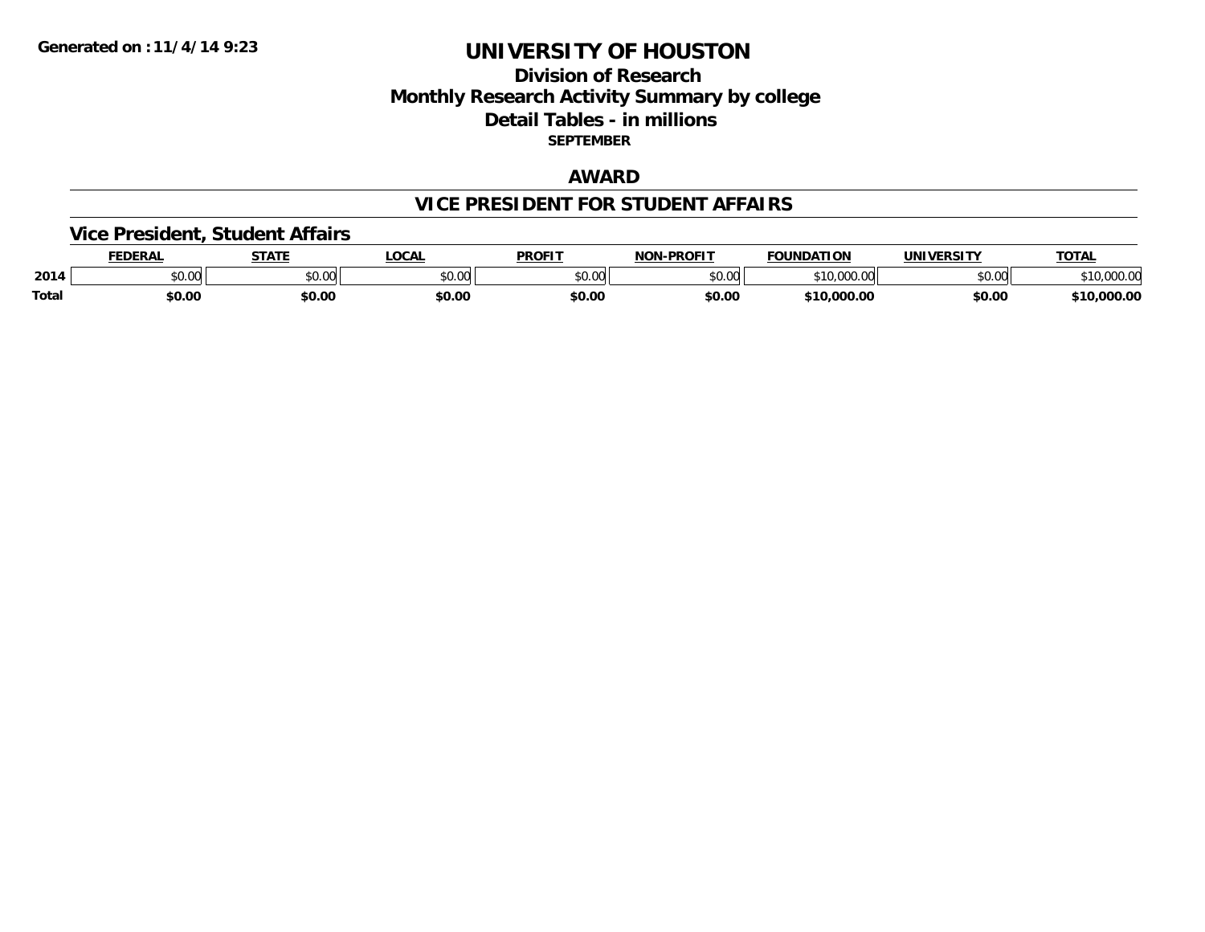Generated on :11/4/14 9:23

# UNIVERSITY OF HOUSTON

## Division of Research
## Monthly Research Activity Summary by college
## Detail Tables - in millions
### SEPTEMBER

### AWARD

### VICE PRESIDENT FOR STUDENT AFFAIRS

#### Vice President, Student Affairs

| | FEDERAL | STATE | LOCAL | PROFIT | NON-PROFIT | FOUNDATION | UNIVERSITY | TOTAL |
|---|---|---|---|---|---|---|---|---|
| 2014 | $0.00 | $0.00 | $0.00 | $0.00 | $0.00 | $10,000.00 | $0.00 | $10,000.00 |
| **Total** | **$0.00** | **$0.00** | **$0.00** | **$0.00** | **$0.00** | **$10,000.00** | **$0.00** | **$10,000.00** |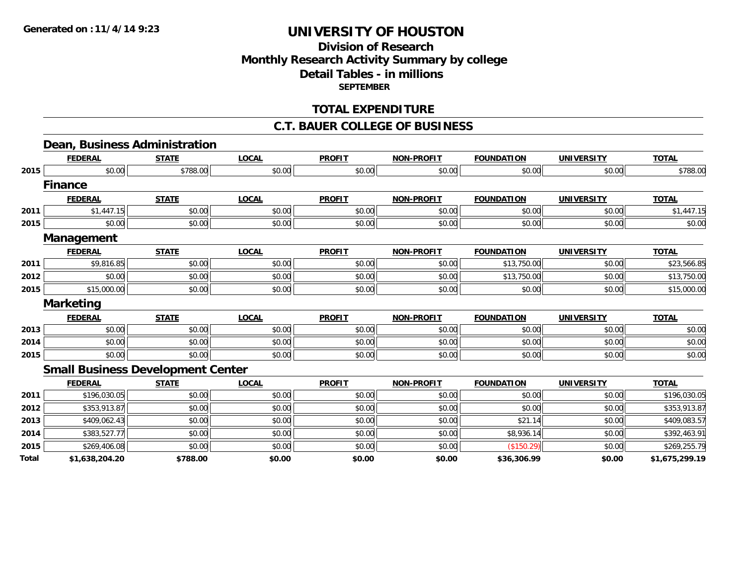Generated on :11/4/14 9:23

# UNIVERSITY OF HOUSTON

## Division of Research
## Monthly Research Activity Summary by college
## Detail Tables - in millions
### SEPTEMBER

## TOTAL EXPENDITURE

## C.T. BAUER COLLEGE OF BUSINESS

### Dean, Business Administration

| | FEDERAL | STATE | LOCAL | PROFIT | NON-PROFIT | FOUNDATION | UNIVERSITY | TOTAL |
|---|---|---|---|---|---|---|---|---|
| 2015 | $0.00 | $788.00 | $0.00 | $0.00 | $0.00 | $0.00 | $0.00 | $788.00 |

### Finance

| | FEDERAL | STATE | LOCAL | PROFIT | NON-PROFIT | FOUNDATION | UNIVERSITY | TOTAL |
|---|---|---|---|---|---|---|---|---|
| 2011 | $1,447.15 | $0.00 | $0.00 | $0.00 | $0.00 | $0.00 | $0.00 | $1,447.15 |
| 2015 | $0.00 | $0.00 | $0.00 | $0.00 | $0.00 | $0.00 | $0.00 | $0.00 |

### Management

| | FEDERAL | STATE | LOCAL | PROFIT | NON-PROFIT | FOUNDATION | UNIVERSITY | TOTAL |
|---|---|---|---|---|---|---|---|---|
| 2011 | $9,816.85 | $0.00 | $0.00 | $0.00 | $0.00 | $13,750.00 | $0.00 | $23,566.85 |
| 2012 | $0.00 | $0.00 | $0.00 | $0.00 | $0.00 | $13,750.00 | $0.00 | $13,750.00 |
| 2015 | $15,000.00 | $0.00 | $0.00 | $0.00 | $0.00 | $0.00 | $0.00 | $15,000.00 |

### Marketing

| | FEDERAL | STATE | LOCAL | PROFIT | NON-PROFIT | FOUNDATION | UNIVERSITY | TOTAL |
|---|---|---|---|---|---|---|---|---|
| 2013 | $0.00 | $0.00 | $0.00 | $0.00 | $0.00 | $0.00 | $0.00 | $0.00 |
| 2014 | $0.00 | $0.00 | $0.00 | $0.00 | $0.00 | $0.00 | $0.00 | $0.00 |
| 2015 | $0.00 | $0.00 | $0.00 | $0.00 | $0.00 | $0.00 | $0.00 | $0.00 |

### Small Business Development Center

| | FEDERAL | STATE | LOCAL | PROFIT | NON-PROFIT | FOUNDATION | UNIVERSITY | TOTAL |
|---|---|---|---|---|---|---|---|---|
| 2011 | $196,030.05 | $0.00 | $0.00 | $0.00 | $0.00 | $0.00 | $0.00 | $196,030.05 |
| 2012 | $353,913.87 | $0.00 | $0.00 | $0.00 | $0.00 | $0.00 | $0.00 | $353,913.87 |
| 2013 | $409,062.43 | $0.00 | $0.00 | $0.00 | $0.00 | $21.14 | $0.00 | $409,083.57 |
| 2014 | $383,527.77 | $0.00 | $0.00 | $0.00 | $0.00 | $8,936.14 | $0.00 | $392,463.91 |
| 2015 | $269,406.08 | $0.00 | $0.00 | $0.00 | $0.00 | ($150.29) | $0.00 | $269,255.79 |
| **Total** | **$1,638,204.20** | **$788.00** | **$0.00** | **$0.00** | **$0.00** | **$36,306.99** | **$0.00** | **$1,675,299.19** |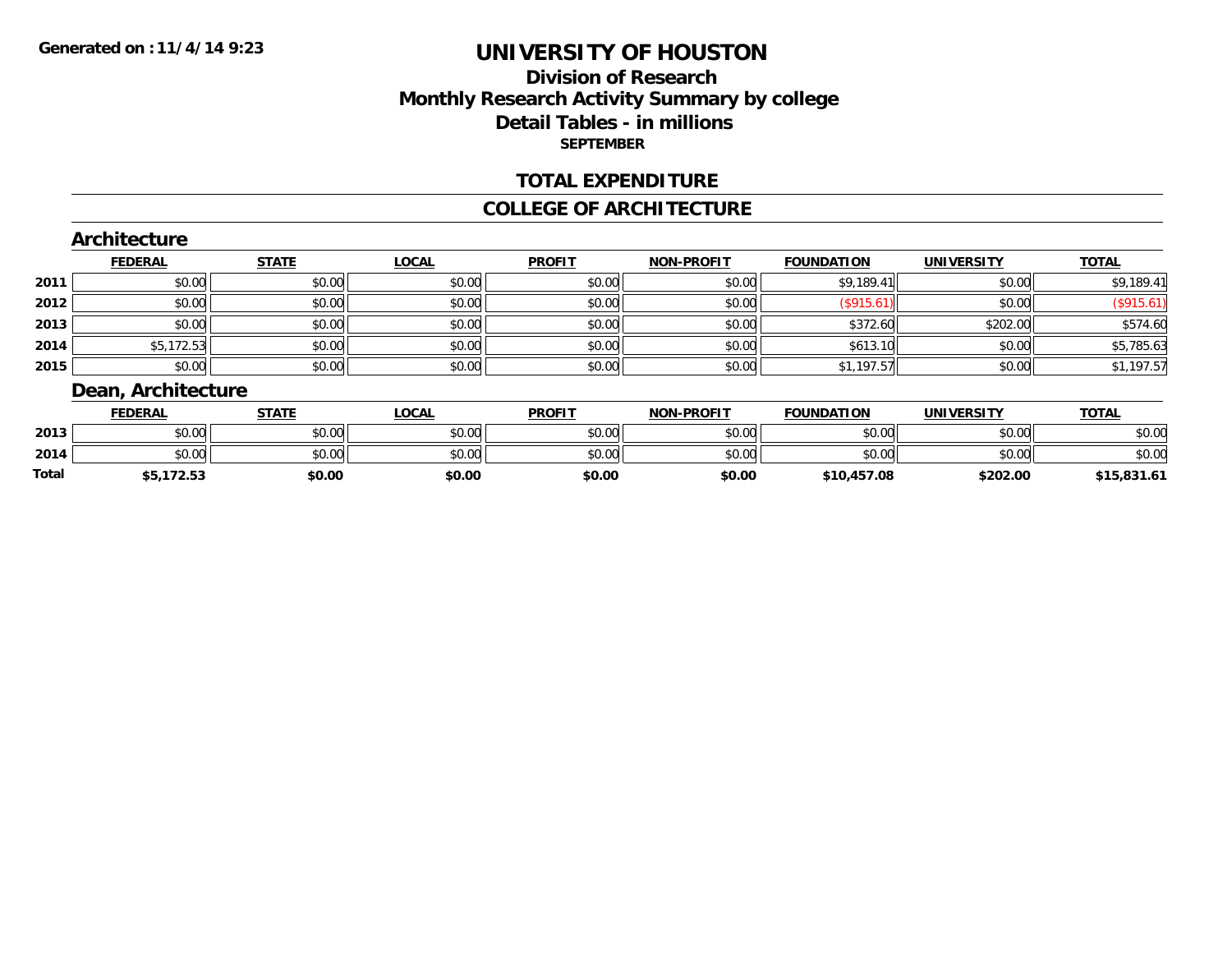Generated on :11/4/14 9:23

# UNIVERSITY OF HOUSTON

## Division of Research
## Monthly Research Activity Summary by college
## Detail Tables - in millions
### SEPTEMBER

## TOTAL EXPENDITURE

## COLLEGE OF ARCHITECTURE

### Architecture

| | FEDERAL | STATE | LOCAL | PROFIT | NON-PROFIT | FOUNDATION | UNIVERSITY | TOTAL |
|---|---|---|---|---|---|---|---|---|
| 2011 | $0.00 | $0.00 | $0.00 | $0.00 | $0.00 | $9,189.41 | $0.00 | $9,189.41 |
| 2012 | $0.00 | $0.00 | $0.00 | $0.00 | $0.00 | ($915.61) | $0.00 | ($915.61) |
| 2013 | $0.00 | $0.00 | $0.00 | $0.00 | $0.00 | $372.60 | $202.00 | $574.60 |
| 2014 | $5,172.53 | $0.00 | $0.00 | $0.00 | $0.00 | $613.10 | $0.00 | $5,785.63 |
| 2015 | $0.00 | $0.00 | $0.00 | $0.00 | $0.00 | $1,197.57 | $0.00 | $1,197.57 |

### Dean, Architecture

| | FEDERAL | STATE | LOCAL | PROFIT | NON-PROFIT | FOUNDATION | UNIVERSITY | TOTAL |
|---|---|---|---|---|---|---|---|---|
| 2013 | $0.00 | $0.00 | $0.00 | $0.00 | $0.00 | $0.00 | $0.00 | $0.00 |
| 2014 | $0.00 | $0.00 | $0.00 | $0.00 | $0.00 | $0.00 | $0.00 | $0.00 |
| **Total** | **$5,172.53** | **$0.00** | **$0.00** | **$0.00** | **$0.00** | **$10,457.08** | **$202.00** | **$15,831.61** |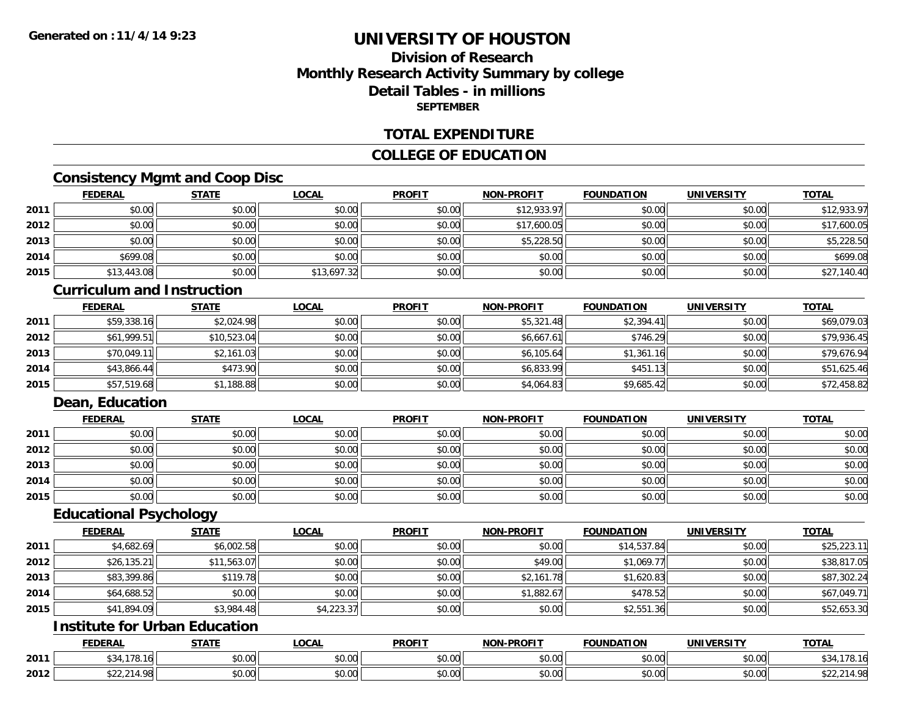Generated on :11/4/14 9:23

# UNIVERSITY OF HOUSTON

## Division of Research
## Monthly Research Activity Summary by college
## Detail Tables - in millions
**SEPTEMBER**

## TOTAL EXPENDITURE

## COLLEGE OF EDUCATION

### Consistency Mgmt and Coop Disc

| | FEDERAL | STATE | LOCAL | PROFIT | NON-PROFIT | FOUNDATION | UNIVERSITY | TOTAL |
|---|---|---|---|---|---|---|---|---|
| 2011 | $0.00 | $0.00 | $0.00 | $0.00 | $12,933.97 | $0.00 | $0.00 | $12,933.97 |
| 2012 | $0.00 | $0.00 | $0.00 | $0.00 | $17,600.05 | $0.00 | $0.00 | $17,600.05 |
| 2013 | $0.00 | $0.00 | $0.00 | $0.00 | $5,228.50 | $0.00 | $0.00 | $5,228.50 |
| 2014 | $699.08 | $0.00 | $0.00 | $0.00 | $0.00 | $0.00 | $0.00 | $699.08 |
| 2015 | $13,443.08 | $0.00 | $13,697.32 | $0.00 | $0.00 | $0.00 | $0.00 | $27,140.40 |

### Curriculum and Instruction

| | FEDERAL | STATE | LOCAL | PROFIT | NON-PROFIT | FOUNDATION | UNIVERSITY | TOTAL |
|---|---|---|---|---|---|---|---|---|
| 2011 | $59,338.16 | $2,024.98 | $0.00 | $0.00 | $5,321.48 | $2,394.41 | $0.00 | $69,079.03 |
| 2012 | $61,999.51 | $10,523.04 | $0.00 | $0.00 | $6,667.61 | $746.29 | $0.00 | $79,936.45 |
| 2013 | $70,049.11 | $2,161.03 | $0.00 | $0.00 | $6,105.64 | $1,361.16 | $0.00 | $79,676.94 |
| 2014 | $43,866.44 | $473.90 | $0.00 | $0.00 | $6,833.99 | $451.13 | $0.00 | $51,625.46 |
| 2015 | $57,519.68 | $1,188.88 | $0.00 | $0.00 | $4,064.83 | $9,685.42 | $0.00 | $72,458.82 |

### Dean, Education

| | FEDERAL | STATE | LOCAL | PROFIT | NON-PROFIT | FOUNDATION | UNIVERSITY | TOTAL |
|---|---|---|---|---|---|---|---|---|
| 2011 | $0.00 | $0.00 | $0.00 | $0.00 | $0.00 | $0.00 | $0.00 | $0.00 |
| 2012 | $0.00 | $0.00 | $0.00 | $0.00 | $0.00 | $0.00 | $0.00 | $0.00 |
| 2013 | $0.00 | $0.00 | $0.00 | $0.00 | $0.00 | $0.00 | $0.00 | $0.00 |
| 2014 | $0.00 | $0.00 | $0.00 | $0.00 | $0.00 | $0.00 | $0.00 | $0.00 |
| 2015 | $0.00 | $0.00 | $0.00 | $0.00 | $0.00 | $0.00 | $0.00 | $0.00 |

### Educational Psychology

| | FEDERAL | STATE | LOCAL | PROFIT | NON-PROFIT | FOUNDATION | UNIVERSITY | TOTAL |
|---|---|---|---|---|---|---|---|---|
| 2011 | $4,682.69 | $6,002.58 | $0.00 | $0.00 | $0.00 | $14,537.84 | $0.00 | $25,223.11 |
| 2012 | $26,135.21 | $11,563.07 | $0.00 | $0.00 | $49.00 | $1,069.77 | $0.00 | $38,817.05 |
| 2013 | $83,399.86 | $119.78 | $0.00 | $0.00 | $2,161.78 | $1,620.83 | $0.00 | $87,302.24 |
| 2014 | $64,688.52 | $0.00 | $0.00 | $0.00 | $1,882.67 | $478.52 | $0.00 | $67,049.71 |
| 2015 | $41,894.09 | $3,984.48 | $4,223.37 | $0.00 | $0.00 | $2,551.36 | $0.00 | $52,653.30 |

### Institute for Urban Education

| | FEDERAL | STATE | LOCAL | PROFIT | NON-PROFIT | FOUNDATION | UNIVERSITY | TOTAL |
|---|---|---|---|---|---|---|---|---|
| 2011 | $34,178.16 | $0.00 | $0.00 | $0.00 | $0.00 | $0.00 | $0.00 | $34,178.16 |
| 2012 | $22,214.98 | $0.00 | $0.00 | $0.00 | $0.00 | $0.00 | $0.00 | $22,214.98 |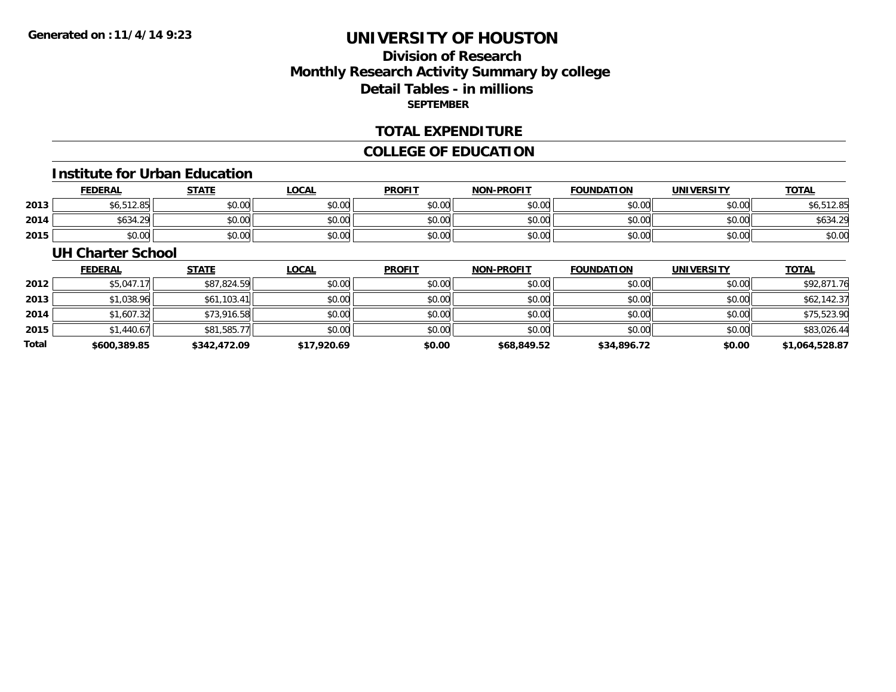# UNIVERSITY OF HOUSTON

## Division of Research
## Monthly Research Activity Summary by college
## Detail Tables - in millions
**SEPTEMBER**

Generated on : 11/4/14 9:23

### TOTAL EXPENDITURE

### COLLEGE OF EDUCATION

#### Institute for Urban Education

| | FEDERAL | STATE | LOCAL | PROFIT | NON-PROFIT | FOUNDATION | UNIVERSITY | TOTAL |
|---|---|---|---|---|---|---|---|---|
| 2013 | $6,512.85 | $0.00 | $0.00 | $0.00 | $0.00 | $0.00 | $0.00 | $6,512.85 |
| 2014 | $634.29 | $0.00 | $0.00 | $0.00 | $0.00 | $0.00 | $0.00 | $634.29 |
| 2015 | $0.00 | $0.00 | $0.00 | $0.00 | $0.00 | $0.00 | $0.00 | $0.00 |

#### UH Charter School

| | FEDERAL | STATE | LOCAL | PROFIT | NON-PROFIT | FOUNDATION | UNIVERSITY | TOTAL |
|---|---|---|---|---|---|---|---|---|
| 2012 | $5,047.17 | $87,824.59 | $0.00 | $0.00 | $0.00 | $0.00 | $0.00 | $92,871.76 |
| 2013 | $1,038.96 | $61,103.41 | $0.00 | $0.00 | $0.00 | $0.00 | $0.00 | $62,142.37 |
| 2014 | $1,607.32 | $73,916.58 | $0.00 | $0.00 | $0.00 | $0.00 | $0.00 | $75,523.90 |
| 2015 | $1,440.67 | $81,585.77 | $0.00 | $0.00 | $0.00 | $0.00 | $0.00 | $83,026.44 |
| **Total** | **$600,389.85** | **$342,472.09** | **$17,920.69** | **$0.00** | **$68,849.52** | **$34,896.72** | **$0.00** | **$1,064,528.87** |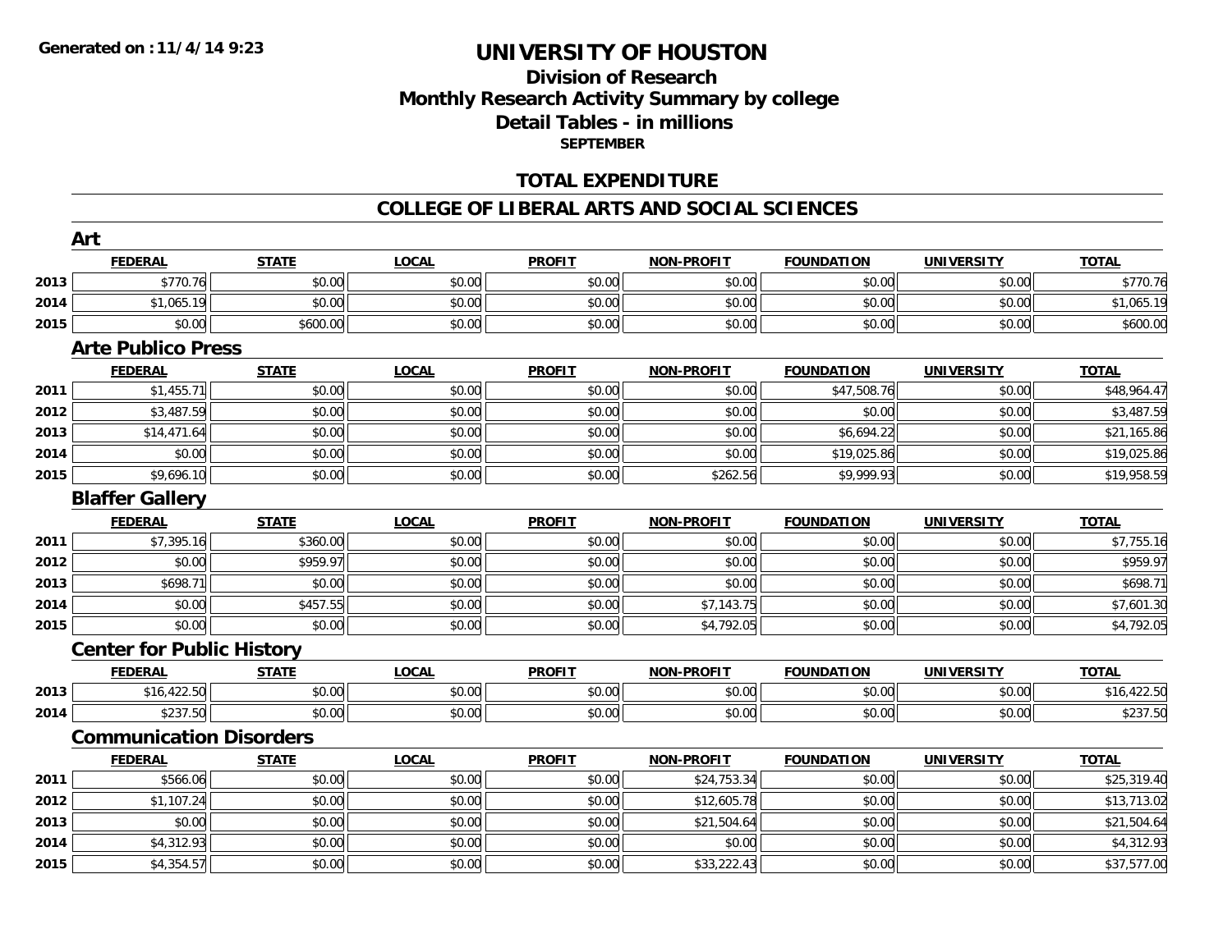**Generated on :11/4/14 9:23**

# UNIVERSITY OF HOUSTON

## Division of Research
## Monthly Research Activity Summary by college
## Detail Tables - in millions
### SEPTEMBER

## TOTAL EXPENDITURE

## COLLEGE OF LIBERAL ARTS AND SOCIAL SCIENCES

### Art

| | FEDERAL | STATE | LOCAL | PROFIT | NON-PROFIT | FOUNDATION | UNIVERSITY | TOTAL |
|---|---|---|---|---|---|---|---|---|
| 2013 | $770.76 | $0.00 | $0.00 | $0.00 | $0.00 | $0.00 | $0.00 | $770.76 |
| 2014 | $1,065.19 | $0.00 | $0.00 | $0.00 | $0.00 | $0.00 | $0.00 | $1,065.19 |
| 2015 | $0.00 | $600.00 | $0.00 | $0.00 | $0.00 | $0.00 | $0.00 | $600.00 |

### Arte Publico Press

| | FEDERAL | STATE | LOCAL | PROFIT | NON-PROFIT | FOUNDATION | UNIVERSITY | TOTAL |
|---|---|---|---|---|---|---|---|---|
| 2011 | $1,455.71 | $0.00 | $0.00 | $0.00 | $0.00 | $47,508.76 | $0.00 | $48,964.47 |
| 2012 | $3,487.59 | $0.00 | $0.00 | $0.00 | $0.00 | $0.00 | $0.00 | $3,487.59 |
| 2013 | $14,471.64 | $0.00 | $0.00 | $0.00 | $0.00 | $6,694.22 | $0.00 | $21,165.86 |
| 2014 | $0.00 | $0.00 | $0.00 | $0.00 | $0.00 | $19,025.86 | $0.00 | $19,025.86 |
| 2015 | $9,696.10 | $0.00 | $0.00 | $0.00 | $262.56 | $9,999.93 | $0.00 | $19,958.59 |

### Blaffer Gallery

| | FEDERAL | STATE | LOCAL | PROFIT | NON-PROFIT | FOUNDATION | UNIVERSITY | TOTAL |
|---|---|---|---|---|---|---|---|---|
| 2011 | $7,395.16 | $360.00 | $0.00 | $0.00 | $0.00 | $0.00 | $0.00 | $7,755.16 |
| 2012 | $0.00 | $959.97 | $0.00 | $0.00 | $0.00 | $0.00 | $0.00 | $959.97 |
| 2013 | $698.71 | $0.00 | $0.00 | $0.00 | $0.00 | $0.00 | $0.00 | $698.71 |
| 2014 | $0.00 | $457.55 | $0.00 | $0.00 | $7,143.75 | $0.00 | $0.00 | $7,601.30 |
| 2015 | $0.00 | $0.00 | $0.00 | $0.00 | $4,792.05 | $0.00 | $0.00 | $4,792.05 |

### Center for Public History

| | FEDERAL | STATE | LOCAL | PROFIT | NON-PROFIT | FOUNDATION | UNIVERSITY | TOTAL |
|---|---|---|---|---|---|---|---|---|
| 2013 | $16,422.50 | $0.00 | $0.00 | $0.00 | $0.00 | $0.00 | $0.00 | $16,422.50 |
| 2014 | $237.50 | $0.00 | $0.00 | $0.00 | $0.00 | $0.00 | $0.00 | $237.50 |

### Communication Disorders

| | FEDERAL | STATE | LOCAL | PROFIT | NON-PROFIT | FOUNDATION | UNIVERSITY | TOTAL |
|---|---|---|---|---|---|---|---|---|
| 2011 | $566.06 | $0.00 | $0.00 | $0.00 | $24,753.34 | $0.00 | $0.00 | $25,319.40 |
| 2012 | $1,107.24 | $0.00 | $0.00 | $0.00 | $12,605.78 | $0.00 | $0.00 | $13,713.02 |
| 2013 | $0.00 | $0.00 | $0.00 | $0.00 | $21,504.64 | $0.00 | $0.00 | $21,504.64 |
| 2014 | $4,312.93 | $0.00 | $0.00 | $0.00 | $0.00 | $0.00 | $0.00 | $4,312.93 |
| 2015 | $4,354.57 | $0.00 | $0.00 | $0.00 | $33,222.43 | $0.00 | $0.00 | $37,577.00 |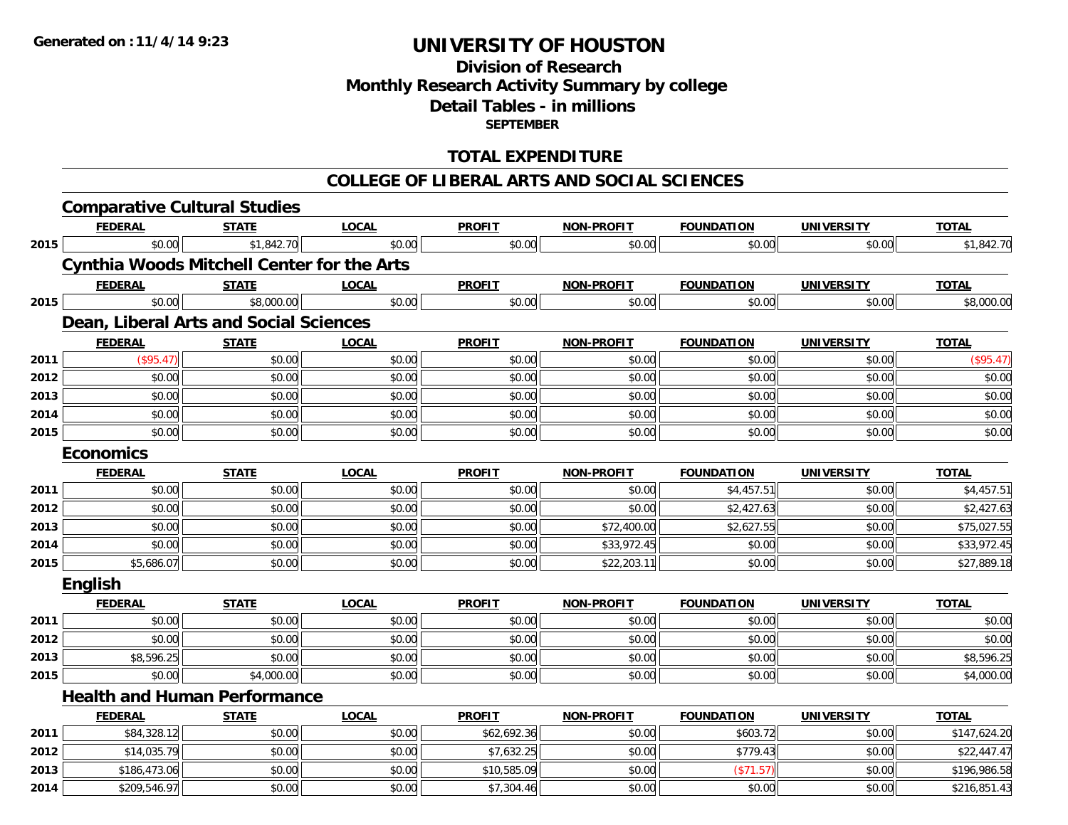**Generated on : 11/4/14 9:23**

# UNIVERSITY OF HOUSTON

## Division of Research
## Monthly Research Activity Summary by college
## Detail Tables - in millions
**SEPTEMBER**

## TOTAL EXPENDITURE

## COLLEGE OF LIBERAL ARTS AND SOCIAL SCIENCES

### Comparative Cultural Studies

| | FEDERAL | STATE | LOCAL | PROFIT | NON-PROFIT | FOUNDATION | UNIVERSITY | TOTAL |
|---|---|---|---|---|---|---|---|---|
| 2015 | $0.00 | $1,842.70 | $0.00 | $0.00 | $0.00 | $0.00 | $0.00 | $1,842.70 |

### Cynthia Woods Mitchell Center for the Arts

| | FEDERAL | STATE | LOCAL | PROFIT | NON-PROFIT | FOUNDATION | UNIVERSITY | TOTAL |
|---|---|---|---|---|---|---|---|---|
| 2015 | $0.00 | $8,000.00 | $0.00 | $0.00 | $0.00 | $0.00 | $0.00 | $8,000.00 |

### Dean, Liberal Arts and Social Sciences

| | FEDERAL | STATE | LOCAL | PROFIT | NON-PROFIT | FOUNDATION | UNIVERSITY | TOTAL |
|---|---|---|---|---|---|---|---|---|
| 2011 | ($95.47) | $0.00 | $0.00 | $0.00 | $0.00 | $0.00 | $0.00 | ($95.47) |
| 2012 | $0.00 | $0.00 | $0.00 | $0.00 | $0.00 | $0.00 | $0.00 | $0.00 |
| 2013 | $0.00 | $0.00 | $0.00 | $0.00 | $0.00 | $0.00 | $0.00 | $0.00 |
| 2014 | $0.00 | $0.00 | $0.00 | $0.00 | $0.00 | $0.00 | $0.00 | $0.00 |
| 2015 | $0.00 | $0.00 | $0.00 | $0.00 | $0.00 | $0.00 | $0.00 | $0.00 |

### Economics

| | FEDERAL | STATE | LOCAL | PROFIT | NON-PROFIT | FOUNDATION | UNIVERSITY | TOTAL |
|---|---|---|---|---|---|---|---|---|
| 2011 | $0.00 | $0.00 | $0.00 | $0.00 | $0.00 | $4,457.51 | $0.00 | $4,457.51 |
| 2012 | $0.00 | $0.00 | $0.00 | $0.00 | $0.00 | $2,427.63 | $0.00 | $2,427.63 |
| 2013 | $0.00 | $0.00 | $0.00 | $0.00 | $72,400.00 | $2,627.55 | $0.00 | $75,027.55 |
| 2014 | $0.00 | $0.00 | $0.00 | $0.00 | $33,972.45 | $0.00 | $0.00 | $33,972.45 |
| 2015 | $5,686.07 | $0.00 | $0.00 | $0.00 | $22,203.11 | $0.00 | $0.00 | $27,889.18 |

### English

| | FEDERAL | STATE | LOCAL | PROFIT | NON-PROFIT | FOUNDATION | UNIVERSITY | TOTAL |
|---|---|---|---|---|---|---|---|---|
| 2011 | $0.00 | $0.00 | $0.00 | $0.00 | $0.00 | $0.00 | $0.00 | $0.00 |
| 2012 | $0.00 | $0.00 | $0.00 | $0.00 | $0.00 | $0.00 | $0.00 | $0.00 |
| 2013 | $8,596.25 | $0.00 | $0.00 | $0.00 | $0.00 | $0.00 | $0.00 | $8,596.25 |
| 2015 | $0.00 | $4,000.00 | $0.00 | $0.00 | $0.00 | $0.00 | $0.00 | $4,000.00 |

### Health and Human Performance

| | FEDERAL | STATE | LOCAL | PROFIT | NON-PROFIT | FOUNDATION | UNIVERSITY | TOTAL |
|---|---|---|---|---|---|---|---|---|
| 2011 | $84,328.12 | $0.00 | $0.00 | $62,692.36 | $0.00 | $603.72 | $0.00 | $147,624.20 |
| 2012 | $14,035.79 | $0.00 | $0.00 | $7,632.25 | $0.00 | $779.43 | $0.00 | $22,447.47 |
| 2013 | $186,473.06 | $0.00 | $0.00 | $10,585.09 | $0.00 | ($71.57) | $0.00 | $196,986.58 |
| 2014 | $209,546.97 | $0.00 | $0.00 | $7,304.46 | $0.00 | $0.00 | $0.00 | $216,851.43 |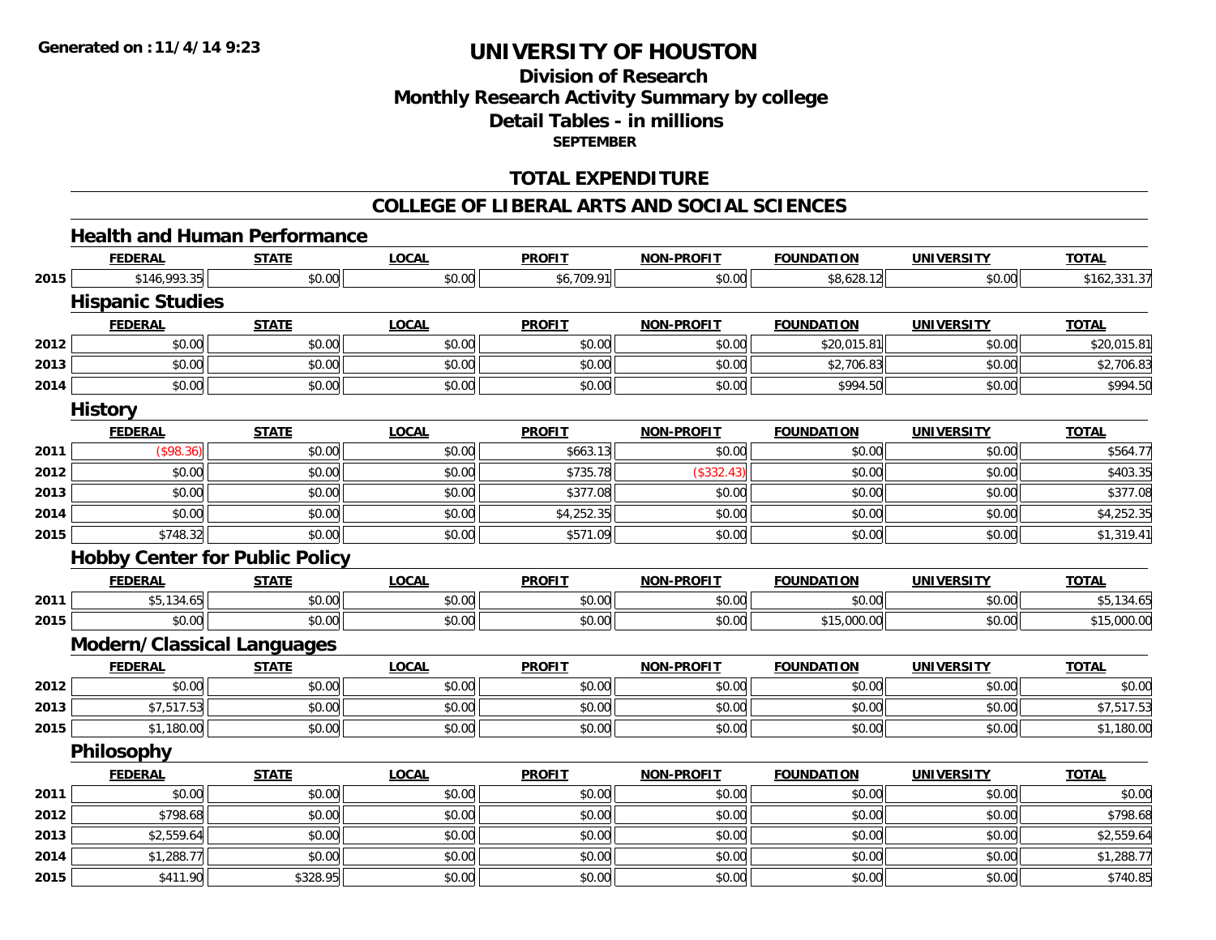**Generated on :11/4/14 9:23**

# UNIVERSITY OF HOUSTON

## Division of Research
## Monthly Research Activity Summary by college
## Detail Tables - in millions
### SEPTEMBER

## TOTAL EXPENDITURE

## COLLEGE OF LIBERAL ARTS AND SOCIAL SCIENCES

### Health and Human Performance

| | FEDERAL | STATE | LOCAL | PROFIT | NON-PROFIT | FOUNDATION | UNIVERSITY | TOTAL |
|---|---|---|---|---|---|---|---|---|
| 2015 | $146,993.35 | $0.00 | $0.00 | $6,709.91 | $0.00 | $8,628.12 | $0.00 | $162,331.37 |

### Hispanic Studies

| | FEDERAL | STATE | LOCAL | PROFIT | NON-PROFIT | FOUNDATION | UNIVERSITY | TOTAL |
|---|---|---|---|---|---|---|---|---|
| 2012 | $0.00 | $0.00 | $0.00 | $0.00 | $0.00 | $20,015.81 | $0.00 | $20,015.81 |
| 2013 | $0.00 | $0.00 | $0.00 | $0.00 | $0.00 | $2,706.83 | $0.00 | $2,706.83 |
| 2014 | $0.00 | $0.00 | $0.00 | $0.00 | $0.00 | $994.50 | $0.00 | $994.50 |

### History

| | FEDERAL | STATE | LOCAL | PROFIT | NON-PROFIT | FOUNDATION | UNIVERSITY | TOTAL |
|---|---|---|---|---|---|---|---|---|
| 2011 | ($98.36) | $0.00 | $0.00 | $663.13 | $0.00 | $0.00 | $0.00 | $564.77 |
| 2012 | $0.00 | $0.00 | $0.00 | $735.78 | ($332.43) | $0.00 | $0.00 | $403.35 |
| 2013 | $0.00 | $0.00 | $0.00 | $377.08 | $0.00 | $0.00 | $0.00 | $377.08 |
| 2014 | $0.00 | $0.00 | $0.00 | $4,252.35 | $0.00 | $0.00 | $0.00 | $4,252.35 |
| 2015 | $748.32 | $0.00 | $0.00 | $571.09 | $0.00 | $0.00 | $0.00 | $1,319.41 |

### Hobby Center for Public Policy

| | FEDERAL | STATE | LOCAL | PROFIT | NON-PROFIT | FOUNDATION | UNIVERSITY | TOTAL |
|---|---|---|---|---|---|---|---|---|
| 2011 | $5,134.65 | $0.00 | $0.00 | $0.00 | $0.00 | $0.00 | $0.00 | $5,134.65 |
| 2015 | $0.00 | $0.00 | $0.00 | $0.00 | $0.00 | $15,000.00 | $0.00 | $15,000.00 |

### Modern/Classical Languages

| | FEDERAL | STATE | LOCAL | PROFIT | NON-PROFIT | FOUNDATION | UNIVERSITY | TOTAL |
|---|---|---|---|---|---|---|---|---|
| 2012 | $0.00 | $0.00 | $0.00 | $0.00 | $0.00 | $0.00 | $0.00 | $0.00 |
| 2013 | $7,517.53 | $0.00 | $0.00 | $0.00 | $0.00 | $0.00 | $0.00 | $7,517.53 |
| 2015 | $1,180.00 | $0.00 | $0.00 | $0.00 | $0.00 | $0.00 | $0.00 | $1,180.00 |

### Philosophy

| | FEDERAL | STATE | LOCAL | PROFIT | NON-PROFIT | FOUNDATION | UNIVERSITY | TOTAL |
|---|---|---|---|---|---|---|---|---|
| 2011 | $0.00 | $0.00 | $0.00 | $0.00 | $0.00 | $0.00 | $0.00 | $0.00 |
| 2012 | $798.68 | $0.00 | $0.00 | $0.00 | $0.00 | $0.00 | $0.00 | $798.68 |
| 2013 | $2,559.64 | $0.00 | $0.00 | $0.00 | $0.00 | $0.00 | $0.00 | $2,559.64 |
| 2014 | $1,288.77 | $0.00 | $0.00 | $0.00 | $0.00 | $0.00 | $0.00 | $1,288.77 |
| 2015 | $411.90 | $328.95 | $0.00 | $0.00 | $0.00 | $0.00 | $0.00 | $740.85 |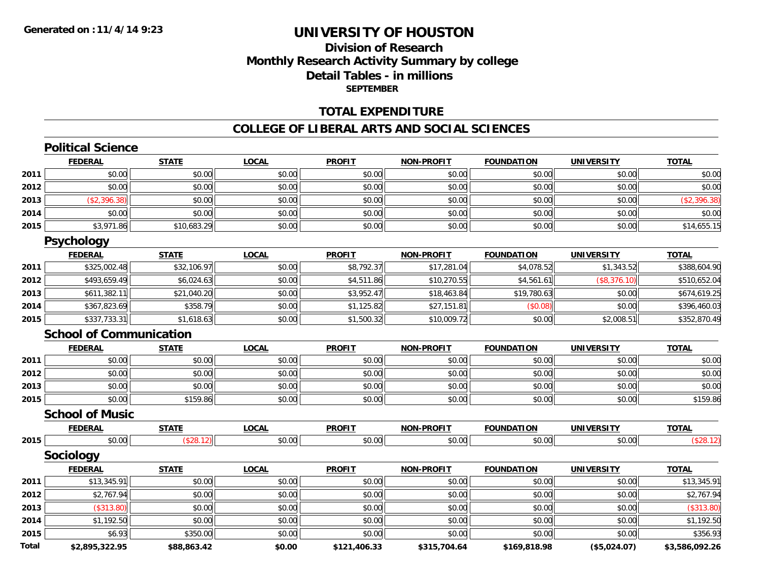**Generated on : 11/4/14 9:23**

# UNIVERSITY OF HOUSTON

## Division of Research
## Monthly Research Activity Summary by college
## Detail Tables - in millions
### SEPTEMBER

## TOTAL EXPENDITURE

## COLLEGE OF LIBERAL ARTS AND SOCIAL SCIENCES

### Political Science

| | FEDERAL | STATE | LOCAL | PROFIT | NON-PROFIT | FOUNDATION | UNIVERSITY | TOTAL |
|---|---|---|---|---|---|---|---|---|
| 2011 | $0.00 | $0.00 | $0.00 | $0.00 | $0.00 | $0.00 | $0.00 | $0.00 |
| 2012 | $0.00 | $0.00 | $0.00 | $0.00 | $0.00 | $0.00 | $0.00 | $0.00 |
| 2013 | ($2,396.38) | $0.00 | $0.00 | $0.00 | $0.00 | $0.00 | $0.00 | ($2,396.38) |
| 2014 | $0.00 | $0.00 | $0.00 | $0.00 | $0.00 | $0.00 | $0.00 | $0.00 |
| 2015 | $3,971.86 | $10,683.29 | $0.00 | $0.00 | $0.00 | $0.00 | $0.00 | $14,655.15 |

### Psychology

| | FEDERAL | STATE | LOCAL | PROFIT | NON-PROFIT | FOUNDATION | UNIVERSITY | TOTAL |
|---|---|---|---|---|---|---|---|---|
| 2011 | $325,002.48 | $32,106.97 | $0.00 | $8,792.37 | $17,281.04 | $4,078.52 | $1,343.52 | $388,604.90 |
| 2012 | $493,659.49 | $6,024.63 | $0.00 | $4,511.86 | $10,270.55 | $4,561.61 | ($8,376.10) | $510,652.04 |
| 2013 | $611,382.11 | $21,040.20 | $0.00 | $3,952.47 | $18,463.84 | $19,780.63 | $0.00 | $674,619.25 |
| 2014 | $367,823.69 | $358.79 | $0.00 | $1,125.82 | $27,151.81 | ($0.08) | $0.00 | $396,460.03 |
| 2015 | $337,733.31 | $1,618.63 | $0.00 | $1,500.32 | $10,009.72 | $0.00 | $2,008.51 | $352,870.49 |

### School of Communication

| | FEDERAL | STATE | LOCAL | PROFIT | NON-PROFIT | FOUNDATION | UNIVERSITY | TOTAL |
|---|---|---|---|---|---|---|---|---|
| 2011 | $0.00 | $0.00 | $0.00 | $0.00 | $0.00 | $0.00 | $0.00 | $0.00 |
| 2012 | $0.00 | $0.00 | $0.00 | $0.00 | $0.00 | $0.00 | $0.00 | $0.00 |
| 2013 | $0.00 | $0.00 | $0.00 | $0.00 | $0.00 | $0.00 | $0.00 | $0.00 |
| 2015 | $0.00 | $159.86 | $0.00 | $0.00 | $0.00 | $0.00 | $0.00 | $159.86 |

### School of Music

| | FEDERAL | STATE | LOCAL | PROFIT | NON-PROFIT | FOUNDATION | UNIVERSITY | TOTAL |
|---|---|---|---|---|---|---|---|---|
| 2015 | $0.00 | ($28.12) | $0.00 | $0.00 | $0.00 | $0.00 | $0.00 | ($28.12) |

### Sociology

| | FEDERAL | STATE | LOCAL | PROFIT | NON-PROFIT | FOUNDATION | UNIVERSITY | TOTAL |
|---|---|---|---|---|---|---|---|---|
| 2011 | $13,345.91 | $0.00 | $0.00 | $0.00 | $0.00 | $0.00 | $0.00 | $13,345.91 |
| 2012 | $2,767.94 | $0.00 | $0.00 | $0.00 | $0.00 | $0.00 | $0.00 | $2,767.94 |
| 2013 | ($313.80) | $0.00 | $0.00 | $0.00 | $0.00 | $0.00 | $0.00 | ($313.80) |
| 2014 | $1,192.50 | $0.00 | $0.00 | $0.00 | $0.00 | $0.00 | $0.00 | $1,192.50 |
| 2015 | $6.93 | $350.00 | $0.00 | $0.00 | $0.00 | $0.00 | $0.00 | $356.93 |
| **Total** | **$2,895,322.95** | **$88,863.42** | **$0.00** | **$121,406.33** | **$315,704.64** | **$169,818.98** | **($5,024.07)** | **$3,586,092.26** |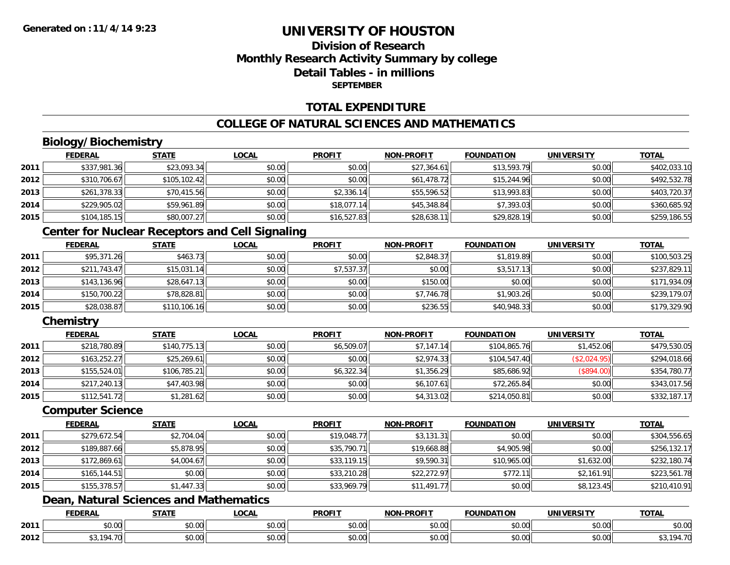**Generated on :11/4/14 9:23**

# UNIVERSITY OF HOUSTON

## Division of Research

## Monthly Research Activity Summary by college

## Detail Tables - in millions

### SEPTEMBER

### TOTAL EXPENDITURE

### COLLEGE OF NATURAL SCIENCES AND MATHEMATICS

#### Biology/Biochemistry

| | FEDERAL | STATE | LOCAL | PROFIT | NON-PROFIT | FOUNDATION | UNIVERSITY | TOTAL |
|---|---|---|---|---|---|---|---|---|
| 2011 | $337,981.36 | $23,093.34 | $0.00 | $0.00 | $27,364.61 | $13,593.79 | $0.00 | $402,033.10 |
| 2012 | $310,706.67 | $105,102.42 | $0.00 | $0.00 | $61,478.72 | $15,244.96 | $0.00 | $492,532.78 |
| 2013 | $261,378.33 | $70,415.56 | $0.00 | $2,336.14 | $55,596.52 | $13,993.83 | $0.00 | $403,720.37 |
| 2014 | $229,905.02 | $59,961.89 | $0.00 | $18,077.14 | $45,348.84 | $7,393.03 | $0.00 | $360,685.92 |
| 2015 | $104,185.15 | $80,007.27 | $0.00 | $16,527.83 | $28,638.11 | $29,828.19 | $0.00 | $259,186.55 |

#### Center for Nuclear Receptors and Cell Signaling

| | FEDERAL | STATE | LOCAL | PROFIT | NON-PROFIT | FOUNDATION | UNIVERSITY | TOTAL |
|---|---|---|---|---|---|---|---|---|
| 2011 | $95,371.26 | $463.73 | $0.00 | $0.00 | $2,848.37 | $1,819.89 | $0.00 | $100,503.25 |
| 2012 | $211,743.47 | $15,031.14 | $0.00 | $7,537.37 | $0.00 | $3,517.13 | $0.00 | $237,829.11 |
| 2013 | $143,136.96 | $28,647.13 | $0.00 | $0.00 | $150.00 | $0.00 | $0.00 | $171,934.09 |
| 2014 | $150,700.22 | $78,828.81 | $0.00 | $0.00 | $7,746.78 | $1,903.26 | $0.00 | $239,179.07 |
| 2015 | $28,038.87 | $110,106.16 | $0.00 | $0.00 | $236.55 | $40,948.33 | $0.00 | $179,329.90 |

#### Chemistry

| | FEDERAL | STATE | LOCAL | PROFIT | NON-PROFIT | FOUNDATION | UNIVERSITY | TOTAL |
|---|---|---|---|---|---|---|---|---|
| 2011 | $218,780.89 | $140,775.13 | $0.00 | $6,509.07 | $7,147.14 | $104,865.76 | $1,452.06 | $479,530.05 |
| 2012 | $163,252.27 | $25,269.61 | $0.00 | $0.00 | $2,974.33 | $104,547.40 | ($2,024.95) | $294,018.66 |
| 2013 | $155,524.01 | $106,785.21 | $0.00 | $6,322.34 | $1,356.29 | $85,686.92 | ($894.00) | $354,780.77 |
| 2014 | $217,240.13 | $47,403.98 | $0.00 | $0.00 | $6,107.61 | $72,265.84 | $0.00 | $343,017.56 |
| 2015 | $112,541.72 | $1,281.62 | $0.00 | $0.00 | $4,313.02 | $214,050.81 | $0.00 | $332,187.17 |

#### Computer Science

| | FEDERAL | STATE | LOCAL | PROFIT | NON-PROFIT | FOUNDATION | UNIVERSITY | TOTAL |
|---|---|---|---|---|---|---|---|---|
| 2011 | $279,672.54 | $2,704.04 | $0.00 | $19,048.77 | $3,131.31 | $0.00 | $0.00 | $304,556.65 |
| 2012 | $189,887.66 | $5,878.95 | $0.00 | $35,790.71 | $19,668.88 | $4,905.98 | $0.00 | $256,132.17 |
| 2013 | $172,869.61 | $4,004.67 | $0.00 | $33,119.15 | $9,590.31 | $10,965.00 | $1,632.00 | $232,180.74 |
| 2014 | $165,144.51 | $0.00 | $0.00 | $33,210.28 | $22,272.97 | $772.11 | $2,161.91 | $223,561.78 |
| 2015 | $155,378.57 | $1,447.33 | $0.00 | $33,969.79 | $11,491.77 | $0.00 | $8,123.45 | $210,410.91 |

#### Dean, Natural Sciences and Mathematics

| | FEDERAL | STATE | LOCAL | PROFIT | NON-PROFIT | FOUNDATION | UNIVERSITY | TOTAL |
|---|---|---|---|---|---|---|---|---|
| 2011 | $0.00 | $0.00 | $0.00 | $0.00 | $0.00 | $0.00 | $0.00 | $0.00 |
| 2012 | $3,194.70 | $0.00 | $0.00 | $0.00 | $0.00 | $0.00 | $0.00 | $3,194.70 |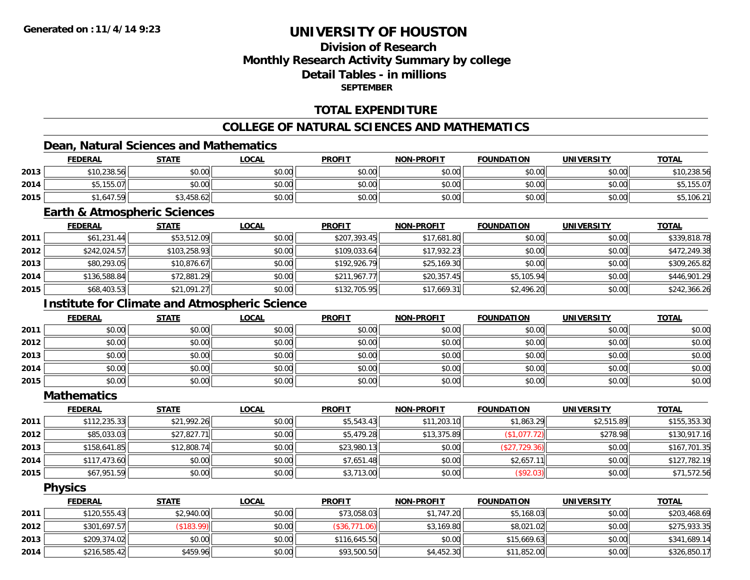**Generated on :11/4/14 9:23**

# UNIVERSITY OF HOUSTON

## Division of Research
## Monthly Research Activity Summary by college
## Detail Tables - in millions
### SEPTEMBER

## TOTAL EXPENDITURE

## COLLEGE OF NATURAL SCIENCES AND MATHEMATICS

### Dean, Natural Sciences and Mathematics

| | FEDERAL | STATE | LOCAL | PROFIT | NON-PROFIT | FOUNDATION | UNIVERSITY | TOTAL |
|---|---|---|---|---|---|---|---|---|
| 2013 | $10,238.56 | $0.00 | $0.00 | $0.00 | $0.00 | $0.00 | $0.00 | $10,238.56 |
| 2014 | $5,155.07 | $0.00 | $0.00 | $0.00 | $0.00 | $0.00 | $0.00 | $5,155.07 |
| 2015 | $1,647.59 | $3,458.62 | $0.00 | $0.00 | $0.00 | $0.00 | $0.00 | $5,106.21 |

### Earth & Atmospheric Sciences

| | FEDERAL | STATE | LOCAL | PROFIT | NON-PROFIT | FOUNDATION | UNIVERSITY | TOTAL |
|---|---|---|---|---|---|---|---|---|
| 2011 | $61,231.44 | $53,512.09 | $0.00 | $207,393.45 | $17,681.80 | $0.00 | $0.00 | $339,818.78 |
| 2012 | $242,024.57 | $103,258.93 | $0.00 | $109,033.64 | $17,932.23 | $0.00 | $0.00 | $472,249.38 |
| 2013 | $80,293.05 | $10,876.67 | $0.00 | $192,926.79 | $25,169.30 | $0.00 | $0.00 | $309,265.82 |
| 2014 | $136,588.84 | $72,881.29 | $0.00 | $211,967.77 | $20,357.45 | $5,105.94 | $0.00 | $446,901.29 |
| 2015 | $68,403.53 | $21,091.27 | $0.00 | $132,705.95 | $17,669.31 | $2,496.20 | $0.00 | $242,366.26 |

### Institute for Climate and Atmospheric Science

| | FEDERAL | STATE | LOCAL | PROFIT | NON-PROFIT | FOUNDATION | UNIVERSITY | TOTAL |
|---|---|---|---|---|---|---|---|---|
| 2011 | $0.00 | $0.00 | $0.00 | $0.00 | $0.00 | $0.00 | $0.00 | $0.00 |
| 2012 | $0.00 | $0.00 | $0.00 | $0.00 | $0.00 | $0.00 | $0.00 | $0.00 |
| 2013 | $0.00 | $0.00 | $0.00 | $0.00 | $0.00 | $0.00 | $0.00 | $0.00 |
| 2014 | $0.00 | $0.00 | $0.00 | $0.00 | $0.00 | $0.00 | $0.00 | $0.00 |
| 2015 | $0.00 | $0.00 | $0.00 | $0.00 | $0.00 | $0.00 | $0.00 | $0.00 |

### Mathematics

| | FEDERAL | STATE | LOCAL | PROFIT | NON-PROFIT | FOUNDATION | UNIVERSITY | TOTAL |
|---|---|---|---|---|---|---|---|---|
| 2011 | $112,235.33 | $21,992.26 | $0.00 | $5,543.43 | $11,203.10 | $1,863.29 | $2,515.89 | $155,353.30 |
| 2012 | $85,033.03 | $27,827.71 | $0.00 | $5,479.28 | $13,375.89 | ($1,077.72) | $278.98 | $130,917.16 |
| 2013 | $158,641.85 | $12,808.74 | $0.00 | $23,980.13 | $0.00 | ($27,729.36) | $0.00 | $167,701.35 |
| 2014 | $117,473.60 | $0.00 | $0.00 | $7,651.48 | $0.00 | $2,657.11 | $0.00 | $127,782.19 |
| 2015 | $67,951.59 | $0.00 | $0.00 | $3,713.00 | $0.00 | ($92.03) | $0.00 | $71,572.56 |

### Physics

| | FEDERAL | STATE | LOCAL | PROFIT | NON-PROFIT | FOUNDATION | UNIVERSITY | TOTAL |
|---|---|---|---|---|---|---|---|---|
| 2011 | $120,555.43 | $2,940.00 | $0.00 | $73,058.03 | $1,747.20 | $5,168.03 | $0.00 | $203,468.69 |
| 2012 | $301,697.57 | ($183.99) | $0.00 | ($36,771.06) | $3,169.80 | $8,021.02 | $0.00 | $275,933.35 |
| 2013 | $209,374.02 | $0.00 | $0.00 | $116,645.50 | $0.00 | $15,669.63 | $0.00 | $341,689.14 |
| 2014 | $216,585.42 | $459.96 | $0.00 | $93,500.50 | $4,452.30 | $11,852.00 | $0.00 | $326,850.17 |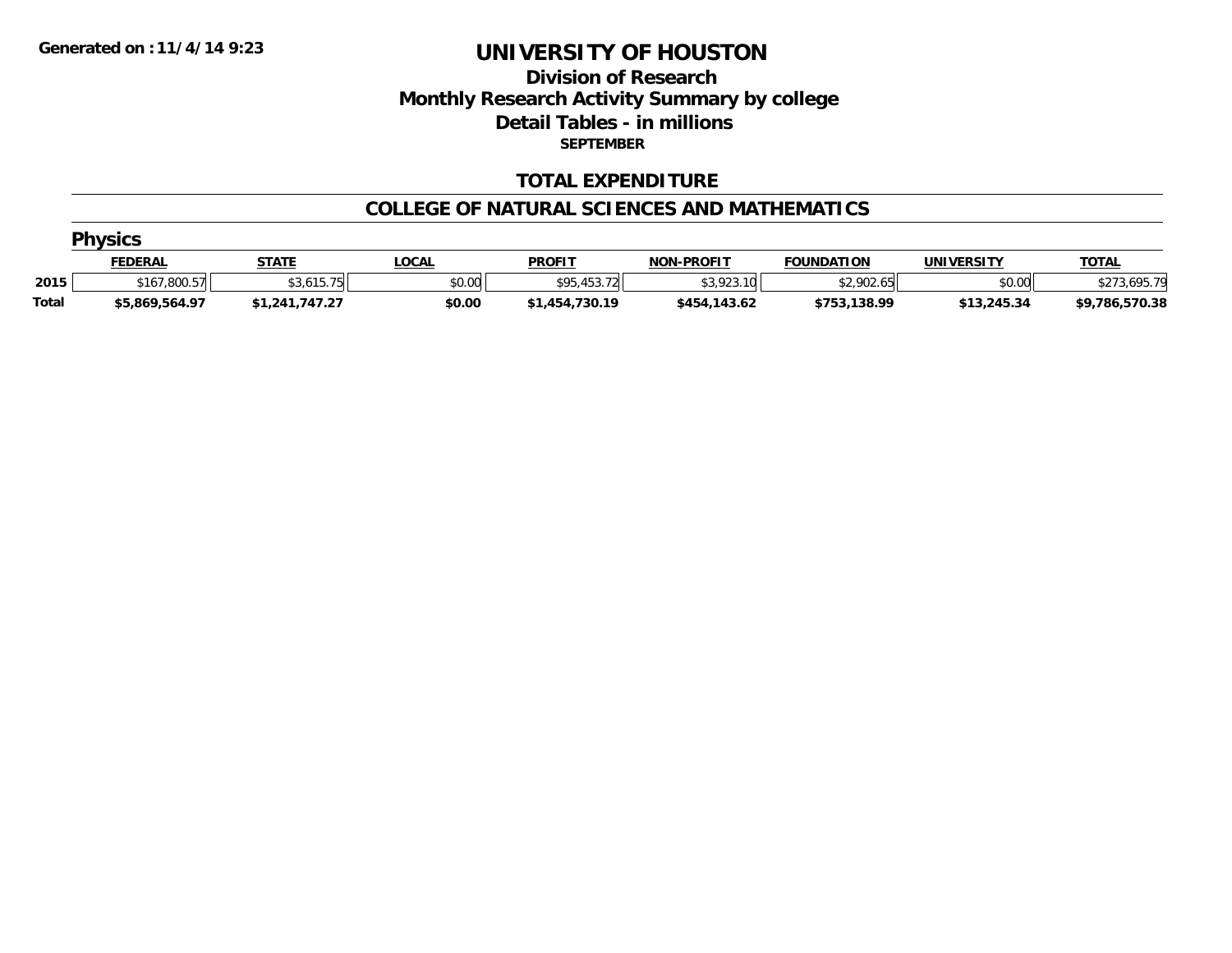Generated on :11/4/14 9:23

# UNIVERSITY OF HOUSTON

## Division of Research

## Monthly Research Activity Summary by college

## Detail Tables - in millions

**SEPTEMBER**

## TOTAL EXPENDITURE

## COLLEGE OF NATURAL SCIENCES AND MATHEMATICS

### Physics

| | FEDERAL | STATE | LOCAL | PROFIT | NON-PROFIT | FOUNDATION | UNIVERSITY | TOTAL |
|---|---|---|---|---|---|---|---|---|
| 2015 | $167,800.57 | $3,615.75 | $0.00 | $95,453.72 | $3,923.10 | $2,902.65 | $0.00 | $273,695.79 |
| **Total** | **$5,869,564.97** | **$1,241,747.27** | **$0.00** | **$1,454,730.19** | **$454,143.62** | **$753,138.99** | **$13,245.34** | **$9,786,570.38** |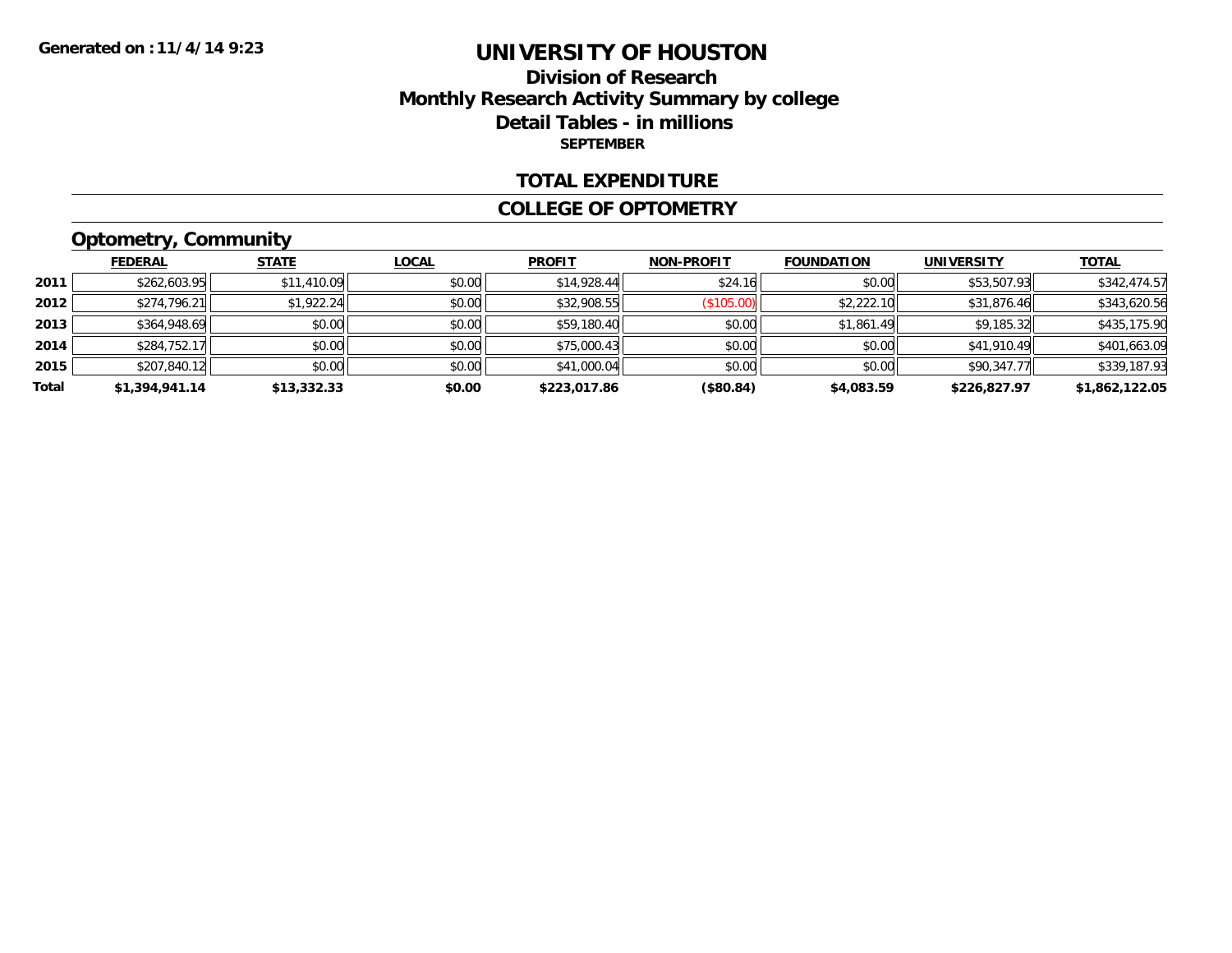Generated on :11/4/14 9:23

# UNIVERSITY OF HOUSTON

## Division of Research
## Monthly Research Activity Summary by college
## Detail Tables - in millions
### SEPTEMBER

### TOTAL EXPENDITURE

### COLLEGE OF OPTOMETRY

#### Optometry, Community

| | FEDERAL | STATE | LOCAL | PROFIT | NON-PROFIT | FOUNDATION | UNIVERSITY | TOTAL |
|---|---|---|---|---|---|---|---|---|
| 2011 | $262,603.95 | $11,410.09 | $0.00 | $14,928.44 | $24.16 | $0.00 | $53,507.93 | $342,474.57 |
| 2012 | $274,796.21 | $1,922.24 | $0.00 | $32,908.55 | ($105.00) | $2,222.10 | $31,876.46 | $343,620.56 |
| 2013 | $364,948.69 | $0.00 | $0.00 | $59,180.40 | $0.00 | $1,861.49 | $9,185.32 | $435,175.90 |
| 2014 | $284,752.17 | $0.00 | $0.00 | $75,000.43 | $0.00 | $0.00 | $41,910.49 | $401,663.09 |
| 2015 | $207,840.12 | $0.00 | $0.00 | $41,000.04 | $0.00 | $0.00 | $90,347.77 | $339,187.93 |
| **Total** | **$1,394,941.14** | **$13,332.33** | **$0.00** | **$223,017.86** | **($80.84)** | **$4,083.59** | **$226,827.97** | **$1,862,122.05** |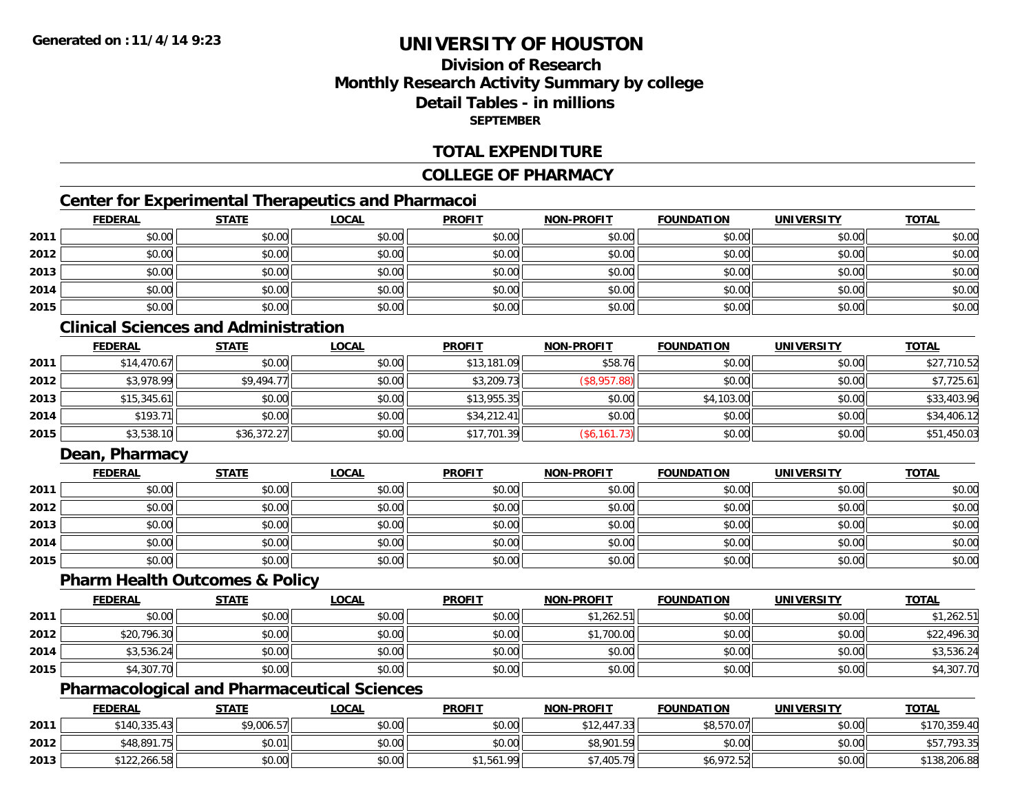**Generated on :11/4/14 9:23**

# UNIVERSITY OF HOUSTON

## Division of Research
## Monthly Research Activity Summary by college
## Detail Tables - in millions
### SEPTEMBER

## TOTAL EXPENDITURE

## COLLEGE OF PHARMACY

### Center for Experimental Therapeutics and Pharmacoi

| | FEDERAL | STATE | LOCAL | PROFIT | NON-PROFIT | FOUNDATION | UNIVERSITY | TOTAL |
|---|---|---|---|---|---|---|---|---|
| 2011 | $0.00 | $0.00 | $0.00 | $0.00 | $0.00 | $0.00 | $0.00 | $0.00 |
| 2012 | $0.00 | $0.00 | $0.00 | $0.00 | $0.00 | $0.00 | $0.00 | $0.00 |
| 2013 | $0.00 | $0.00 | $0.00 | $0.00 | $0.00 | $0.00 | $0.00 | $0.00 |
| 2014 | $0.00 | $0.00 | $0.00 | $0.00 | $0.00 | $0.00 | $0.00 | $0.00 |
| 2015 | $0.00 | $0.00 | $0.00 | $0.00 | $0.00 | $0.00 | $0.00 | $0.00 |

### Clinical Sciences and Administration

| | FEDERAL | STATE | LOCAL | PROFIT | NON-PROFIT | FOUNDATION | UNIVERSITY | TOTAL |
|---|---|---|---|---|---|---|---|---|
| 2011 | $14,470.67 | $0.00 | $0.00 | $13,181.09 | $58.76 | $0.00 | $0.00 | $27,710.52 |
| 2012 | $3,978.99 | $9,494.77 | $0.00 | $3,209.73 | ($8,957.88) | $0.00 | $0.00 | $7,725.61 |
| 2013 | $15,345.61 | $0.00 | $0.00 | $13,955.35 | $0.00 | $4,103.00 | $0.00 | $33,403.96 |
| 2014 | $193.71 | $0.00 | $0.00 | $34,212.41 | $0.00 | $0.00 | $0.00 | $34,406.12 |
| 2015 | $3,538.10 | $36,372.27 | $0.00 | $17,701.39 | ($6,161.73) | $0.00 | $0.00 | $51,450.03 |

### Dean, Pharmacy

| | FEDERAL | STATE | LOCAL | PROFIT | NON-PROFIT | FOUNDATION | UNIVERSITY | TOTAL |
|---|---|---|---|---|---|---|---|---|
| 2011 | $0.00 | $0.00 | $0.00 | $0.00 | $0.00 | $0.00 | $0.00 | $0.00 |
| 2012 | $0.00 | $0.00 | $0.00 | $0.00 | $0.00 | $0.00 | $0.00 | $0.00 |
| 2013 | $0.00 | $0.00 | $0.00 | $0.00 | $0.00 | $0.00 | $0.00 | $0.00 |
| 2014 | $0.00 | $0.00 | $0.00 | $0.00 | $0.00 | $0.00 | $0.00 | $0.00 |
| 2015 | $0.00 | $0.00 | $0.00 | $0.00 | $0.00 | $0.00 | $0.00 | $0.00 |

### Pharm Health Outcomes & Policy

| | FEDERAL | STATE | LOCAL | PROFIT | NON-PROFIT | FOUNDATION | UNIVERSITY | TOTAL |
|---|---|---|---|---|---|---|---|---|
| 2011 | $0.00 | $0.00 | $0.00 | $0.00 | $1,262.51 | $0.00 | $0.00 | $1,262.51 |
| 2012 | $20,796.30 | $0.00 | $0.00 | $0.00 | $1,700.00 | $0.00 | $0.00 | $22,496.30 |
| 2014 | $3,536.24 | $0.00 | $0.00 | $0.00 | $0.00 | $0.00 | $0.00 | $3,536.24 |
| 2015 | $4,307.70 | $0.00 | $0.00 | $0.00 | $0.00 | $0.00 | $0.00 | $4,307.70 |

### Pharmacological and Pharmaceutical Sciences

| | FEDERAL | STATE | LOCAL | PROFIT | NON-PROFIT | FOUNDATION | UNIVERSITY | TOTAL |
|---|---|---|---|---|---|---|---|---|
| 2011 | $140,335.43 | $9,006.57 | $0.00 | $0.00 | $12,447.33 | $8,570.07 | $0.00 | $170,359.40 |
| 2012 | $48,891.75 | $0.01 | $0.00 | $0.00 | $8,901.59 | $0.00 | $0.00 | $57,793.35 |
| 2013 | $122,266.58 | $0.00 | $0.00 | $1,561.99 | $7,405.79 | $6,972.52 | $0.00 | $138,206.88 |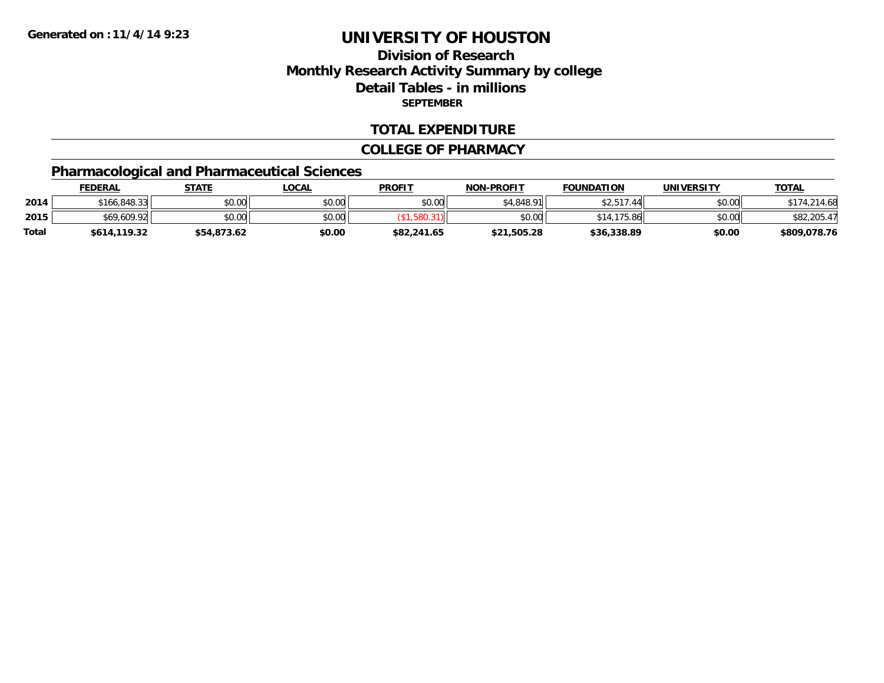Generated on :11/4/14 9:23

# UNIVERSITY OF HOUSTON

## Division of Research
## Monthly Research Activity Summary by college
## Detail Tables - in millions
### SEPTEMBER

## TOTAL EXPENDITURE

## COLLEGE OF PHARMACY

### Pharmacological and Pharmaceutical Sciences

| | FEDERAL | STATE | LOCAL | PROFIT | NON-PROFIT | FOUNDATION | UNIVERSITY | TOTAL |
|---|---|---|---|---|---|---|---|---|
| 2014 | $166,848.33 | $0.00 | $0.00 | $0.00 | $4,848.91 | $2,517.44 | $0.00 | $174,214.68 |
| 2015 | $69,609.92 | $0.00 | $0.00 | ($1,580.31) | $0.00 | $14,175.86 | $0.00 | $82,205.47 |
| **Total** | **$614,119.32** | **$54,873.62** | **$0.00** | **$82,241.65** | **$21,505.28** | **$36,338.89** | **$0.00** | **$809,078.76** |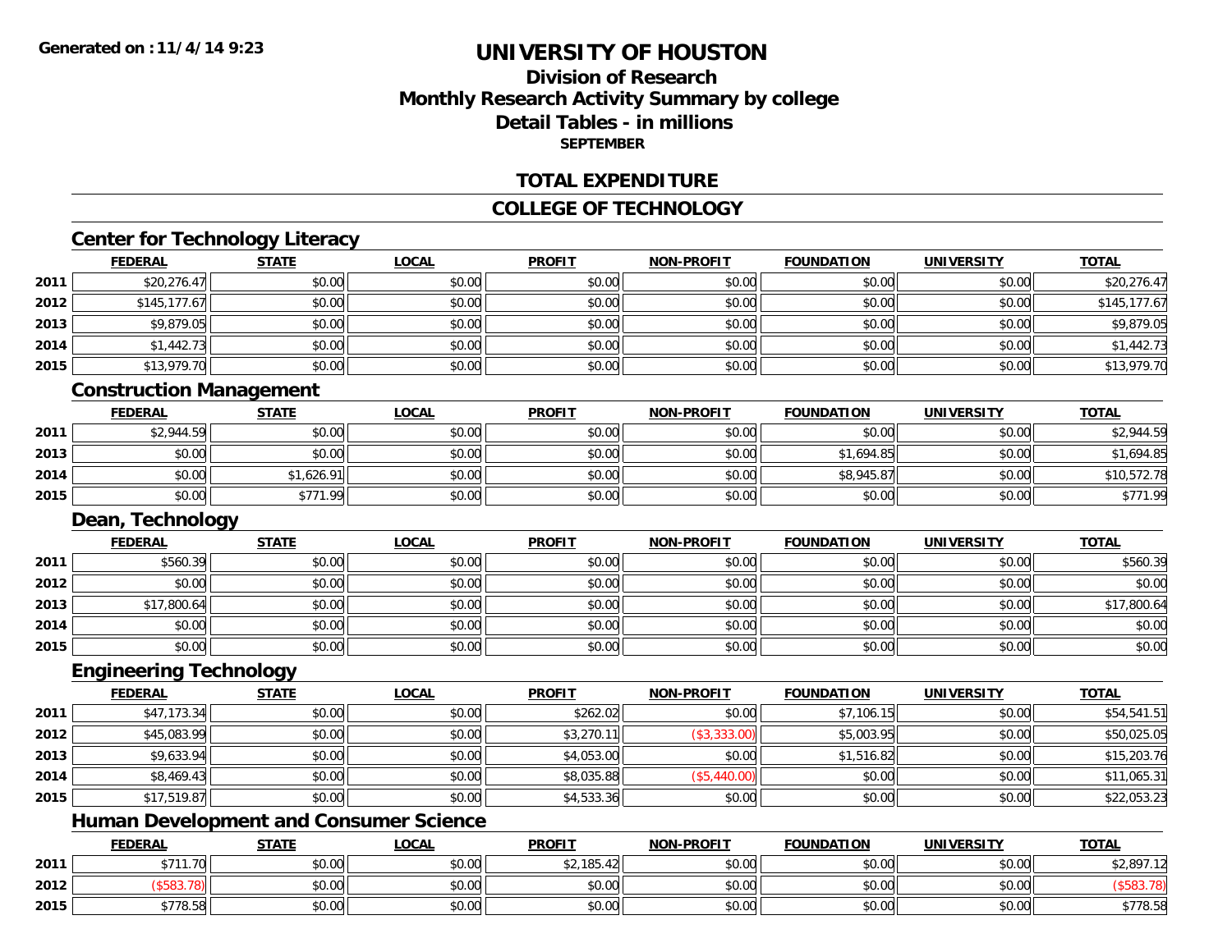**Generated on : 11/4/14 9:23**

# UNIVERSITY OF HOUSTON

## Division of Research
## Monthly Research Activity Summary by college
## Detail Tables - in millions
### SEPTEMBER

## TOTAL EXPENDITURE

## COLLEGE OF TECHNOLOGY

### Center for Technology Literacy

| | FEDERAL | STATE | LOCAL | PROFIT | NON-PROFIT | FOUNDATION | UNIVERSITY | TOTAL |
|---|---|---|---|---|---|---|---|---|
| 2011 | $20,276.47 | $0.00 | $0.00 | $0.00 | $0.00 | $0.00 | $0.00 | $20,276.47 |
| 2012 | $145,177.67 | $0.00 | $0.00 | $0.00 | $0.00 | $0.00 | $0.00 | $145,177.67 |
| 2013 | $9,879.05 | $0.00 | $0.00 | $0.00 | $0.00 | $0.00 | $0.00 | $9,879.05 |
| 2014 | $1,442.73 | $0.00 | $0.00 | $0.00 | $0.00 | $0.00 | $0.00 | $1,442.73 |
| 2015 | $13,979.70 | $0.00 | $0.00 | $0.00 | $0.00 | $0.00 | $0.00 | $13,979.70 |

### Construction Management

| | FEDERAL | STATE | LOCAL | PROFIT | NON-PROFIT | FOUNDATION | UNIVERSITY | TOTAL |
|---|---|---|---|---|---|---|---|---|
| 2011 | $2,944.59 | $0.00 | $0.00 | $0.00 | $0.00 | $0.00 | $0.00 | $2,944.59 |
| 2013 | $0.00 | $0.00 | $0.00 | $0.00 | $0.00 | $1,694.85 | $0.00 | $1,694.85 |
| 2014 | $0.00 | $1,626.91 | $0.00 | $0.00 | $0.00 | $8,945.87 | $0.00 | $10,572.78 |
| 2015 | $0.00 | $771.99 | $0.00 | $0.00 | $0.00 | $0.00 | $0.00 | $771.99 |

### Dean, Technology

| | FEDERAL | STATE | LOCAL | PROFIT | NON-PROFIT | FOUNDATION | UNIVERSITY | TOTAL |
|---|---|---|---|---|---|---|---|---|
| 2011 | $560.39 | $0.00 | $0.00 | $0.00 | $0.00 | $0.00 | $0.00 | $560.39 |
| 2012 | $0.00 | $0.00 | $0.00 | $0.00 | $0.00 | $0.00 | $0.00 | $0.00 |
| 2013 | $17,800.64 | $0.00 | $0.00 | $0.00 | $0.00 | $0.00 | $0.00 | $17,800.64 |
| 2014 | $0.00 | $0.00 | $0.00 | $0.00 | $0.00 | $0.00 | $0.00 | $0.00 |
| 2015 | $0.00 | $0.00 | $0.00 | $0.00 | $0.00 | $0.00 | $0.00 | $0.00 |

### Engineering Technology

| | FEDERAL | STATE | LOCAL | PROFIT | NON-PROFIT | FOUNDATION | UNIVERSITY | TOTAL |
|---|---|---|---|---|---|---|---|---|
| 2011 | $47,173.34 | $0.00 | $0.00 | $262.02 | $0.00 | $7,106.15 | $0.00 | $54,541.51 |
| 2012 | $45,083.99 | $0.00 | $0.00 | $3,270.11 | ($3,333.00) | $5,003.95 | $0.00 | $50,025.05 |
| 2013 | $9,633.94 | $0.00 | $0.00 | $4,053.00 | $0.00 | $1,516.82 | $0.00 | $15,203.76 |
| 2014 | $8,469.43 | $0.00 | $0.00 | $8,035.88 | ($5,440.00) | $0.00 | $0.00 | $11,065.31 |
| 2015 | $17,519.87 | $0.00 | $0.00 | $4,533.36 | $0.00 | $0.00 | $0.00 | $22,053.23 |

### Human Development and Consumer Science

| | FEDERAL | STATE | LOCAL | PROFIT | NON-PROFIT | FOUNDATION | UNIVERSITY | TOTAL |
|---|---|---|---|---|---|---|---|---|
| 2011 | $711.70 | $0.00 | $0.00 | $2,185.42 | $0.00 | $0.00 | $0.00 | $2,897.12 |
| 2012 | ($583.78) | $0.00 | $0.00 | $0.00 | $0.00 | $0.00 | $0.00 | ($583.78) |
| 2015 | $778.58 | $0.00 | $0.00 | $0.00 | $0.00 | $0.00 | $0.00 | $778.58 |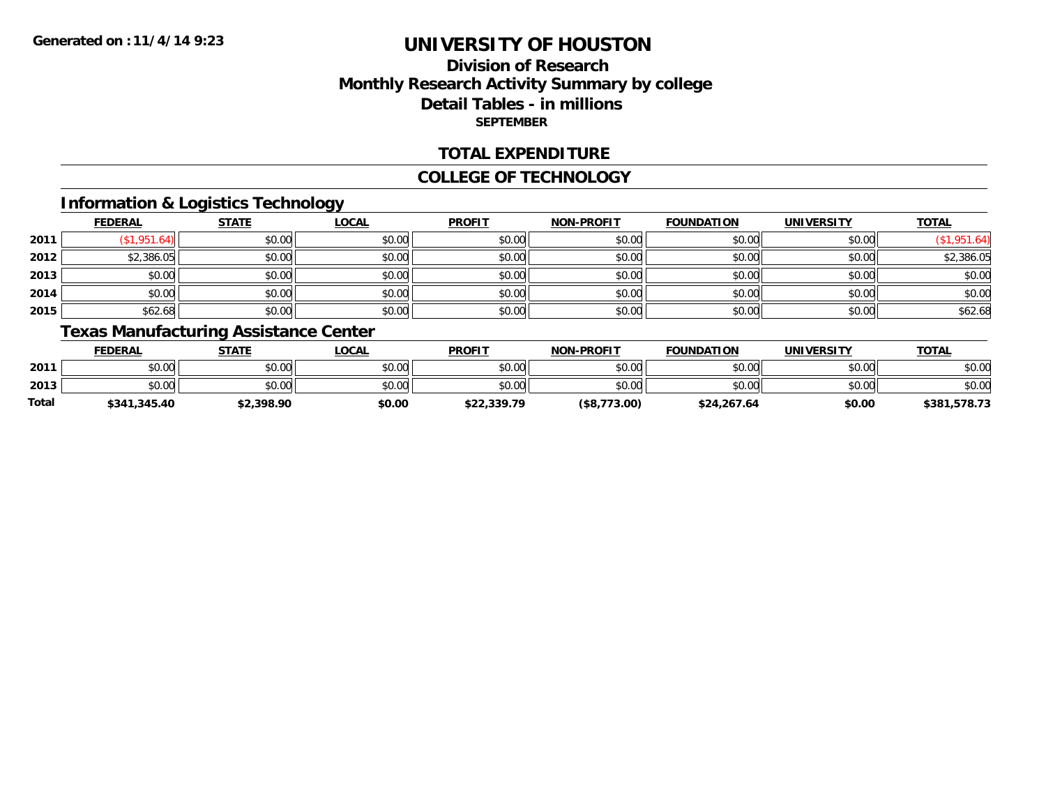**Generated on :11/4/14 9:23**

# UNIVERSITY OF HOUSTON

## Division of Research
## Monthly Research Activity Summary by college
## Detail Tables - in millions
### SEPTEMBER

## TOTAL EXPENDITURE

## COLLEGE OF TECHNOLOGY

### Information & Logistics Technology

| | FEDERAL | STATE | LOCAL | PROFIT | NON-PROFIT | FOUNDATION | UNIVERSITY | TOTAL |
|---|---|---|---|---|---|---|---|---|
| 2011 | ($1,951.64) | $0.00 | $0.00 | $0.00 | $0.00 | $0.00 | $0.00 | ($1,951.64) |
| 2012 | $2,386.05 | $0.00 | $0.00 | $0.00 | $0.00 | $0.00 | $0.00 | $2,386.05 |
| 2013 | $0.00 | $0.00 | $0.00 | $0.00 | $0.00 | $0.00 | $0.00 | $0.00 |
| 2014 | $0.00 | $0.00 | $0.00 | $0.00 | $0.00 | $0.00 | $0.00 | $0.00 |
| 2015 | $62.68 | $0.00 | $0.00 | $0.00 | $0.00 | $0.00 | $0.00 | $62.68 |

### Texas Manufacturing Assistance Center

| | FEDERAL | STATE | LOCAL | PROFIT | NON-PROFIT | FOUNDATION | UNIVERSITY | TOTAL |
|---|---|---|---|---|---|---|---|---|
| 2011 | $0.00 | $0.00 | $0.00 | $0.00 | $0.00 | $0.00 | $0.00 | $0.00 |
| 2013 | $0.00 | $0.00 | $0.00 | $0.00 | $0.00 | $0.00 | $0.00 | $0.00 |
| **Total** | **$341,345.40** | **$2,398.90** | **$0.00** | **$22,339.79** | **($8,773.00)** | **$24,267.64** | **$0.00** | **$381,578.73** |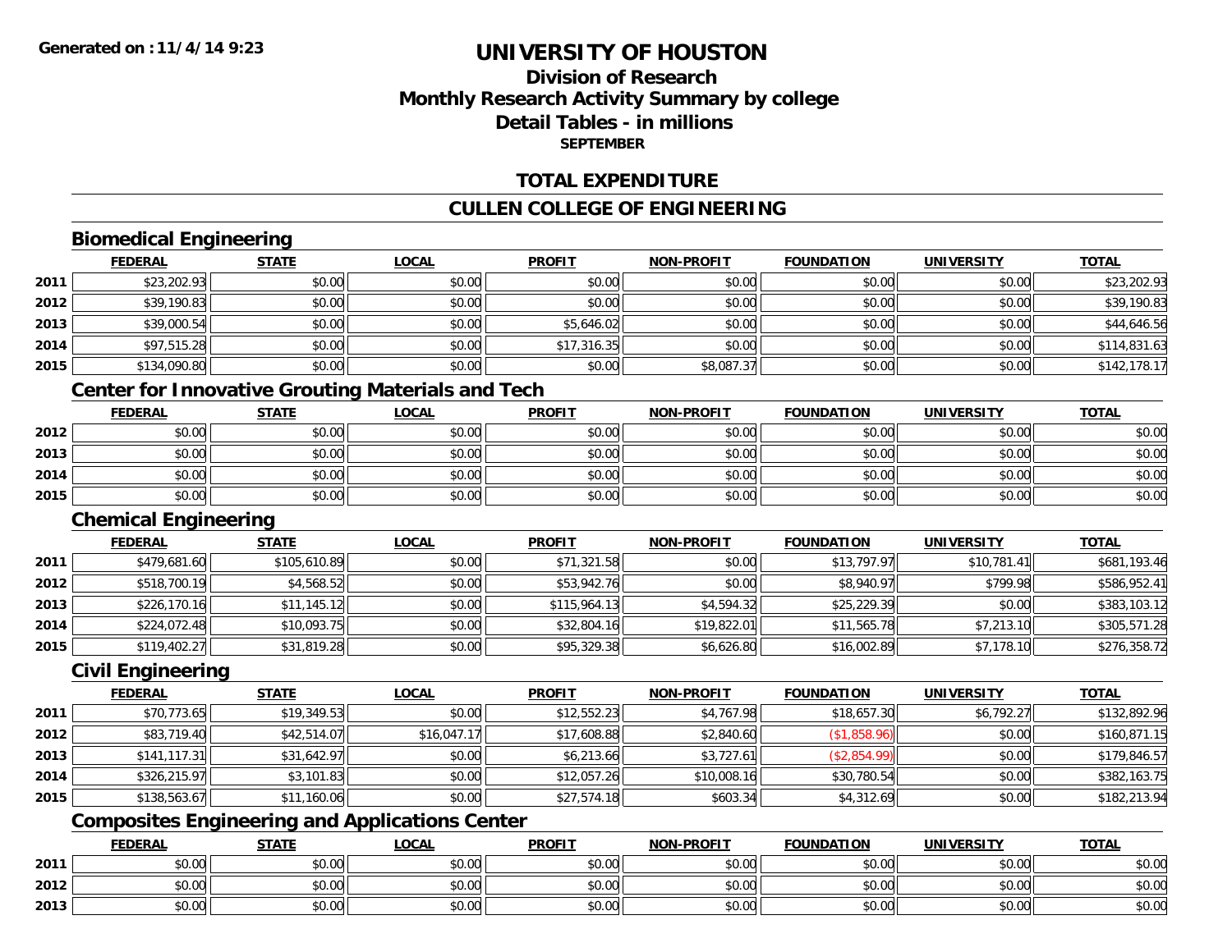Generated on : 11/4/14 9:23

# UNIVERSITY OF HOUSTON

## Division of Research
## Monthly Research Activity Summary by college
## Detail Tables - in millions
### SEPTEMBER

## TOTAL EXPENDITURE

## CULLEN COLLEGE OF ENGINEERING

### Biomedical Engineering

| | FEDERAL | STATE | LOCAL | PROFIT | NON-PROFIT | FOUNDATION | UNIVERSITY | TOTAL |
|---|---|---|---|---|---|---|---|---|
| 2011 | $23,202.93 | $0.00 | $0.00 | $0.00 | $0.00 | $0.00 | $0.00 | $23,202.93 |
| 2012 | $39,190.83 | $0.00 | $0.00 | $0.00 | $0.00 | $0.00 | $0.00 | $39,190.83 |
| 2013 | $39,000.54 | $0.00 | $0.00 | $5,646.02 | $0.00 | $0.00 | $0.00 | $44,646.56 |
| 2014 | $97,515.28 | $0.00 | $0.00 | $17,316.35 | $0.00 | $0.00 | $0.00 | $114,831.63 |
| 2015 | $134,090.80 | $0.00 | $0.00 | $0.00 | $8,087.37 | $0.00 | $0.00 | $142,178.17 |

### Center for Innovative Grouting Materials and Tech

| | FEDERAL | STATE | LOCAL | PROFIT | NON-PROFIT | FOUNDATION | UNIVERSITY | TOTAL |
|---|---|---|---|---|---|---|---|---|
| 2012 | $0.00 | $0.00 | $0.00 | $0.00 | $0.00 | $0.00 | $0.00 | $0.00 |
| 2013 | $0.00 | $0.00 | $0.00 | $0.00 | $0.00 | $0.00 | $0.00 | $0.00 |
| 2014 | $0.00 | $0.00 | $0.00 | $0.00 | $0.00 | $0.00 | $0.00 | $0.00 |
| 2015 | $0.00 | $0.00 | $0.00 | $0.00 | $0.00 | $0.00 | $0.00 | $0.00 |

### Chemical Engineering

| | FEDERAL | STATE | LOCAL | PROFIT | NON-PROFIT | FOUNDATION | UNIVERSITY | TOTAL |
|---|---|---|---|---|---|---|---|---|
| 2011 | $479,681.60 | $105,610.89 | $0.00 | $71,321.58 | $0.00 | $13,797.97 | $10,781.41 | $681,193.46 |
| 2012 | $518,700.19 | $4,568.52 | $0.00 | $53,942.76 | $0.00 | $8,940.97 | $799.98 | $586,952.41 |
| 2013 | $226,170.16 | $11,145.12 | $0.00 | $115,964.13 | $4,594.32 | $25,229.39 | $0.00 | $383,103.12 |
| 2014 | $224,072.48 | $10,093.75 | $0.00 | $32,804.16 | $19,822.01 | $11,565.78 | $7,213.10 | $305,571.28 |
| 2015 | $119,402.27 | $31,819.28 | $0.00 | $95,329.38 | $6,626.80 | $16,002.89 | $7,178.10 | $276,358.72 |

### Civil Engineering

| | FEDERAL | STATE | LOCAL | PROFIT | NON-PROFIT | FOUNDATION | UNIVERSITY | TOTAL |
|---|---|---|---|---|---|---|---|---|
| 2011 | $70,773.65 | $19,349.53 | $0.00 | $12,552.23 | $4,767.98 | $18,657.30 | $6,792.27 | $132,892.96 |
| 2012 | $83,719.40 | $42,514.07 | $16,047.17 | $17,608.88 | $2,840.60 | ($1,858.96) | $0.00 | $160,871.15 |
| 2013 | $141,117.31 | $31,642.97 | $0.00 | $6,213.66 | $3,727.61 | ($2,854.99) | $0.00 | $179,846.57 |
| 2014 | $326,215.97 | $3,101.83 | $0.00 | $12,057.26 | $10,008.16 | $30,780.54 | $0.00 | $382,163.75 |
| 2015 | $138,563.67 | $11,160.06 | $0.00 | $27,574.18 | $603.34 | $4,312.69 | $0.00 | $182,213.94 |

### Composites Engineering and Applications Center

| | FEDERAL | STATE | LOCAL | PROFIT | NON-PROFIT | FOUNDATION | UNIVERSITY | TOTAL |
|---|---|---|---|---|---|---|---|---|
| 2011 | $0.00 | $0.00 | $0.00 | $0.00 | $0.00 | $0.00 | $0.00 | $0.00 |
| 2012 | $0.00 | $0.00 | $0.00 | $0.00 | $0.00 | $0.00 | $0.00 | $0.00 |
| 2013 | $0.00 | $0.00 | $0.00 | $0.00 | $0.00 | $0.00 | $0.00 | $0.00 |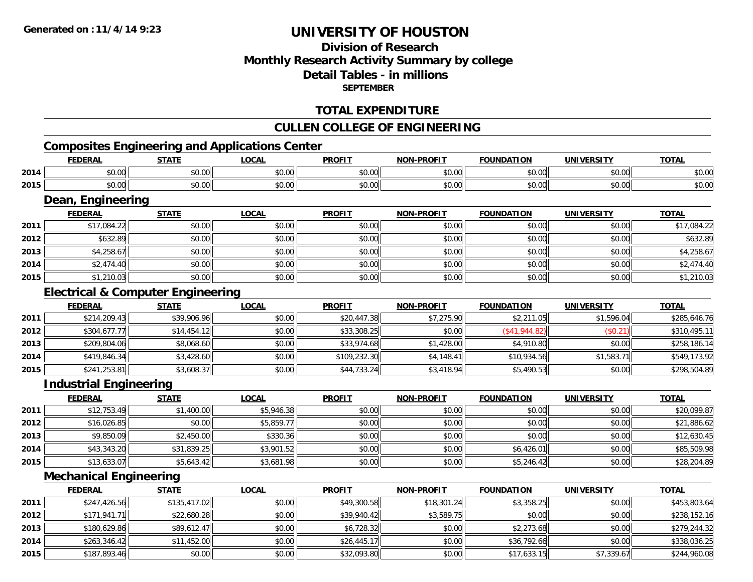Generated on : 11/4/14 9:23

# UNIVERSITY OF HOUSTON

## Division of Research
## Monthly Research Activity Summary by college
## Detail Tables - in millions
### SEPTEMBER

## TOTAL EXPENDITURE

## CULLEN COLLEGE OF ENGINEERING

### Composites Engineering and Applications Center

| | FEDERAL | STATE | LOCAL | PROFIT | NON-PROFIT | FOUNDATION | UNIVERSITY | TOTAL |
|---|---|---|---|---|---|---|---|---|
| 2014 | $0.00 | $0.00 | $0.00 | $0.00 | $0.00 | $0.00 | $0.00 | $0.00 |
| 2015 | $0.00 | $0.00 | $0.00 | $0.00 | $0.00 | $0.00 | $0.00 | $0.00 |

### Dean, Engineering

| | FEDERAL | STATE | LOCAL | PROFIT | NON-PROFIT | FOUNDATION | UNIVERSITY | TOTAL |
|---|---|---|---|---|---|---|---|---|
| 2011 | $17,084.22 | $0.00 | $0.00 | $0.00 | $0.00 | $0.00 | $0.00 | $17,084.22 |
| 2012 | $632.89 | $0.00 | $0.00 | $0.00 | $0.00 | $0.00 | $0.00 | $632.89 |
| 2013 | $4,258.67 | $0.00 | $0.00 | $0.00 | $0.00 | $0.00 | $0.00 | $4,258.67 |
| 2014 | $2,474.40 | $0.00 | $0.00 | $0.00 | $0.00 | $0.00 | $0.00 | $2,474.40 |
| 2015 | $1,210.03 | $0.00 | $0.00 | $0.00 | $0.00 | $0.00 | $0.00 | $1,210.03 |

### Electrical & Computer Engineering

| | FEDERAL | STATE | LOCAL | PROFIT | NON-PROFIT | FOUNDATION | UNIVERSITY | TOTAL |
|---|---|---|---|---|---|---|---|---|
| 2011 | $214,209.43 | $39,906.96 | $0.00 | $20,447.38 | $7,275.90 | $2,211.05 | $1,596.04 | $285,646.76 |
| 2012 | $304,677.77 | $14,454.12 | $0.00 | $33,308.25 | $0.00 | ($41,944.82) | ($0.21) | $310,495.11 |
| 2013 | $209,804.06 | $8,068.60 | $0.00 | $33,974.68 | $1,428.00 | $4,910.80 | $0.00 | $258,186.14 |
| 2014 | $419,846.34 | $3,428.60 | $0.00 | $109,232.30 | $4,148.41 | $10,934.56 | $1,583.71 | $549,173.92 |
| 2015 | $241,253.81 | $3,608.37 | $0.00 | $44,733.24 | $3,418.94 | $5,490.53 | $0.00 | $298,504.89 |

### Industrial Engineering

| | FEDERAL | STATE | LOCAL | PROFIT | NON-PROFIT | FOUNDATION | UNIVERSITY | TOTAL |
|---|---|---|---|---|---|---|---|---|
| 2011 | $12,753.49 | $1,400.00 | $5,946.38 | $0.00 | $0.00 | $0.00 | $0.00 | $20,099.87 |
| 2012 | $16,026.85 | $0.00 | $5,859.77 | $0.00 | $0.00 | $0.00 | $0.00 | $21,886.62 |
| 2013 | $9,850.09 | $2,450.00 | $330.36 | $0.00 | $0.00 | $0.00 | $0.00 | $12,630.45 |
| 2014 | $43,343.20 | $31,839.25 | $3,901.52 | $0.00 | $0.00 | $6,426.01 | $0.00 | $85,509.98 |
| 2015 | $13,633.07 | $5,643.42 | $3,681.98 | $0.00 | $0.00 | $5,246.42 | $0.00 | $28,204.89 |

### Mechanical Engineering

| | FEDERAL | STATE | LOCAL | PROFIT | NON-PROFIT | FOUNDATION | UNIVERSITY | TOTAL |
|---|---|---|---|---|---|---|---|---|
| 2011 | $247,426.56 | $135,417.02 | $0.00 | $49,300.58 | $18,301.24 | $3,358.25 | $0.00 | $453,803.64 |
| 2012 | $171,941.71 | $22,680.28 | $0.00 | $39,940.42 | $3,589.75 | $0.00 | $0.00 | $238,152.16 |
| 2013 | $180,629.86 | $89,612.47 | $0.00 | $6,728.32 | $0.00 | $2,273.68 | $0.00 | $279,244.32 |
| 2014 | $263,346.42 | $11,452.00 | $0.00 | $26,445.17 | $0.00 | $36,792.66 | $0.00 | $338,036.25 |
| 2015 | $187,893.46 | $0.00 | $0.00 | $32,093.80 | $0.00 | $17,633.15 | $7,339.67 | $244,960.08 |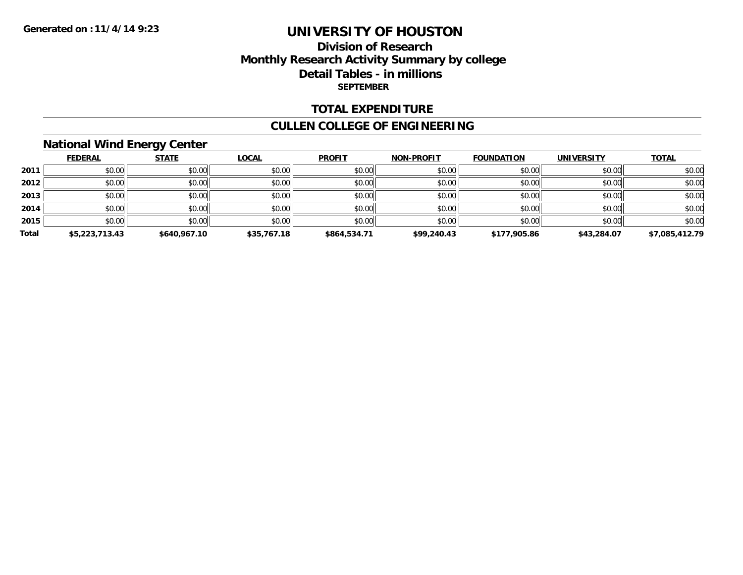Generated on :11/4/14 9:23

# UNIVERSITY OF HOUSTON

## Division of Research
## Monthly Research Activity Summary by college
## Detail Tables - in millions
### SEPTEMBER

## TOTAL EXPENDITURE

## CULLEN COLLEGE OF ENGINEERING

### National Wind Energy Center

| | FEDERAL | STATE | LOCAL | PROFIT | NON-PROFIT | FOUNDATION | UNIVERSITY | TOTAL |
|---|---|---|---|---|---|---|---|---|
| 2011 | $0.00 | $0.00 | $0.00 | $0.00 | $0.00 | $0.00 | $0.00 | $0.00 |
| 2012 | $0.00 | $0.00 | $0.00 | $0.00 | $0.00 | $0.00 | $0.00 | $0.00 |
| 2013 | $0.00 | $0.00 | $0.00 | $0.00 | $0.00 | $0.00 | $0.00 | $0.00 |
| 2014 | $0.00 | $0.00 | $0.00 | $0.00 | $0.00 | $0.00 | $0.00 | $0.00 |
| 2015 | $0.00 | $0.00 | $0.00 | $0.00 | $0.00 | $0.00 | $0.00 | $0.00 |
| **Total** | **$5,223,713.43** | **$640,967.10** | **$35,767.18** | **$864,534.71** | **$99,240.43** | **$177,905.86** | **$43,284.07** | **$7,085,412.79** |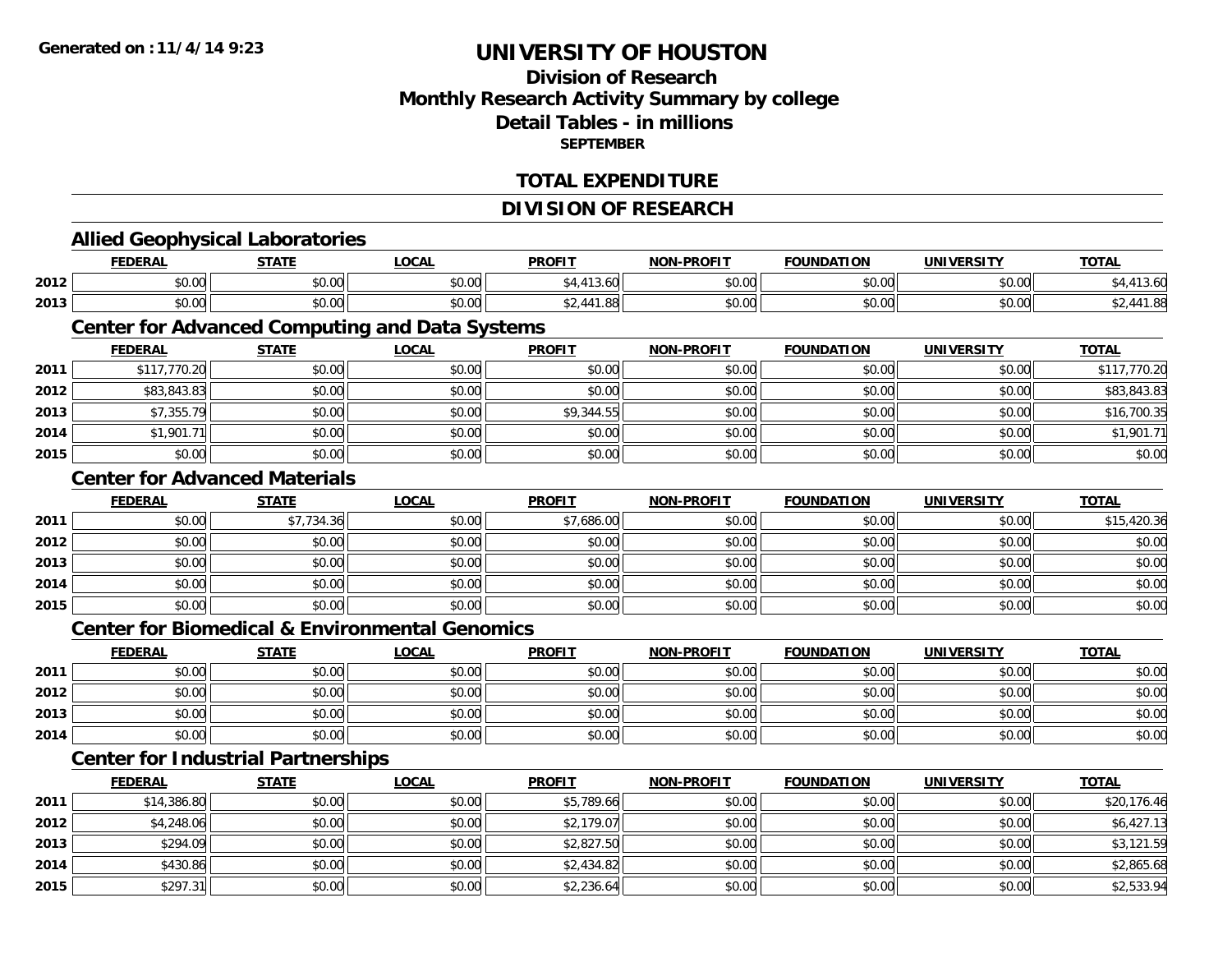**Generated on :11/4/14 9:23**

# UNIVERSITY OF HOUSTON

## Division of Research
## Monthly Research Activity Summary by college
## Detail Tables - in millions
### SEPTEMBER

## TOTAL EXPENDITURE

## DIVISION OF RESEARCH

### Allied Geophysical Laboratories

| | FEDERAL | STATE | LOCAL | PROFIT | NON-PROFIT | FOUNDATION | UNIVERSITY | TOTAL |
|---|---|---|---|---|---|---|---|---|
| 2012 | $0.00 | $0.00 | $0.00 | $4,413.60 | $0.00 | $0.00 | $0.00 | $4,413.60 |
| 2013 | $0.00 | $0.00 | $0.00 | $2,441.88 | $0.00 | $0.00 | $0.00 | $2,441.88 |

### Center for Advanced Computing and Data Systems

| | FEDERAL | STATE | LOCAL | PROFIT | NON-PROFIT | FOUNDATION | UNIVERSITY | TOTAL |
|---|---|---|---|---|---|---|---|---|
| 2011 | $117,770.20 | $0.00 | $0.00 | $0.00 | $0.00 | $0.00 | $0.00 | $117,770.20 |
| 2012 | $83,843.83 | $0.00 | $0.00 | $0.00 | $0.00 | $0.00 | $0.00 | $83,843.83 |
| 2013 | $7,355.79 | $0.00 | $0.00 | $9,344.55 | $0.00 | $0.00 | $0.00 | $16,700.35 |
| 2014 | $1,901.71 | $0.00 | $0.00 | $0.00 | $0.00 | $0.00 | $0.00 | $1,901.71 |
| 2015 | $0.00 | $0.00 | $0.00 | $0.00 | $0.00 | $0.00 | $0.00 | $0.00 |

### Center for Advanced Materials

| | FEDERAL | STATE | LOCAL | PROFIT | NON-PROFIT | FOUNDATION | UNIVERSITY | TOTAL |
|---|---|---|---|---|---|---|---|---|
| 2011 | $0.00 | $7,734.36 | $0.00 | $7,686.00 | $0.00 | $0.00 | $0.00 | $15,420.36 |
| 2012 | $0.00 | $0.00 | $0.00 | $0.00 | $0.00 | $0.00 | $0.00 | $0.00 |
| 2013 | $0.00 | $0.00 | $0.00 | $0.00 | $0.00 | $0.00 | $0.00 | $0.00 |
| 2014 | $0.00 | $0.00 | $0.00 | $0.00 | $0.00 | $0.00 | $0.00 | $0.00 |
| 2015 | $0.00 | $0.00 | $0.00 | $0.00 | $0.00 | $0.00 | $0.00 | $0.00 |

### Center for Biomedical & Environmental Genomics

| | FEDERAL | STATE | LOCAL | PROFIT | NON-PROFIT | FOUNDATION | UNIVERSITY | TOTAL |
|---|---|---|---|---|---|---|---|---|
| 2011 | $0.00 | $0.00 | $0.00 | $0.00 | $0.00 | $0.00 | $0.00 | $0.00 |
| 2012 | $0.00 | $0.00 | $0.00 | $0.00 | $0.00 | $0.00 | $0.00 | $0.00 |
| 2013 | $0.00 | $0.00 | $0.00 | $0.00 | $0.00 | $0.00 | $0.00 | $0.00 |
| 2014 | $0.00 | $0.00 | $0.00 | $0.00 | $0.00 | $0.00 | $0.00 | $0.00 |

### Center for Industrial Partnerships

| | FEDERAL | STATE | LOCAL | PROFIT | NON-PROFIT | FOUNDATION | UNIVERSITY | TOTAL |
|---|---|---|---|---|---|---|---|---|
| 2011 | $14,386.80 | $0.00 | $0.00 | $5,789.66 | $0.00 | $0.00 | $0.00 | $20,176.46 |
| 2012 | $4,248.06 | $0.00 | $0.00 | $2,179.07 | $0.00 | $0.00 | $0.00 | $6,427.13 |
| 2013 | $294.09 | $0.00 | $0.00 | $2,827.50 | $0.00 | $0.00 | $0.00 | $3,121.59 |
| 2014 | $430.86 | $0.00 | $0.00 | $2,434.82 | $0.00 | $0.00 | $0.00 | $2,865.68 |
| 2015 | $297.31 | $0.00 | $0.00 | $2,236.64 | $0.00 | $0.00 | $0.00 | $2,533.94 |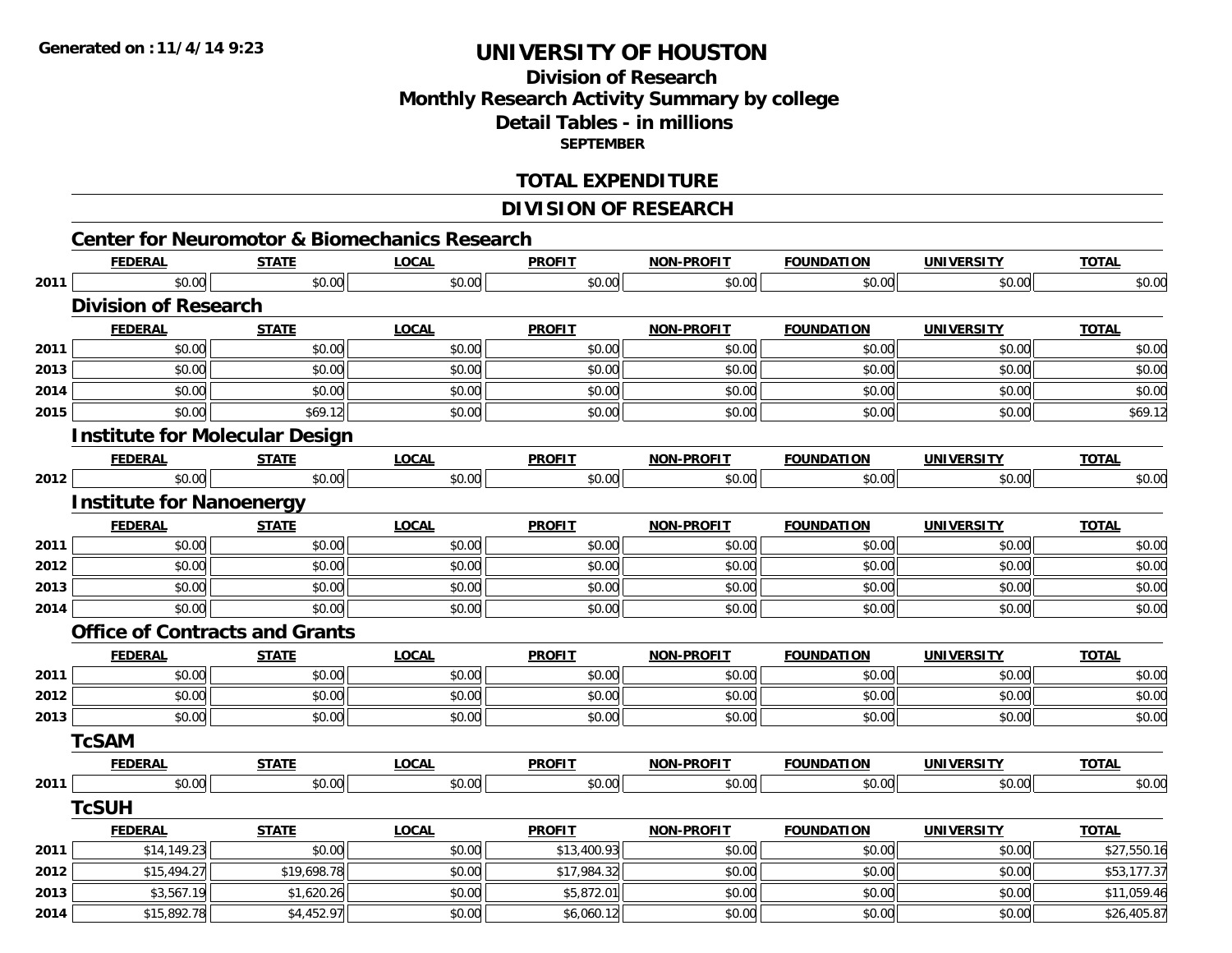**Generated on :11/4/14 9:23**

# UNIVERSITY OF HOUSTON

## Division of Research
## Monthly Research Activity Summary by college
## Detail Tables - in millions
### SEPTEMBER

## TOTAL EXPENDITURE

## DIVISION OF RESEARCH

### Center for Neuromotor & Biomechanics Research

| | FEDERAL | STATE | LOCAL | PROFIT | NON-PROFIT | FOUNDATION | UNIVERSITY | TOTAL |
|---|---|---|---|---|---|---|---|---|
| 2011 | $0.00 | $0.00 | $0.00 | $0.00 | $0.00 | $0.00 | $0.00 | $0.00 |

### Division of Research

| | FEDERAL | STATE | LOCAL | PROFIT | NON-PROFIT | FOUNDATION | UNIVERSITY | TOTAL |
|---|---|---|---|---|---|---|---|---|
| 2011 | $0.00 | $0.00 | $0.00 | $0.00 | $0.00 | $0.00 | $0.00 | $0.00 |
| 2013 | $0.00 | $0.00 | $0.00 | $0.00 | $0.00 | $0.00 | $0.00 | $0.00 |
| 2014 | $0.00 | $0.00 | $0.00 | $0.00 | $0.00 | $0.00 | $0.00 | $0.00 |
| 2015 | $0.00 | $69.12 | $0.00 | $0.00 | $0.00 | $0.00 | $0.00 | $69.12 |

### Institute for Molecular Design

| | FEDERAL | STATE | LOCAL | PROFIT | NON-PROFIT | FOUNDATION | UNIVERSITY | TOTAL |
|---|---|---|---|---|---|---|---|---|
| 2012 | $0.00 | $0.00 | $0.00 | $0.00 | $0.00 | $0.00 | $0.00 | $0.00 |

### Institute for Nanoenergy

| | FEDERAL | STATE | LOCAL | PROFIT | NON-PROFIT | FOUNDATION | UNIVERSITY | TOTAL |
|---|---|---|---|---|---|---|---|---|
| 2011 | $0.00 | $0.00 | $0.00 | $0.00 | $0.00 | $0.00 | $0.00 | $0.00 |
| 2012 | $0.00 | $0.00 | $0.00 | $0.00 | $0.00 | $0.00 | $0.00 | $0.00 |
| 2013 | $0.00 | $0.00 | $0.00 | $0.00 | $0.00 | $0.00 | $0.00 | $0.00 |
| 2014 | $0.00 | $0.00 | $0.00 | $0.00 | $0.00 | $0.00 | $0.00 | $0.00 |

### Office of Contracts and Grants

| | FEDERAL | STATE | LOCAL | PROFIT | NON-PROFIT | FOUNDATION | UNIVERSITY | TOTAL |
|---|---|---|---|---|---|---|---|---|
| 2011 | $0.00 | $0.00 | $0.00 | $0.00 | $0.00 | $0.00 | $0.00 | $0.00 |
| 2012 | $0.00 | $0.00 | $0.00 | $0.00 | $0.00 | $0.00 | $0.00 | $0.00 |
| 2013 | $0.00 | $0.00 | $0.00 | $0.00 | $0.00 | $0.00 | $0.00 | $0.00 |

### TcSAM

| | FEDERAL | STATE | LOCAL | PROFIT | NON-PROFIT | FOUNDATION | UNIVERSITY | TOTAL |
|---|---|---|---|---|---|---|---|---|
| 2011 | $0.00 | $0.00 | $0.00 | $0.00 | $0.00 | $0.00 | $0.00 | $0.00 |

### TcSUH

| | FEDERAL | STATE | LOCAL | PROFIT | NON-PROFIT | FOUNDATION | UNIVERSITY | TOTAL |
|---|---|---|---|---|---|---|---|---|
| 2011 | $14,149.23 | $0.00 | $0.00 | $13,400.93 | $0.00 | $0.00 | $0.00 | $27,550.16 |
| 2012 | $15,494.27 | $19,698.78 | $0.00 | $17,984.32 | $0.00 | $0.00 | $0.00 | $53,177.37 |
| 2013 | $3,567.19 | $1,620.26 | $0.00 | $5,872.01 | $0.00 | $0.00 | $0.00 | $11,059.46 |
| 2014 | $15,892.78 | $4,452.97 | $0.00 | $6,060.12 | $0.00 | $0.00 | $0.00 | $26,405.87 |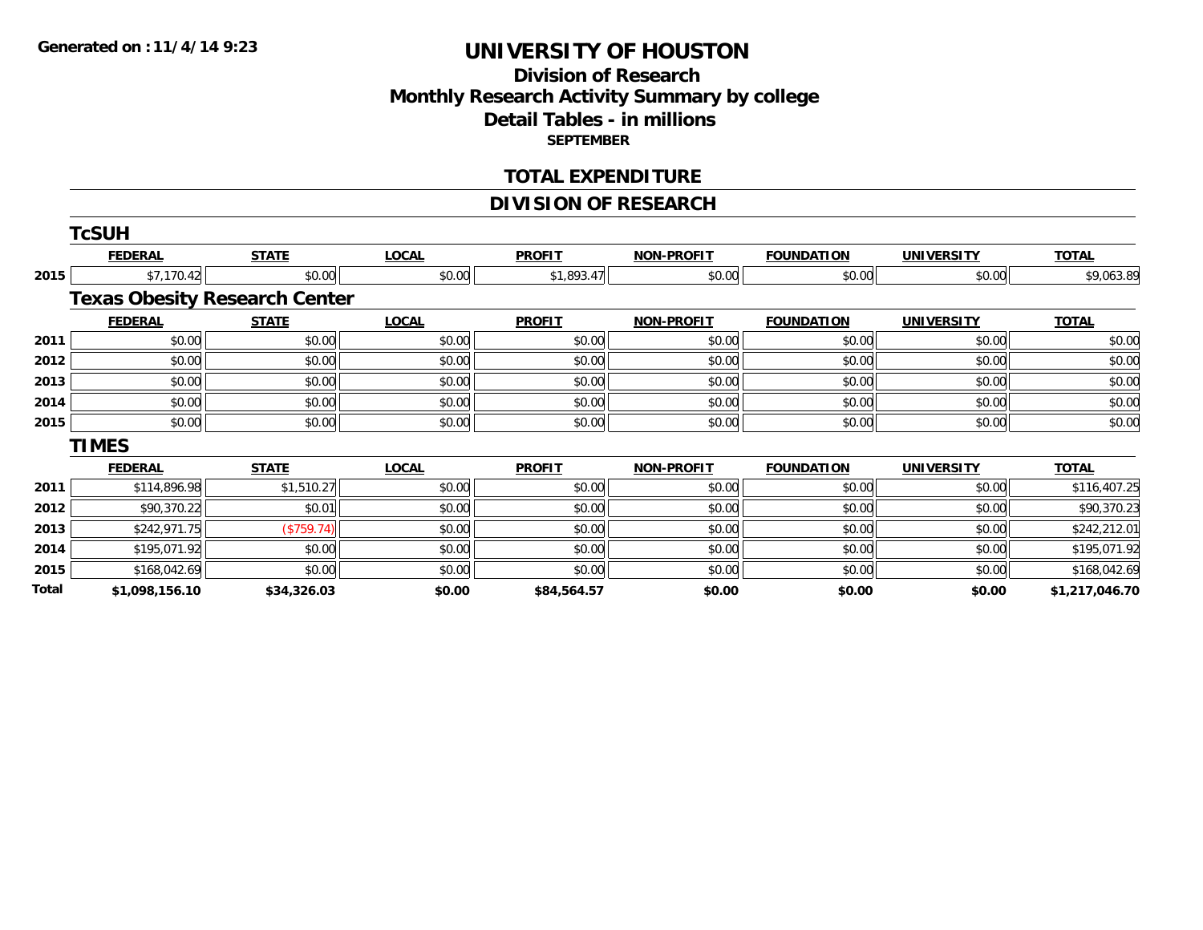Generated on :11/4/14 9:23

# UNIVERSITY OF HOUSTON

## Division of Research
## Monthly Research Activity Summary by college
## Detail Tables - in millions

**SEPTEMBER**

## TOTAL EXPENDITURE

## DIVISION OF RESEARCH

### TcSUH

| | FEDERAL | STATE | LOCAL | PROFIT | NON-PROFIT | FOUNDATION | UNIVERSITY | TOTAL |
|---|---|---|---|---|---|---|---|---|
| 2015 | $7,170.42 | $0.00 | $0.00 | $1,893.47 | $0.00 | $0.00 | $0.00 | $9,063.89 |

### Texas Obesity Research Center

| | FEDERAL | STATE | LOCAL | PROFIT | NON-PROFIT | FOUNDATION | UNIVERSITY | TOTAL |
|---|---|---|---|---|---|---|---|---|
| 2011 | $0.00 | $0.00 | $0.00 | $0.00 | $0.00 | $0.00 | $0.00 | $0.00 |
| 2012 | $0.00 | $0.00 | $0.00 | $0.00 | $0.00 | $0.00 | $0.00 | $0.00 |
| 2013 | $0.00 | $0.00 | $0.00 | $0.00 | $0.00 | $0.00 | $0.00 | $0.00 |
| 2014 | $0.00 | $0.00 | $0.00 | $0.00 | $0.00 | $0.00 | $0.00 | $0.00 |
| 2015 | $0.00 | $0.00 | $0.00 | $0.00 | $0.00 | $0.00 | $0.00 | $0.00 |

### TIMES

| | FEDERAL | STATE | LOCAL | PROFIT | NON-PROFIT | FOUNDATION | UNIVERSITY | TOTAL |
|---|---|---|---|---|---|---|---|---|
| 2011 | $114,896.98 | $1,510.27 | $0.00 | $0.00 | $0.00 | $0.00 | $0.00 | $116,407.25 |
| 2012 | $90,370.22 | $0.01 | $0.00 | $0.00 | $0.00 | $0.00 | $0.00 | $90,370.23 |
| 2013 | $242,971.75 | ($759.74) | $0.00 | $0.00 | $0.00 | $0.00 | $0.00 | $242,212.01 |
| 2014 | $195,071.92 | $0.00 | $0.00 | $0.00 | $0.00 | $0.00 | $0.00 | $195,071.92 |
| 2015 | $168,042.69 | $0.00 | $0.00 | $0.00 | $0.00 | $0.00 | $0.00 | $168,042.69 |
| **Total** | **$1,098,156.10** | **$34,326.03** | **$0.00** | **$84,564.57** | **$0.00** | **$0.00** | **$0.00** | **$1,217,046.70** |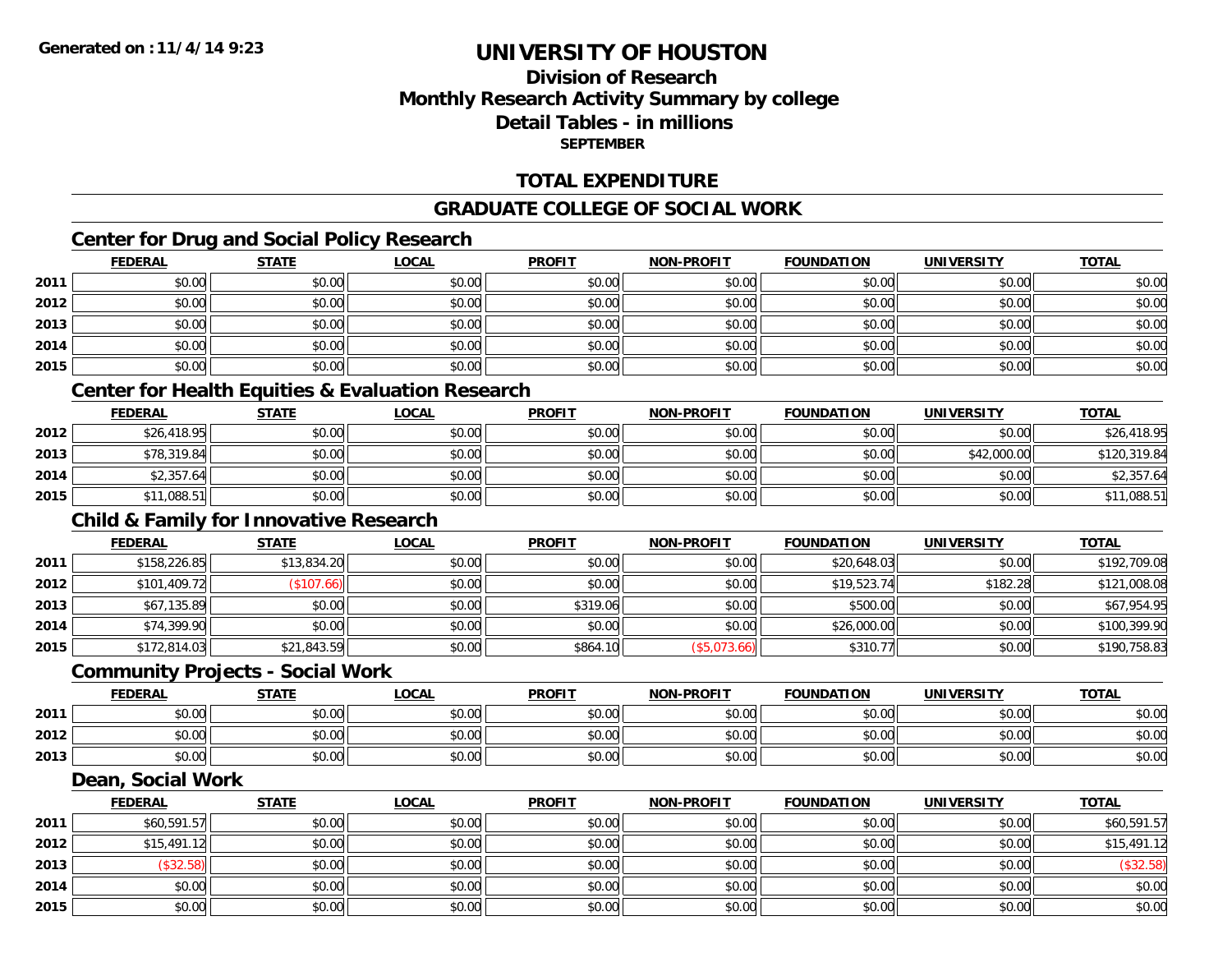**Generated on : 11/4/14 9:23**

# UNIVERSITY OF HOUSTON

## Division of Research
## Monthly Research Activity Summary by college
## Detail Tables - in millions
### SEPTEMBER

## TOTAL EXPENDITURE

## GRADUATE COLLEGE OF SOCIAL WORK

### Center for Drug and Social Policy Research

| | FEDERAL | STATE | LOCAL | PROFIT | NON-PROFIT | FOUNDATION | UNIVERSITY | TOTAL |
|---|---|---|---|---|---|---|---|---|
| 2011 | $0.00 | $0.00 | $0.00 | $0.00 | $0.00 | $0.00 | $0.00 | $0.00 |
| 2012 | $0.00 | $0.00 | $0.00 | $0.00 | $0.00 | $0.00 | $0.00 | $0.00 |
| 2013 | $0.00 | $0.00 | $0.00 | $0.00 | $0.00 | $0.00 | $0.00 | $0.00 |
| 2014 | $0.00 | $0.00 | $0.00 | $0.00 | $0.00 | $0.00 | $0.00 | $0.00 |
| 2015 | $0.00 | $0.00 | $0.00 | $0.00 | $0.00 | $0.00 | $0.00 | $0.00 |

### Center for Health Equities & Evaluation Research

| | FEDERAL | STATE | LOCAL | PROFIT | NON-PROFIT | FOUNDATION | UNIVERSITY | TOTAL |
|---|---|---|---|---|---|---|---|---|
| 2012 | $26,418.95 | $0.00 | $0.00 | $0.00 | $0.00 | $0.00 | $0.00 | $26,418.95 |
| 2013 | $78,319.84 | $0.00 | $0.00 | $0.00 | $0.00 | $0.00 | $42,000.00 | $120,319.84 |
| 2014 | $2,357.64 | $0.00 | $0.00 | $0.00 | $0.00 | $0.00 | $0.00 | $2,357.64 |
| 2015 | $11,088.51 | $0.00 | $0.00 | $0.00 | $0.00 | $0.00 | $0.00 | $11,088.51 |

### Child & Family for Innovative Research

| | FEDERAL | STATE | LOCAL | PROFIT | NON-PROFIT | FOUNDATION | UNIVERSITY | TOTAL |
|---|---|---|---|---|---|---|---|---|
| 2011 | $158,226.85 | $13,834.20 | $0.00 | $0.00 | $0.00 | $20,648.03 | $0.00 | $192,709.08 |
| 2012 | $101,409.72 | ($107.66) | $0.00 | $0.00 | $0.00 | $19,523.74 | $182.28 | $121,008.08 |
| 2013 | $67,135.89 | $0.00 | $0.00 | $319.06 | $0.00 | $500.00 | $0.00 | $67,954.95 |
| 2014 | $74,399.90 | $0.00 | $0.00 | $0.00 | $0.00 | $26,000.00 | $0.00 | $100,399.90 |
| 2015 | $172,814.03 | $21,843.59 | $0.00 | $864.10 | ($5,073.66) | $310.77 | $0.00 | $190,758.83 |

### Community Projects - Social Work

| | FEDERAL | STATE | LOCAL | PROFIT | NON-PROFIT | FOUNDATION | UNIVERSITY | TOTAL |
|---|---|---|---|---|---|---|---|---|
| 2011 | $0.00 | $0.00 | $0.00 | $0.00 | $0.00 | $0.00 | $0.00 | $0.00 |
| 2012 | $0.00 | $0.00 | $0.00 | $0.00 | $0.00 | $0.00 | $0.00 | $0.00 |
| 2013 | $0.00 | $0.00 | $0.00 | $0.00 | $0.00 | $0.00 | $0.00 | $0.00 |

### Dean, Social Work

| | FEDERAL | STATE | LOCAL | PROFIT | NON-PROFIT | FOUNDATION | UNIVERSITY | TOTAL |
|---|---|---|---|---|---|---|---|---|
| 2011 | $60,591.57 | $0.00 | $0.00 | $0.00 | $0.00 | $0.00 | $0.00 | $60,591.57 |
| 2012 | $15,491.12 | $0.00 | $0.00 | $0.00 | $0.00 | $0.00 | $0.00 | $15,491.12 |
| 2013 | ($32.58) | $0.00 | $0.00 | $0.00 | $0.00 | $0.00 | $0.00 | ($32.58) |
| 2014 | $0.00 | $0.00 | $0.00 | $0.00 | $0.00 | $0.00 | $0.00 | $0.00 |
| 2015 | $0.00 | $0.00 | $0.00 | $0.00 | $0.00 | $0.00 | $0.00 | $0.00 |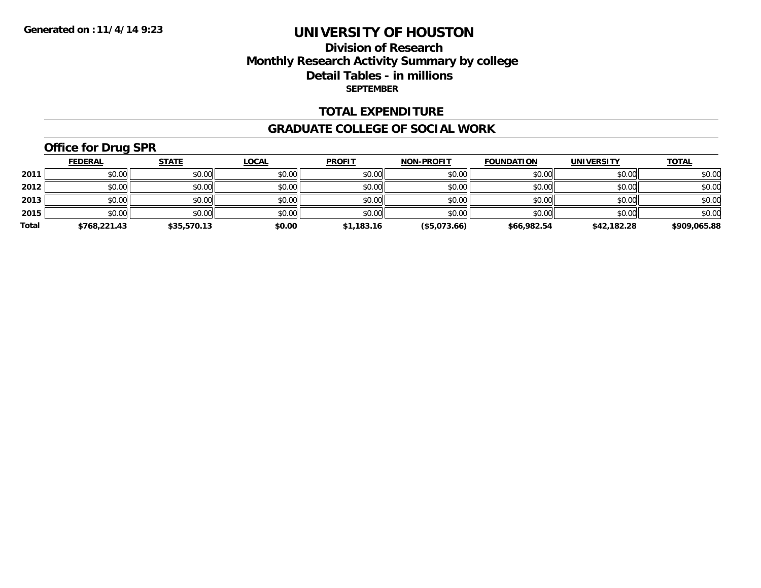Generated on :11/4/14 9:23

# UNIVERSITY OF HOUSTON

## Division of Research
## Monthly Research Activity Summary by college
## Detail Tables - in millions
### SEPTEMBER

## TOTAL EXPENDITURE

## GRADUATE COLLEGE OF SOCIAL WORK

### Office for Drug SPR

| | FEDERAL | STATE | LOCAL | PROFIT | NON-PROFIT | FOUNDATION | UNIVERSITY | TOTAL |
|---|---|---|---|---|---|---|---|---|
| 2011 | $0.00 | $0.00 | $0.00 | $0.00 | $0.00 | $0.00 | $0.00 | $0.00 |
| 2012 | $0.00 | $0.00 | $0.00 | $0.00 | $0.00 | $0.00 | $0.00 | $0.00 |
| 2013 | $0.00 | $0.00 | $0.00 | $0.00 | $0.00 | $0.00 | $0.00 | $0.00 |
| 2015 | $0.00 | $0.00 | $0.00 | $0.00 | $0.00 | $0.00 | $0.00 | $0.00 |
| **Total** | **$768,221.43** | **$35,570.13** | **$0.00** | **$1,183.16** | **($5,073.66)** | **$66,982.54** | **$42,182.28** | **$909,065.88** |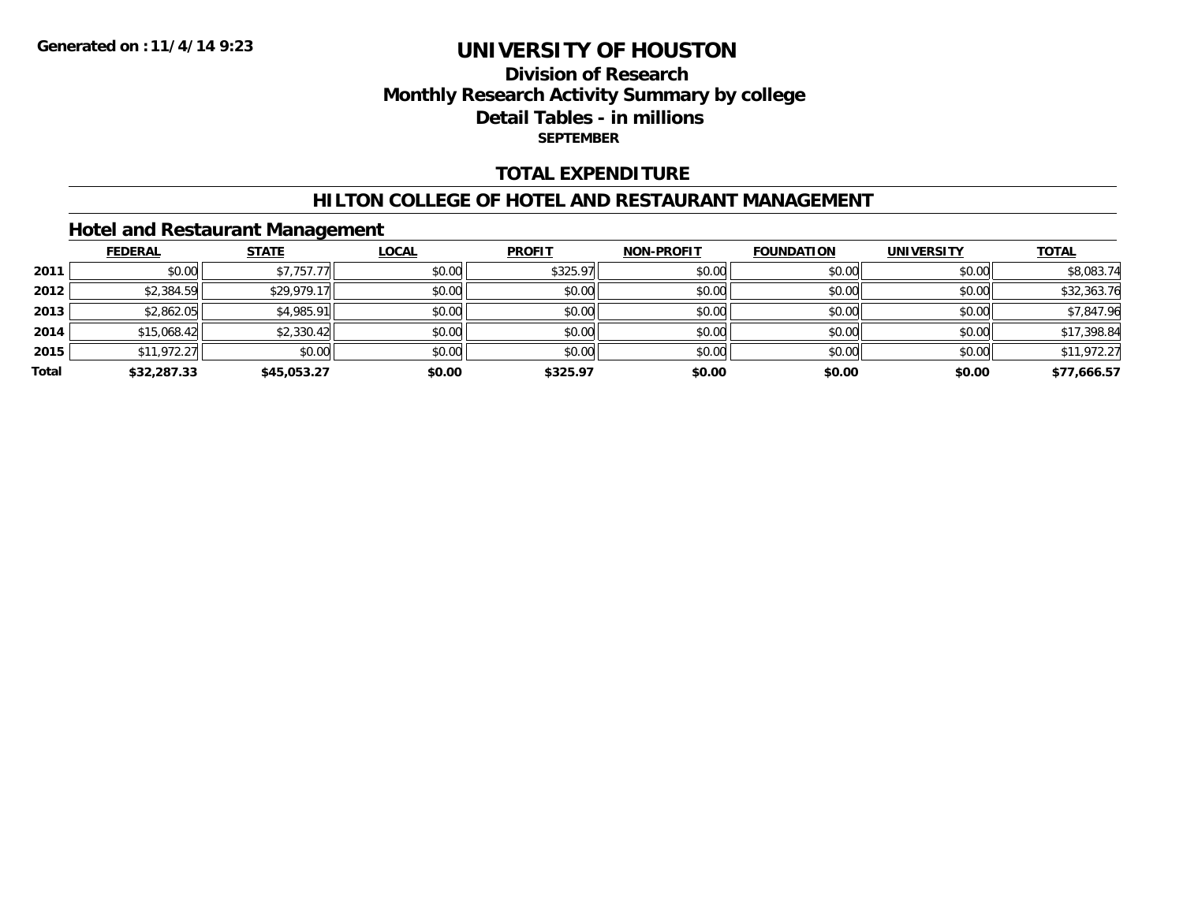Generated on :11/4/14 9:23

# UNIVERSITY OF HOUSTON

## Division of Research
## Monthly Research Activity Summary by college
## Detail Tables - in millions
### SEPTEMBER

## TOTAL EXPENDITURE

## HILTON COLLEGE OF HOTEL AND RESTAURANT MANAGEMENT

### Hotel and Restaurant Management

| | FEDERAL | STATE | LOCAL | PROFIT | NON-PROFIT | FOUNDATION | UNIVERSITY | TOTAL |
|---|---|---|---|---|---|---|---|---|
| 2011 | $0.00 | $7,757.77 | $0.00 | $325.97 | $0.00 | $0.00 | $0.00 | $8,083.74 |
| 2012 | $2,384.59 | $29,979.17 | $0.00 | $0.00 | $0.00 | $0.00 | $0.00 | $32,363.76 |
| 2013 | $2,862.05 | $4,985.91 | $0.00 | $0.00 | $0.00 | $0.00 | $0.00 | $7,847.96 |
| 2014 | $15,068.42 | $2,330.42 | $0.00 | $0.00 | $0.00 | $0.00 | $0.00 | $17,398.84 |
| 2015 | $11,972.27 | $0.00 | $0.00 | $0.00 | $0.00 | $0.00 | $0.00 | $11,972.27 |
| **Total** | **$32,287.33** | **$45,053.27** | **$0.00** | **$325.97** | **$0.00** | **$0.00** | **$0.00** | **$77,666.57** |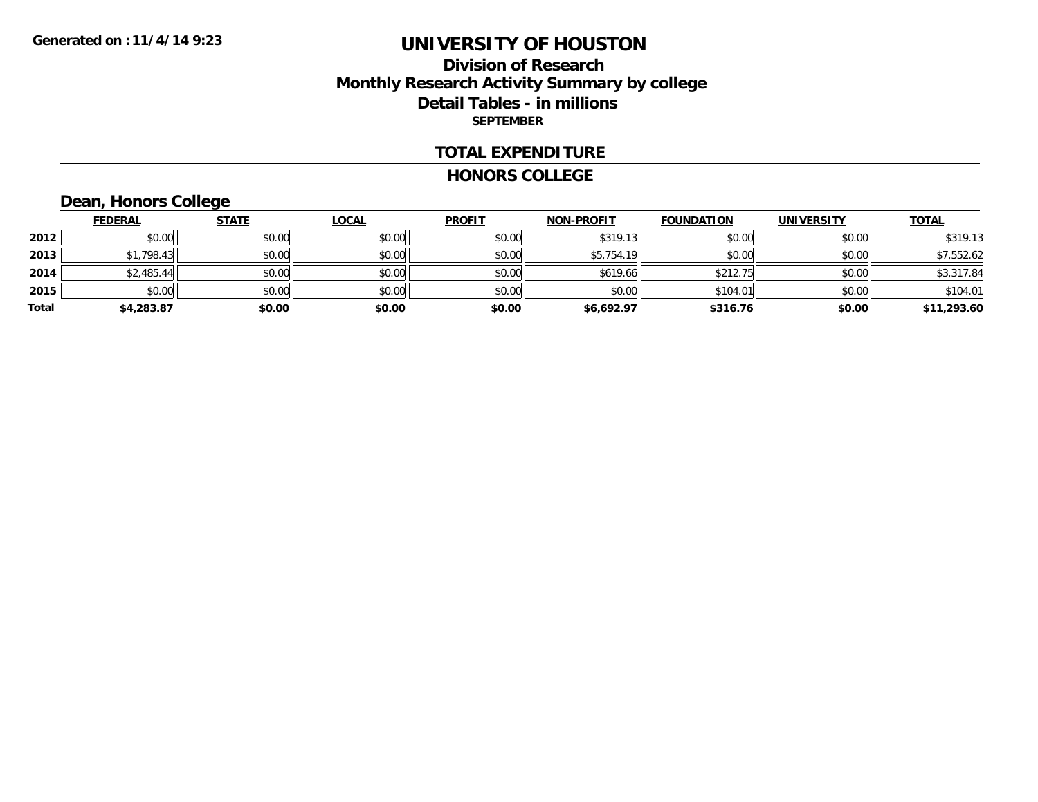Generated on :11/4/14 9:23

# UNIVERSITY OF HOUSTON

## Division of Research

## Monthly Research Activity Summary by college

## Detail Tables - in millions

**SEPTEMBER**

### TOTAL EXPENDITURE

### HONORS COLLEGE

#### Dean, Honors College

| | FEDERAL | STATE | LOCAL | PROFIT | NON-PROFIT | FOUNDATION | UNIVERSITY | TOTAL |
|---|---|---|---|---|---|---|---|---|
| 2012 | $0.00 | $0.00 | $0.00 | $0.00 | $319.13 | $0.00 | $0.00 | $319.13 |
| 2013 | $1,798.43 | $0.00 | $0.00 | $0.00 | $5,754.19 | $0.00 | $0.00 | $7,552.62 |
| 2014 | $2,485.44 | $0.00 | $0.00 | $0.00 | $619.66 | $212.75 | $0.00 | $3,317.84 |
| 2015 | $0.00 | $0.00 | $0.00 | $0.00 | $0.00 | $104.01 | $0.00 | $104.01 |
| **Total** | **$4,283.87** | **$0.00** | **$0.00** | **$0.00** | **$6,692.97** | **$316.76** | **$0.00** | **$11,293.60** |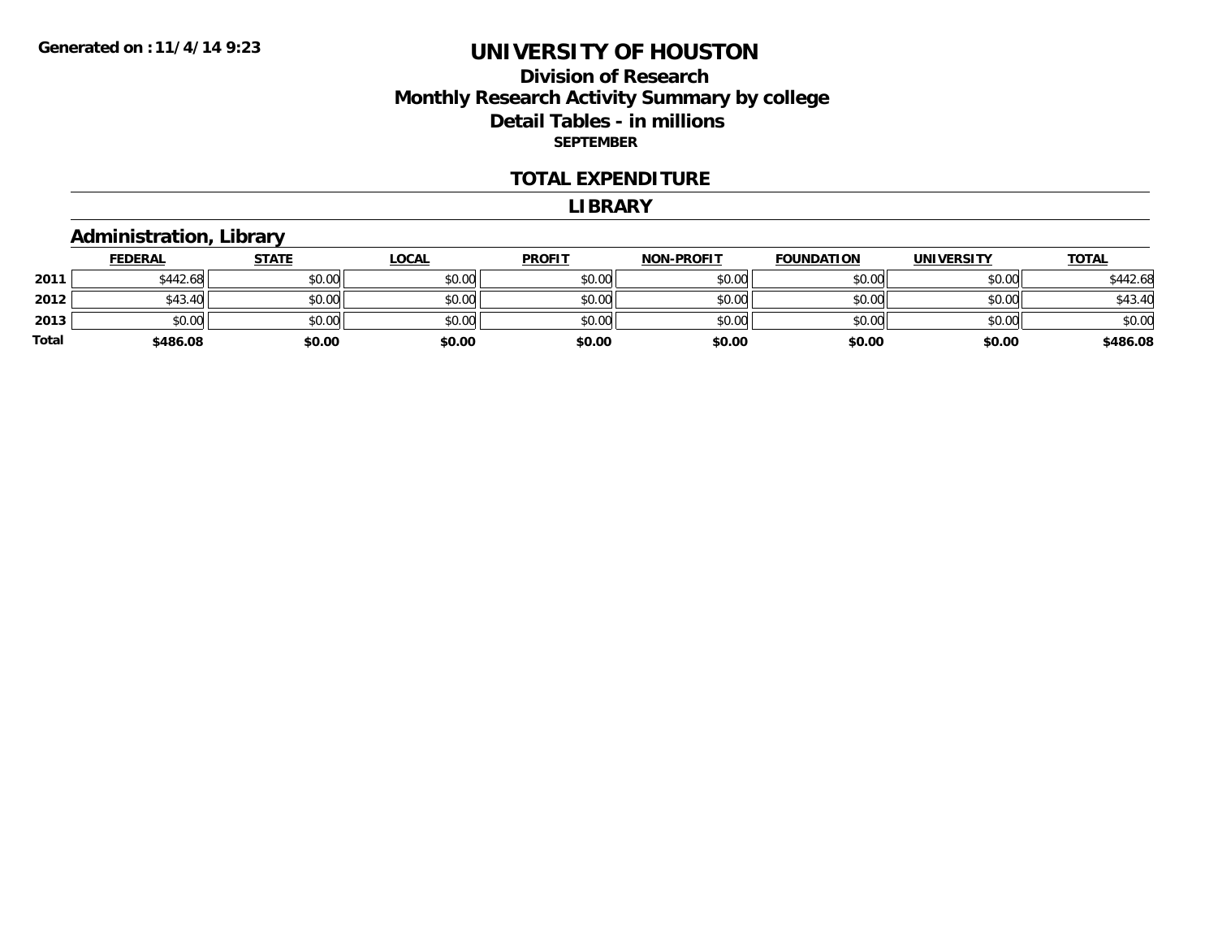Generated on :11/4/14 9:23

# UNIVERSITY OF HOUSTON

## Division of Research
## Monthly Research Activity Summary by college
## Detail Tables - in millions
### SEPTEMBER

## TOTAL EXPENDITURE

## LIBRARY

### Administration, Library

| | FEDERAL | STATE | LOCAL | PROFIT | NON-PROFIT | FOUNDATION | UNIVERSITY | TOTAL |
|---|---|---|---|---|---|---|---|---|
| 2011 | $442.68 | $0.00 | $0.00 | $0.00 | $0.00 | $0.00 | $0.00 | $442.68 |
| 2012 | $43.40 | $0.00 | $0.00 | $0.00 | $0.00 | $0.00 | $0.00 | $43.40 |
| 2013 | $0.00 | $0.00 | $0.00 | $0.00 | $0.00 | $0.00 | $0.00 | $0.00 |
| **Total** | **$486.08** | **$0.00** | **$0.00** | **$0.00** | **$0.00** | **$0.00** | **$0.00** | **$486.08** |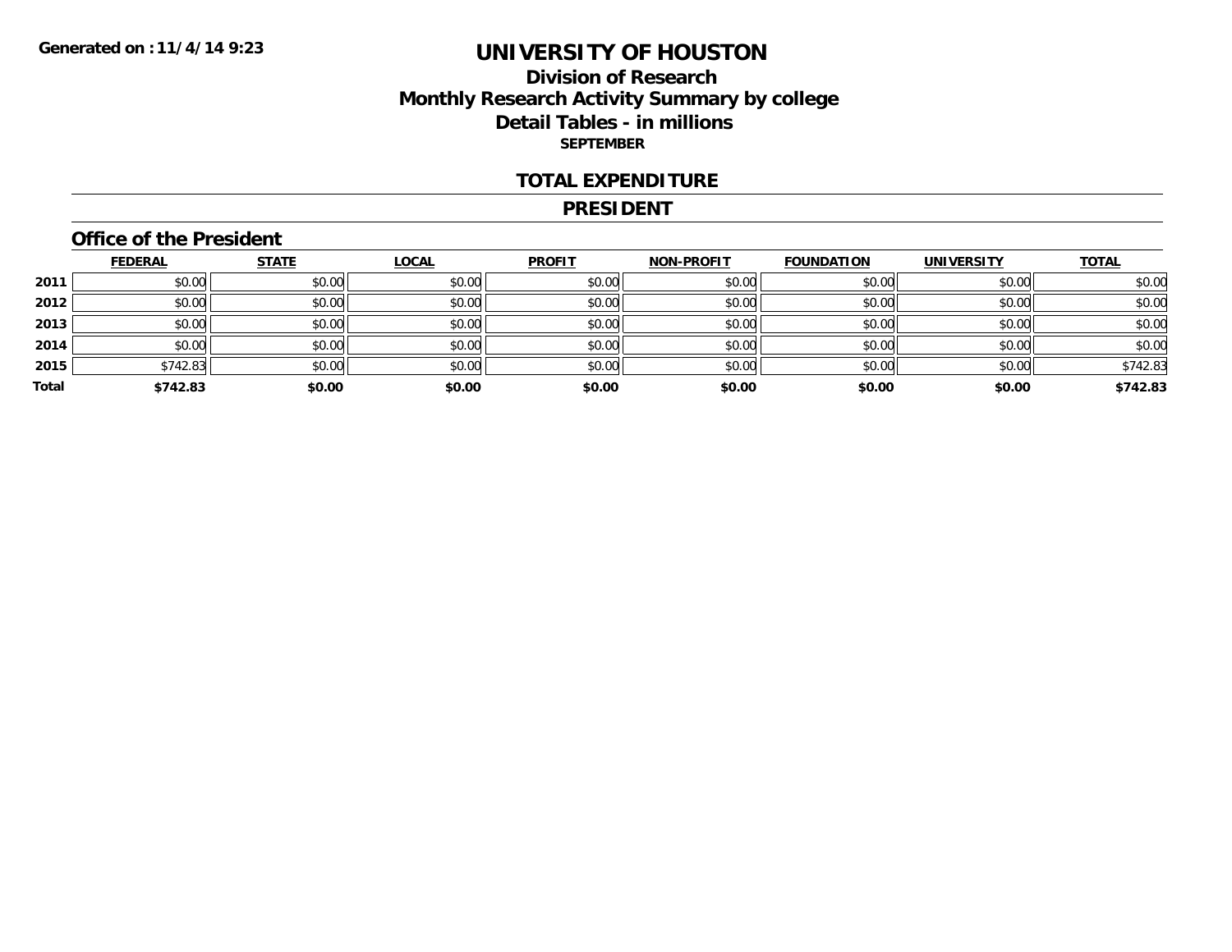Generated on :11/4/14 9:23

# UNIVERSITY OF HOUSTON

## Division of Research
## Monthly Research Activity Summary by college
## Detail Tables - in millions

**SEPTEMBER**

## TOTAL EXPENDITURE

## PRESIDENT

### Office of the President

| | FEDERAL | STATE | LOCAL | PROFIT | NON-PROFIT | FOUNDATION | UNIVERSITY | TOTAL |
|---|---|---|---|---|---|---|---|---|
| 2011 | $0.00 | $0.00 | $0.00 | $0.00 | $0.00 | $0.00 | $0.00 | $0.00 |
| 2012 | $0.00 | $0.00 | $0.00 | $0.00 | $0.00 | $0.00 | $0.00 | $0.00 |
| 2013 | $0.00 | $0.00 | $0.00 | $0.00 | $0.00 | $0.00 | $0.00 | $0.00 |
| 2014 | $0.00 | $0.00 | $0.00 | $0.00 | $0.00 | $0.00 | $0.00 | $0.00 |
| 2015 | $742.83 | $0.00 | $0.00 | $0.00 | $0.00 | $0.00 | $0.00 | $742.83 |
| **Total** | **$742.83** | **$0.00** | **$0.00** | **$0.00** | **$0.00** | **$0.00** | **$0.00** | **$742.83** |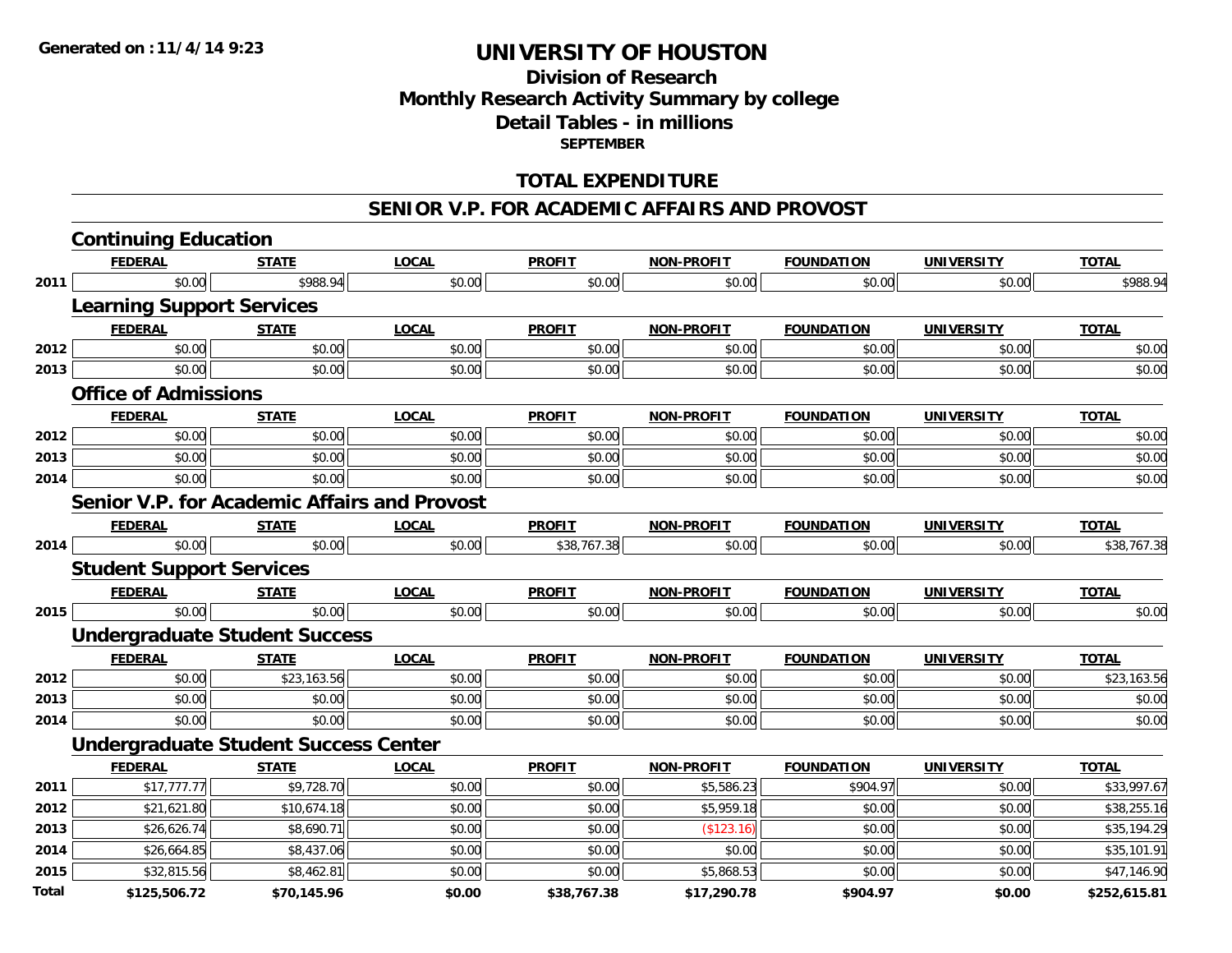**Generated on :11/4/14 9:23**

# UNIVERSITY OF HOUSTON

## Division of Research
## Monthly Research Activity Summary by college
## Detail Tables - in millions
**SEPTEMBER**

## TOTAL EXPENDITURE

## SENIOR V.P. FOR ACADEMIC AFFAIRS AND PROVOST

### Continuing Education

| | FEDERAL | STATE | LOCAL | PROFIT | NON-PROFIT | FOUNDATION | UNIVERSITY | TOTAL |
|---|---|---|---|---|---|---|---|---|
| 2011 | $0.00 | $988.94 | $0.00 | $0.00 | $0.00 | $0.00 | $0.00 | $988.94 |

### Learning Support Services

| | FEDERAL | STATE | LOCAL | PROFIT | NON-PROFIT | FOUNDATION | UNIVERSITY | TOTAL |
|---|---|---|---|---|---|---|---|---|
| 2012 | $0.00 | $0.00 | $0.00 | $0.00 | $0.00 | $0.00 | $0.00 | $0.00 |
| 2013 | $0.00 | $0.00 | $0.00 | $0.00 | $0.00 | $0.00 | $0.00 | $0.00 |

### Office of Admissions

| | FEDERAL | STATE | LOCAL | PROFIT | NON-PROFIT | FOUNDATION | UNIVERSITY | TOTAL |
|---|---|---|---|---|---|---|---|---|
| 2012 | $0.00 | $0.00 | $0.00 | $0.00 | $0.00 | $0.00 | $0.00 | $0.00 |
| 2013 | $0.00 | $0.00 | $0.00 | $0.00 | $0.00 | $0.00 | $0.00 | $0.00 |
| 2014 | $0.00 | $0.00 | $0.00 | $0.00 | $0.00 | $0.00 | $0.00 | $0.00 |

### Senior V.P. for Academic Affairs and Provost

| | FEDERAL | STATE | LOCAL | PROFIT | NON-PROFIT | FOUNDATION | UNIVERSITY | TOTAL |
|---|---|---|---|---|---|---|---|---|
| 2014 | $0.00 | $0.00 | $0.00 | $38,767.38 | $0.00 | $0.00 | $0.00 | $38,767.38 |

### Student Support Services

| | FEDERAL | STATE | LOCAL | PROFIT | NON-PROFIT | FOUNDATION | UNIVERSITY | TOTAL |
|---|---|---|---|---|---|---|---|---|
| 2015 | $0.00 | $0.00 | $0.00 | $0.00 | $0.00 | $0.00 | $0.00 | $0.00 |

### Undergraduate Student Success

| | FEDERAL | STATE | LOCAL | PROFIT | NON-PROFIT | FOUNDATION | UNIVERSITY | TOTAL |
|---|---|---|---|---|---|---|---|---|
| 2012 | $0.00 | $23,163.56 | $0.00 | $0.00 | $0.00 | $0.00 | $0.00 | $23,163.56 |
| 2013 | $0.00 | $0.00 | $0.00 | $0.00 | $0.00 | $0.00 | $0.00 | $0.00 |
| 2014 | $0.00 | $0.00 | $0.00 | $0.00 | $0.00 | $0.00 | $0.00 | $0.00 |

### Undergraduate Student Success Center

| | FEDERAL | STATE | LOCAL | PROFIT | NON-PROFIT | FOUNDATION | UNIVERSITY | TOTAL |
|---|---|---|---|---|---|---|---|---|
| 2011 | $17,777.77 | $9,728.70 | $0.00 | $0.00 | $5,586.23 | $904.97 | $0.00 | $33,997.67 |
| 2012 | $21,621.80 | $10,674.18 | $0.00 | $0.00 | $5,959.18 | $0.00 | $0.00 | $38,255.16 |
| 2013 | $26,626.74 | $8,690.71 | $0.00 | $0.00 | ($123.16) | $0.00 | $0.00 | $35,194.29 |
| 2014 | $26,664.85 | $8,437.06 | $0.00 | $0.00 | $0.00 | $0.00 | $0.00 | $35,101.91 |
| 2015 | $32,815.56 | $8,462.81 | $0.00 | $0.00 | $5,868.53 | $0.00 | $0.00 | $47,146.90 |
| **Total** | **$125,506.72** | **$70,145.96** | **$0.00** | **$38,767.38** | **$17,290.78** | **$904.97** | **$0.00** | **$252,615.81** |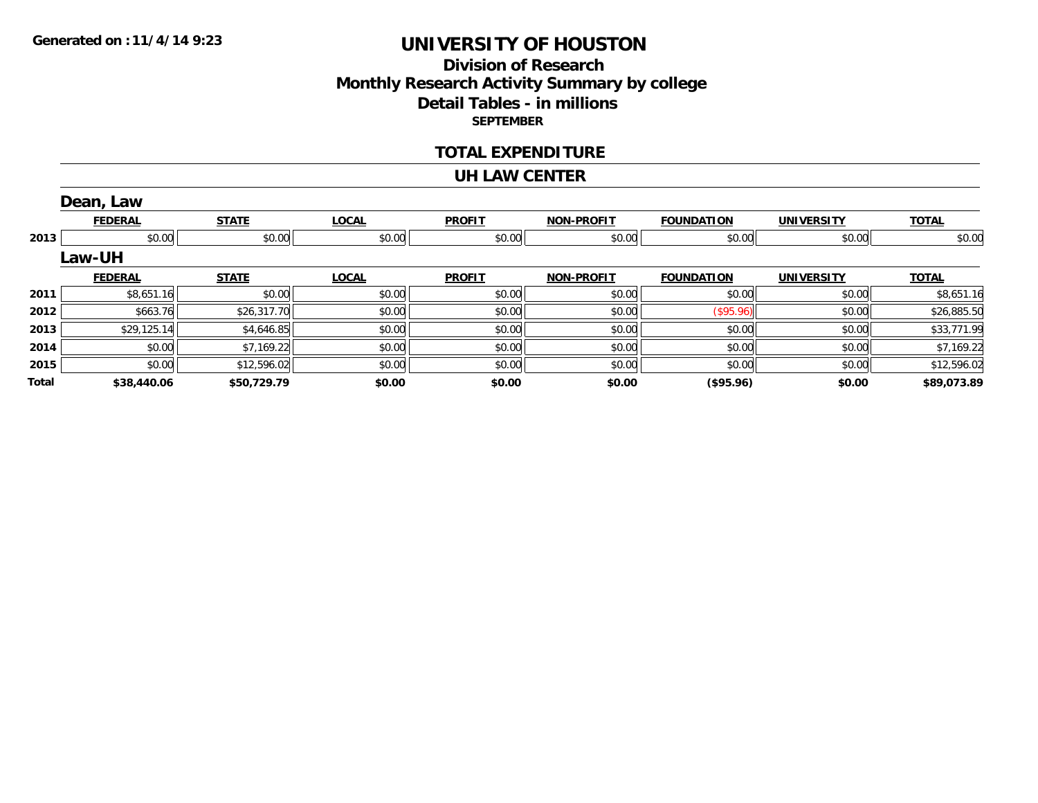Generated on :11/4/14 9:23

# UNIVERSITY OF HOUSTON

## Division of Research
## Monthly Research Activity Summary by college
## Detail Tables - in millions

**SEPTEMBER**

## TOTAL EXPENDITURE

## UH LAW CENTER

### Dean, Law

| | FEDERAL | STATE | LOCAL | PROFIT | NON-PROFIT | FOUNDATION | UNIVERSITY | TOTAL |
|---|---|---|---|---|---|---|---|---|
| 2013 | $0.00 | $0.00 | $0.00 | $0.00 | $0.00 | $0.00 | $0.00 | $0.00 |

### Law-UH

| | FEDERAL | STATE | LOCAL | PROFIT | NON-PROFIT | FOUNDATION | UNIVERSITY | TOTAL |
|---|---|---|---|---|---|---|---|---|
| 2011 | $8,651.16 | $0.00 | $0.00 | $0.00 | $0.00 | $0.00 | $0.00 | $8,651.16 |
| 2012 | $663.76 | $26,317.70 | $0.00 | $0.00 | $0.00 | ($95.96) | $0.00 | $26,885.50 |
| 2013 | $29,125.14 | $4,646.85 | $0.00 | $0.00 | $0.00 | $0.00 | $0.00 | $33,771.99 |
| 2014 | $0.00 | $7,169.22 | $0.00 | $0.00 | $0.00 | $0.00 | $0.00 | $7,169.22 |
| 2015 | $0.00 | $12,596.02 | $0.00 | $0.00 | $0.00 | $0.00 | $0.00 | $12,596.02 |
| **Total** | **$38,440.06** | **$50,729.79** | **$0.00** | **$0.00** | **$0.00** | **($95.96)** | **$0.00** | **$89,073.89** |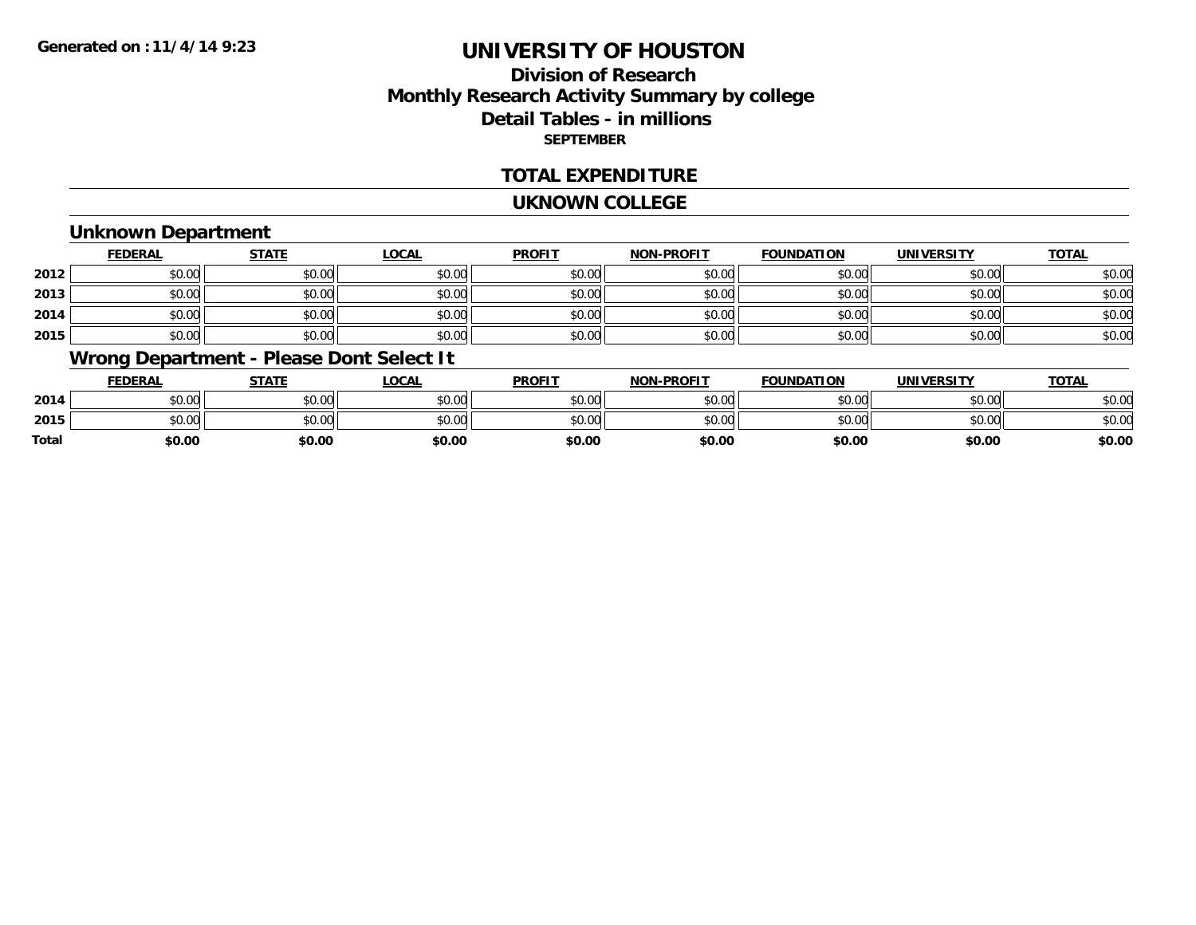**Generated on :11/4/14 9:23**

# UNIVERSITY OF HOUSTON

## Division of Research
## Monthly Research Activity Summary by college
## Detail Tables - in millions
**SEPTEMBER**

## TOTAL EXPENDITURE

## UKNOWN COLLEGE

### Unknown Department

| | FEDERAL | STATE | LOCAL | PROFIT | NON-PROFIT | FOUNDATION | UNIVERSITY | TOTAL |
|---|---|---|---|---|---|---|---|---|
| 2012 | $0.00 | $0.00 | $0.00 | $0.00 | $0.00 | $0.00 | $0.00 | $0.00 |
| 2013 | $0.00 | $0.00 | $0.00 | $0.00 | $0.00 | $0.00 | $0.00 | $0.00 |
| 2014 | $0.00 | $0.00 | $0.00 | $0.00 | $0.00 | $0.00 | $0.00 | $0.00 |
| 2015 | $0.00 | $0.00 | $0.00 | $0.00 | $0.00 | $0.00 | $0.00 | $0.00 |

### Wrong Department - Please Dont Select It

| | FEDERAL | STATE | LOCAL | PROFIT | NON-PROFIT | FOUNDATION | UNIVERSITY | TOTAL |
|---|---|---|---|---|---|---|---|---|
| 2014 | $0.00 | $0.00 | $0.00 | $0.00 | $0.00 | $0.00 | $0.00 | $0.00 |
| 2015 | $0.00 | $0.00 | $0.00 | $0.00 | $0.00 | $0.00 | $0.00 | $0.00 |
| **Total** | **$0.00** | **$0.00** | **$0.00** | **$0.00** | **$0.00** | **$0.00** | **$0.00** | **$0.00** |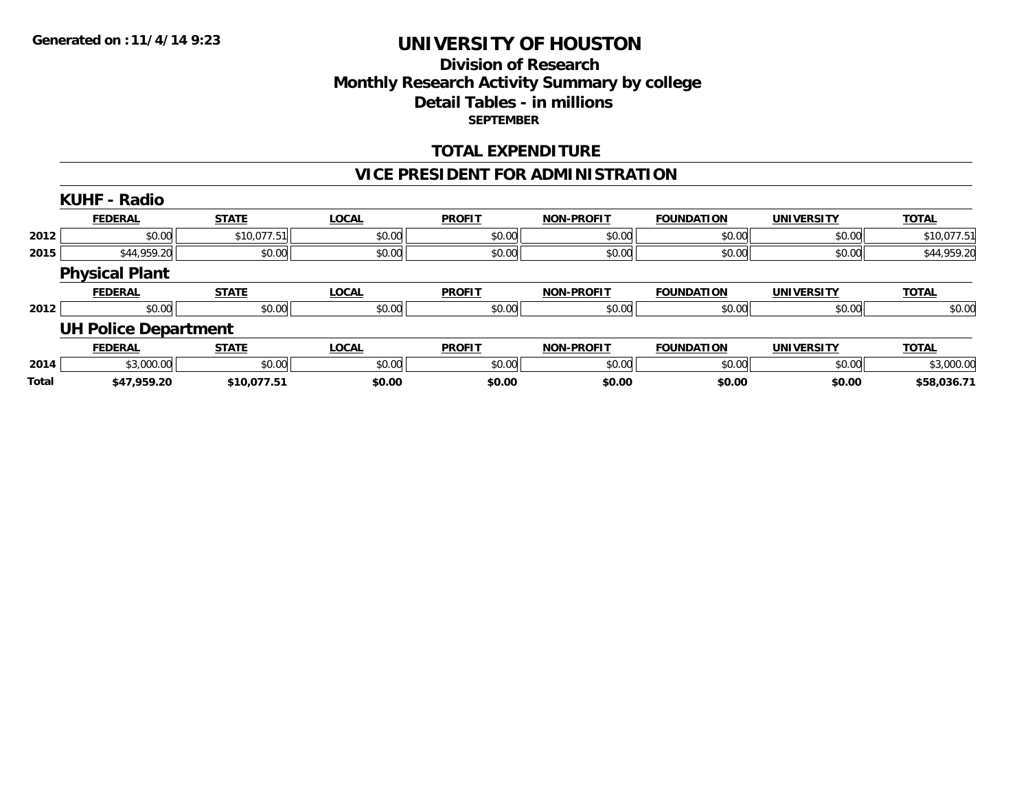**Generated on :11/4/14 9:23**

# UNIVERSITY OF HOUSTON

## Division of Research
## Monthly Research Activity Summary by college
## Detail Tables - in millions
**SEPTEMBER**

## TOTAL EXPENDITURE

## VICE PRESIDENT FOR ADMINISTRATION

### KUHF - Radio

| | FEDERAL | STATE | LOCAL | PROFIT | NON-PROFIT | FOUNDATION | UNIVERSITY | TOTAL |
|---|---|---|---|---|---|---|---|---|
| 2012 | $0.00 | $10,077.51 | $0.00 | $0.00 | $0.00 | $0.00 | $0.00 | $10,077.51 |
| 2015 | $44,959.20 | $0.00 | $0.00 | $0.00 | $0.00 | $0.00 | $0.00 | $44,959.20 |

### Physical Plant

| | FEDERAL | STATE | LOCAL | PROFIT | NON-PROFIT | FOUNDATION | UNIVERSITY | TOTAL |
|---|---|---|---|---|---|---|---|---|
| 2012 | $0.00 | $0.00 | $0.00 | $0.00 | $0.00 | $0.00 | $0.00 | $0.00 |

### UH Police Department

| | FEDERAL | STATE | LOCAL | PROFIT | NON-PROFIT | FOUNDATION | UNIVERSITY | TOTAL |
|---|---|---|---|---|---|---|---|---|
| 2014 | $3,000.00 | $0.00 | $0.00 | $0.00 | $0.00 | $0.00 | $0.00 | $3,000.00 |
| **Total** | **$47,959.20** | **$10,077.51** | **$0.00** | **$0.00** | **$0.00** | **$0.00** | **$0.00** | **$58,036.71** |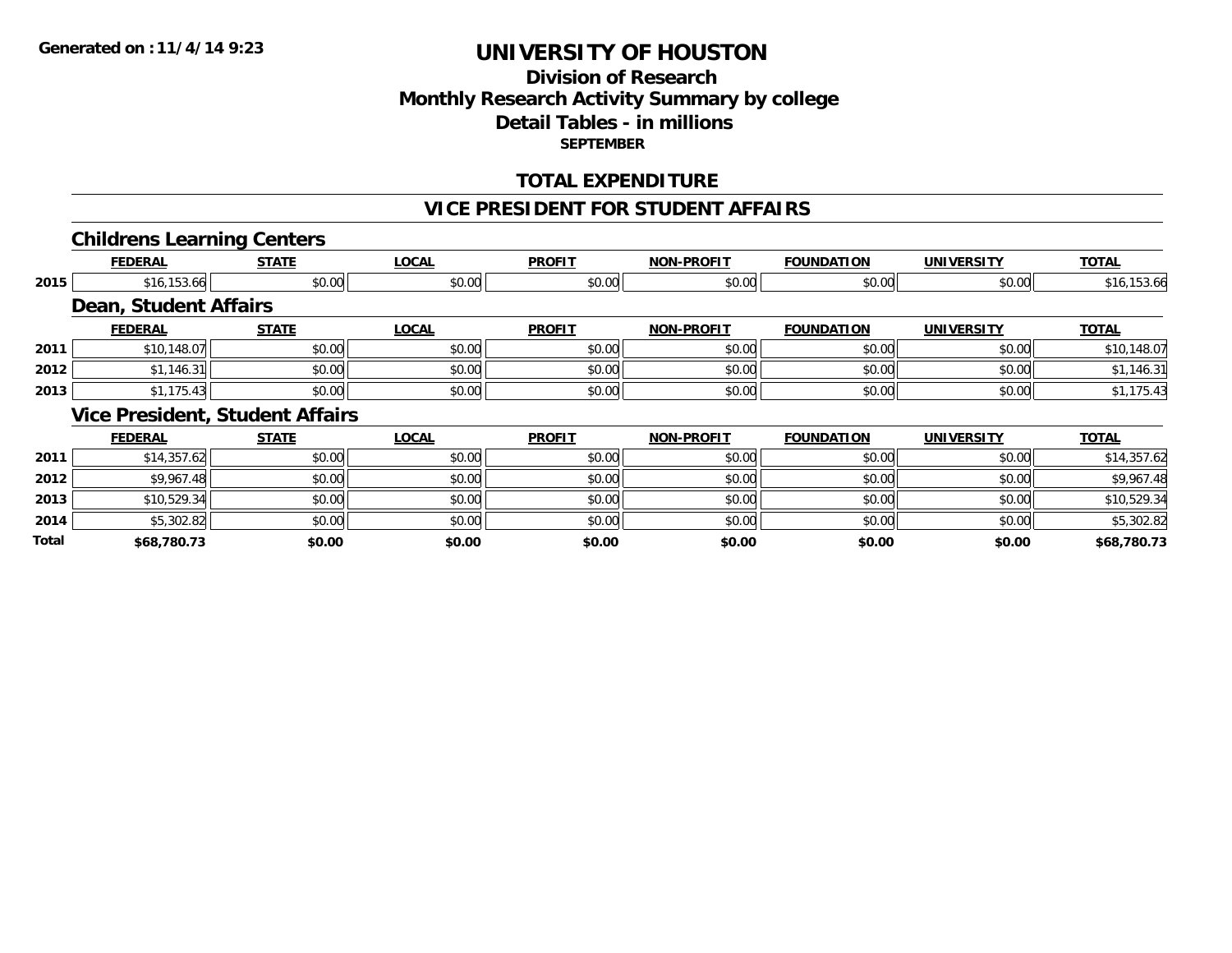Generated on :11/4/14 9:23

# UNIVERSITY OF HOUSTON

## Division of Research
## Monthly Research Activity Summary by college
## Detail Tables - in millions
### SEPTEMBER

## TOTAL EXPENDITURE

## VICE PRESIDENT FOR STUDENT AFFAIRS

### Childrens Learning Centers

| | FEDERAL | STATE | LOCAL | PROFIT | NON-PROFIT | FOUNDATION | UNIVERSITY | TOTAL |
|---|---|---|---|---|---|---|---|---|
| 2015 | $16,153.66 | $0.00 | $0.00 | $0.00 | $0.00 | $0.00 | $0.00 | $16,153.66 |

### Dean, Student Affairs

| | FEDERAL | STATE | LOCAL | PROFIT | NON-PROFIT | FOUNDATION | UNIVERSITY | TOTAL |
|---|---|---|---|---|---|---|---|---|
| 2011 | $10,148.07 | $0.00 | $0.00 | $0.00 | $0.00 | $0.00 | $0.00 | $10,148.07 |
| 2012 | $1,146.31 | $0.00 | $0.00 | $0.00 | $0.00 | $0.00 | $0.00 | $1,146.31 |
| 2013 | $1,175.43 | $0.00 | $0.00 | $0.00 | $0.00 | $0.00 | $0.00 | $1,175.43 |

### Vice President, Student Affairs

| | FEDERAL | STATE | LOCAL | PROFIT | NON-PROFIT | FOUNDATION | UNIVERSITY | TOTAL |
|---|---|---|---|---|---|---|---|---|
| 2011 | $14,357.62 | $0.00 | $0.00 | $0.00 | $0.00 | $0.00 | $0.00 | $14,357.62 |
| 2012 | $9,967.48 | $0.00 | $0.00 | $0.00 | $0.00 | $0.00 | $0.00 | $9,967.48 |
| 2013 | $10,529.34 | $0.00 | $0.00 | $0.00 | $0.00 | $0.00 | $0.00 | $10,529.34 |
| 2014 | $5,302.82 | $0.00 | $0.00 | $0.00 | $0.00 | $0.00 | $0.00 | $5,302.82 |
| **Total** | **$68,780.73** | **$0.00** | **$0.00** | **$0.00** | **$0.00** | **$0.00** | **$0.00** | **$68,780.73** |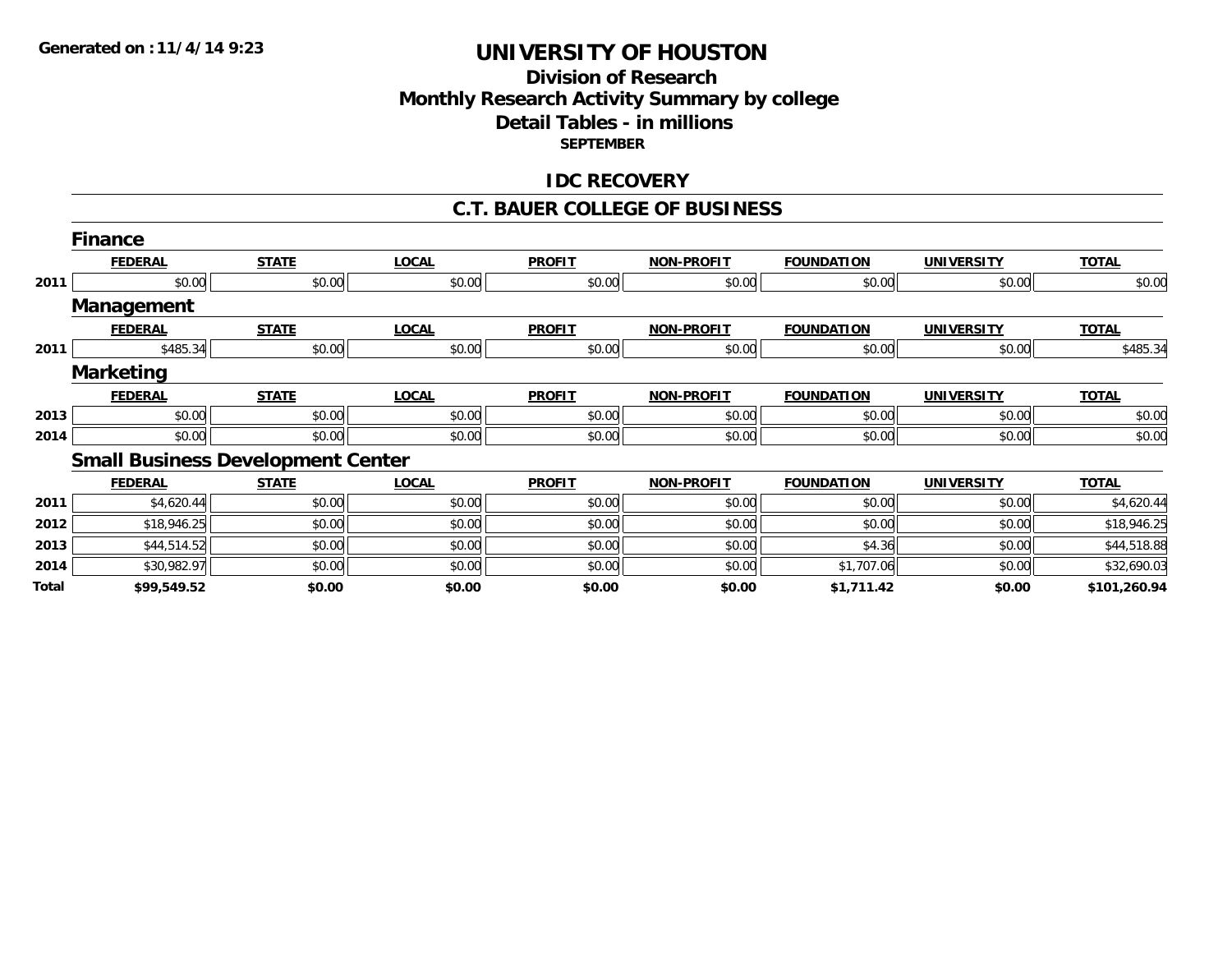Generated on :11/4/14 9:23

# UNIVERSITY OF HOUSTON

## Division of Research
## Monthly Research Activity Summary by college
## Detail Tables - in millions

**SEPTEMBER**

## IDC RECOVERY

## C.T. BAUER COLLEGE OF BUSINESS

### Finance

| | FEDERAL | STATE | LOCAL | PROFIT | NON-PROFIT | FOUNDATION | UNIVERSITY | TOTAL |
|---|---|---|---|---|---|---|---|---|
| 2011 | $0.00 | $0.00 | $0.00 | $0.00 | $0.00 | $0.00 | $0.00 | $0.00 |

### Management

| | FEDERAL | STATE | LOCAL | PROFIT | NON-PROFIT | FOUNDATION | UNIVERSITY | TOTAL |
|---|---|---|---|---|---|---|---|---|
| 2011 | $485.34 | $0.00 | $0.00 | $0.00 | $0.00 | $0.00 | $0.00 | $485.34 |

### Marketing

| | FEDERAL | STATE | LOCAL | PROFIT | NON-PROFIT | FOUNDATION | UNIVERSITY | TOTAL |
|---|---|---|---|---|---|---|---|---|
| 2013 | $0.00 | $0.00 | $0.00 | $0.00 | $0.00 | $0.00 | $0.00 | $0.00 |
| 2014 | $0.00 | $0.00 | $0.00 | $0.00 | $0.00 | $0.00 | $0.00 | $0.00 |

### Small Business Development Center

| | FEDERAL | STATE | LOCAL | PROFIT | NON-PROFIT | FOUNDATION | UNIVERSITY | TOTAL |
|---|---|---|---|---|---|---|---|---|
| 2011 | $4,620.44 | $0.00 | $0.00 | $0.00 | $0.00 | $0.00 | $0.00 | $4,620.44 |
| 2012 | $18,946.25 | $0.00 | $0.00 | $0.00 | $0.00 | $0.00 | $0.00 | $18,946.25 |
| 2013 | $44,514.52 | $0.00 | $0.00 | $0.00 | $0.00 | $4.36 | $0.00 | $44,518.88 |
| 2014 | $30,982.97 | $0.00 | $0.00 | $0.00 | $0.00 | $1,707.06 | $0.00 | $32,690.03 |
| **Total** | **$99,549.52** | **$0.00** | **$0.00** | **$0.00** | **$0.00** | **$1,711.42** | **$0.00** | **$101,260.94** |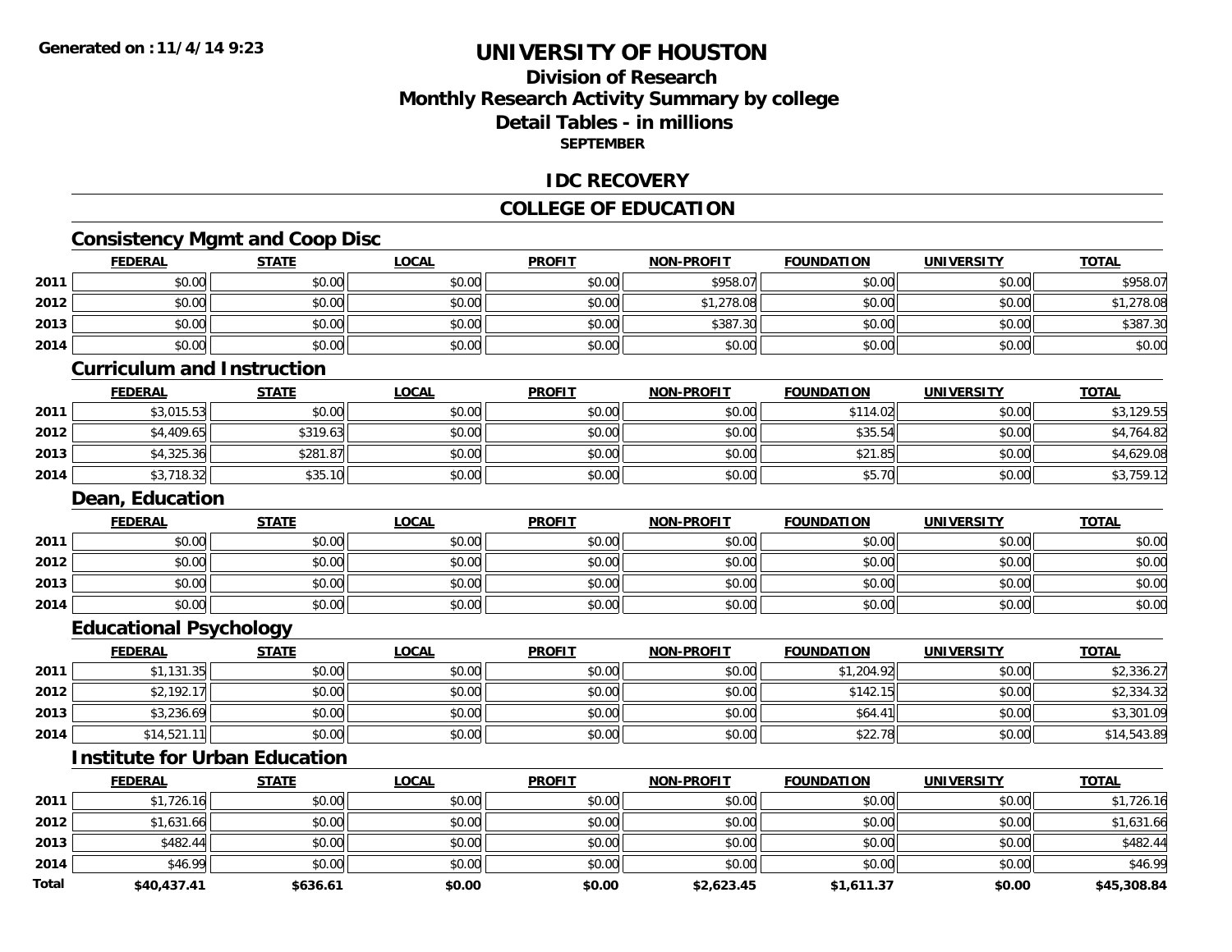**Generated on :11/4/14 9:23**

# UNIVERSITY OF HOUSTON

## Division of Research
## Monthly Research Activity Summary by college
## Detail Tables - in millions
**SEPTEMBER**

## IDC RECOVERY

## COLLEGE OF EDUCATION

### Consistency Mgmt and Coop Disc

| | FEDERAL | STATE | LOCAL | PROFIT | NON-PROFIT | FOUNDATION | UNIVERSITY | TOTAL |
|---|---|---|---|---|---|---|---|---|
| 2011 | $0.00 | $0.00 | $0.00 | $0.00 | $958.07 | $0.00 | $0.00 | $958.07 |
| 2012 | $0.00 | $0.00 | $0.00 | $0.00 | $1,278.08 | $0.00 | $0.00 | $1,278.08 |
| 2013 | $0.00 | $0.00 | $0.00 | $0.00 | $387.30 | $0.00 | $0.00 | $387.30 |
| 2014 | $0.00 | $0.00 | $0.00 | $0.00 | $0.00 | $0.00 | $0.00 | $0.00 |

### Curriculum and Instruction

| | FEDERAL | STATE | LOCAL | PROFIT | NON-PROFIT | FOUNDATION | UNIVERSITY | TOTAL |
|---|---|---|---|---|---|---|---|---|
| 2011 | $3,015.53 | $0.00 | $0.00 | $0.00 | $0.00 | $114.02 | $0.00 | $3,129.55 |
| 2012 | $4,409.65 | $319.63 | $0.00 | $0.00 | $0.00 | $35.54 | $0.00 | $4,764.82 |
| 2013 | $4,325.36 | $281.87 | $0.00 | $0.00 | $0.00 | $21.85 | $0.00 | $4,629.08 |
| 2014 | $3,718.32 | $35.10 | $0.00 | $0.00 | $0.00 | $5.70 | $0.00 | $3,759.12 |

### Dean, Education

| | FEDERAL | STATE | LOCAL | PROFIT | NON-PROFIT | FOUNDATION | UNIVERSITY | TOTAL |
|---|---|---|---|---|---|---|---|---|
| 2011 | $0.00 | $0.00 | $0.00 | $0.00 | $0.00 | $0.00 | $0.00 | $0.00 |
| 2012 | $0.00 | $0.00 | $0.00 | $0.00 | $0.00 | $0.00 | $0.00 | $0.00 |
| 2013 | $0.00 | $0.00 | $0.00 | $0.00 | $0.00 | $0.00 | $0.00 | $0.00 |
| 2014 | $0.00 | $0.00 | $0.00 | $0.00 | $0.00 | $0.00 | $0.00 | $0.00 |

### Educational Psychology

| | FEDERAL | STATE | LOCAL | PROFIT | NON-PROFIT | FOUNDATION | UNIVERSITY | TOTAL |
|---|---|---|---|---|---|---|---|---|
| 2011 | $1,131.35 | $0.00 | $0.00 | $0.00 | $0.00 | $1,204.92 | $0.00 | $2,336.27 |
| 2012 | $2,192.17 | $0.00 | $0.00 | $0.00 | $0.00 | $142.15 | $0.00 | $2,334.32 |
| 2013 | $3,236.69 | $0.00 | $0.00 | $0.00 | $0.00 | $64.41 | $0.00 | $3,301.09 |
| 2014 | $14,521.11 | $0.00 | $0.00 | $0.00 | $0.00 | $22.78 | $0.00 | $14,543.89 |

### Institute for Urban Education

| | FEDERAL | STATE | LOCAL | PROFIT | NON-PROFIT | FOUNDATION | UNIVERSITY | TOTAL |
|---|---|---|---|---|---|---|---|---|
| 2011 | $1,726.16 | $0.00 | $0.00 | $0.00 | $0.00 | $0.00 | $0.00 | $1,726.16 |
| 2012 | $1,631.66 | $0.00 | $0.00 | $0.00 | $0.00 | $0.00 | $0.00 | $1,631.66 |
| 2013 | $482.44 | $0.00 | $0.00 | $0.00 | $0.00 | $0.00 | $0.00 | $482.44 |
| 2014 | $46.99 | $0.00 | $0.00 | $0.00 | $0.00 | $0.00 | $0.00 | $46.99 |
| **Total** | **$40,437.41** | **$636.61** | **$0.00** | **$0.00** | **$2,623.45** | **$1,611.37** | **$0.00** | **$45,308.84** |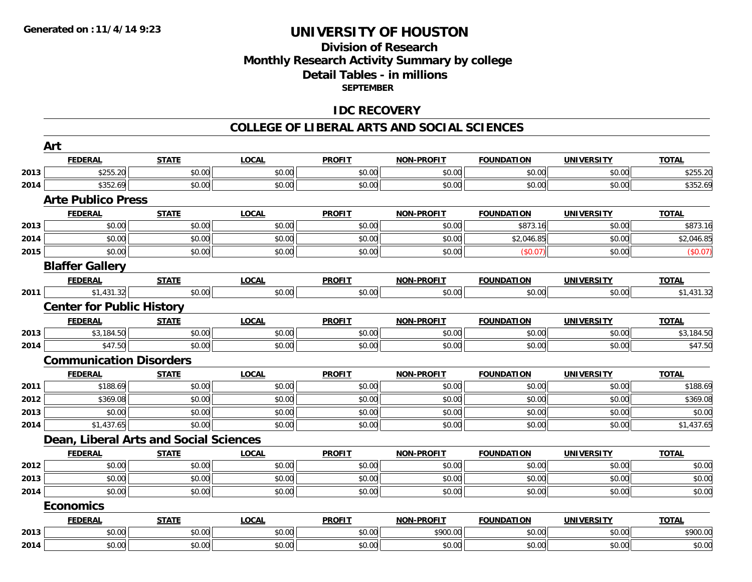**Generated on :11/4/14 9:23**

# UNIVERSITY OF HOUSTON

## Division of Research
## Monthly Research Activity Summary by college
## Detail Tables - in millions
### SEPTEMBER

## IDC RECOVERY

## COLLEGE OF LIBERAL ARTS AND SOCIAL SCIENCES

### Art

| | FEDERAL | STATE | LOCAL | PROFIT | NON-PROFIT | FOUNDATION | UNIVERSITY | TOTAL |
|---|---|---|---|---|---|---|---|---|
| 2013 | $255.20 | $0.00 | $0.00 | $0.00 | $0.00 | $0.00 | $0.00 | $255.20 |
| 2014 | $352.69 | $0.00 | $0.00 | $0.00 | $0.00 | $0.00 | $0.00 | $352.69 |

### Arte Publico Press

| | FEDERAL | STATE | LOCAL | PROFIT | NON-PROFIT | FOUNDATION | UNIVERSITY | TOTAL |
|---|---|---|---|---|---|---|---|---|
| 2013 | $0.00 | $0.00 | $0.00 | $0.00 | $0.00 | $873.16 | $0.00 | $873.16 |
| 2014 | $0.00 | $0.00 | $0.00 | $0.00 | $0.00 | $2,046.85 | $0.00 | $2,046.85 |
| 2015 | $0.00 | $0.00 | $0.00 | $0.00 | $0.00 | ($0.07) | $0.00 | ($0.07) |

### Blaffer Gallery

| | FEDERAL | STATE | LOCAL | PROFIT | NON-PROFIT | FOUNDATION | UNIVERSITY | TOTAL |
|---|---|---|---|---|---|---|---|---|
| 2011 | $1,431.32 | $0.00 | $0.00 | $0.00 | $0.00 | $0.00 | $0.00 | $1,431.32 |

### Center for Public History

| | FEDERAL | STATE | LOCAL | PROFIT | NON-PROFIT | FOUNDATION | UNIVERSITY | TOTAL |
|---|---|---|---|---|---|---|---|---|
| 2013 | $3,184.50 | $0.00 | $0.00 | $0.00 | $0.00 | $0.00 | $0.00 | $3,184.50 |
| 2014 | $47.50 | $0.00 | $0.00 | $0.00 | $0.00 | $0.00 | $0.00 | $47.50 |

### Communication Disorders

| | FEDERAL | STATE | LOCAL | PROFIT | NON-PROFIT | FOUNDATION | UNIVERSITY | TOTAL |
|---|---|---|---|---|---|---|---|---|
| 2011 | $188.69 | $0.00 | $0.00 | $0.00 | $0.00 | $0.00 | $0.00 | $188.69 |
| 2012 | $369.08 | $0.00 | $0.00 | $0.00 | $0.00 | $0.00 | $0.00 | $369.08 |
| 2013 | $0.00 | $0.00 | $0.00 | $0.00 | $0.00 | $0.00 | $0.00 | $0.00 |
| 2014 | $1,437.65 | $0.00 | $0.00 | $0.00 | $0.00 | $0.00 | $0.00 | $1,437.65 |

### Dean, Liberal Arts and Social Sciences

| | FEDERAL | STATE | LOCAL | PROFIT | NON-PROFIT | FOUNDATION | UNIVERSITY | TOTAL |
|---|---|---|---|---|---|---|---|---|
| 2012 | $0.00 | $0.00 | $0.00 | $0.00 | $0.00 | $0.00 | $0.00 | $0.00 |
| 2013 | $0.00 | $0.00 | $0.00 | $0.00 | $0.00 | $0.00 | $0.00 | $0.00 |
| 2014 | $0.00 | $0.00 | $0.00 | $0.00 | $0.00 | $0.00 | $0.00 | $0.00 |

### Economics

| | FEDERAL | STATE | LOCAL | PROFIT | NON-PROFIT | FOUNDATION | UNIVERSITY | TOTAL |
|---|---|---|---|---|---|---|---|---|
| 2013 | $0.00 | $0.00 | $0.00 | $0.00 | $900.00 | $0.00 | $0.00 | $900.00 |
| 2014 | $0.00 | $0.00 | $0.00 | $0.00 | $0.00 | $0.00 | $0.00 | $0.00 |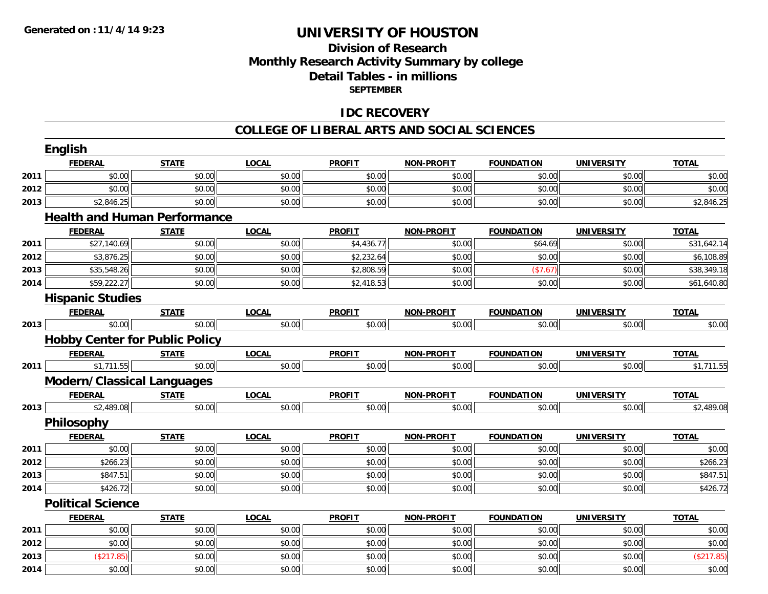Generated on :11/4/14 9:23

# UNIVERSITY OF HOUSTON

## Division of Research

## Monthly Research Activity Summary by college

## Detail Tables - in millions

**SEPTEMBER**

## IDC RECOVERY

## COLLEGE OF LIBERAL ARTS AND SOCIAL SCIENCES

### English

| | FEDERAL | STATE | LOCAL | PROFIT | NON-PROFIT | FOUNDATION | UNIVERSITY | TOTAL |
|---|---|---|---|---|---|---|---|---|
| 2011 | $0.00 | $0.00 | $0.00 | $0.00 | $0.00 | $0.00 | $0.00 | $0.00 |
| 2012 | $0.00 | $0.00 | $0.00 | $0.00 | $0.00 | $0.00 | $0.00 | $0.00 |
| 2013 | $2,846.25 | $0.00 | $0.00 | $0.00 | $0.00 | $0.00 | $0.00 | $2,846.25 |

### Health and Human Performance

| | FEDERAL | STATE | LOCAL | PROFIT | NON-PROFIT | FOUNDATION | UNIVERSITY | TOTAL |
|---|---|---|---|---|---|---|---|---|
| 2011 | $27,140.69 | $0.00 | $0.00 | $4,436.77 | $0.00 | $64.69 | $0.00 | $31,642.14 |
| 2012 | $3,876.25 | $0.00 | $0.00 | $2,232.64 | $0.00 | $0.00 | $0.00 | $6,108.89 |
| 2013 | $35,548.26 | $0.00 | $0.00 | $2,808.59 | $0.00 | ($7.67) | $0.00 | $38,349.18 |
| 2014 | $59,222.27 | $0.00 | $0.00 | $2,418.53 | $0.00 | $0.00 | $0.00 | $61,640.80 |

### Hispanic Studies

| | FEDERAL | STATE | LOCAL | PROFIT | NON-PROFIT | FOUNDATION | UNIVERSITY | TOTAL |
|---|---|---|---|---|---|---|---|---|
| 2013 | $0.00 | $0.00 | $0.00 | $0.00 | $0.00 | $0.00 | $0.00 | $0.00 |

### Hobby Center for Public Policy

| | FEDERAL | STATE | LOCAL | PROFIT | NON-PROFIT | FOUNDATION | UNIVERSITY | TOTAL |
|---|---|---|---|---|---|---|---|---|
| 2011 | $1,711.55 | $0.00 | $0.00 | $0.00 | $0.00 | $0.00 | $0.00 | $1,711.55 |

### Modern/Classical Languages

| | FEDERAL | STATE | LOCAL | PROFIT | NON-PROFIT | FOUNDATION | UNIVERSITY | TOTAL |
|---|---|---|---|---|---|---|---|---|
| 2013 | $2,489.08 | $0.00 | $0.00 | $0.00 | $0.00 | $0.00 | $0.00 | $2,489.08 |

### Philosophy

| | FEDERAL | STATE | LOCAL | PROFIT | NON-PROFIT | FOUNDATION | UNIVERSITY | TOTAL |
|---|---|---|---|---|---|---|---|---|
| 2011 | $0.00 | $0.00 | $0.00 | $0.00 | $0.00 | $0.00 | $0.00 | $0.00 |
| 2012 | $266.23 | $0.00 | $0.00 | $0.00 | $0.00 | $0.00 | $0.00 | $266.23 |
| 2013 | $847.51 | $0.00 | $0.00 | $0.00 | $0.00 | $0.00 | $0.00 | $847.51 |
| 2014 | $426.72 | $0.00 | $0.00 | $0.00 | $0.00 | $0.00 | $0.00 | $426.72 |

### Political Science

| | FEDERAL | STATE | LOCAL | PROFIT | NON-PROFIT | FOUNDATION | UNIVERSITY | TOTAL |
|---|---|---|---|---|---|---|---|---|
| 2011 | $0.00 | $0.00 | $0.00 | $0.00 | $0.00 | $0.00 | $0.00 | $0.00 |
| 2012 | $0.00 | $0.00 | $0.00 | $0.00 | $0.00 | $0.00 | $0.00 | $0.00 |
| 2013 | ($217.85) | $0.00 | $0.00 | $0.00 | $0.00 | $0.00 | $0.00 | ($217.85) |
| 2014 | $0.00 | $0.00 | $0.00 | $0.00 | $0.00 | $0.00 | $0.00 | $0.00 |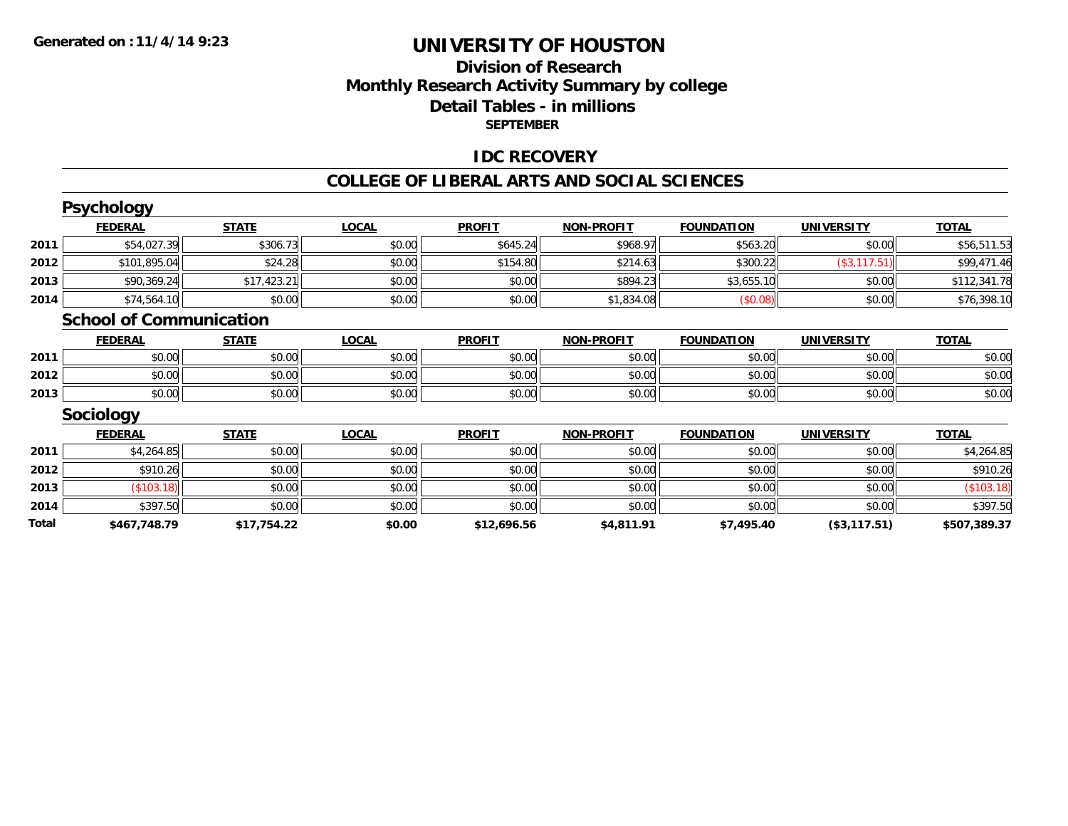Generated on :11/4/14 9:23

# UNIVERSITY OF HOUSTON

## Division of Research
## Monthly Research Activity Summary by college
## Detail Tables - in millions
### SEPTEMBER

## IDC RECOVERY

## COLLEGE OF LIBERAL ARTS AND SOCIAL SCIENCES

### Psychology

| | FEDERAL | STATE | LOCAL | PROFIT | NON-PROFIT | FOUNDATION | UNIVERSITY | TOTAL |
|---|---|---|---|---|---|---|---|---|
| 2011 | $54,027.39 | $306.73 | $0.00 | $645.24 | $968.97 | $563.20 | $0.00 | $56,511.53 |
| 2012 | $101,895.04 | $24.28 | $0.00 | $154.80 | $214.63 | $300.22 | ($3,117.51) | $99,471.46 |
| 2013 | $90,369.24 | $17,423.21 | $0.00 | $0.00 | $894.23 | $3,655.10 | $0.00 | $112,341.78 |
| 2014 | $74,564.10 | $0.00 | $0.00 | $0.00 | $1,834.08 | ($0.08) | $0.00 | $76,398.10 |

### School of Communication

| | FEDERAL | STATE | LOCAL | PROFIT | NON-PROFIT | FOUNDATION | UNIVERSITY | TOTAL |
|---|---|---|---|---|---|---|---|---|
| 2011 | $0.00 | $0.00 | $0.00 | $0.00 | $0.00 | $0.00 | $0.00 | $0.00 |
| 2012 | $0.00 | $0.00 | $0.00 | $0.00 | $0.00 | $0.00 | $0.00 | $0.00 |
| 2013 | $0.00 | $0.00 | $0.00 | $0.00 | $0.00 | $0.00 | $0.00 | $0.00 |

### Sociology

| | FEDERAL | STATE | LOCAL | PROFIT | NON-PROFIT | FOUNDATION | UNIVERSITY | TOTAL |
|---|---|---|---|---|---|---|---|---|
| 2011 | $4,264.85 | $0.00 | $0.00 | $0.00 | $0.00 | $0.00 | $0.00 | $4,264.85 |
| 2012 | $910.26 | $0.00 | $0.00 | $0.00 | $0.00 | $0.00 | $0.00 | $910.26 |
| 2013 | ($103.18) | $0.00 | $0.00 | $0.00 | $0.00 | $0.00 | $0.00 | ($103.18) |
| 2014 | $397.50 | $0.00 | $0.00 | $0.00 | $0.00 | $0.00 | $0.00 | $397.50 |
| **Total** | **$467,748.79** | **$17,754.22** | **$0.00** | **$12,696.56** | **$4,811.91** | **$7,495.40** | **($3,117.51)** | **$507,389.37** |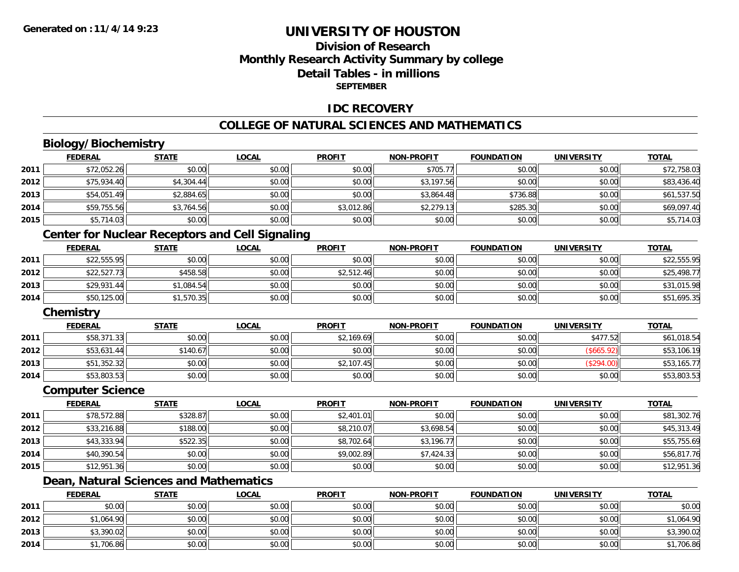**Generated on :11/4/14 9:23**

# UNIVERSITY OF HOUSTON

## Division of Research
## Monthly Research Activity Summary by college
## Detail Tables - in millions
### SEPTEMBER

## IDC RECOVERY

## COLLEGE OF NATURAL SCIENCES AND MATHEMATICS

### Biology/Biochemistry

| | FEDERAL | STATE | LOCAL | PROFIT | NON-PROFIT | FOUNDATION | UNIVERSITY | TOTAL |
|---|---|---|---|---|---|---|---|---|
| 2011 | $72,052.26 | $0.00 | $0.00 | $0.00 | $705.77 | $0.00 | $0.00 | $72,758.03 |
| 2012 | $75,934.40 | $4,304.44 | $0.00 | $0.00 | $3,197.56 | $0.00 | $0.00 | $83,436.40 |
| 2013 | $54,051.49 | $2,884.65 | $0.00 | $0.00 | $3,864.48 | $736.88 | $0.00 | $61,537.50 |
| 2014 | $59,755.56 | $3,764.56 | $0.00 | $3,012.86 | $2,279.13 | $285.30 | $0.00 | $69,097.40 |
| 2015 | $5,714.03 | $0.00 | $0.00 | $0.00 | $0.00 | $0.00 | $0.00 | $5,714.03 |

### Center for Nuclear Receptors and Cell Signaling

| | FEDERAL | STATE | LOCAL | PROFIT | NON-PROFIT | FOUNDATION | UNIVERSITY | TOTAL |
|---|---|---|---|---|---|---|---|---|
| 2011 | $22,555.95 | $0.00 | $0.00 | $0.00 | $0.00 | $0.00 | $0.00 | $22,555.95 |
| 2012 | $22,527.73 | $458.58 | $0.00 | $2,512.46 | $0.00 | $0.00 | $0.00 | $25,498.77 |
| 2013 | $29,931.44 | $1,084.54 | $0.00 | $0.00 | $0.00 | $0.00 | $0.00 | $31,015.98 |
| 2014 | $50,125.00 | $1,570.35 | $0.00 | $0.00 | $0.00 | $0.00 | $0.00 | $51,695.35 |

### Chemistry

| | FEDERAL | STATE | LOCAL | PROFIT | NON-PROFIT | FOUNDATION | UNIVERSITY | TOTAL |
|---|---|---|---|---|---|---|---|---|
| 2011 | $58,371.33 | $0.00 | $0.00 | $2,169.69 | $0.00 | $0.00 | $477.52 | $61,018.54 |
| 2012 | $53,631.44 | $140.67 | $0.00 | $0.00 | $0.00 | $0.00 | ($665.92) | $53,106.19 |
| 2013 | $51,352.32 | $0.00 | $0.00 | $2,107.45 | $0.00 | $0.00 | ($294.00) | $53,165.77 |
| 2014 | $53,803.53 | $0.00 | $0.00 | $0.00 | $0.00 | $0.00 | $0.00 | $53,803.53 |

### Computer Science

| | FEDERAL | STATE | LOCAL | PROFIT | NON-PROFIT | FOUNDATION | UNIVERSITY | TOTAL |
|---|---|---|---|---|---|---|---|---|
| 2011 | $78,572.88 | $328.87 | $0.00 | $2,401.01 | $0.00 | $0.00 | $0.00 | $81,302.76 |
| 2012 | $33,216.88 | $188.00 | $0.00 | $8,210.07 | $3,698.54 | $0.00 | $0.00 | $45,313.49 |
| 2013 | $43,333.94 | $522.35 | $0.00 | $8,702.64 | $3,196.77 | $0.00 | $0.00 | $55,755.69 |
| 2014 | $40,390.54 | $0.00 | $0.00 | $9,002.89 | $7,424.33 | $0.00 | $0.00 | $56,817.76 |
| 2015 | $12,951.36 | $0.00 | $0.00 | $0.00 | $0.00 | $0.00 | $0.00 | $12,951.36 |

### Dean, Natural Sciences and Mathematics

| | FEDERAL | STATE | LOCAL | PROFIT | NON-PROFIT | FOUNDATION | UNIVERSITY | TOTAL |
|---|---|---|---|---|---|---|---|---|
| 2011 | $0.00 | $0.00 | $0.00 | $0.00 | $0.00 | $0.00 | $0.00 | $0.00 |
| 2012 | $1,064.90 | $0.00 | $0.00 | $0.00 | $0.00 | $0.00 | $0.00 | $1,064.90 |
| 2013 | $3,390.02 | $0.00 | $0.00 | $0.00 | $0.00 | $0.00 | $0.00 | $3,390.02 |
| 2014 | $1,706.86 | $0.00 | $0.00 | $0.00 | $0.00 | $0.00 | $0.00 | $1,706.86 |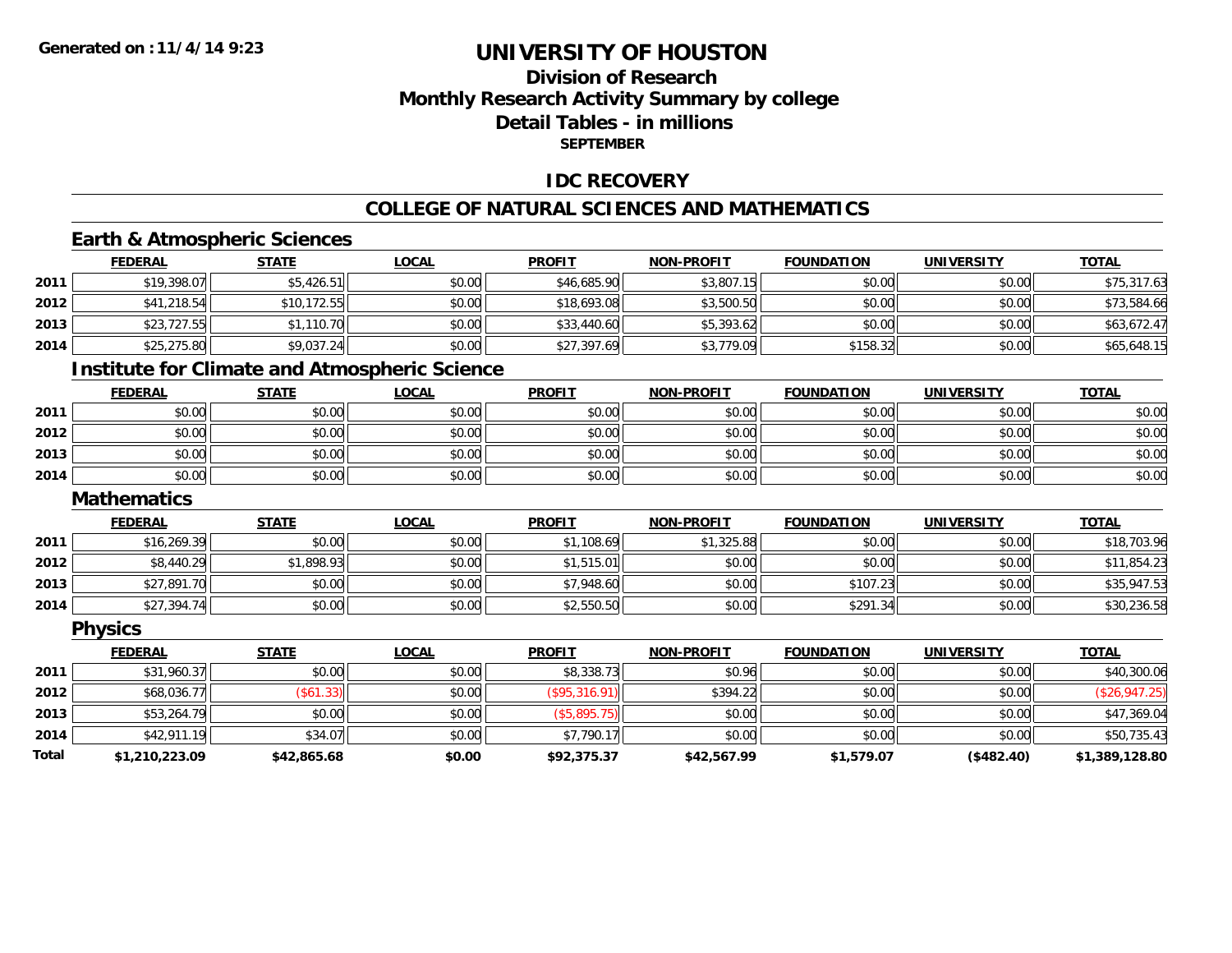Generated on :11/4/14 9:23

# UNIVERSITY OF HOUSTON

## Division of Research
## Monthly Research Activity Summary by college
## Detail Tables - in millions
### SEPTEMBER

## IDC RECOVERY

## COLLEGE OF NATURAL SCIENCES AND MATHEMATICS

### Earth & Atmospheric Sciences

| | FEDERAL | STATE | LOCAL | PROFIT | NON-PROFIT | FOUNDATION | UNIVERSITY | TOTAL |
|---|---|---|---|---|---|---|---|---|
| 2011 | $19,398.07 | $5,426.51 | $0.00 | $46,685.90 | $3,807.15 | $0.00 | $0.00 | $75,317.63 |
| 2012 | $41,218.54 | $10,172.55 | $0.00 | $18,693.08 | $3,500.50 | $0.00 | $0.00 | $73,584.66 |
| 2013 | $23,727.55 | $1,110.70 | $0.00 | $33,440.60 | $5,393.62 | $0.00 | $0.00 | $63,672.47 |
| 2014 | $25,275.80 | $9,037.24 | $0.00 | $27,397.69 | $3,779.09 | $158.32 | $0.00 | $65,648.15 |

### Institute for Climate and Atmospheric Science

| | FEDERAL | STATE | LOCAL | PROFIT | NON-PROFIT | FOUNDATION | UNIVERSITY | TOTAL |
|---|---|---|---|---|---|---|---|---|
| 2011 | $0.00 | $0.00 | $0.00 | $0.00 | $0.00 | $0.00 | $0.00 | $0.00 |
| 2012 | $0.00 | $0.00 | $0.00 | $0.00 | $0.00 | $0.00 | $0.00 | $0.00 |
| 2013 | $0.00 | $0.00 | $0.00 | $0.00 | $0.00 | $0.00 | $0.00 | $0.00 |
| 2014 | $0.00 | $0.00 | $0.00 | $0.00 | $0.00 | $0.00 | $0.00 | $0.00 |

### Mathematics

| | FEDERAL | STATE | LOCAL | PROFIT | NON-PROFIT | FOUNDATION | UNIVERSITY | TOTAL |
|---|---|---|---|---|---|---|---|---|
| 2011 | $16,269.39 | $0.00 | $0.00 | $1,108.69 | $1,325.88 | $0.00 | $0.00 | $18,703.96 |
| 2012 | $8,440.29 | $1,898.93 | $0.00 | $1,515.01 | $0.00 | $0.00 | $0.00 | $11,854.23 |
| 2013 | $27,891.70 | $0.00 | $0.00 | $7,948.60 | $0.00 | $107.23 | $0.00 | $35,947.53 |
| 2014 | $27,394.74 | $0.00 | $0.00 | $2,550.50 | $0.00 | $291.34 | $0.00 | $30,236.58 |

### Physics

| | FEDERAL | STATE | LOCAL | PROFIT | NON-PROFIT | FOUNDATION | UNIVERSITY | TOTAL |
|---|---|---|---|---|---|---|---|---|
| 2011 | $31,960.37 | $0.00 | $0.00 | $8,338.73 | $0.96 | $0.00 | $0.00 | $40,300.06 |
| 2012 | $68,036.77 | ($61.33) | $0.00 | ($95,316.91) | $394.22 | $0.00 | $0.00 | ($26,947.25) |
| 2013 | $53,264.79 | $0.00 | $0.00 | ($5,895.75) | $0.00 | $0.00 | $0.00 | $47,369.04 |
| 2014 | $42,911.19 | $34.07 | $0.00 | $7,790.17 | $0.00 | $0.00 | $0.00 | $50,735.43 |
| **Total** | **$1,210,223.09** | **$42,865.68** | **$0.00** | **$92,375.37** | **$42,567.99** | **$1,579.07** | **($482.40)** | **$1,389,128.80** |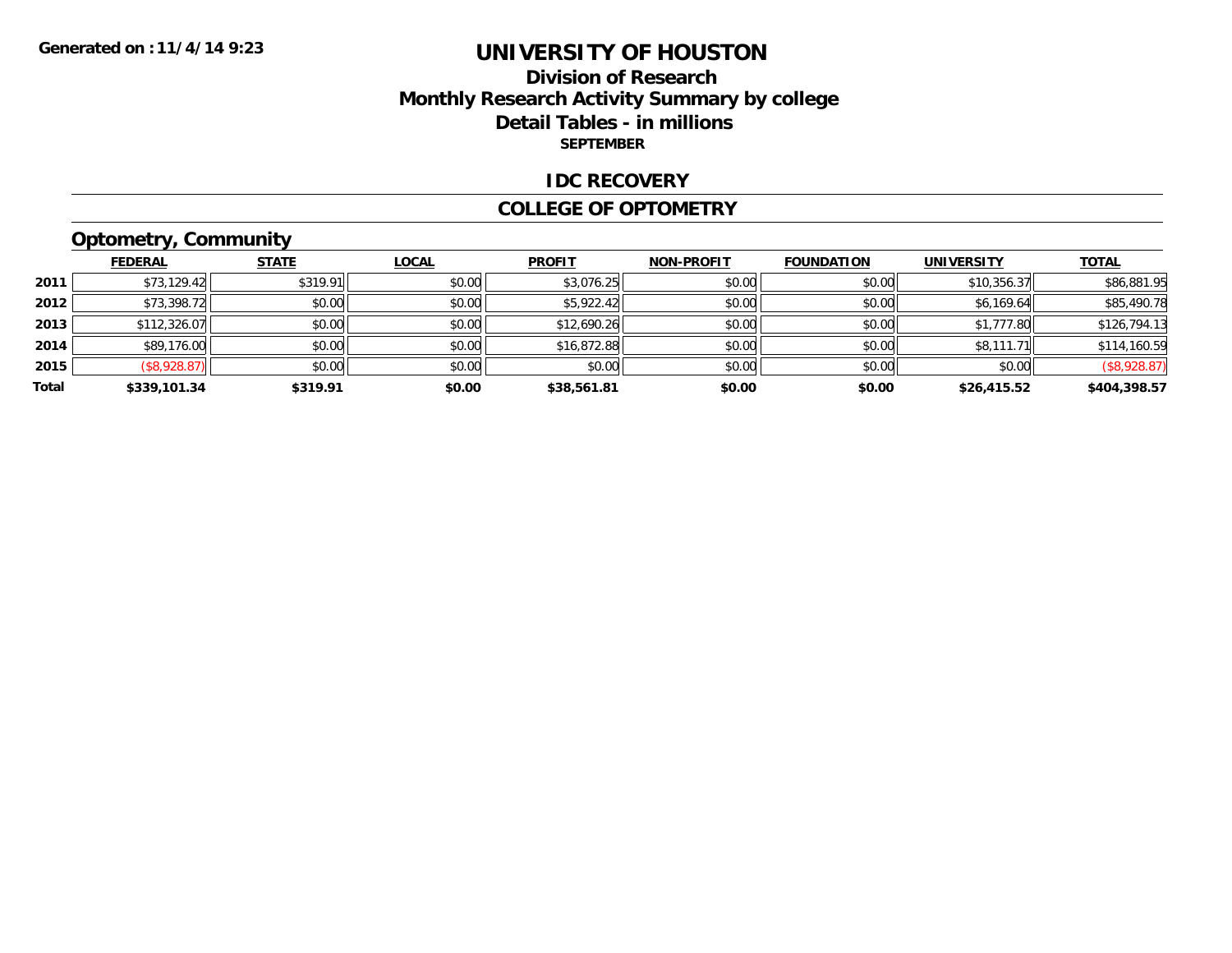Generated on :11/4/14 9:23

# UNIVERSITY OF HOUSTON

## Division of Research
## Monthly Research Activity Summary by college
## Detail Tables - in millions
### SEPTEMBER

### IDC RECOVERY

### COLLEGE OF OPTOMETRY

### Optometry, Community

| | FEDERAL | STATE | LOCAL | PROFIT | NON-PROFIT | FOUNDATION | UNIVERSITY | TOTAL |
|---|---|---|---|---|---|---|---|---|
| 2011 | $73,129.42 | $319.91 | $0.00 | $3,076.25 | $0.00 | $0.00 | $10,356.37 | $86,881.95 |
| 2012 | $73,398.72 | $0.00 | $0.00 | $5,922.42 | $0.00 | $0.00 | $6,169.64 | $85,490.78 |
| 2013 | $112,326.07 | $0.00 | $0.00 | $12,690.26 | $0.00 | $0.00 | $1,777.80 | $126,794.13 |
| 2014 | $89,176.00 | $0.00 | $0.00 | $16,872.88 | $0.00 | $0.00 | $8,111.71 | $114,160.59 |
| 2015 | ($8,928.87) | $0.00 | $0.00 | $0.00 | $0.00 | $0.00 | $0.00 | ($8,928.87) |
| **Total** | **$339,101.34** | **$319.91** | **$0.00** | **$38,561.81** | **$0.00** | **$0.00** | **$26,415.52** | **$404,398.57** |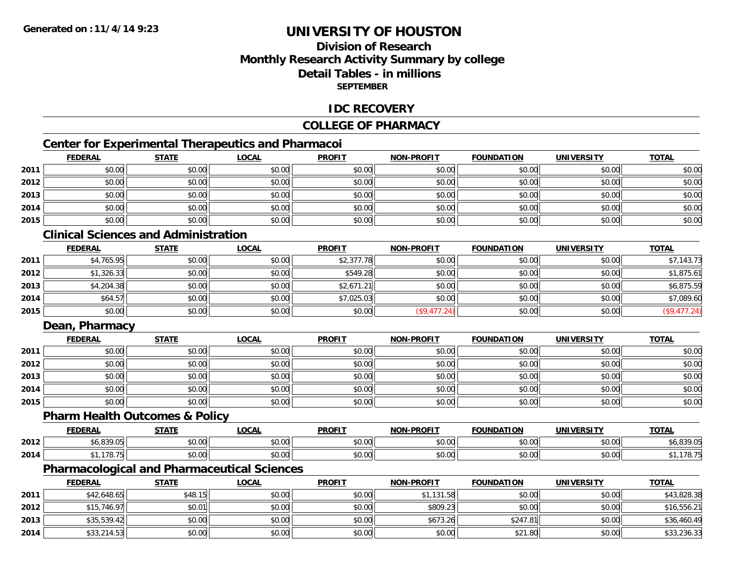# UNIVERSITY OF HOUSTON

## Division of Research
## Monthly Research Activity Summary by college
## Detail Tables - in millions
### SEPTEMBER

## IDC RECOVERY

## COLLEGE OF PHARMACY

### Center for Experimental Therapeutics and Pharmacoi

| | FEDERAL | STATE | LOCAL | PROFIT | NON-PROFIT | FOUNDATION | UNIVERSITY | TOTAL |
|---|---|---|---|---|---|---|---|---|
| 2011 | $0.00 | $0.00 | $0.00 | $0.00 | $0.00 | $0.00 | $0.00 | $0.00 |
| 2012 | $0.00 | $0.00 | $0.00 | $0.00 | $0.00 | $0.00 | $0.00 | $0.00 |
| 2013 | $0.00 | $0.00 | $0.00 | $0.00 | $0.00 | $0.00 | $0.00 | $0.00 |
| 2014 | $0.00 | $0.00 | $0.00 | $0.00 | $0.00 | $0.00 | $0.00 | $0.00 |
| 2015 | $0.00 | $0.00 | $0.00 | $0.00 | $0.00 | $0.00 | $0.00 | $0.00 |

### Clinical Sciences and Administration

| | FEDERAL | STATE | LOCAL | PROFIT | NON-PROFIT | FOUNDATION | UNIVERSITY | TOTAL |
|---|---|---|---|---|---|---|---|---|
| 2011 | $4,765.95 | $0.00 | $0.00 | $2,377.78 | $0.00 | $0.00 | $0.00 | $7,143.73 |
| 2012 | $1,326.33 | $0.00 | $0.00 | $549.28 | $0.00 | $0.00 | $0.00 | $1,875.61 |
| 2013 | $4,204.38 | $0.00 | $0.00 | $2,671.21 | $0.00 | $0.00 | $0.00 | $6,875.59 |
| 2014 | $64.57 | $0.00 | $0.00 | $7,025.03 | $0.00 | $0.00 | $0.00 | $7,089.60 |
| 2015 | $0.00 | $0.00 | $0.00 | $0.00 | ($9,477.24) | $0.00 | $0.00 | ($9,477.24) |

### Dean, Pharmacy

| | FEDERAL | STATE | LOCAL | PROFIT | NON-PROFIT | FOUNDATION | UNIVERSITY | TOTAL |
|---|---|---|---|---|---|---|---|---|
| 2011 | $0.00 | $0.00 | $0.00 | $0.00 | $0.00 | $0.00 | $0.00 | $0.00 |
| 2012 | $0.00 | $0.00 | $0.00 | $0.00 | $0.00 | $0.00 | $0.00 | $0.00 |
| 2013 | $0.00 | $0.00 | $0.00 | $0.00 | $0.00 | $0.00 | $0.00 | $0.00 |
| 2014 | $0.00 | $0.00 | $0.00 | $0.00 | $0.00 | $0.00 | $0.00 | $0.00 |
| 2015 | $0.00 | $0.00 | $0.00 | $0.00 | $0.00 | $0.00 | $0.00 | $0.00 |

### Pharm Health Outcomes & Policy

| | FEDERAL | STATE | LOCAL | PROFIT | NON-PROFIT | FOUNDATION | UNIVERSITY | TOTAL |
|---|---|---|---|---|---|---|---|---|
| 2012 | $6,839.05 | $0.00 | $0.00 | $0.00 | $0.00 | $0.00 | $0.00 | $6,839.05 |
| 2014 | $1,178.75 | $0.00 | $0.00 | $0.00 | $0.00 | $0.00 | $0.00 | $1,178.75 |

### Pharmacological and Pharmaceutical Sciences

| | FEDERAL | STATE | LOCAL | PROFIT | NON-PROFIT | FOUNDATION | UNIVERSITY | TOTAL |
|---|---|---|---|---|---|---|---|---|
| 2011 | $42,648.65 | $48.15 | $0.00 | $0.00 | $1,131.58 | $0.00 | $0.00 | $43,828.38 |
| 2012 | $15,746.97 | $0.01 | $0.00 | $0.00 | $809.23 | $0.00 | $0.00 | $16,556.21 |
| 2013 | $35,539.42 | $0.00 | $0.00 | $0.00 | $673.26 | $247.81 | $0.00 | $36,460.49 |
| 2014 | $33,214.53 | $0.00 | $0.00 | $0.00 | $0.00 | $21.80 | $0.00 | $33,236.33 |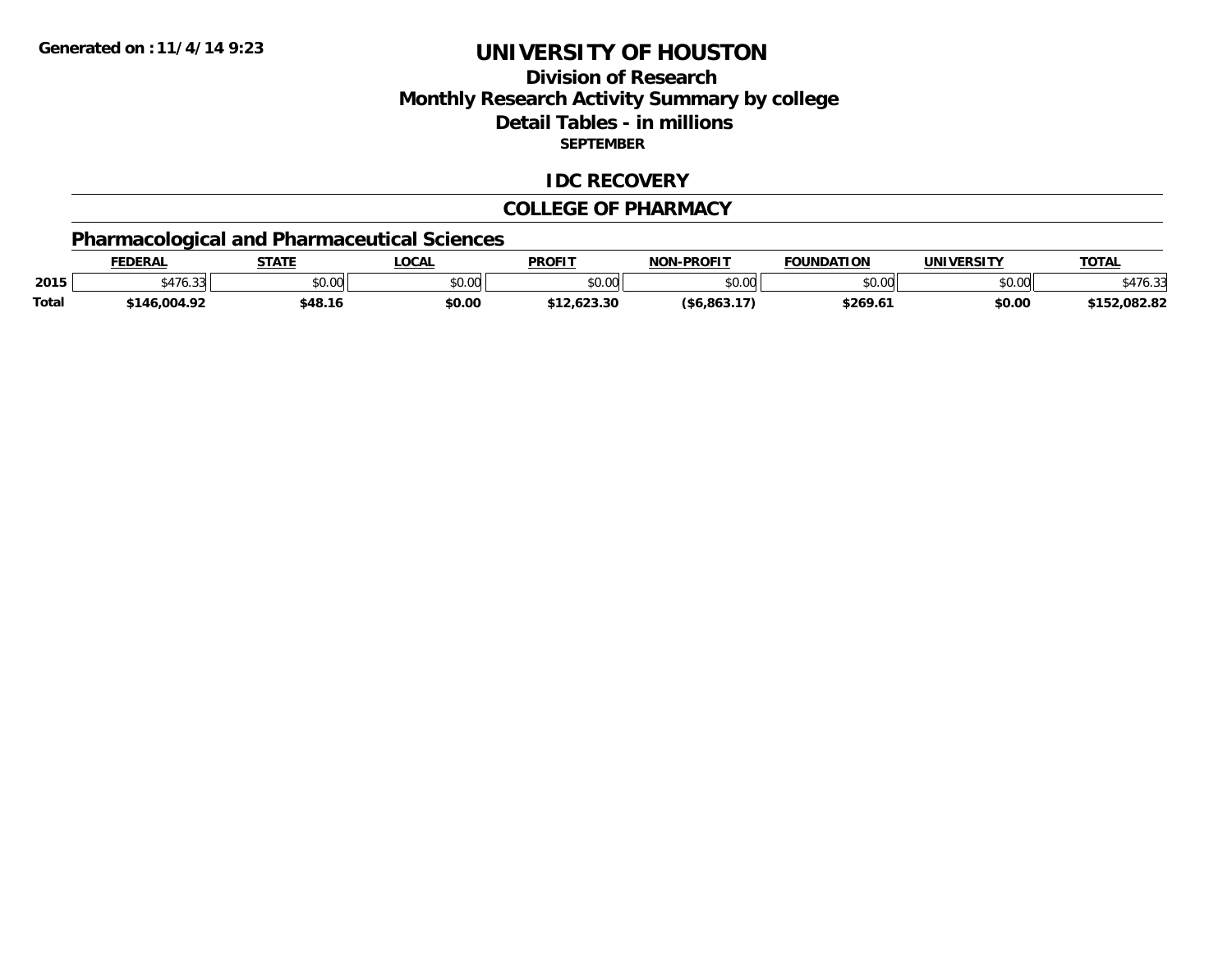Generated on :11/4/14 9:23

# UNIVERSITY OF HOUSTON

## Division of Research
## Monthly Research Activity Summary by college
## Detail Tables - in millions
### SEPTEMBER

## IDC RECOVERY

## COLLEGE OF PHARMACY

### Pharmacological and Pharmaceutical Sciences

| | FEDERAL | STATE | LOCAL | PROFIT | NON-PROFIT | FOUNDATION | UNIVERSITY | TOTAL |
|---|---|---|---|---|---|---|---|---|
| 2015 | $476.33 | $0.00 | $0.00 | $0.00 | $0.00 | $0.00 | $0.00 | $476.33 |
| **Total** | **$146,004.92** | **$48.16** | **$0.00** | **$12,623.30** | **($6,863.17)** | **$269.61** | **$0.00** | **$152,082.82** |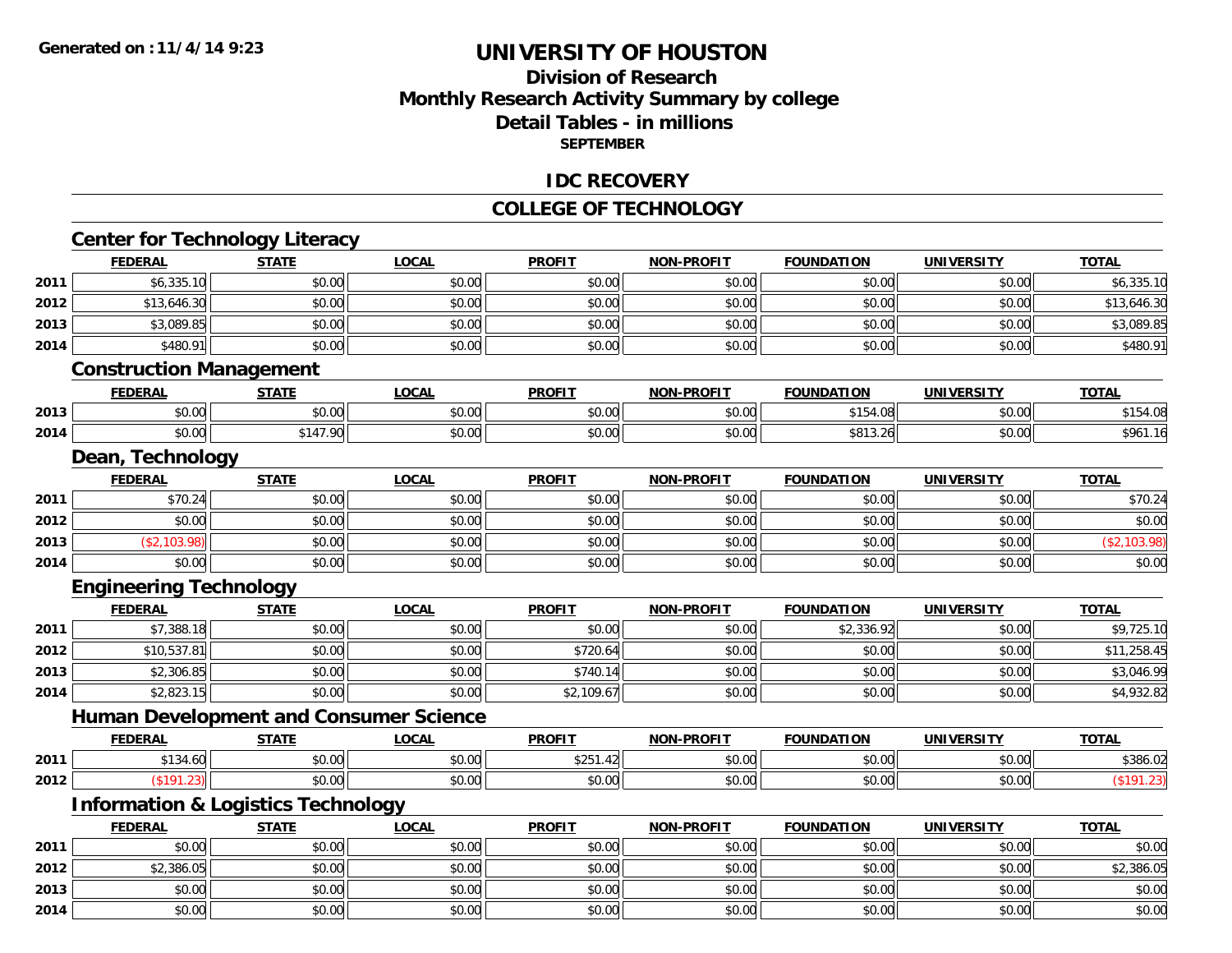# UNIVERSITY OF HOUSTON

## Division of Research
## Monthly Research Activity Summary by college
## Detail Tables - in millions
### SEPTEMBER

Generated on : 11/4/14 9:23

## IDC RECOVERY

## COLLEGE OF TECHNOLOGY

### Center for Technology Literacy

| | FEDERAL | STATE | LOCAL | PROFIT | NON-PROFIT | FOUNDATION | UNIVERSITY | TOTAL |
|---|---|---|---|---|---|---|---|---|
| 2011 | $6,335.10 | $0.00 | $0.00 | $0.00 | $0.00 | $0.00 | $0.00 | $6,335.10 |
| 2012 | $13,646.30 | $0.00 | $0.00 | $0.00 | $0.00 | $0.00 | $0.00 | $13,646.30 |
| 2013 | $3,089.85 | $0.00 | $0.00 | $0.00 | $0.00 | $0.00 | $0.00 | $3,089.85 |
| 2014 | $480.91 | $0.00 | $0.00 | $0.00 | $0.00 | $0.00 | $0.00 | $480.91 |

### Construction Management

| | FEDERAL | STATE | LOCAL | PROFIT | NON-PROFIT | FOUNDATION | UNIVERSITY | TOTAL |
|---|---|---|---|---|---|---|---|---|
| 2013 | $0.00 | $0.00 | $0.00 | $0.00 | $0.00 | $154.08 | $0.00 | $154.08 |
| 2014 | $0.00 | $147.90 | $0.00 | $0.00 | $0.00 | $813.26 | $0.00 | $961.16 |

### Dean, Technology

| | FEDERAL | STATE | LOCAL | PROFIT | NON-PROFIT | FOUNDATION | UNIVERSITY | TOTAL |
|---|---|---|---|---|---|---|---|---|
| 2011 | $70.24 | $0.00 | $0.00 | $0.00 | $0.00 | $0.00 | $0.00 | $70.24 |
| 2012 | $0.00 | $0.00 | $0.00 | $0.00 | $0.00 | $0.00 | $0.00 | $0.00 |
| 2013 | ($2,103.98) | $0.00 | $0.00 | $0.00 | $0.00 | $0.00 | $0.00 | ($2,103.98) |
| 2014 | $0.00 | $0.00 | $0.00 | $0.00 | $0.00 | $0.00 | $0.00 | $0.00 |

### Engineering Technology

| | FEDERAL | STATE | LOCAL | PROFIT | NON-PROFIT | FOUNDATION | UNIVERSITY | TOTAL |
|---|---|---|---|---|---|---|---|---|
| 2011 | $7,388.18 | $0.00 | $0.00 | $0.00 | $0.00 | $2,336.92 | $0.00 | $9,725.10 |
| 2012 | $10,537.81 | $0.00 | $0.00 | $720.64 | $0.00 | $0.00 | $0.00 | $11,258.45 |
| 2013 | $2,306.85 | $0.00 | $0.00 | $740.14 | $0.00 | $0.00 | $0.00 | $3,046.99 |
| 2014 | $2,823.15 | $0.00 | $0.00 | $2,109.67 | $0.00 | $0.00 | $0.00 | $4,932.82 |

### Human Development and Consumer Science

| | FEDERAL | STATE | LOCAL | PROFIT | NON-PROFIT | FOUNDATION | UNIVERSITY | TOTAL |
|---|---|---|---|---|---|---|---|---|
| 2011 | $134.60 | $0.00 | $0.00 | $251.42 | $0.00 | $0.00 | $0.00 | $386.02 |
| 2012 | ($191.23) | $0.00 | $0.00 | $0.00 | $0.00 | $0.00 | $0.00 | ($191.23) |

### Information & Logistics Technology

| | FEDERAL | STATE | LOCAL | PROFIT | NON-PROFIT | FOUNDATION | UNIVERSITY | TOTAL |
|---|---|---|---|---|---|---|---|---|
| 2011 | $0.00 | $0.00 | $0.00 | $0.00 | $0.00 | $0.00 | $0.00 | $0.00 |
| 2012 | $2,386.05 | $0.00 | $0.00 | $0.00 | $0.00 | $0.00 | $0.00 | $2,386.05 |
| 2013 | $0.00 | $0.00 | $0.00 | $0.00 | $0.00 | $0.00 | $0.00 | $0.00 |
| 2014 | $0.00 | $0.00 | $0.00 | $0.00 | $0.00 | $0.00 | $0.00 | $0.00 |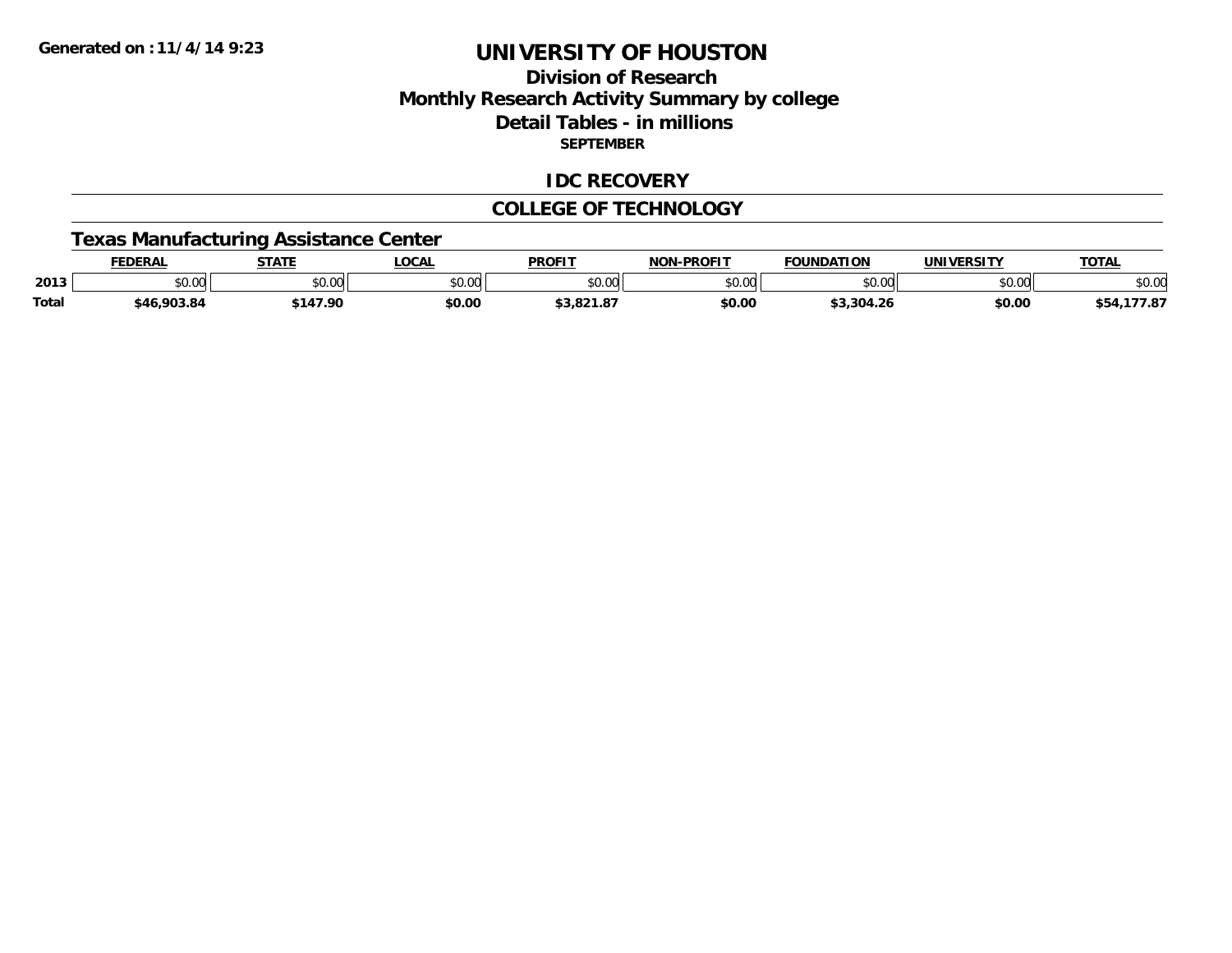Generated on :11/4/14 9:23

# UNIVERSITY OF HOUSTON

## Division of Research
## Monthly Research Activity Summary by college
## Detail Tables - in millions

**SEPTEMBER**

## IDC RECOVERY

## COLLEGE OF TECHNOLOGY

### Texas Manufacturing Assistance Center

| | FEDERAL | STATE | LOCAL | PROFIT | NON-PROFIT | FOUNDATION | UNIVERSITY | TOTAL |
|---|---|---|---|---|---|---|---|---|
| 2013 | $0.00 | $0.00 | $0.00 | $0.00 | $0.00 | $0.00 | $0.00 | $0.00 |
| **Total** | **$46,903.84** | **$147.90** | **$0.00** | **$3,821.87** | **$0.00** | **$3,304.26** | **$0.00** | **$54,177.87** |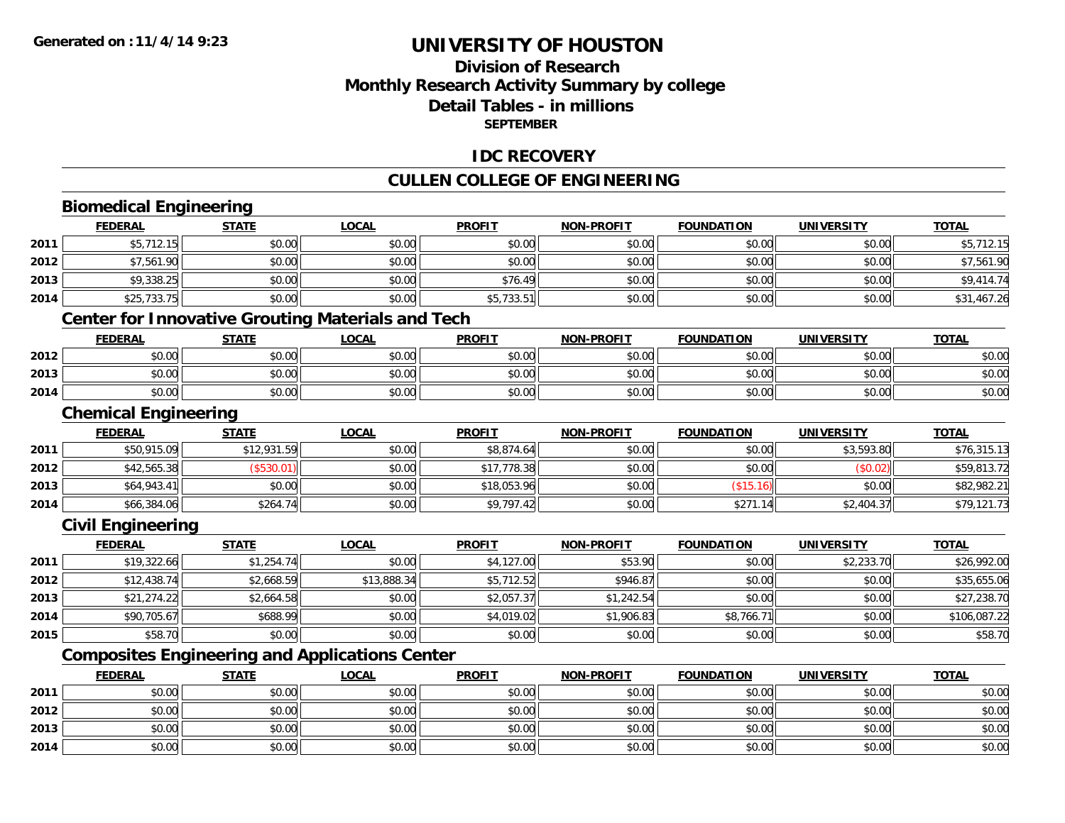# UNIVERSITY OF HOUSTON

## Division of Research
## Monthly Research Activity Summary by college
## Detail Tables - in millions
### SEPTEMBER

## IDC RECOVERY

## CULLEN COLLEGE OF ENGINEERING

### Biomedical Engineering

| | FEDERAL | STATE | LOCAL | PROFIT | NON-PROFIT | FOUNDATION | UNIVERSITY | TOTAL |
|---|---|---|---|---|---|---|---|---|
| 2011 | $5,712.15 | $0.00 | $0.00 | $0.00 | $0.00 | $0.00 | $0.00 | $5,712.15 |
| 2012 | $7,561.90 | $0.00 | $0.00 | $0.00 | $0.00 | $0.00 | $0.00 | $7,561.90 |
| 2013 | $9,338.25 | $0.00 | $0.00 | $76.49 | $0.00 | $0.00 | $0.00 | $9,414.74 |
| 2014 | $25,733.75 | $0.00 | $0.00 | $5,733.51 | $0.00 | $0.00 | $0.00 | $31,467.26 |

### Center for Innovative Grouting Materials and Tech

| | FEDERAL | STATE | LOCAL | PROFIT | NON-PROFIT | FOUNDATION | UNIVERSITY | TOTAL |
|---|---|---|---|---|---|---|---|---|
| 2012 | $0.00 | $0.00 | $0.00 | $0.00 | $0.00 | $0.00 | $0.00 | $0.00 |
| 2013 | $0.00 | $0.00 | $0.00 | $0.00 | $0.00 | $0.00 | $0.00 | $0.00 |
| 2014 | $0.00 | $0.00 | $0.00 | $0.00 | $0.00 | $0.00 | $0.00 | $0.00 |

### Chemical Engineering

| | FEDERAL | STATE | LOCAL | PROFIT | NON-PROFIT | FOUNDATION | UNIVERSITY | TOTAL |
|---|---|---|---|---|---|---|---|---|
| 2011 | $50,915.09 | $12,931.59 | $0.00 | $8,874.64 | $0.00 | $0.00 | $3,593.80 | $76,315.13 |
| 2012 | $42,565.38 | ($530.01) | $0.00 | $17,778.38 | $0.00 | $0.00 | ($0.02) | $59,813.72 |
| 2013 | $64,943.41 | $0.00 | $0.00 | $18,053.96 | $0.00 | ($15.16) | $0.00 | $82,982.21 |
| 2014 | $66,384.06 | $264.74 | $0.00 | $9,797.42 | $0.00 | $271.14 | $2,404.37 | $79,121.73 |

### Civil Engineering

| | FEDERAL | STATE | LOCAL | PROFIT | NON-PROFIT | FOUNDATION | UNIVERSITY | TOTAL |
|---|---|---|---|---|---|---|---|---|
| 2011 | $19,322.66 | $1,254.74 | $0.00 | $4,127.00 | $53.90 | $0.00 | $2,233.70 | $26,992.00 |
| 2012 | $12,438.74 | $2,668.59 | $13,888.34 | $5,712.52 | $946.87 | $0.00 | $0.00 | $35,655.06 |
| 2013 | $21,274.22 | $2,664.58 | $0.00 | $2,057.37 | $1,242.54 | $0.00 | $0.00 | $27,238.70 |
| 2014 | $90,705.67 | $688.99 | $0.00 | $4,019.02 | $1,906.83 | $8,766.71 | $0.00 | $106,087.22 |
| 2015 | $58.70 | $0.00 | $0.00 | $0.00 | $0.00 | $0.00 | $0.00 | $58.70 |

### Composites Engineering and Applications Center

| | FEDERAL | STATE | LOCAL | PROFIT | NON-PROFIT | FOUNDATION | UNIVERSITY | TOTAL |
|---|---|---|---|---|---|---|---|---|
| 2011 | $0.00 | $0.00 | $0.00 | $0.00 | $0.00 | $0.00 | $0.00 | $0.00 |
| 2012 | $0.00 | $0.00 | $0.00 | $0.00 | $0.00 | $0.00 | $0.00 | $0.00 |
| 2013 | $0.00 | $0.00 | $0.00 | $0.00 | $0.00 | $0.00 | $0.00 | $0.00 |
| 2014 | $0.00 | $0.00 | $0.00 | $0.00 | $0.00 | $0.00 | $0.00 | $0.00 |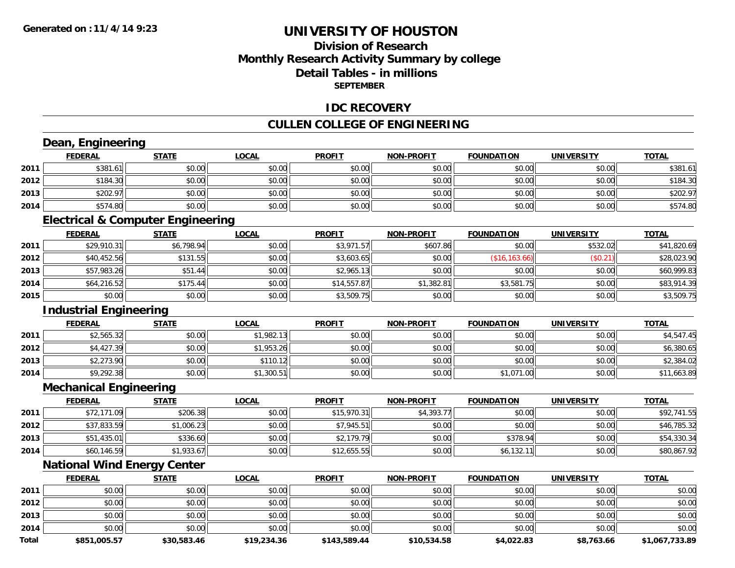# UNIVERSITY OF HOUSTON

## Division of Research
## Monthly Research Activity Summary by college
## Detail Tables - in millions
### SEPTEMBER

## IDC RECOVERY

## CULLEN COLLEGE OF ENGINEERING

### Dean, Engineering

| | FEDERAL | STATE | LOCAL | PROFIT | NON-PROFIT | FOUNDATION | UNIVERSITY | TOTAL |
|---|---|---|---|---|---|---|---|---|
| 2011 | $381.61 | $0.00 | $0.00 | $0.00 | $0.00 | $0.00 | $0.00 | $381.61 |
| 2012 | $184.30 | $0.00 | $0.00 | $0.00 | $0.00 | $0.00 | $0.00 | $184.30 |
| 2013 | $202.97 | $0.00 | $0.00 | $0.00 | $0.00 | $0.00 | $0.00 | $202.97 |
| 2014 | $574.80 | $0.00 | $0.00 | $0.00 | $0.00 | $0.00 | $0.00 | $574.80 |

### Electrical & Computer Engineering

| | FEDERAL | STATE | LOCAL | PROFIT | NON-PROFIT | FOUNDATION | UNIVERSITY | TOTAL |
|---|---|---|---|---|---|---|---|---|
| 2011 | $29,910.31 | $6,798.94 | $0.00 | $3,971.57 | $607.86 | $0.00 | $532.02 | $41,820.69 |
| 2012 | $40,452.56 | $131.55 | $0.00 | $3,603.65 | $0.00 | ($16,163.66) | ($0.21) | $28,023.90 |
| 2013 | $57,983.26 | $51.44 | $0.00 | $2,965.13 | $0.00 | $0.00 | $0.00 | $60,999.83 |
| 2014 | $64,216.52 | $175.44 | $0.00 | $14,557.87 | $1,382.81 | $3,581.75 | $0.00 | $83,914.39 |
| 2015 | $0.00 | $0.00 | $0.00 | $3,509.75 | $0.00 | $0.00 | $0.00 | $3,509.75 |

### Industrial Engineering

| | FEDERAL | STATE | LOCAL | PROFIT | NON-PROFIT | FOUNDATION | UNIVERSITY | TOTAL |
|---|---|---|---|---|---|---|---|---|
| 2011 | $2,565.32 | $0.00 | $1,982.13 | $0.00 | $0.00 | $0.00 | $0.00 | $4,547.45 |
| 2012 | $4,427.39 | $0.00 | $1,953.26 | $0.00 | $0.00 | $0.00 | $0.00 | $6,380.65 |
| 2013 | $2,273.90 | $0.00 | $110.12 | $0.00 | $0.00 | $0.00 | $0.00 | $2,384.02 |
| 2014 | $9,292.38 | $0.00 | $1,300.51 | $0.00 | $0.00 | $1,071.00 | $0.00 | $11,663.89 |

### Mechanical Engineering

| | FEDERAL | STATE | LOCAL | PROFIT | NON-PROFIT | FOUNDATION | UNIVERSITY | TOTAL |
|---|---|---|---|---|---|---|---|---|
| 2011 | $72,171.09 | $206.38 | $0.00 | $15,970.31 | $4,393.77 | $0.00 | $0.00 | $92,741.55 |
| 2012 | $37,833.59 | $1,006.23 | $0.00 | $7,945.51 | $0.00 | $0.00 | $0.00 | $46,785.32 |
| 2013 | $51,435.01 | $336.60 | $0.00 | $2,179.79 | $0.00 | $378.94 | $0.00 | $54,330.34 |
| 2014 | $60,146.59 | $1,933.67 | $0.00 | $12,655.55 | $0.00 | $6,132.11 | $0.00 | $80,867.92 |

### National Wind Energy Center

| | FEDERAL | STATE | LOCAL | PROFIT | NON-PROFIT | FOUNDATION | UNIVERSITY | TOTAL |
|---|---|---|---|---|---|---|---|---|
| 2011 | $0.00 | $0.00 | $0.00 | $0.00 | $0.00 | $0.00 | $0.00 | $0.00 |
| 2012 | $0.00 | $0.00 | $0.00 | $0.00 | $0.00 | $0.00 | $0.00 | $0.00 |
| 2013 | $0.00 | $0.00 | $0.00 | $0.00 | $0.00 | $0.00 | $0.00 | $0.00 |
| 2014 | $0.00 | $0.00 | $0.00 | $0.00 | $0.00 | $0.00 | $0.00 | $0.00 |
| **Total** | **$851,005.57** | **$30,583.46** | **$19,234.36** | **$143,589.44** | **$10,534.58** | **$4,022.83** | **$8,763.66** | **$1,067,733.89** |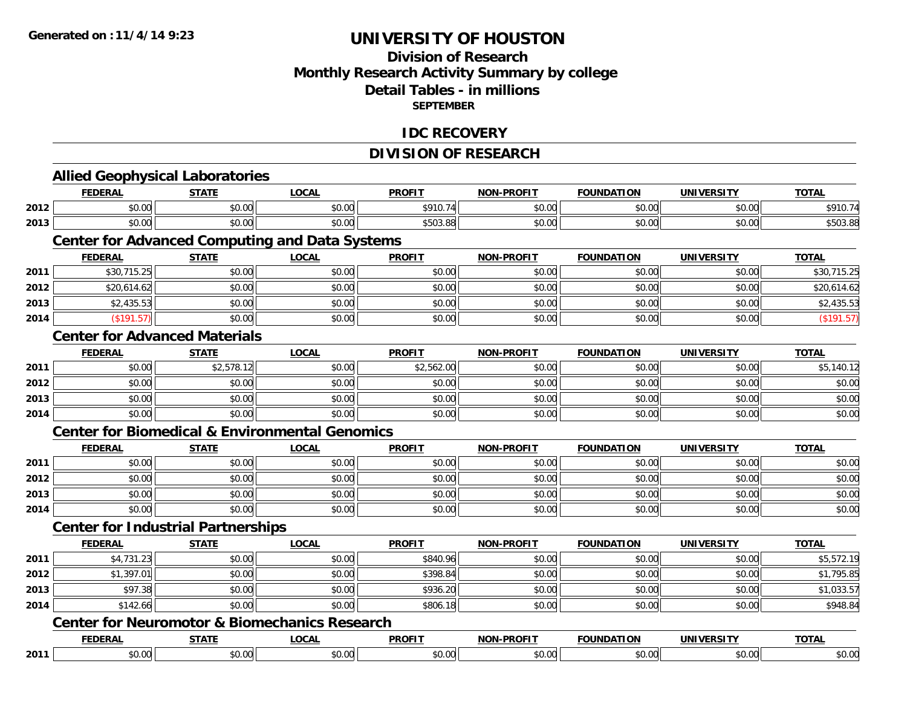# UNIVERSITY OF HOUSTON

## Division of Research
## Monthly Research Activity Summary by college
## Detail Tables - in millions
## SEPTEMBER

## IDC RECOVERY

## DIVISION OF RESEARCH

### Allied Geophysical Laboratories

| | FEDERAL | STATE | LOCAL | PROFIT | NON-PROFIT | FOUNDATION | UNIVERSITY | TOTAL |
|---|---|---|---|---|---|---|---|---|
| 2012 | $0.00 | $0.00 | $0.00 | $910.74 | $0.00 | $0.00 | $0.00 | $910.74 |
| 2013 | $0.00 | $0.00 | $0.00 | $503.88 | $0.00 | $0.00 | $0.00 | $503.88 |

### Center for Advanced Computing and Data Systems

| | FEDERAL | STATE | LOCAL | PROFIT | NON-PROFIT | FOUNDATION | UNIVERSITY | TOTAL |
|---|---|---|---|---|---|---|---|---|
| 2011 | $30,715.25 | $0.00 | $0.00 | $0.00 | $0.00 | $0.00 | $0.00 | $30,715.25 |
| 2012 | $20,614.62 | $0.00 | $0.00 | $0.00 | $0.00 | $0.00 | $0.00 | $20,614.62 |
| 2013 | $2,435.53 | $0.00 | $0.00 | $0.00 | $0.00 | $0.00 | $0.00 | $2,435.53 |
| 2014 | ($191.57) | $0.00 | $0.00 | $0.00 | $0.00 | $0.00 | $0.00 | ($191.57) |

### Center for Advanced Materials

| | FEDERAL | STATE | LOCAL | PROFIT | NON-PROFIT | FOUNDATION | UNIVERSITY | TOTAL |
|---|---|---|---|---|---|---|---|---|
| 2011 | $0.00 | $2,578.12 | $0.00 | $2,562.00 | $0.00 | $0.00 | $0.00 | $5,140.12 |
| 2012 | $0.00 | $0.00 | $0.00 | $0.00 | $0.00 | $0.00 | $0.00 | $0.00 |
| 2013 | $0.00 | $0.00 | $0.00 | $0.00 | $0.00 | $0.00 | $0.00 | $0.00 |
| 2014 | $0.00 | $0.00 | $0.00 | $0.00 | $0.00 | $0.00 | $0.00 | $0.00 |

### Center for Biomedical & Environmental Genomics

| | FEDERAL | STATE | LOCAL | PROFIT | NON-PROFIT | FOUNDATION | UNIVERSITY | TOTAL |
|---|---|---|---|---|---|---|---|---|
| 2011 | $0.00 | $0.00 | $0.00 | $0.00 | $0.00 | $0.00 | $0.00 | $0.00 |
| 2012 | $0.00 | $0.00 | $0.00 | $0.00 | $0.00 | $0.00 | $0.00 | $0.00 |
| 2013 | $0.00 | $0.00 | $0.00 | $0.00 | $0.00 | $0.00 | $0.00 | $0.00 |
| 2014 | $0.00 | $0.00 | $0.00 | $0.00 | $0.00 | $0.00 | $0.00 | $0.00 |

### Center for Industrial Partnerships

| | FEDERAL | STATE | LOCAL | PROFIT | NON-PROFIT | FOUNDATION | UNIVERSITY | TOTAL |
|---|---|---|---|---|---|---|---|---|
| 2011 | $4,731.23 | $0.00 | $0.00 | $840.96 | $0.00 | $0.00 | $0.00 | $5,572.19 |
| 2012 | $1,397.01 | $0.00 | $0.00 | $398.84 | $0.00 | $0.00 | $0.00 | $1,795.85 |
| 2013 | $97.38 | $0.00 | $0.00 | $936.20 | $0.00 | $0.00 | $0.00 | $1,033.57 |
| 2014 | $142.66 | $0.00 | $0.00 | $806.18 | $0.00 | $0.00 | $0.00 | $948.84 |

### Center for Neuromotor & Biomechanics Research

| | FEDERAL | STATE | LOCAL | PROFIT | NON-PROFIT | FOUNDATION | UNIVERSITY | TOTAL |
|---|---|---|---|---|---|---|---|---|
| 2011 | $0.00 | $0.00 | $0.00 | $0.00 | $0.00 | $0.00 | $0.00 | $0.00 |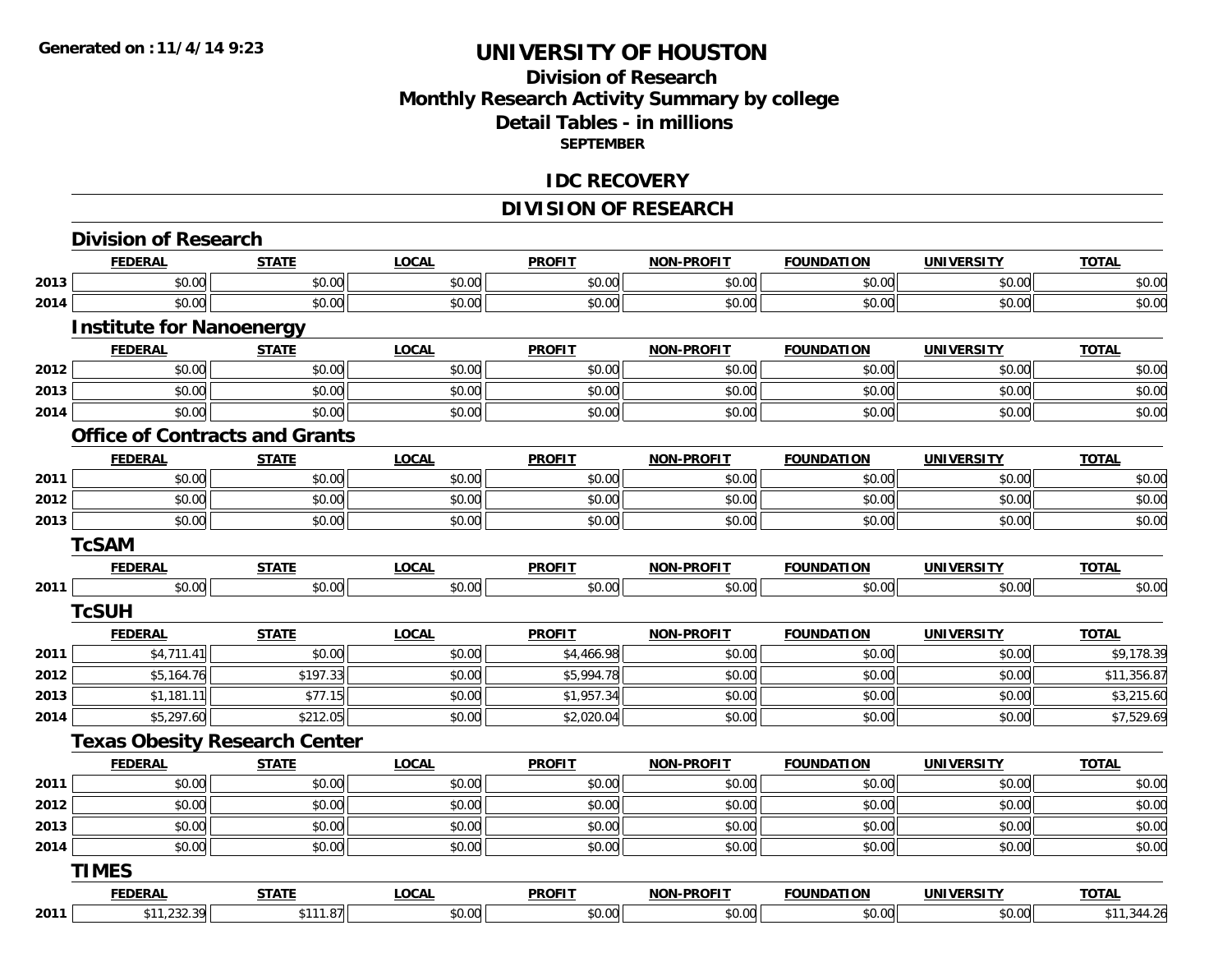**Generated on :11/4/14 9:23**

# UNIVERSITY OF HOUSTON

## Division of Research
## Monthly Research Activity Summary by college
## Detail Tables - in millions
### SEPTEMBER

## IDC RECOVERY

## DIVISION OF RESEARCH

### Division of Research

| | FEDERAL | STATE | LOCAL | PROFIT | NON-PROFIT | FOUNDATION | UNIVERSITY | TOTAL |
|---|---|---|---|---|---|---|---|---|
| 2013 | $0.00 | $0.00 | $0.00 | $0.00 | $0.00 | $0.00 | $0.00 | $0.00 |
| 2014 | $0.00 | $0.00 | $0.00 | $0.00 | $0.00 | $0.00 | $0.00 | $0.00 |

### Institute for Nanoenergy

| | FEDERAL | STATE | LOCAL | PROFIT | NON-PROFIT | FOUNDATION | UNIVERSITY | TOTAL |
|---|---|---|---|---|---|---|---|---|
| 2012 | $0.00 | $0.00 | $0.00 | $0.00 | $0.00 | $0.00 | $0.00 | $0.00 |
| 2013 | $0.00 | $0.00 | $0.00 | $0.00 | $0.00 | $0.00 | $0.00 | $0.00 |
| 2014 | $0.00 | $0.00 | $0.00 | $0.00 | $0.00 | $0.00 | $0.00 | $0.00 |

### Office of Contracts and Grants

| | FEDERAL | STATE | LOCAL | PROFIT | NON-PROFIT | FOUNDATION | UNIVERSITY | TOTAL |
|---|---|---|---|---|---|---|---|---|
| 2011 | $0.00 | $0.00 | $0.00 | $0.00 | $0.00 | $0.00 | $0.00 | $0.00 |
| 2012 | $0.00 | $0.00 | $0.00 | $0.00 | $0.00 | $0.00 | $0.00 | $0.00 |
| 2013 | $0.00 | $0.00 | $0.00 | $0.00 | $0.00 | $0.00 | $0.00 | $0.00 |

### TcSAM

| | FEDERAL | STATE | LOCAL | PROFIT | NON-PROFIT | FOUNDATION | UNIVERSITY | TOTAL |
|---|---|---|---|---|---|---|---|---|
| 2011 | $0.00 | $0.00 | $0.00 | $0.00 | $0.00 | $0.00 | $0.00 | $0.00 |

### TcSUH

| | FEDERAL | STATE | LOCAL | PROFIT | NON-PROFIT | FOUNDATION | UNIVERSITY | TOTAL |
|---|---|---|---|---|---|---|---|---|
| 2011 | $4,711.41 | $0.00 | $0.00 | $4,466.98 | $0.00 | $0.00 | $0.00 | $9,178.39 |
| 2012 | $5,164.76 | $197.33 | $0.00 | $5,994.78 | $0.00 | $0.00 | $0.00 | $11,356.87 |
| 2013 | $1,181.11 | $77.15 | $0.00 | $1,957.34 | $0.00 | $0.00 | $0.00 | $3,215.60 |
| 2014 | $5,297.60 | $212.05 | $0.00 | $2,020.04 | $0.00 | $0.00 | $0.00 | $7,529.69 |

### Texas Obesity Research Center

| | FEDERAL | STATE | LOCAL | PROFIT | NON-PROFIT | FOUNDATION | UNIVERSITY | TOTAL |
|---|---|---|---|---|---|---|---|---|
| 2011 | $0.00 | $0.00 | $0.00 | $0.00 | $0.00 | $0.00 | $0.00 | $0.00 |
| 2012 | $0.00 | $0.00 | $0.00 | $0.00 | $0.00 | $0.00 | $0.00 | $0.00 |
| 2013 | $0.00 | $0.00 | $0.00 | $0.00 | $0.00 | $0.00 | $0.00 | $0.00 |
| 2014 | $0.00 | $0.00 | $0.00 | $0.00 | $0.00 | $0.00 | $0.00 | $0.00 |

### TIMES

| | FEDERAL | STATE | LOCAL | PROFIT | NON-PROFIT | FOUNDATION | UNIVERSITY | TOTAL |
|---|---|---|---|---|---|---|---|---|
| 2011 | $11,232.39 | $111.87 | $0.00 | $0.00 | $0.00 | $0.00 | $0.00 | $11,344.26 |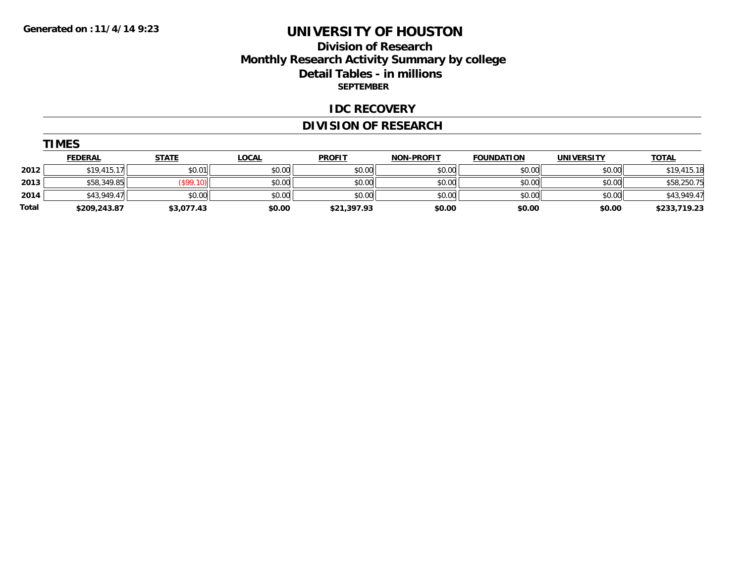**Generated on :11/4/14 9:23**

# UNIVERSITY OF HOUSTON

## Division of Research
## Monthly Research Activity Summary by college
## Detail Tables - in millions
### SEPTEMBER

## IDC RECOVERY

## DIVISION OF RESEARCH

### TIMES

| | FEDERAL | STATE | LOCAL | PROFIT | NON-PROFIT | FOUNDATION | UNIVERSITY | TOTAL |
|---|---|---|---|---|---|---|---|---|
| 2012 | $19,415.17 | $0.01 | $0.00 | $0.00 | $0.00 | $0.00 | $0.00 | $19,415.18 |
| 2013 | $58,349.85 | ($99.10) | $0.00 | $0.00 | $0.00 | $0.00 | $0.00 | $58,250.75 |
| 2014 | $43,949.47 | $0.00 | $0.00 | $0.00 | $0.00 | $0.00 | $0.00 | $43,949.47 |
| **Total** | **$209,243.87** | **$3,077.43** | **$0.00** | **$21,397.93** | **$0.00** | **$0.00** | **$0.00** | **$233,719.23** |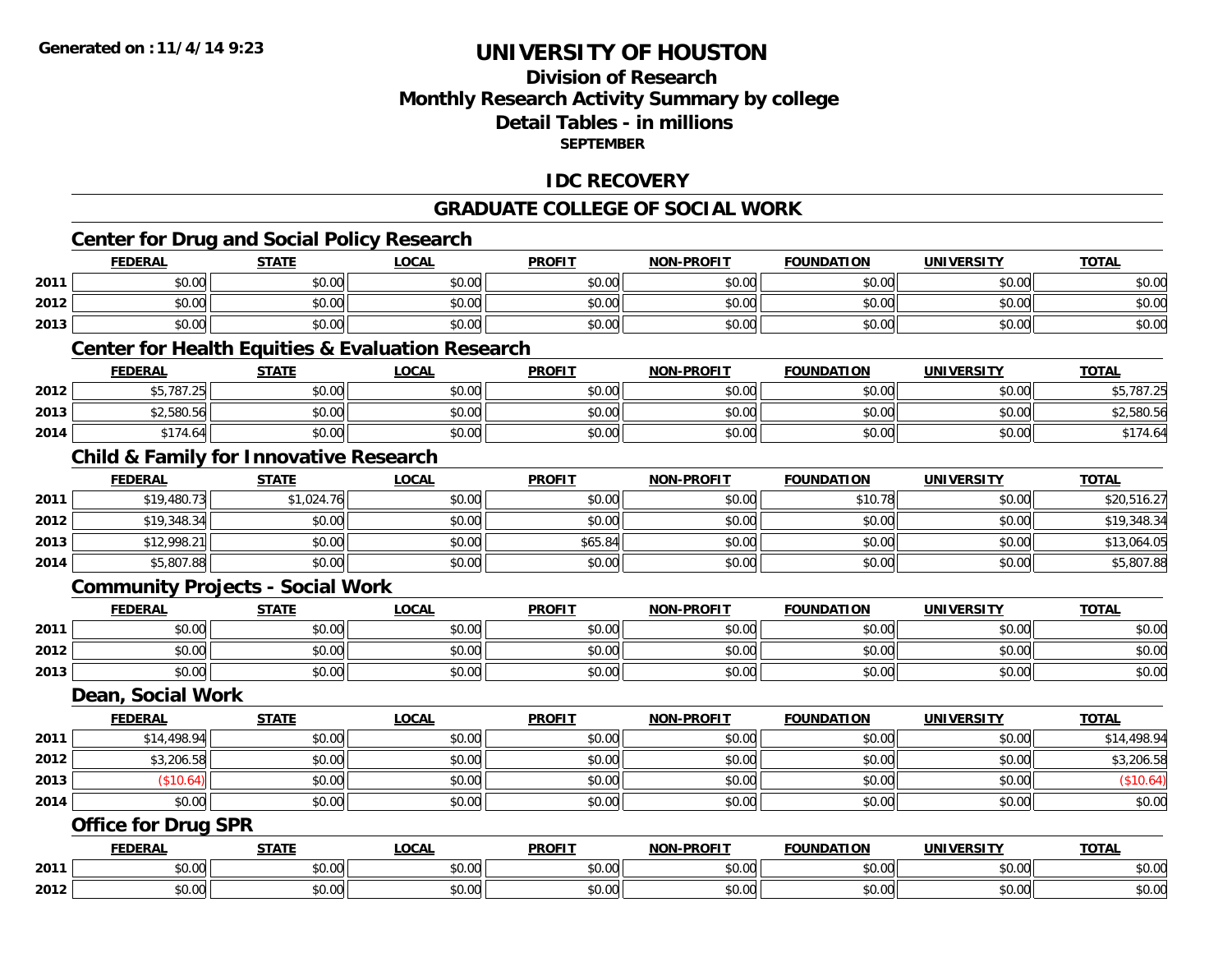**Generated on :11/4/14 9:23**

# UNIVERSITY OF HOUSTON

## Division of Research
## Monthly Research Activity Summary by college
## Detail Tables - in millions
### SEPTEMBER

## IDC RECOVERY

## GRADUATE COLLEGE OF SOCIAL WORK

### Center for Drug and Social Policy Research

| | FEDERAL | STATE | LOCAL | PROFIT | NON-PROFIT | FOUNDATION | UNIVERSITY | TOTAL |
|---|---|---|---|---|---|---|---|---|
| 2011 | $0.00 | $0.00 | $0.00 | $0.00 | $0.00 | $0.00 | $0.00 | $0.00 |
| 2012 | $0.00 | $0.00 | $0.00 | $0.00 | $0.00 | $0.00 | $0.00 | $0.00 |
| 2013 | $0.00 | $0.00 | $0.00 | $0.00 | $0.00 | $0.00 | $0.00 | $0.00 |

### Center for Health Equities & Evaluation Research

| | FEDERAL | STATE | LOCAL | PROFIT | NON-PROFIT | FOUNDATION | UNIVERSITY | TOTAL |
|---|---|---|---|---|---|---|---|---|
| 2012 | $5,787.25 | $0.00 | $0.00 | $0.00 | $0.00 | $0.00 | $0.00 | $5,787.25 |
| 2013 | $2,580.56 | $0.00 | $0.00 | $0.00 | $0.00 | $0.00 | $0.00 | $2,580.56 |
| 2014 | $174.64 | $0.00 | $0.00 | $0.00 | $0.00 | $0.00 | $0.00 | $174.64 |

### Child & Family for Innovative Research

| | FEDERAL | STATE | LOCAL | PROFIT | NON-PROFIT | FOUNDATION | UNIVERSITY | TOTAL |
|---|---|---|---|---|---|---|---|---|
| 2011 | $19,480.73 | $1,024.76 | $0.00 | $0.00 | $0.00 | $10.78 | $0.00 | $20,516.27 |
| 2012 | $19,348.34 | $0.00 | $0.00 | $0.00 | $0.00 | $0.00 | $0.00 | $19,348.34 |
| 2013 | $12,998.21 | $0.00 | $0.00 | $65.84 | $0.00 | $0.00 | $0.00 | $13,064.05 |
| 2014 | $5,807.88 | $0.00 | $0.00 | $0.00 | $0.00 | $0.00 | $0.00 | $5,807.88 |

### Community Projects - Social Work

| | FEDERAL | STATE | LOCAL | PROFIT | NON-PROFIT | FOUNDATION | UNIVERSITY | TOTAL |
|---|---|---|---|---|---|---|---|---|
| 2011 | $0.00 | $0.00 | $0.00 | $0.00 | $0.00 | $0.00 | $0.00 | $0.00 |
| 2012 | $0.00 | $0.00 | $0.00 | $0.00 | $0.00 | $0.00 | $0.00 | $0.00 |
| 2013 | $0.00 | $0.00 | $0.00 | $0.00 | $0.00 | $0.00 | $0.00 | $0.00 |

### Dean, Social Work

| | FEDERAL | STATE | LOCAL | PROFIT | NON-PROFIT | FOUNDATION | UNIVERSITY | TOTAL |
|---|---|---|---|---|---|---|---|---|
| 2011 | $14,498.94 | $0.00 | $0.00 | $0.00 | $0.00 | $0.00 | $0.00 | $14,498.94 |
| 2012 | $3,206.58 | $0.00 | $0.00 | $0.00 | $0.00 | $0.00 | $0.00 | $3,206.58 |
| 2013 | ($10.64) | $0.00 | $0.00 | $0.00 | $0.00 | $0.00 | $0.00 | ($10.64) |
| 2014 | $0.00 | $0.00 | $0.00 | $0.00 | $0.00 | $0.00 | $0.00 | $0.00 |

### Office for Drug SPR

| | FEDERAL | STATE | LOCAL | PROFIT | NON-PROFIT | FOUNDATION | UNIVERSITY | TOTAL |
|---|---|---|---|---|---|---|---|---|
| 2011 | $0.00 | $0.00 | $0.00 | $0.00 | $0.00 | $0.00 | $0.00 | $0.00 |
| 2012 | $0.00 | $0.00 | $0.00 | $0.00 | $0.00 | $0.00 | $0.00 | $0.00 |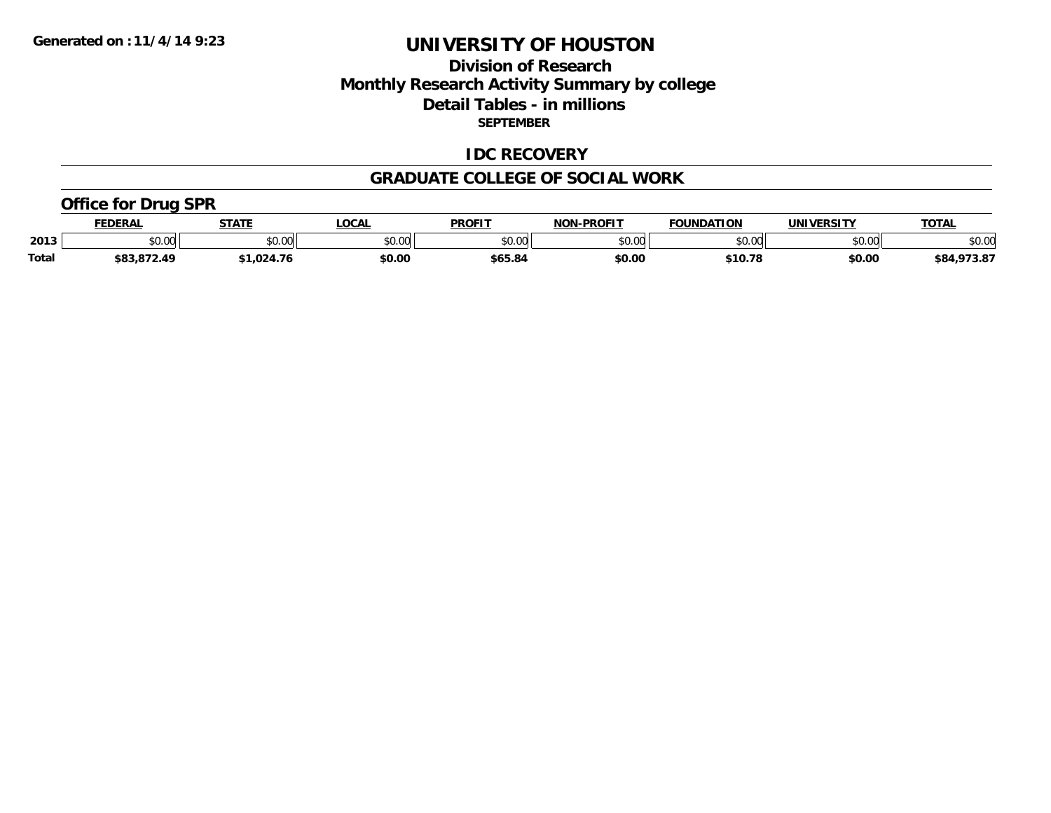Generated on :11/4/14 9:23

# UNIVERSITY OF HOUSTON

## Division of Research

## Monthly Research Activity Summary by college

## Detail Tables - in millions

**SEPTEMBER**

## IDC RECOVERY

## GRADUATE COLLEGE OF SOCIAL WORK

### Office for Drug SPR

| | FEDERAL | STATE | LOCAL | PROFIT | NON-PROFIT | FOUNDATION | UNIVERSITY | TOTAL |
|---|---|---|---|---|---|---|---|---|
| 2013 | $0.00 | $0.00 | $0.00 | $0.00 | $0.00 | $0.00 | $0.00 | $0.00 |
| **Total** | **$83,872.49** | **$1,024.76** | **$0.00** | **$65.84** | **$0.00** | **$10.78** | **$0.00** | **$84,973.87** |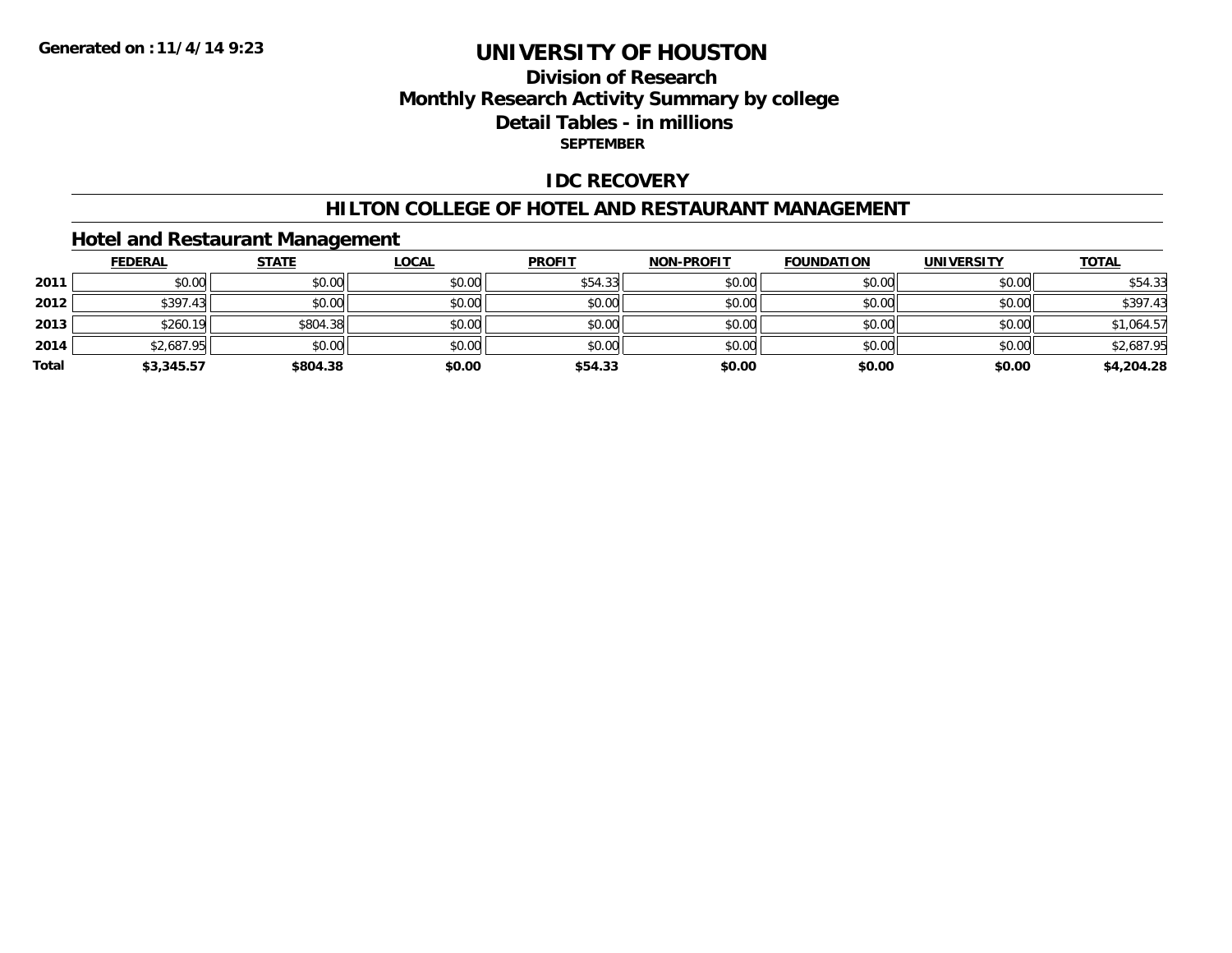Generated on :11/4/14 9:23

# UNIVERSITY OF HOUSTON

## Division of Research
## Monthly Research Activity Summary by college
## Detail Tables - in millions
### SEPTEMBER

## IDC RECOVERY

## HILTON COLLEGE OF HOTEL AND RESTAURANT MANAGEMENT

### Hotel and Restaurant Management

| | FEDERAL | STATE | LOCAL | PROFIT | NON-PROFIT | FOUNDATION | UNIVERSITY | TOTAL |
|---|---|---|---|---|---|---|---|---|
| 2011 | $0.00 | $0.00 | $0.00 | $54.33 | $0.00 | $0.00 | $0.00 | $54.33 |
| 2012 | $397.43 | $0.00 | $0.00 | $0.00 | $0.00 | $0.00 | $0.00 | $397.43 |
| 2013 | $260.19 | $804.38 | $0.00 | $0.00 | $0.00 | $0.00 | $0.00 | $1,064.57 |
| 2014 | $2,687.95 | $0.00 | $0.00 | $0.00 | $0.00 | $0.00 | $0.00 | $2,687.95 |
| **Total** | **$3,345.57** | **$804.38** | **$0.00** | **$54.33** | **$0.00** | **$0.00** | **$0.00** | **$4,204.28** |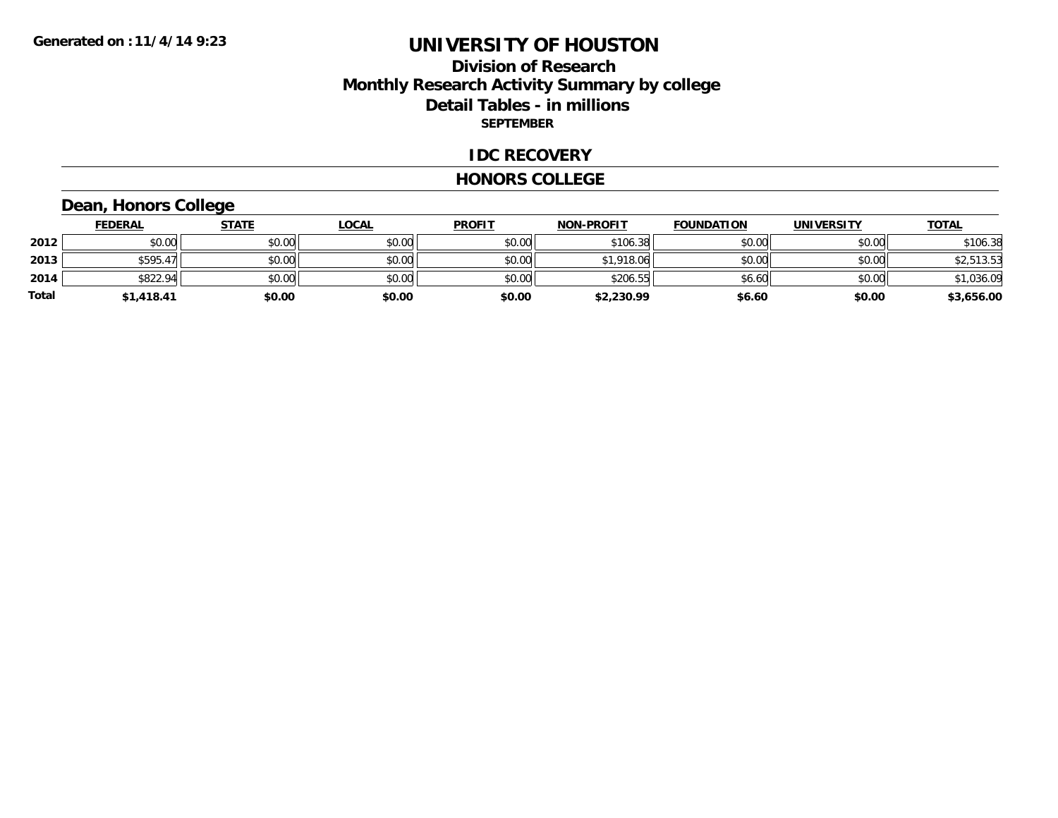Generated on :11/4/14 9:23

# UNIVERSITY OF HOUSTON

## Division of Research
## Monthly Research Activity Summary by college
## Detail Tables - in millions
### SEPTEMBER

## IDC RECOVERY

## HONORS COLLEGE

### Dean, Honors College

| | FEDERAL | STATE | LOCAL | PROFIT | NON-PROFIT | FOUNDATION | UNIVERSITY | TOTAL |
|---|---|---|---|---|---|---|---|---|
| 2012 | $0.00 | $0.00 | $0.00 | $0.00 | $106.38 | $0.00 | $0.00 | $106.38 |
| 2013 | $595.47 | $0.00 | $0.00 | $0.00 | $1,918.06 | $0.00 | $0.00 | $2,513.53 |
| 2014 | $822.94 | $0.00 | $0.00 | $0.00 | $206.55 | $6.60 | $0.00 | $1,036.09 |
| **Total** | **$1,418.41** | **$0.00** | **$0.00** | **$0.00** | **$2,230.99** | **$6.60** | **$0.00** | **$3,656.00** |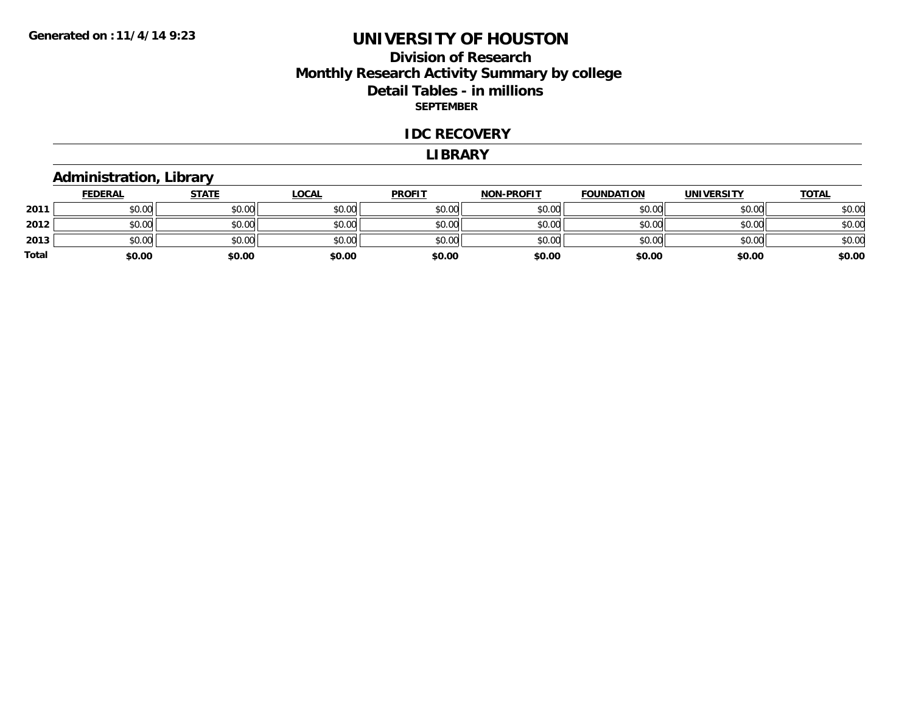Generated on :11/4/14 9:23

# UNIVERSITY OF HOUSTON

## Division of Research
## Monthly Research Activity Summary by college
## Detail Tables - in millions

**SEPTEMBER**

### IDC RECOVERY

### LIBRARY

### Administration, Library

| | FEDERAL | STATE | LOCAL | PROFIT | NON-PROFIT | FOUNDATION | UNIVERSITY | TOTAL |
|---|---|---|---|---|---|---|---|---|
| 2011 | $0.00 | $0.00 | $0.00 | $0.00 | $0.00 | $0.00 | $0.00 | $0.00 |
| 2012 | $0.00 | $0.00 | $0.00 | $0.00 | $0.00 | $0.00 | $0.00 | $0.00 |
| 2013 | $0.00 | $0.00 | $0.00 | $0.00 | $0.00 | $0.00 | $0.00 | $0.00 |
| **Total** | **$0.00** | **$0.00** | **$0.00** | **$0.00** | **$0.00** | **$0.00** | **$0.00** | **$0.00** |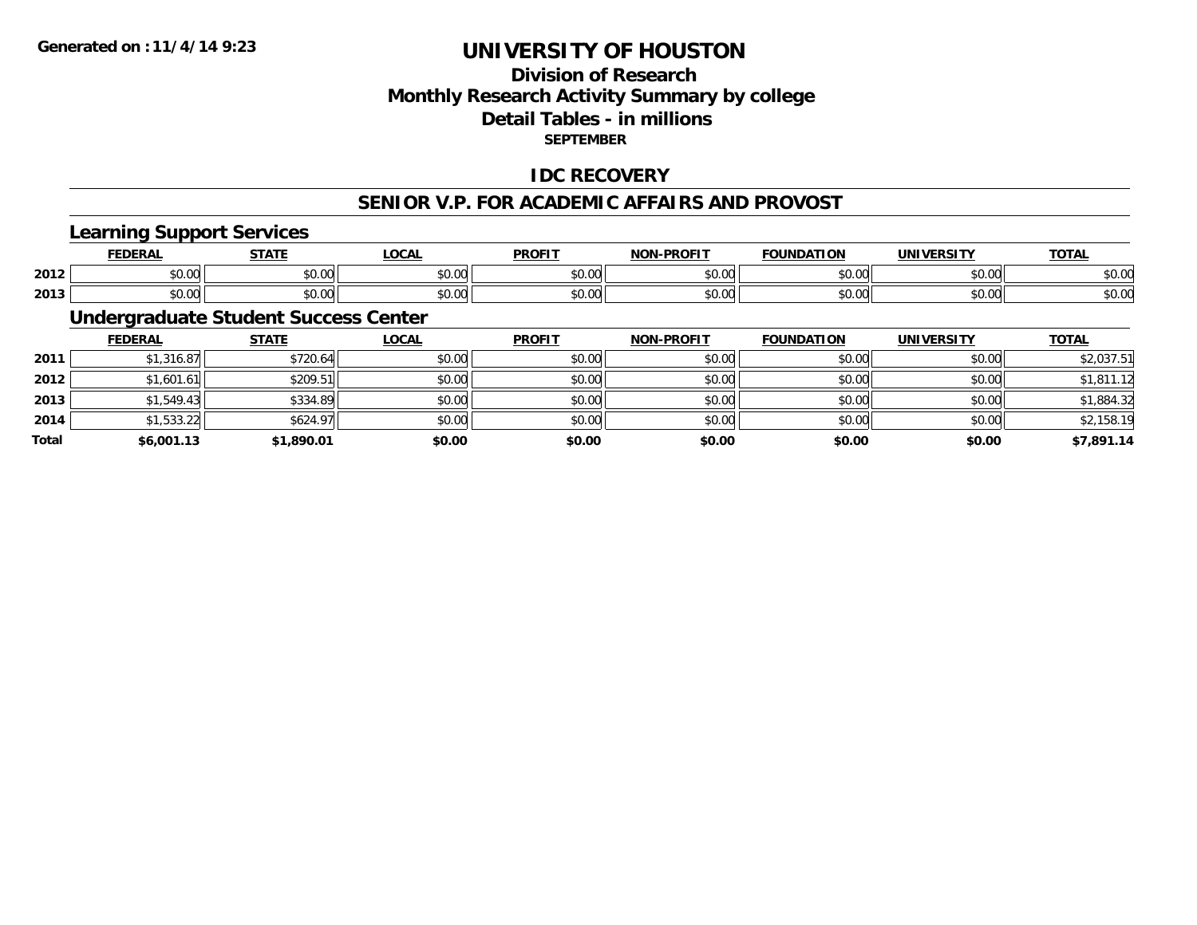# UNIVERSITY OF HOUSTON

## Division of Research
## Monthly Research Activity Summary by college
## Detail Tables - in millions
### SEPTEMBER

Generated on : 11/4/14 9:23

## IDC RECOVERY

## SENIOR V.P. FOR ACADEMIC AFFAIRS AND PROVOST

### Learning Support Services

| | FEDERAL | STATE | LOCAL | PROFIT | NON-PROFIT | FOUNDATION | UNIVERSITY | TOTAL |
|---|---|---|---|---|---|---|---|---|
| 2012 | $0.00 | $0.00 | $0.00 | $0.00 | $0.00 | $0.00 | $0.00 | $0.00 |
| 2013 | $0.00 | $0.00 | $0.00 | $0.00 | $0.00 | $0.00 | $0.00 | $0.00 |

### Undergraduate Student Success Center

| | FEDERAL | STATE | LOCAL | PROFIT | NON-PROFIT | FOUNDATION | UNIVERSITY | TOTAL |
|---|---|---|---|---|---|---|---|---|
| 2011 | $1,316.87 | $720.64 | $0.00 | $0.00 | $0.00 | $0.00 | $0.00 | $2,037.51 |
| 2012 | $1,601.61 | $209.51 | $0.00 | $0.00 | $0.00 | $0.00 | $0.00 | $1,811.12 |
| 2013 | $1,549.43 | $334.89 | $0.00 | $0.00 | $0.00 | $0.00 | $0.00 | $1,884.32 |
| 2014 | $1,533.22 | $624.97 | $0.00 | $0.00 | $0.00 | $0.00 | $0.00 | $2,158.19 |
| **Total** | **$6,001.13** | **$1,890.01** | **$0.00** | **$0.00** | **$0.00** | **$0.00** | **$0.00** | **$7,891.14** |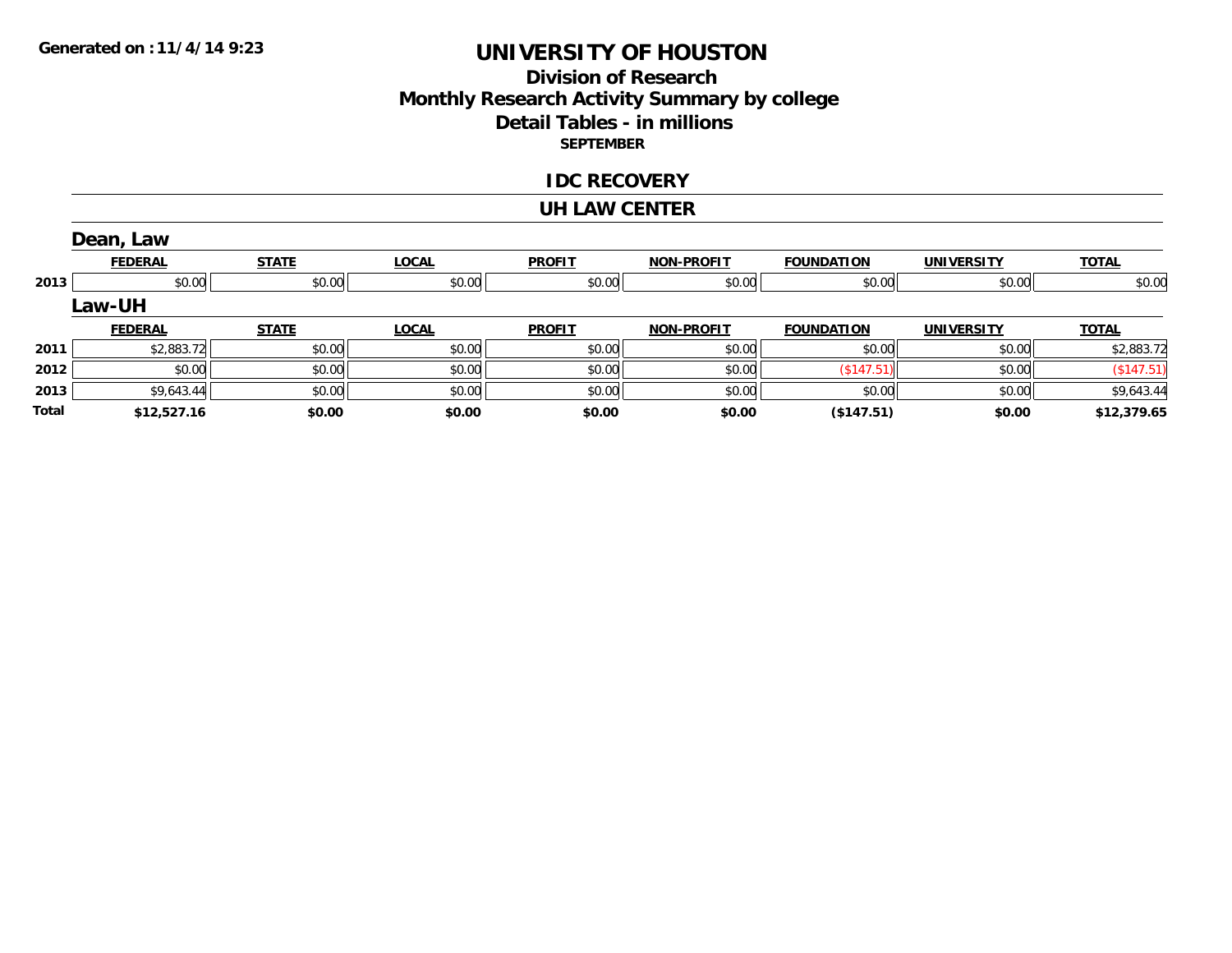Generated on :11/4/14 9:23

# UNIVERSITY OF HOUSTON

## Division of Research
## Monthly Research Activity Summary by college
## Detail Tables - in millions

**SEPTEMBER**

## IDC RECOVERY

## UH LAW CENTER

### Dean, Law

| | FEDERAL | STATE | LOCAL | PROFIT | NON-PROFIT | FOUNDATION | UNIVERSITY | TOTAL |
|---|---|---|---|---|---|---|---|---|
| 2013 | $0.00 | $0.00 | $0.00 | $0.00 | $0.00 | $0.00 | $0.00 | $0.00 |

### Law-UH

| | FEDERAL | STATE | LOCAL | PROFIT | NON-PROFIT | FOUNDATION | UNIVERSITY | TOTAL |
|---|---|---|---|---|---|---|---|---|
| 2011 | $2,883.72 | $0.00 | $0.00 | $0.00 | $0.00 | $0.00 | $0.00 | $2,883.72 |
| 2012 | $0.00 | $0.00 | $0.00 | $0.00 | $0.00 | ($147.51) | $0.00 | ($147.51) |
| 2013 | $9,643.44 | $0.00 | $0.00 | $0.00 | $0.00 | $0.00 | $0.00 | $9,643.44 |
| **Total** | **$12,527.16** | **$0.00** | **$0.00** | **$0.00** | **$0.00** | **($147.51)** | **$0.00** | **$12,379.65** |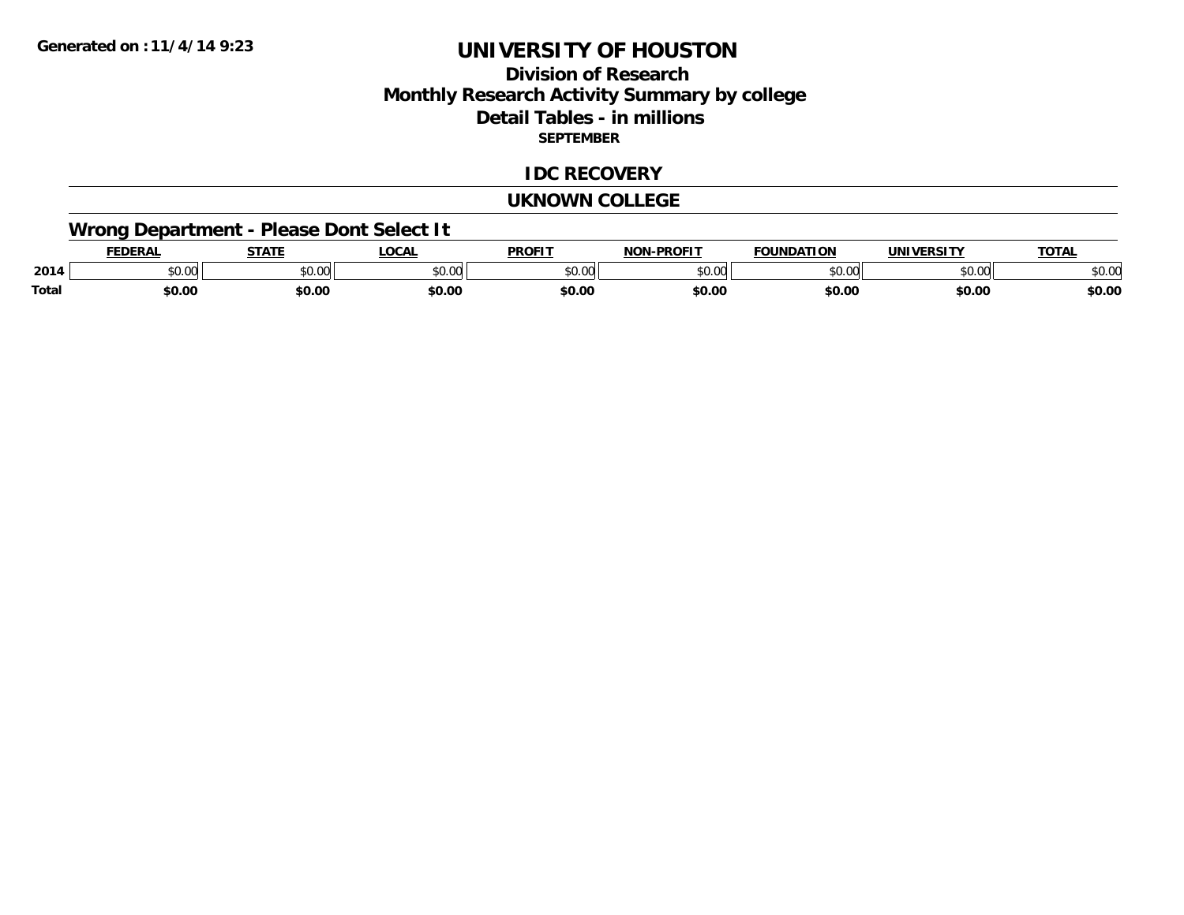Generated on :11/4/14 9:23

# UNIVERSITY OF HOUSTON

## Division of Research
## Monthly Research Activity Summary by college
## Detail Tables - in millions

**SEPTEMBER**

## IDC RECOVERY

## UKNOWN COLLEGE

### Wrong Department - Please Dont Select It

| | FEDERAL | STATE | LOCAL | PROFIT | NON-PROFIT | FOUNDATION | UNIVERSITY | TOTAL |
|---|---|---|---|---|---|---|---|---|
| 2014 | $0.00 | $0.00 | $0.00 | $0.00 | $0.00 | $0.00 | $0.00 | $0.00 |
| **Total** | **$0.00** | **$0.00** | **$0.00** | **$0.00** | **$0.00** | **$0.00** | **$0.00** | **$0.00** |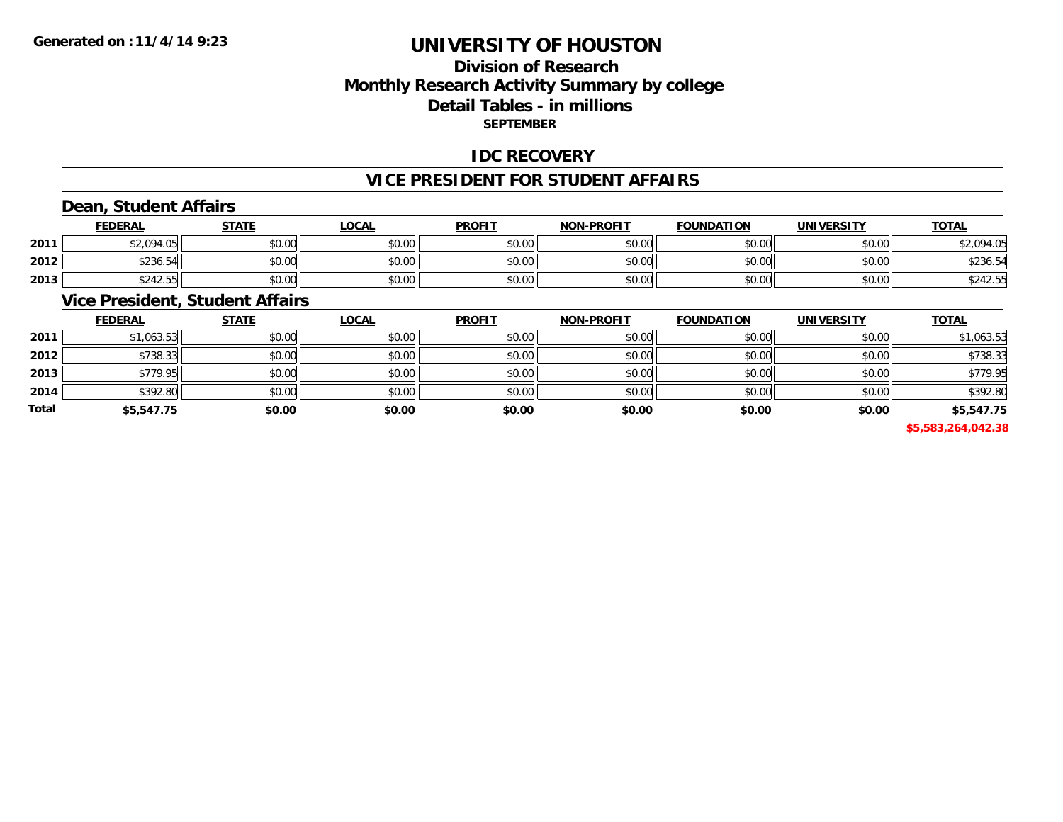**Generated on : 11/4/14 9:23**

# UNIVERSITY OF HOUSTON

## Division of Research
## Monthly Research Activity Summary by college
## Detail Tables - in millions
### SEPTEMBER

## IDC RECOVERY

## VICE PRESIDENT FOR STUDENT AFFAIRS

### Dean, Student Affairs

| | FEDERAL | STATE | LOCAL | PROFIT | NON-PROFIT | FOUNDATION | UNIVERSITY | TOTAL |
|---|---|---|---|---|---|---|---|---|
| 2011 | $2,094.05 | $0.00 | $0.00 | $0.00 | $0.00 | $0.00 | $0.00 | $2,094.05 |
| 2012 | $236.54 | $0.00 | $0.00 | $0.00 | $0.00 | $0.00 | $0.00 | $236.54 |
| 2013 | $242.55 | $0.00 | $0.00 | $0.00 | $0.00 | $0.00 | $0.00 | $242.55 |

### Vice President, Student Affairs

| | FEDERAL | STATE | LOCAL | PROFIT | NON-PROFIT | FOUNDATION | UNIVERSITY | TOTAL |
|---|---|---|---|---|---|---|---|---|
| 2011 | $1,063.53 | $0.00 | $0.00 | $0.00 | $0.00 | $0.00 | $0.00 | $1,063.53 |
| 2012 | $738.33 | $0.00 | $0.00 | $0.00 | $0.00 | $0.00 | $0.00 | $738.33 |
| 2013 | $779.95 | $0.00 | $0.00 | $0.00 | $0.00 | $0.00 | $0.00 | $779.95 |
| 2014 | $392.80 | $0.00 | $0.00 | $0.00 | $0.00 | $0.00 | $0.00 | $392.80 |
| **Total** | **$5,547.75** | **$0.00** | **$0.00** | **$0.00** | **$0.00** | **$0.00** | **$0.00** | **$5,547.75** |

**$5,583,264,042.38**